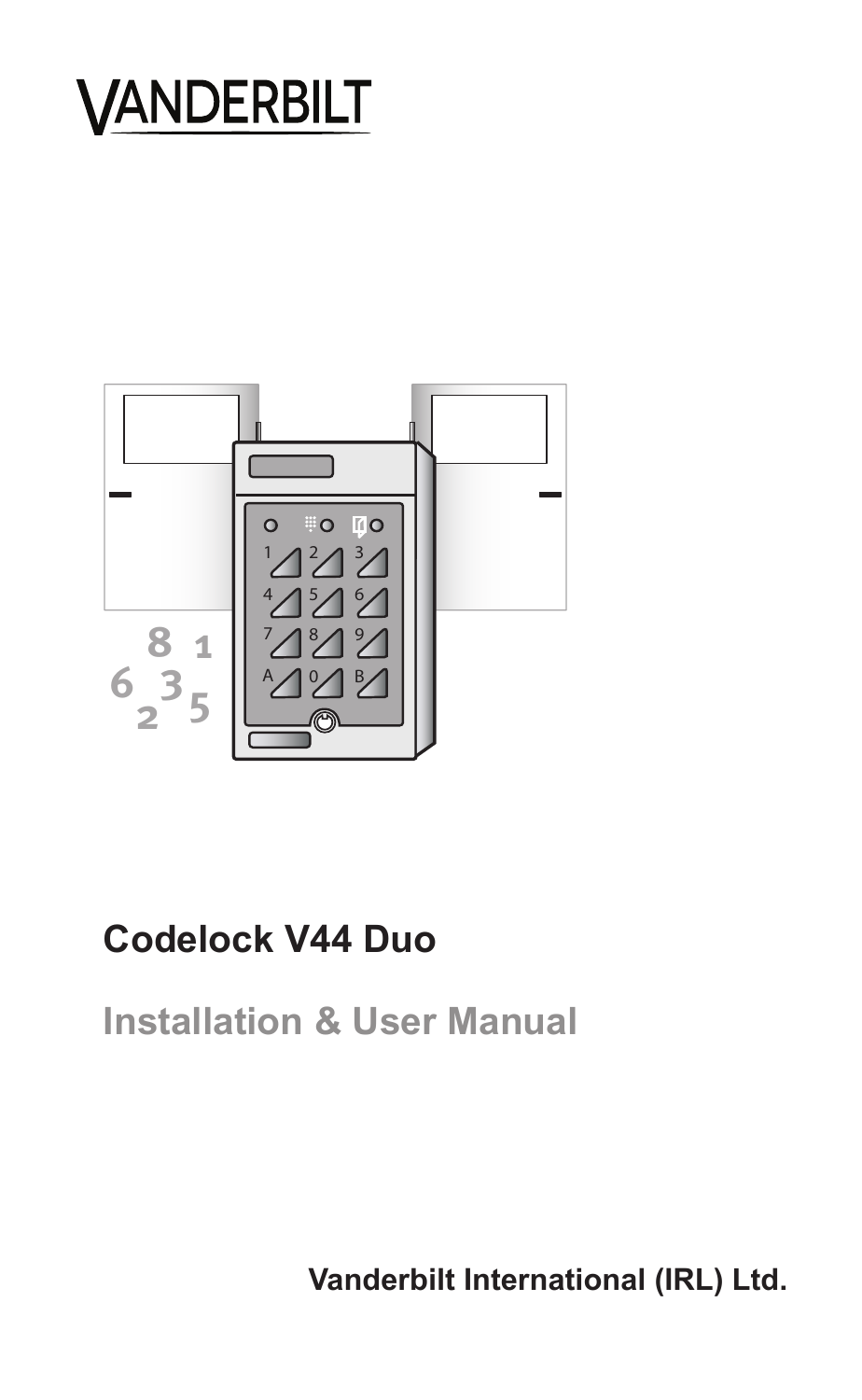VANDERBILT

# Codelock V44 Duo

## Installation & User Manual

**Vanderbilt International (IRL) Ltd.**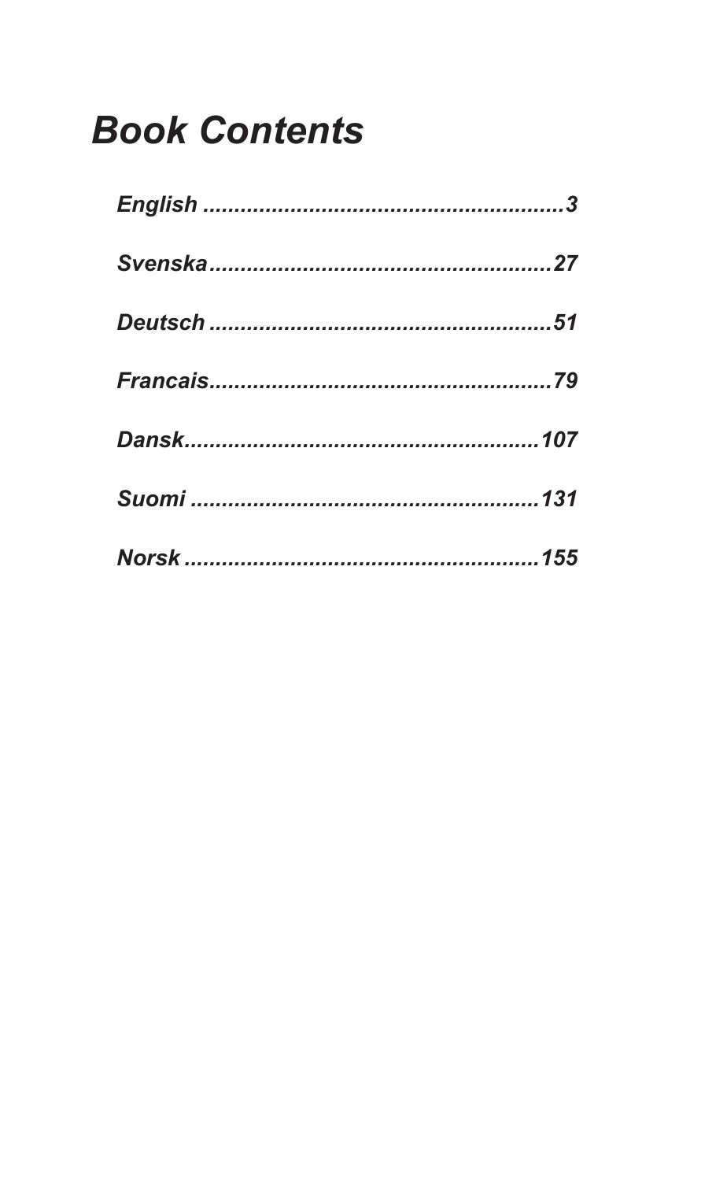# *Book Contents*

*English ........................................................3*

*Svenska......................................................27*

*Deutsch ......................................................51*

*Francais......................................................79*

*Dansk........................................................107*

*Suomi .......................................................131*

*Norsk ........................................................155*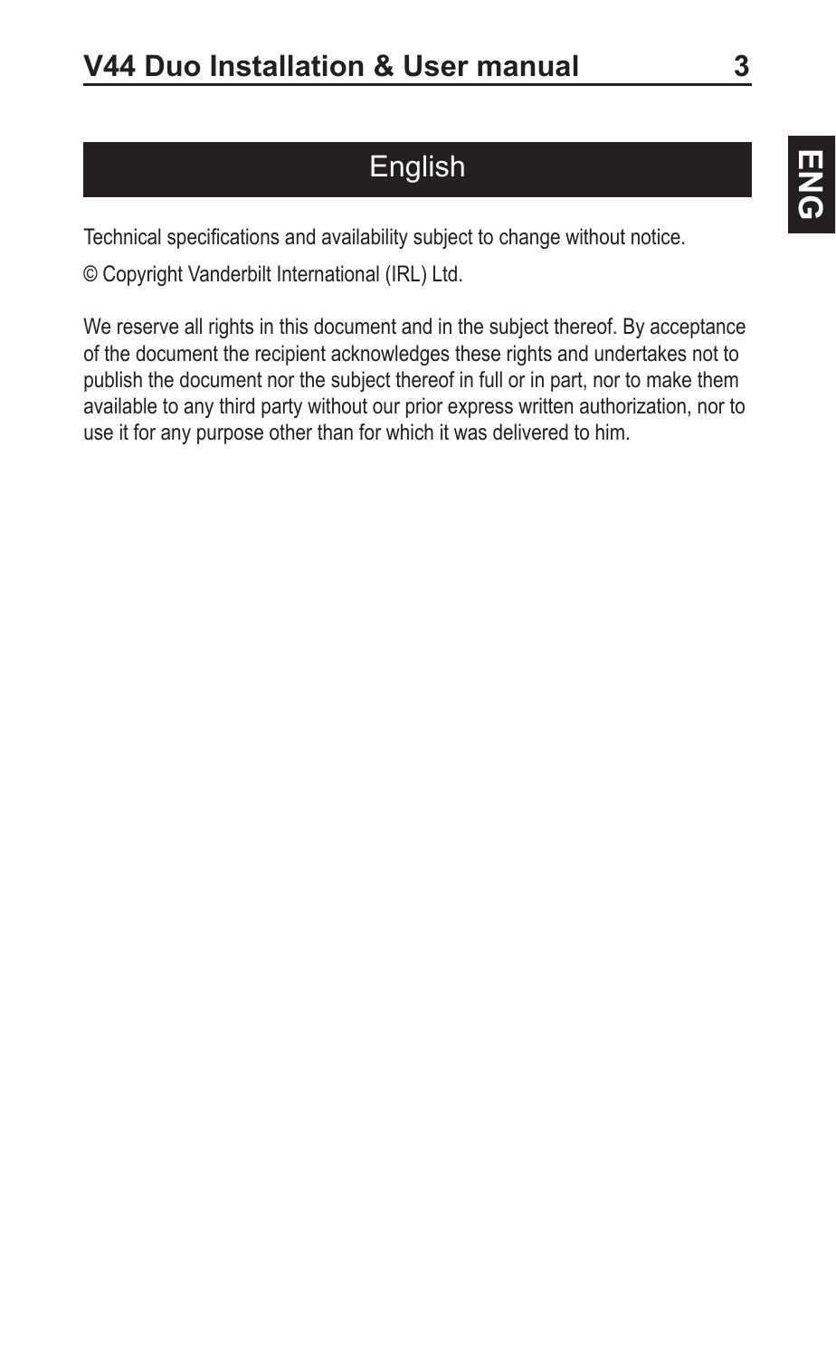# English

Technical specifications and availability subject to change without notice.

© Copyright Vanderbilt International (IRL) Ltd.

We reserve all rights in this document and in the subject thereof. By acceptance of the document the recipient acknowledges these rights and undertakes not to publish the document nor the subject thereof in full or in part, nor to make them available to any third party without our prior express written authorization, nor to use it for any purpose other than for which it was delivered to him.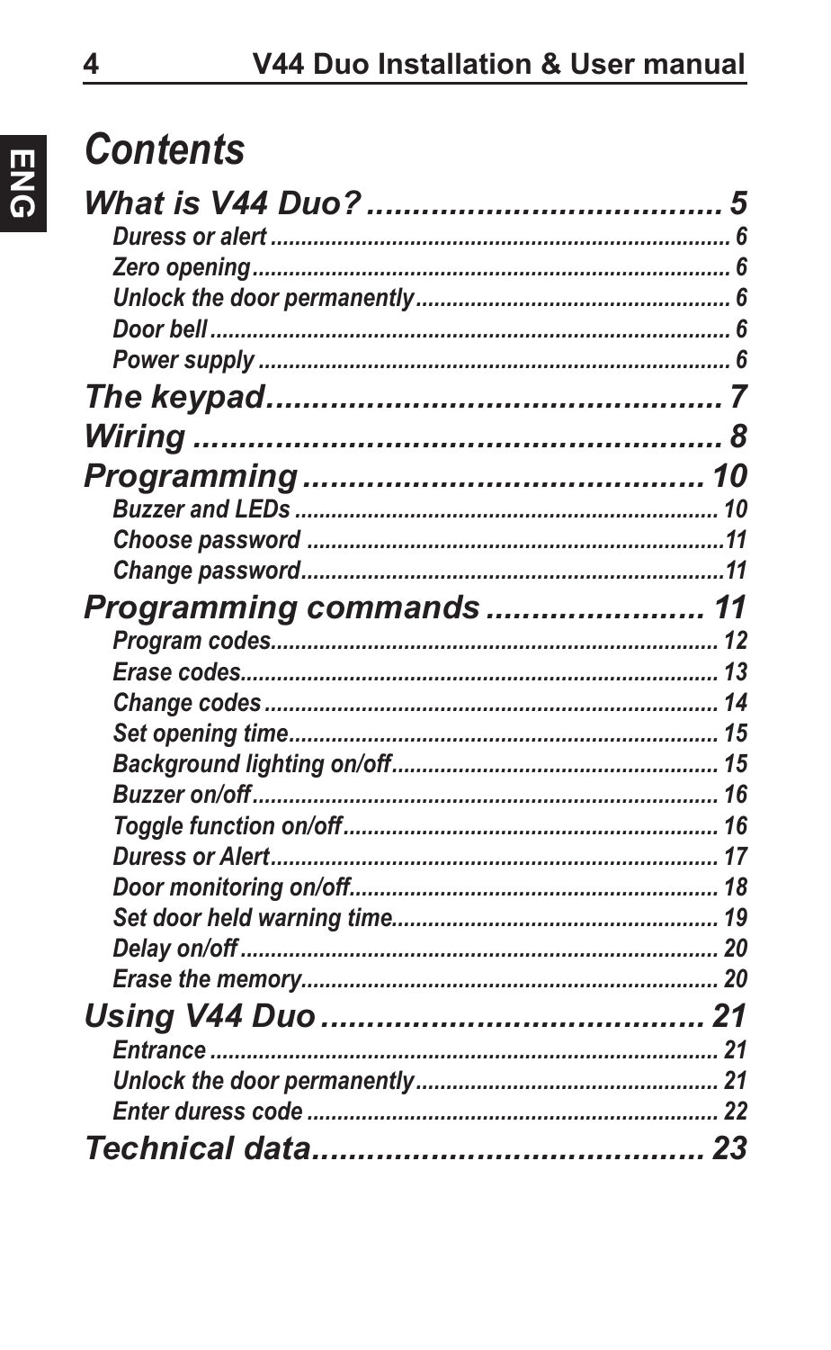# Contents

**What is V44 Duo? ........................................ 5**

- Duress or alert ........................................ 6
- Zero opening ........................................ 6
- Unlock the door permanently ........................................ 6
- Door bell ........................................ 6
- Power supply ........................................ 6

**The keypad ........................................ 7**

**Wiring ........................................ 8**

**Programming ........................................ 10**

- Buzzer and LEDs ........................................ 10
- Choose password ........................................ 11
- Change password ........................................ 11

**Programming commands ........................................ 11**

- Program codes ........................................ 12
- Erase codes ........................................ 13
- Change codes ........................................ 14
- Set opening time ........................................ 15
- Background lighting on/off ........................................ 15
- Buzzer on/off ........................................ 16
- Toggle function on/off ........................................ 16
- Duress or Alert ........................................ 17
- Door monitoring on/off ........................................ 18
- Set door held warning time ........................................ 19
- Delay on/off ........................................ 20
- Erase the memory ........................................ 20

**Using V44 Duo ........................................ 21**

- Entrance ........................................ 21
- Unlock the door permanently ........................................ 21
- Enter duress code ........................................ 22

**Technical data ........................................ 23**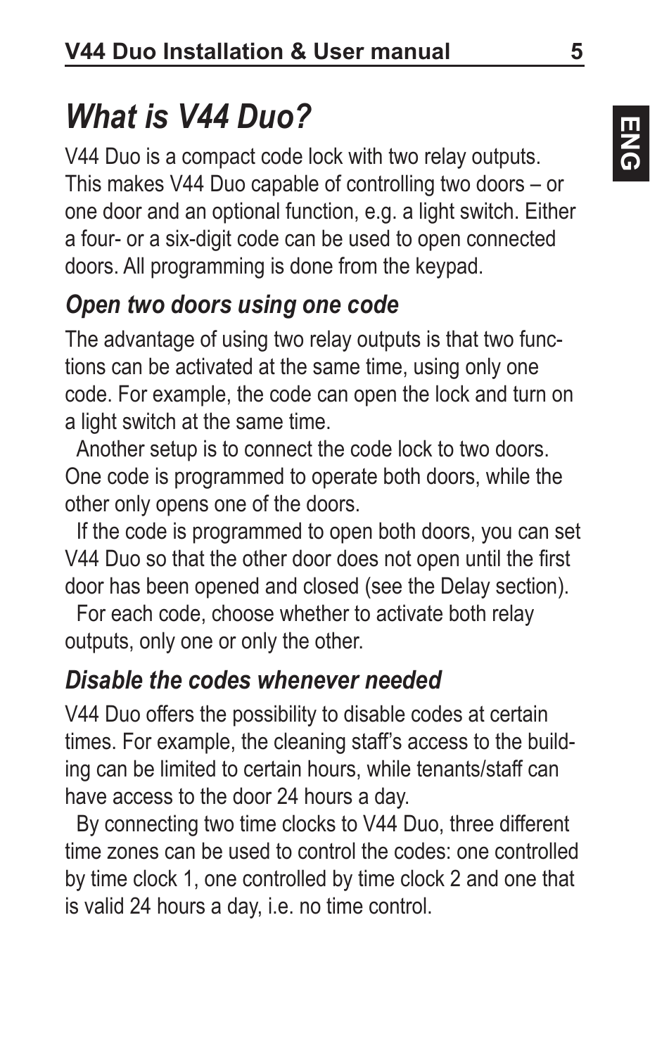# *What is V44 Duo?*

V44 Duo is a compact code lock with two relay outputs. This makes V44 Duo capable of controlling two doors – or one door and an optional function, e.g. a light switch. Either a four- or a six-digit code can be used to open connected doors. All programming is done from the keypad.

## *Open two doors using one code*

The advantage of using two relay outputs is that two functions can be activated at the same time, using only one code. For example, the code can open the lock and turn on a light switch at the same time.

Another setup is to connect the code lock to two doors. One code is programmed to operate both doors, while the other only opens one of the doors.

If the code is programmed to open both doors, you can set V44 Duo so that the other door does not open until the first door has been opened and closed (see the Delay section).

For each code, choose whether to activate both relay outputs, only one or only the other.

## *Disable the codes whenever needed*

V44 Duo offers the possibility to disable codes at certain times. For example, the cleaning staff's access to the building can be limited to certain hours, while tenants/staff can have access to the door 24 hours a day.

By connecting two time clocks to V44 Duo, three different time zones can be used to control the codes: one controlled by time clock 1, one controlled by time clock 2 and one that is valid 24 hours a day, i.e. no time control.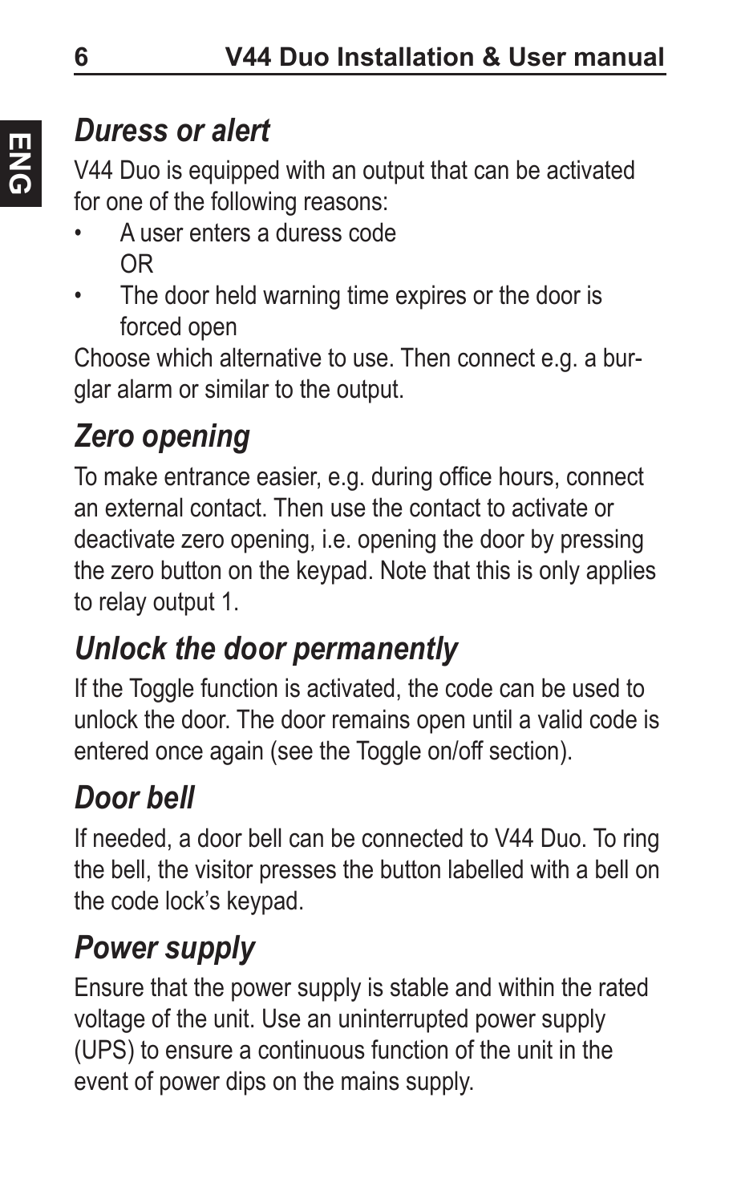## *Duress or alert*

V44 Duo is equipped with an output that can be activated for one of the following reasons:

- A user enters a duress code
  OR
- The door held warning time expires or the door is forced open

Choose which alternative to use. Then connect e.g. a burglar alarm or similar to the output.

## *Zero opening*

To make entrance easier, e.g. during office hours, connect an external contact. Then use the contact to activate or deactivate zero opening, i.e. opening the door by pressing the zero button on the keypad. Note that this is only applies to relay output 1.

## *Unlock the door permanently*

If the Toggle function is activated, the code can be used to unlock the door. The door remains open until a valid code is entered once again (see the Toggle on/off section).

## *Door bell*

If needed, a door bell can be connected to V44 Duo. To ring the bell, the visitor presses the button labelled with a bell on the code lock's keypad.

## *Power supply*

Ensure that the power supply is stable and within the rated voltage of the unit. Use an uninterrupted power supply (UPS) to ensure a continuous function of the unit in the event of power dips on the mains supply.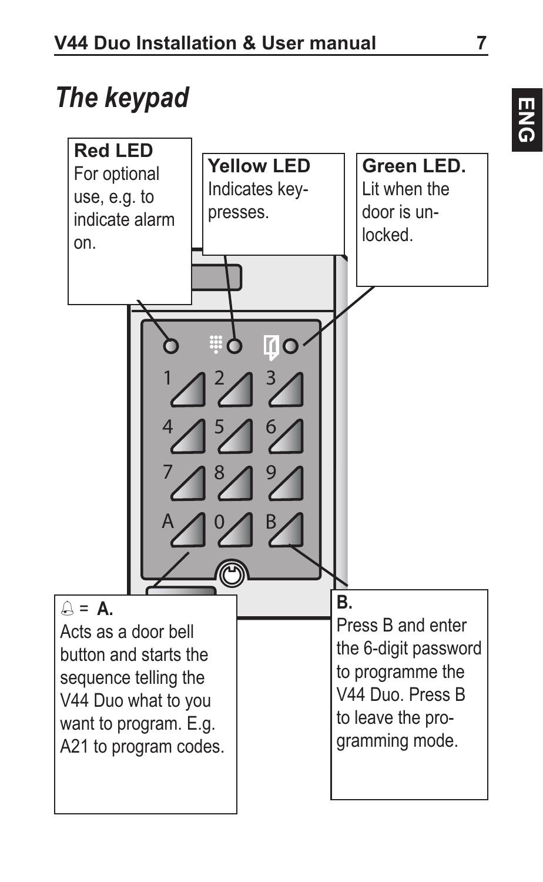# The keypad

**Red LED**
For optional use, e.g. to indicate alarm on.

**Yellow LED**
Indicates key-presses.

**Green LED.**
Lit when the door is unlocked.

🔔 = **A.**
Acts as a door bell button and starts the sequence telling the V44 Duo what to you want to program. E.g. A21 to program codes.

**B.**
Press B and enter the 6-digit password to programme the V44 Duo. Press B to leave the programming mode.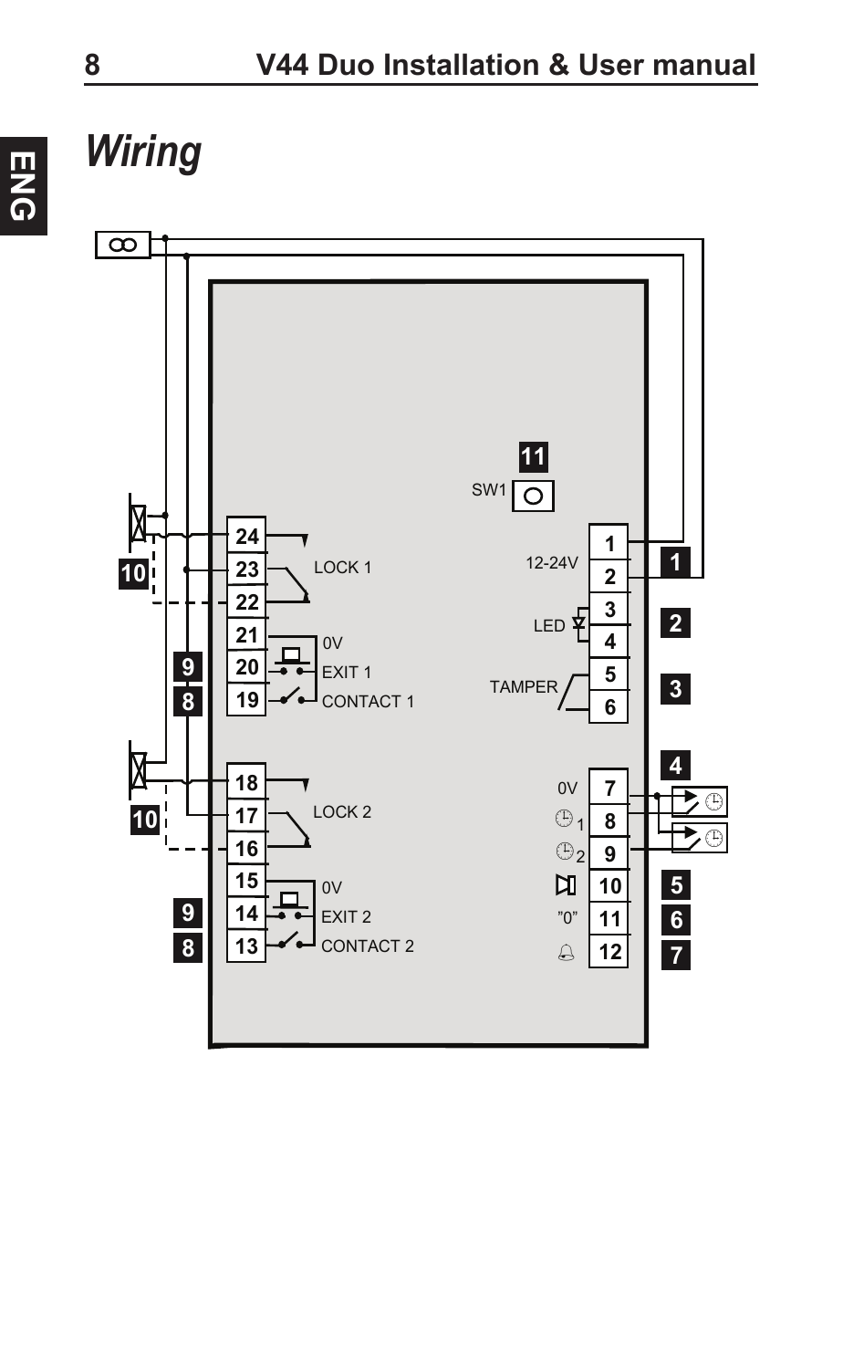# Wiring

11

SW1

1
12-24V
2

1

3
LED
4

2

5
TAMPER
6

3

4

0V 7
8
9

5 10
6 "0" 11
7 12

24
23 LOCK 1
22
21 0V
20 EXIT 1
19 CONTACT 1

10
9
8

18
17 LOCK 2
16
15 0V
14 EXIT 2
13 CONTACT 2

10
9
8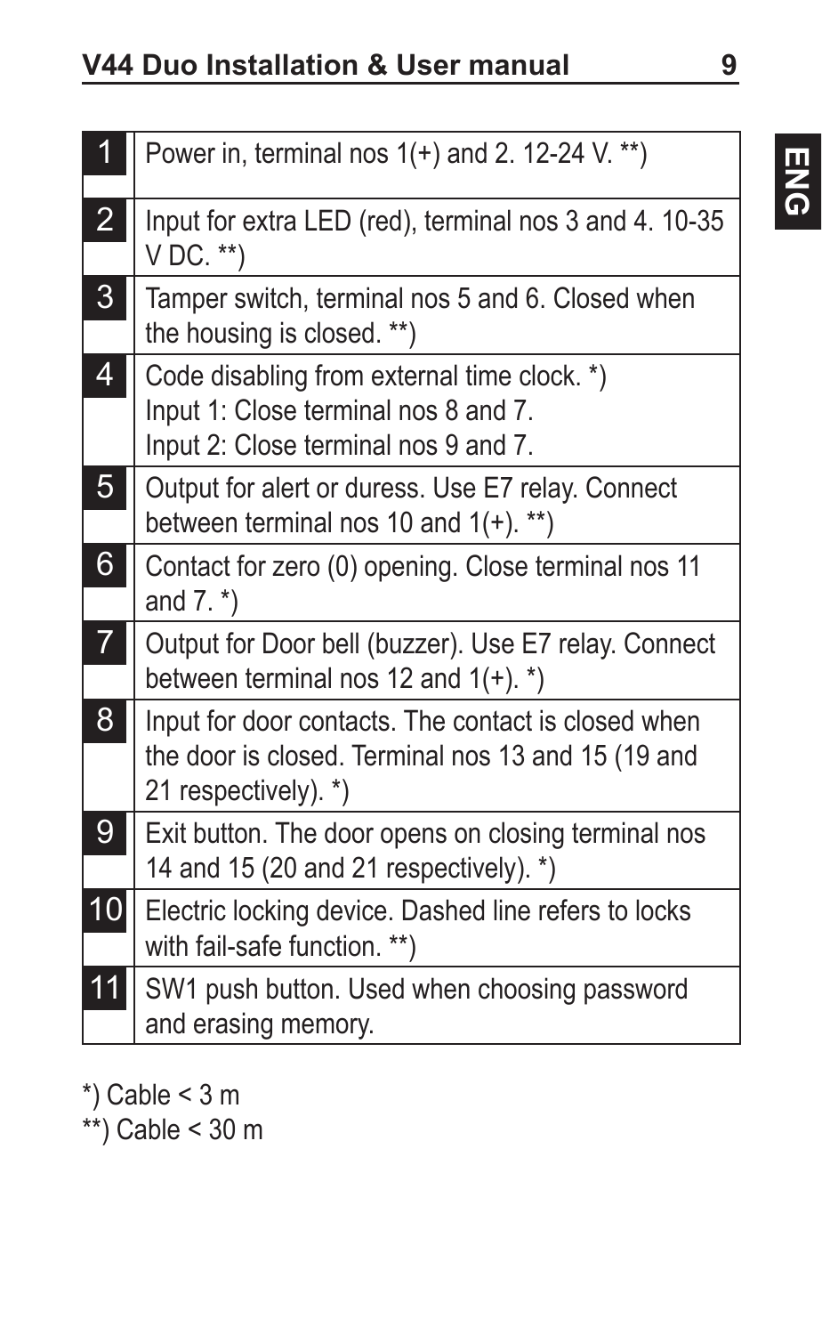| | |
|---|---|
| 1 | Power in, terminal nos 1(+) and 2. 12-24 V. **) |
| 2 | Input for extra LED (red), terminal nos 3 and 4. 10-35 V DC. **) |
| 3 | Tamper switch, terminal nos 5 and 6. Closed when the housing is closed. **) |
| 4 | Code disabling from external time clock. *)<br>Input 1: Close terminal nos 8 and 7.<br>Input 2: Close terminal nos 9 and 7. |
| 5 | Output for alert or duress. Use E7 relay. Connect between terminal nos 10 and 1(+). **) |
| 6 | Contact for zero (0) opening. Close terminal nos 11 and 7. *) |
| 7 | Output for Door bell (buzzer). Use E7 relay. Connect between terminal nos 12 and 1(+). *) |
| 8 | Input for door contacts. The contact is closed when the door is closed. Terminal nos 13 and 15 (19 and 21 respectively). *) |
| 9 | Exit button. The door opens on closing terminal nos 14 and 15 (20 and 21 respectively). *) |
| 10 | Electric locking device. Dashed line refers to locks with fail-safe function. **) |
| 11 | SW1 push button. Used when choosing password and erasing memory. |

*) Cable < 3 m

**) Cable < 30 m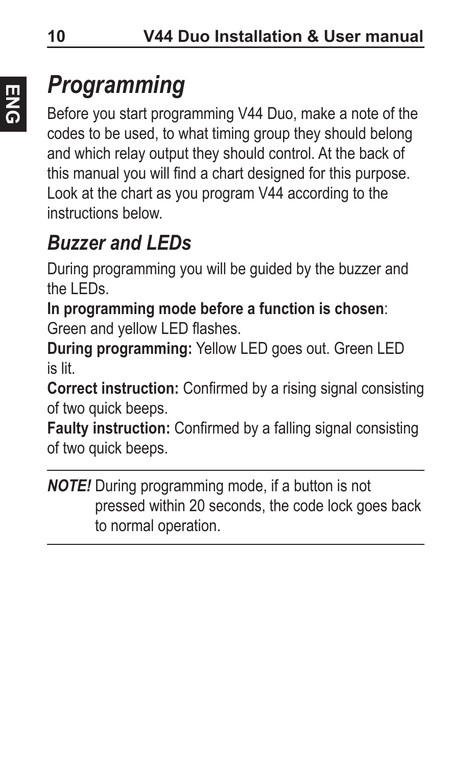# *Programming*

Before you start programming V44 Duo, make a note of the codes to be used, to what timing group they should belong and which relay output they should control. At the back of this manual you will find a chart designed for this purpose. Look at the chart as you program V44 according to the instructions below.

## *Buzzer and LEDs*

During programming you will be guided by the buzzer and the LEDs.

**In programming mode before a function is chosen**: Green and yellow LED flashes.

**During programming:** Yellow LED goes out. Green LED is lit.

**Correct instruction:** Confirmed by a rising signal consisting of two quick beeps.

**Faulty instruction:** Confirmed by a falling signal consisting of two quick beeps.

---

***NOTE!*** During programming mode, if a button is not pressed within 20 seconds, the code lock goes back to normal operation.

---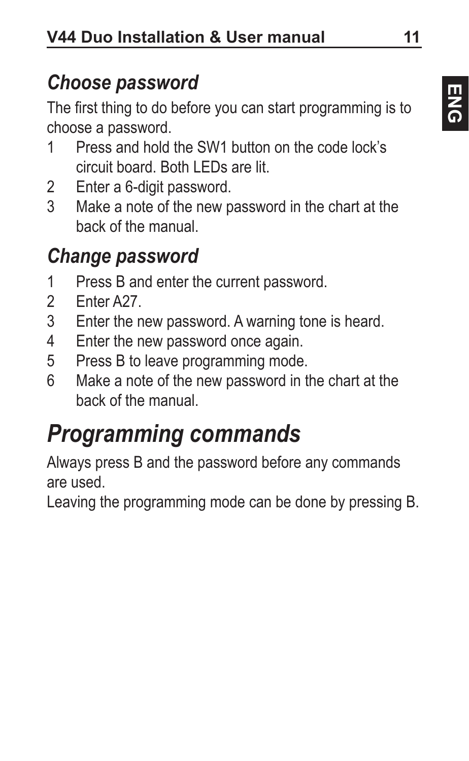## *Choose password*

The first thing to do before you can start programming is to choose a password.

1 Press and hold the SW1 button on the code lock's circuit board. Both LEDs are lit.
2 Enter a 6-digit password.
3 Make a note of the new password in the chart at the back of the manual.

## *Change password*

1 Press B and enter the current password.
2 Enter A27.
3 Enter the new password. A warning tone is heard.
4 Enter the new password once again.
5 Press B to leave programming mode.
6 Make a note of the new password in the chart at the back of the manual.

# *Programming commands*

Always press B and the password before any commands are used.

Leaving the programming mode can be done by pressing B.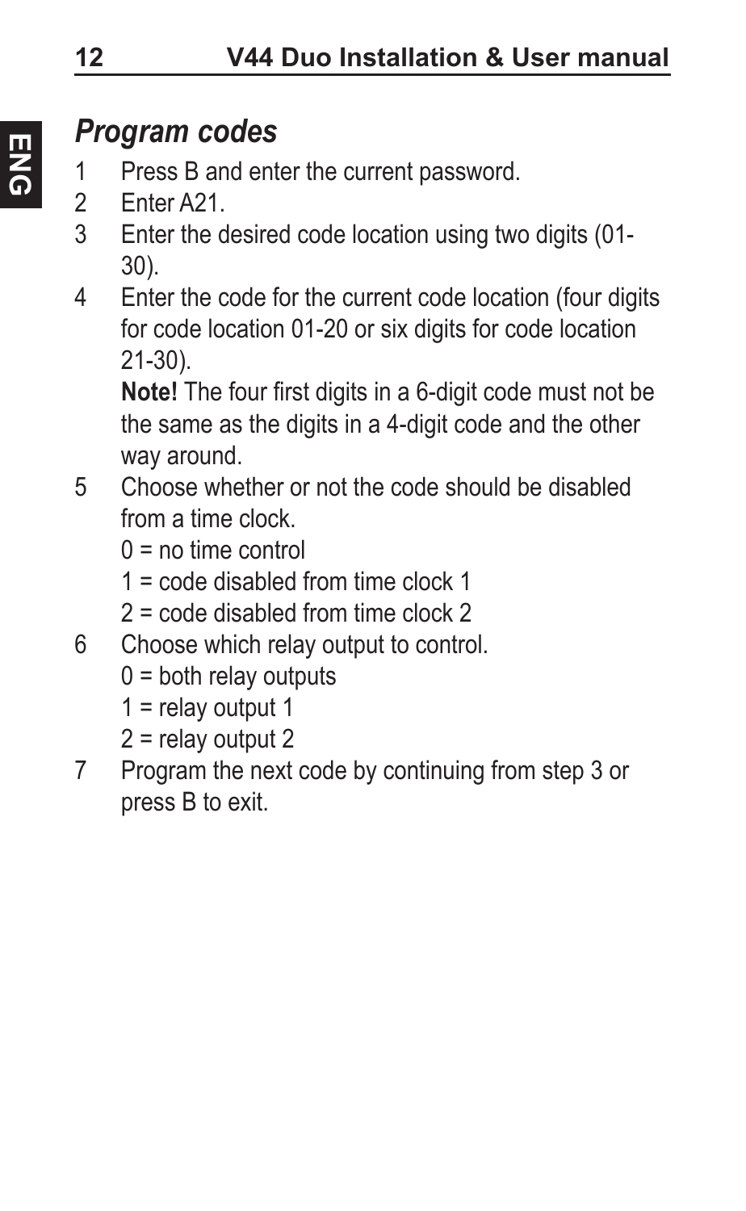## *Program codes*

1. Press B and enter the current password.
2. Enter A21.
3. Enter the desired code location using two digits (01-30).
4. Enter the code for the current code location (four digits for code location 01-20 or six digits for code location 21-30).

   **Note!** The four first digits in a 6-digit code must not be the same as the digits in a 4-digit code and the other way around.
5. Choose whether or not the code should be disabled from a time clock.

   0 = no time control

   1 = code disabled from time clock 1

   2 = code disabled from time clock 2
6. Choose which relay output to control.

   0 = both relay outputs

   1 = relay output 1

   2 = relay output 2
7. Program the next code by continuing from step 3 or press B to exit.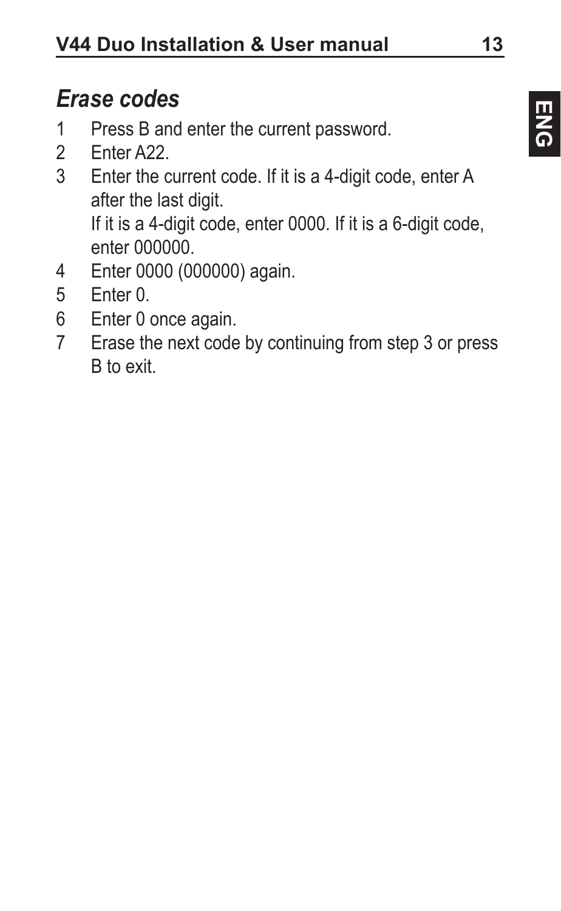## *Erase codes*

1. Press B and enter the current password.
2. Enter A22.
3. Enter the current code. If it is a 4-digit code, enter A after the last digit.
   If it is a 4-digit code, enter 0000. If it is a 6-digit code, enter 000000.
4. Enter 0000 (000000) again.
5. Enter 0.
6. Enter 0 once again.
7. Erase the next code by continuing from step 3 or press B to exit.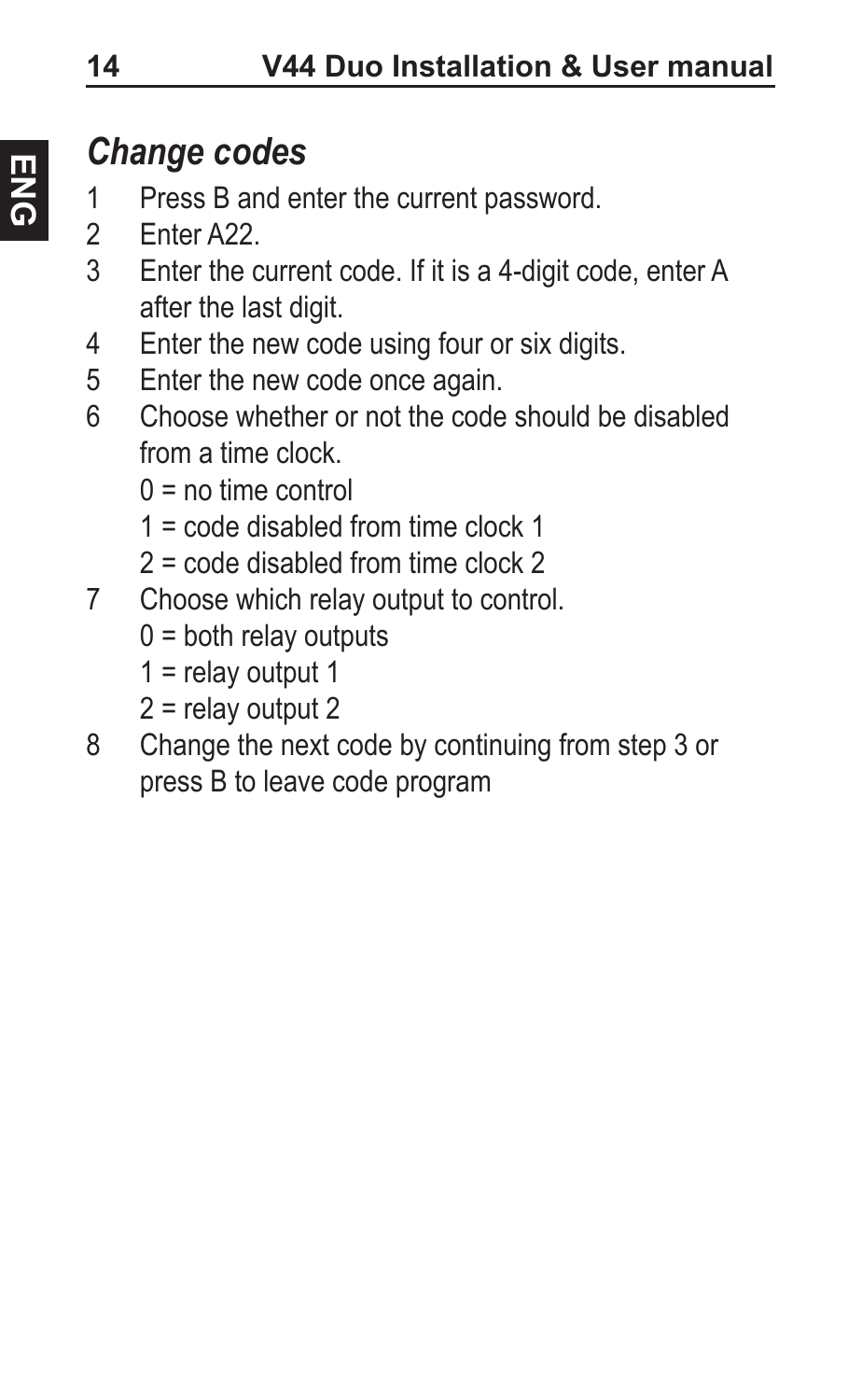## *Change codes*

1. Press B and enter the current password.
2. Enter A22.
3. Enter the current code. If it is a 4-digit code, enter A after the last digit.
4. Enter the new code using four or six digits.
5. Enter the new code once again.
6. Choose whether or not the code should be disabled from a time clock.
   - 0 = no time control
   - 1 = code disabled from time clock 1
   - 2 = code disabled from time clock 2
7. Choose which relay output to control.
   - 0 = both relay outputs
   - 1 = relay output 1
   - 2 = relay output 2
8. Change the next code by continuing from step 3 or press B to leave code program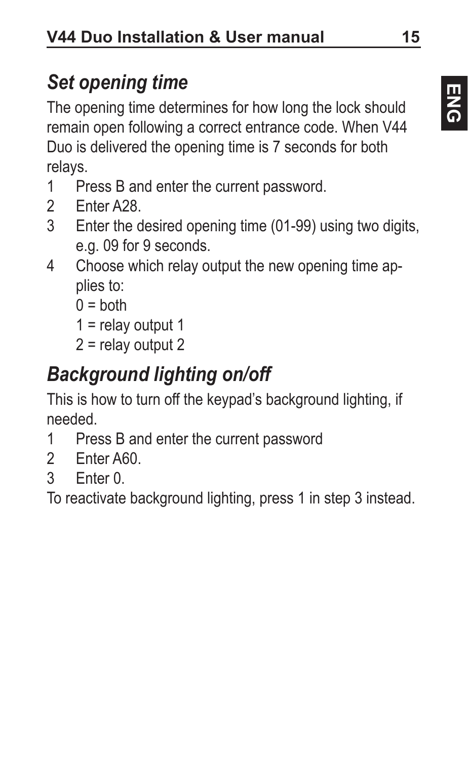## *Set opening time*

The opening time determines for how long the lock should remain open following a correct entrance code. When V44 Duo is delivered the opening time is 7 seconds for both relays.

1. Press B and enter the current password.
2. Enter A28.
3. Enter the desired opening time (01-99) using two digits, e.g. 09 for 9 seconds.
4. Choose which relay output the new opening time applies to:
   0 = both
   1 = relay output 1
   2 = relay output 2

## *Background lighting on/off*

This is how to turn off the keypad's background lighting, if needed.

1. Press B and enter the current password
2. Enter A60.
3. Enter 0.

To reactivate background lighting, press 1 in step 3 instead.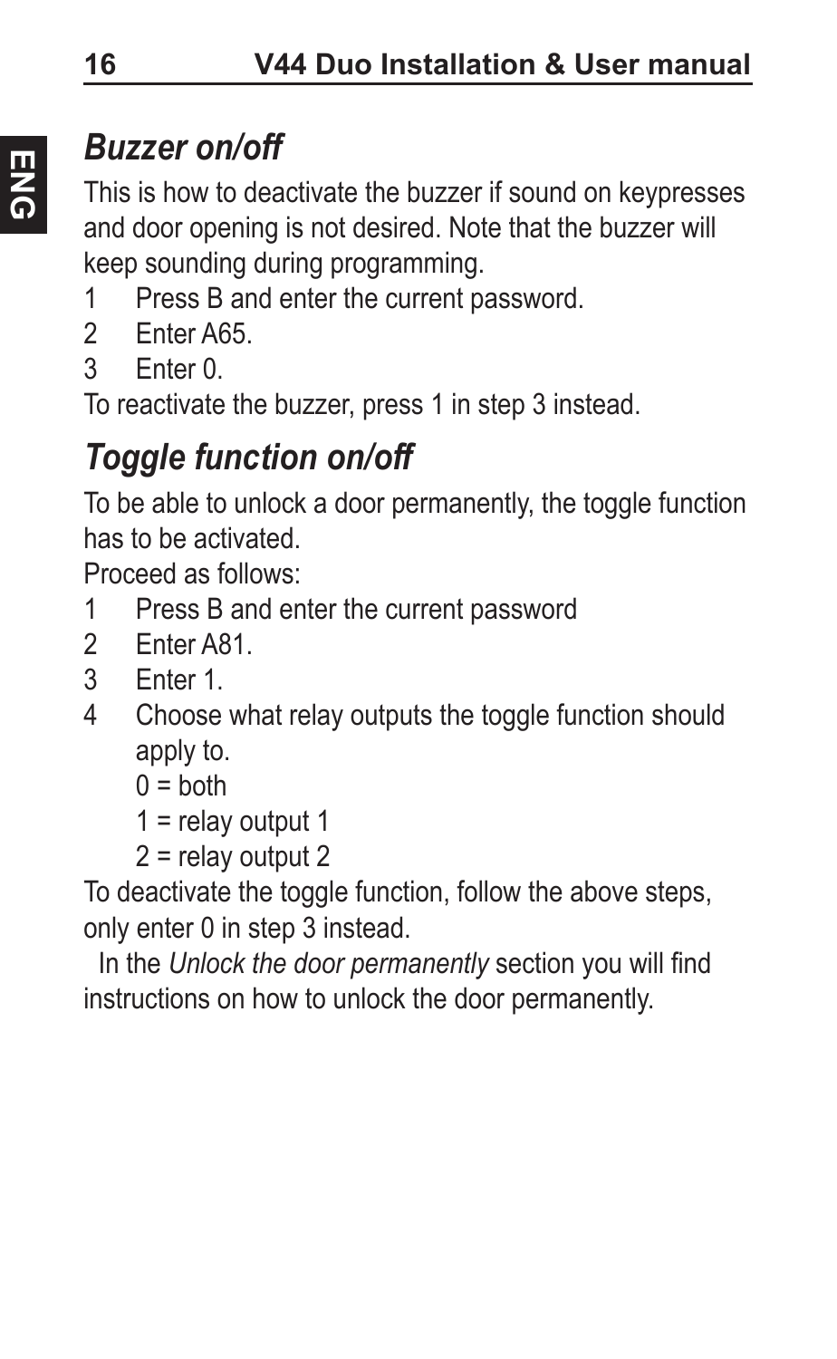## *Buzzer on/off*

This is how to deactivate the buzzer if sound on keypresses and door opening is not desired. Note that the buzzer will keep sounding during programming.

1. Press B and enter the current password.
2. Enter A65.
3. Enter 0.

To reactivate the buzzer, press 1 in step 3 instead.

## *Toggle function on/off*

To be able to unlock a door permanently, the toggle function has to be activated.

Proceed as follows:

1. Press B and enter the current password
2. Enter A81.
3. Enter 1.
4. Choose what relay outputs the toggle function should apply to.
   0 = both
   1 = relay output 1
   2 = relay output 2

To deactivate the toggle function, follow the above steps, only enter 0 in step 3 instead.

In the *Unlock the door permanently* section you will find instructions on how to unlock the door permanently.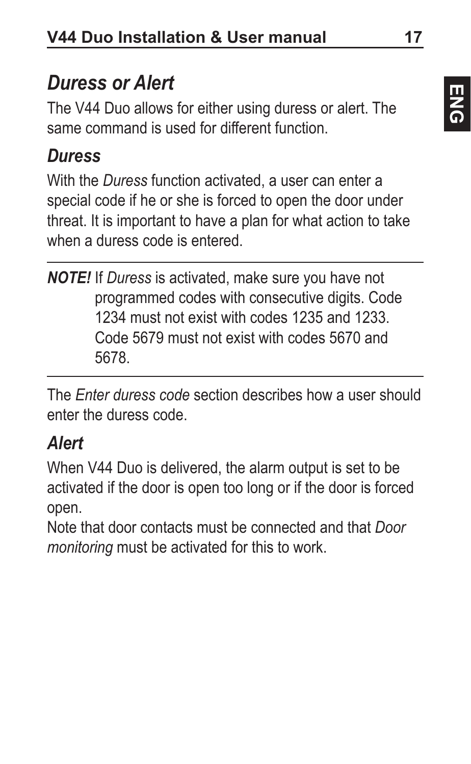## *Duress or Alert*

The V44 Duo allows for either using duress or alert. The same command is used for different function.

### *Duress*

With the *Duress* function activated, a user can enter a special code if he or she is forced to open the door under threat. It is important to have a plan for what action to take when a duress code is entered.

---

***NOTE!*** If *Duress* is activated, make sure you have not programmed codes with consecutive digits. Code 1234 must not exist with codes 1235 and 1233. Code 5679 must not exist with codes 5670 and 5678.

---

The *Enter duress code* section describes how a user should enter the duress code.

### *Alert*

When V44 Duo is delivered, the alarm output is set to be activated if the door is open too long or if the door is forced open.

Note that door contacts must be connected and that *Door monitoring* must be activated for this to work.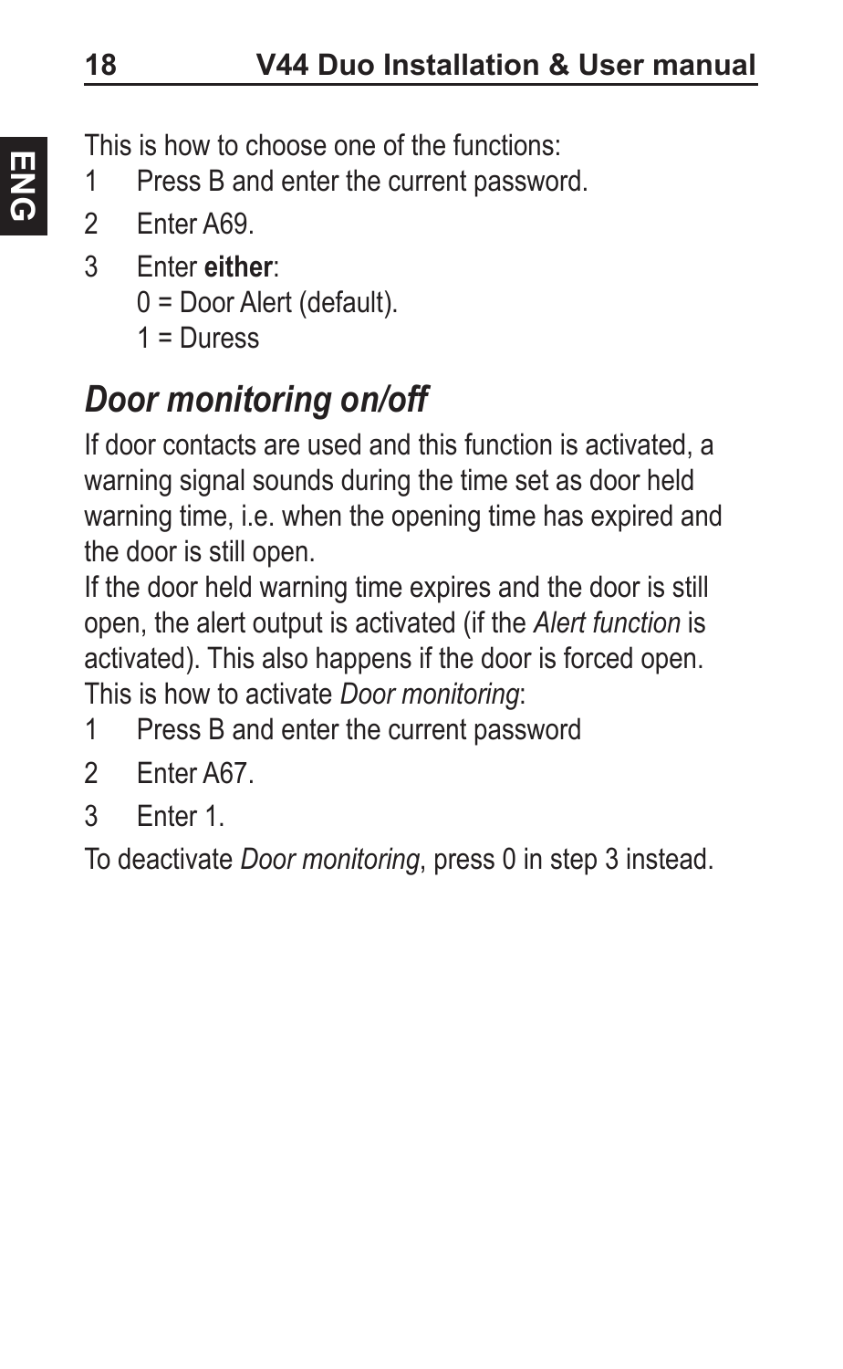This is how to choose one of the functions:

1. Press B and enter the current password.
2. Enter A69.
3. Enter **either**:
   0 = Door Alert (default).
   1 = Duress

## *Door monitoring on/off*

If door contacts are used and this function is activated, a warning signal sounds during the time set as door held warning time, i.e. when the opening time has expired and the door is still open.

If the door held warning time expires and the door is still open, the alert output is activated (if the *Alert function* is activated). This also happens if the door is forced open.

This is how to activate *Door monitoring*:

1. Press B and enter the current password
2. Enter A67.
3. Enter 1.

To deactivate *Door monitoring*, press 0 in step 3 instead.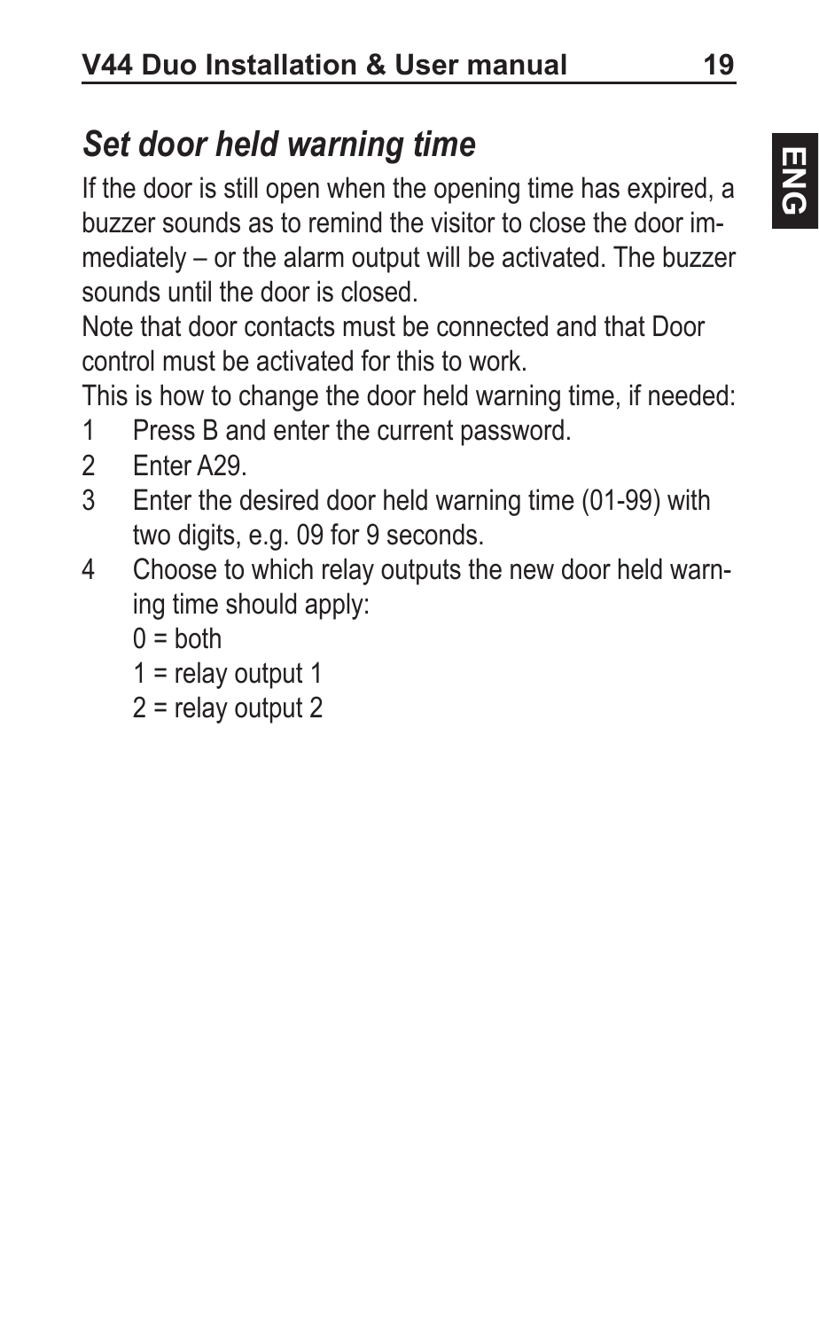## *Set door held warning time*

If the door is still open when the opening time has expired, a buzzer sounds as to remind the visitor to close the door immediately – or the alarm output will be activated. The buzzer sounds until the door is closed.

Note that door contacts must be connected and that Door control must be activated for this to work.

This is how to change the door held warning time, if needed:

1. Press B and enter the current password.
2. Enter A29.
3. Enter the desired door held warning time (01-99) with two digits, e.g. 09 for 9 seconds.
4. Choose to which relay outputs the new door held warning time should apply:
   0 = both
   1 = relay output 1
   2 = relay output 2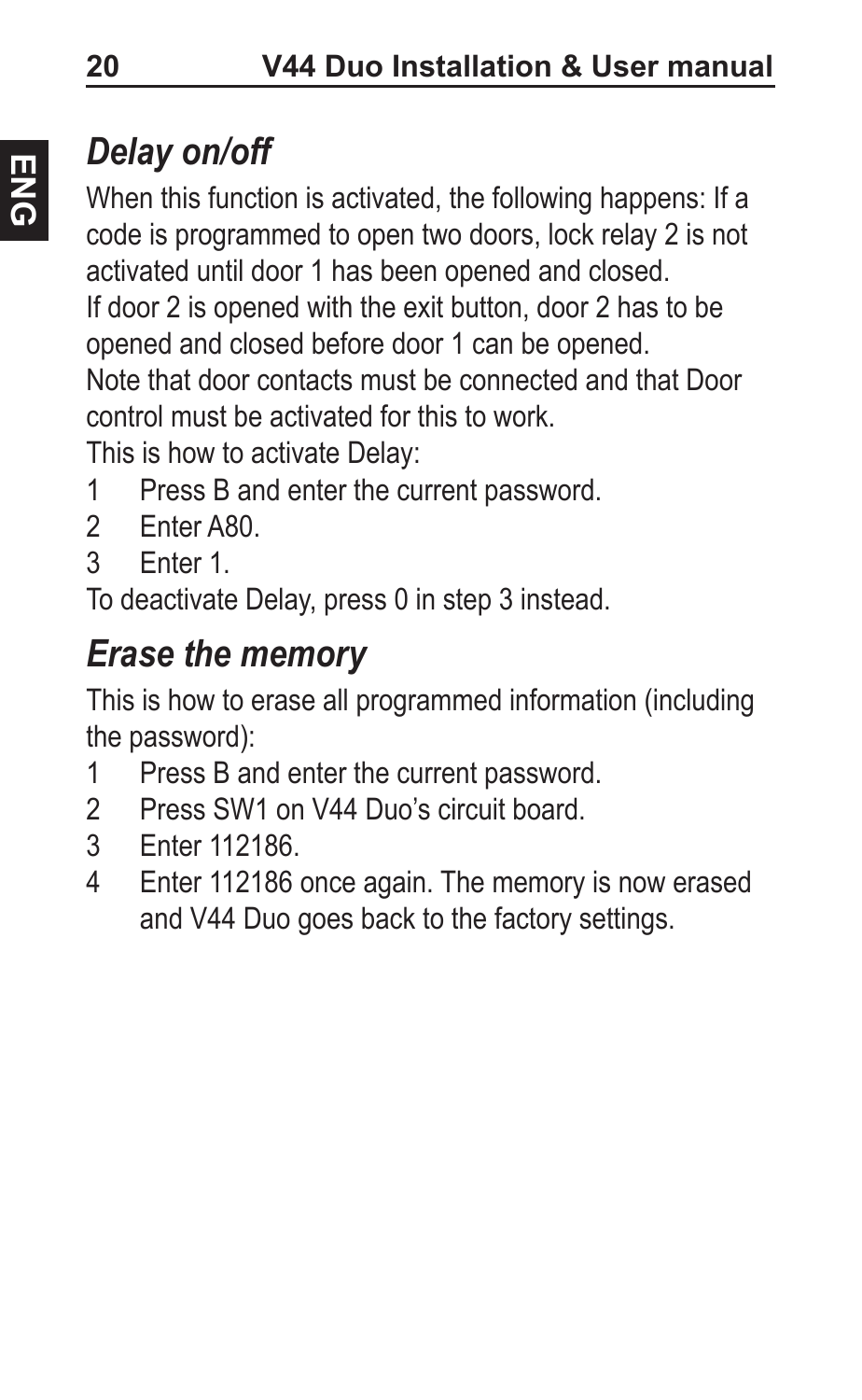## *Delay on/off*

When this function is activated, the following happens: If a code is programmed to open two doors, lock relay 2 is not activated until door 1 has been opened and closed.
If door 2 is opened with the exit button, door 2 has to be opened and closed before door 1 can be opened.
Note that door contacts must be connected and that Door control must be activated for this to work.
This is how to activate Delay:

1. Press B and enter the current password.
2. Enter A80.
3. Enter 1.

To deactivate Delay, press 0 in step 3 instead.

## *Erase the memory*

This is how to erase all programmed information (including the password):

1. Press B and enter the current password.
2. Press SW1 on V44 Duo's circuit board.
3. Enter 112186.
4. Enter 112186 once again. The memory is now erased and V44 Duo goes back to the factory settings.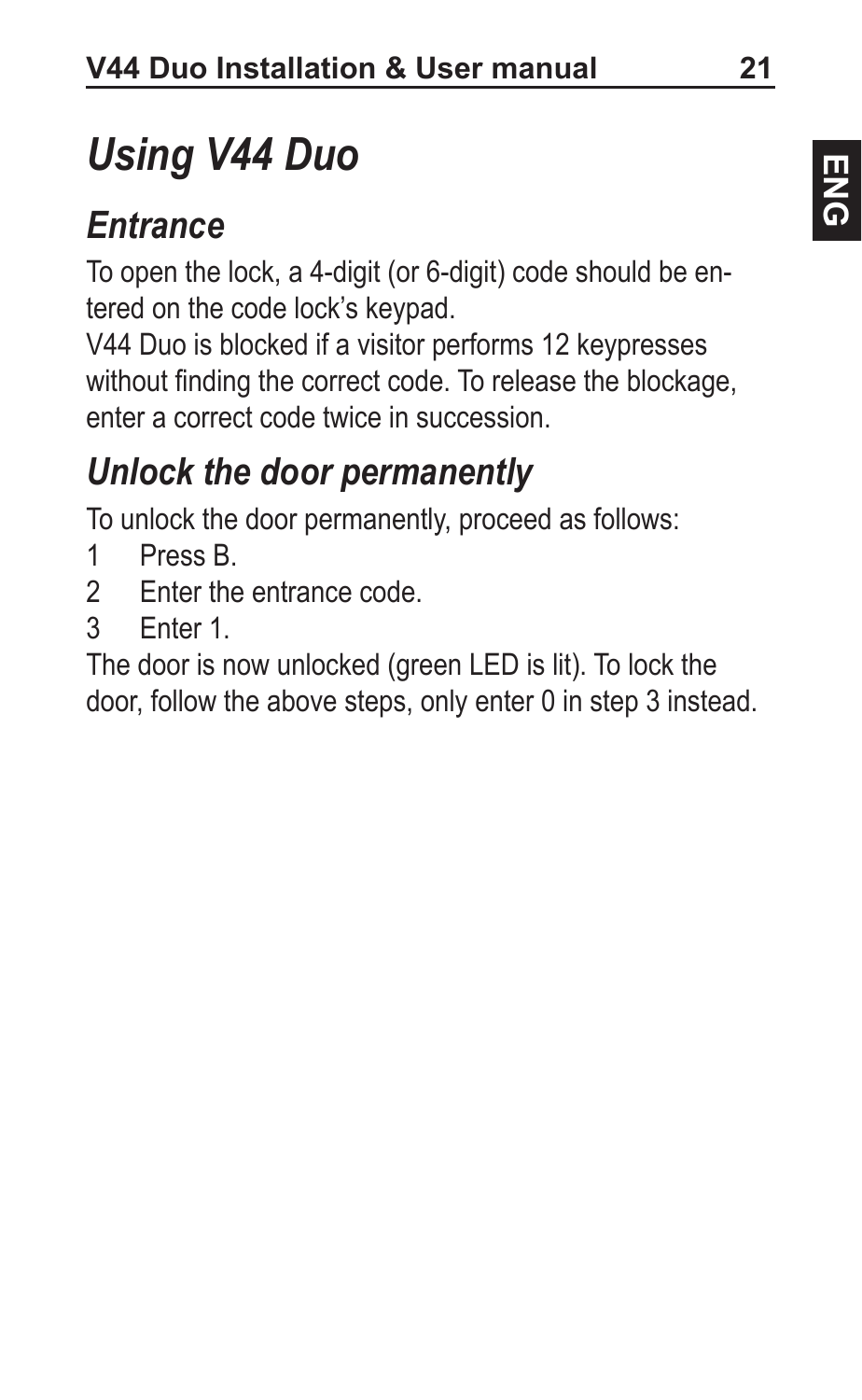# *Using V44 Duo*

## *Entrance*

To open the lock, a 4-digit (or 6-digit) code should be entered on the code lock's keypad.

V44 Duo is blocked if a visitor performs 12 keypresses without finding the correct code. To release the blockage, enter a correct code twice in succession.

## *Unlock the door permanently*

To unlock the door permanently, proceed as follows:

1. Press B.
2. Enter the entrance code.
3. Enter 1.

The door is now unlocked (green LED is lit). To lock the door, follow the above steps, only enter 0 in step 3 instead.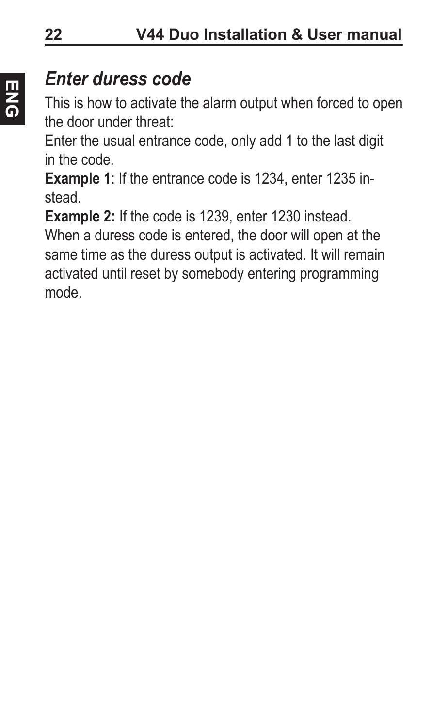## *Enter duress code*

This is how to activate the alarm output when forced to open the door under threat:

Enter the usual entrance code, only add 1 to the last digit in the code.

**Example 1**: If the entrance code is 1234, enter 1235 instead.

**Example 2:** If the code is 1239, enter 1230 instead.

When a duress code is entered, the door will open at the same time as the duress output is activated. It will remain activated until reset by somebody entering programming mode.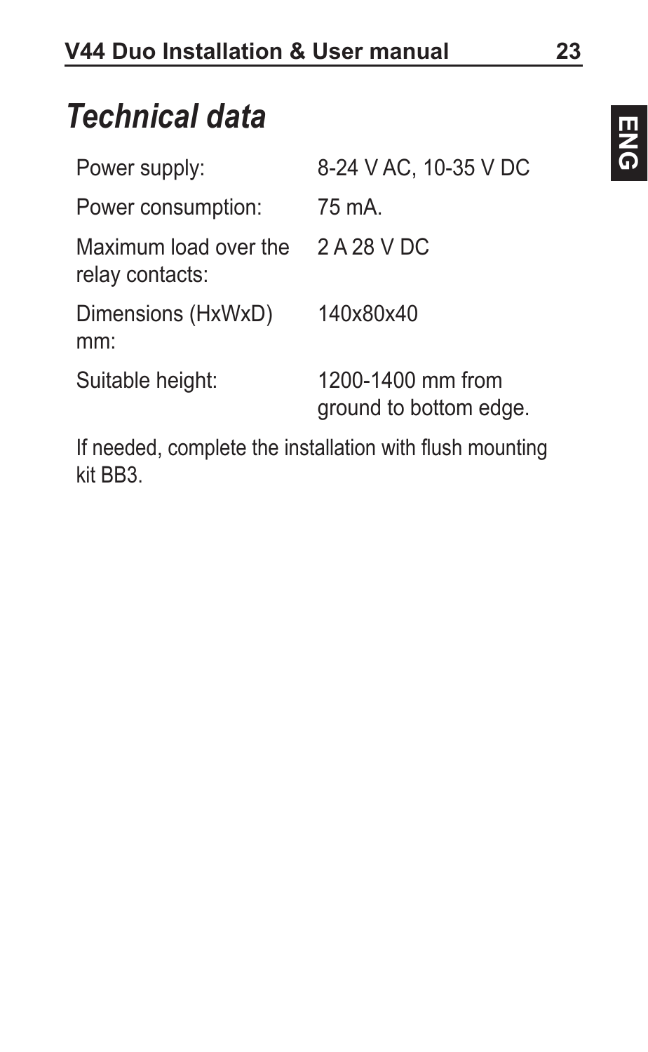# Technical data

| | |
|---|---|
| Power supply: | 8-24 V AC, 10-35 V DC |
| Power consumption: | 75 mA. |
| Maximum load over the relay contacts: | 2 A 28 V DC |
| Dimensions (HxWxD) mm: | 140x80x40 |
| Suitable height: | 1200-1400 mm from ground to bottom edge. |

If needed, complete the installation with flush mounting kit BB3.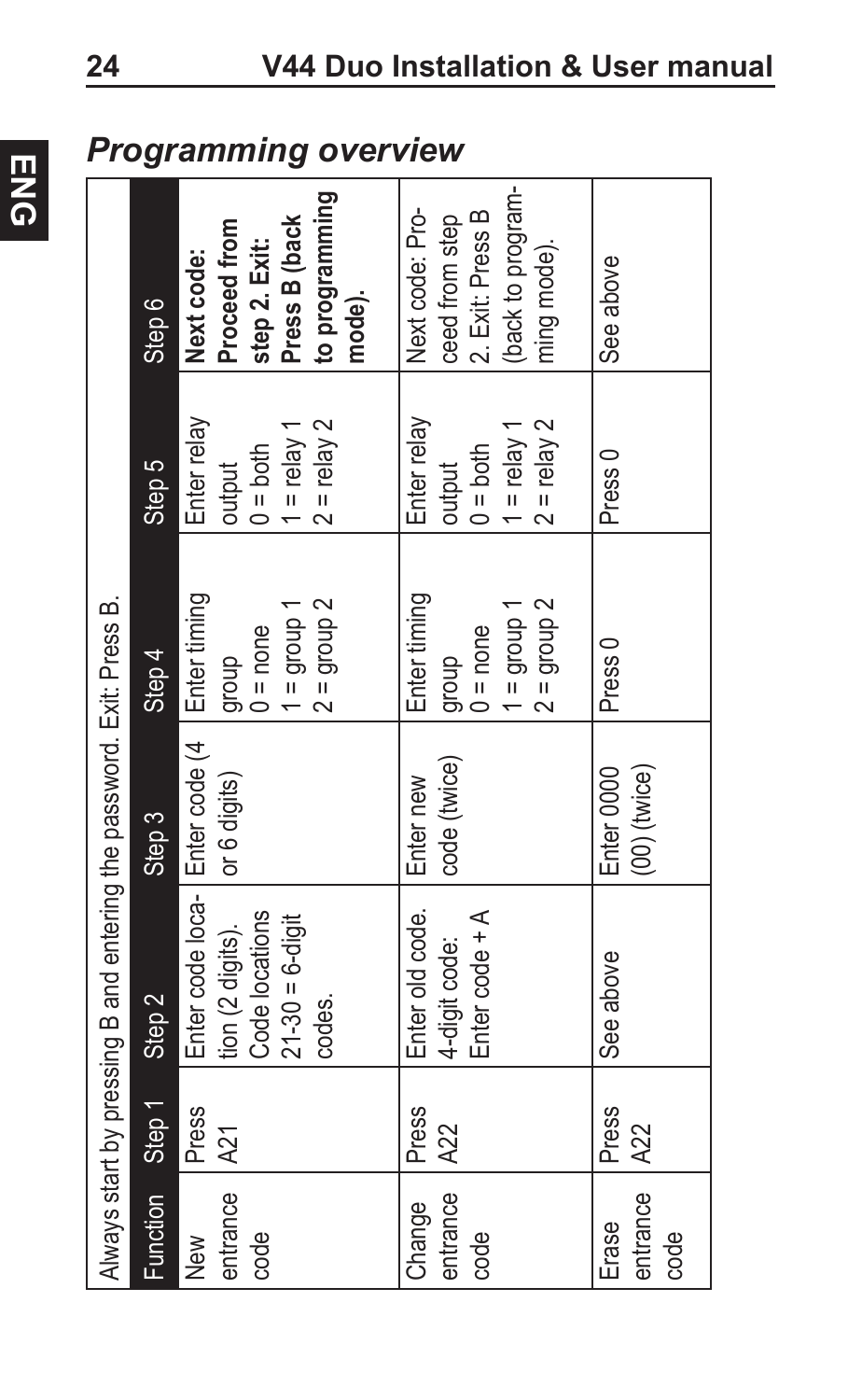## *Programming overview*

| Always start by pressing B and entering the password. Exit: Press B. | | | | | | |
|---|---|---|---|---|---|---|
| Function | Step 1 | Step 2 | Step 3 | Step 4 | Step 5 | Step 6 |
| New entrance code | Press A21 | Enter code location (2 digits). Code locations 21-30 = 6-digit codes. | Enter code (4 or 6 digits) | Enter timing group 0 = none 1 = group 1 2 = group 2 | Enter relay output 0 = both 1 = relay 1 2 = relay 2 | **Next code: Proceed from step 2. Exit: Press B (back to programming mode).** |
| Change entrance code | Press A22 | Enter old code. 4-digit code: Enter code + A | Enter new code (twice) | Enter timing group 0 = none 1 = group 1 2 = group 2 | Enter relay output 0 = both 1 = relay 1 2 = relay 2 | Next code: Proceed from step 2. Exit: Press B (back to programming mode). |
| Erase entrance code | Press A22 | See above | Enter 0000 (00) (twice) | Press 0 | Press 0 | See above |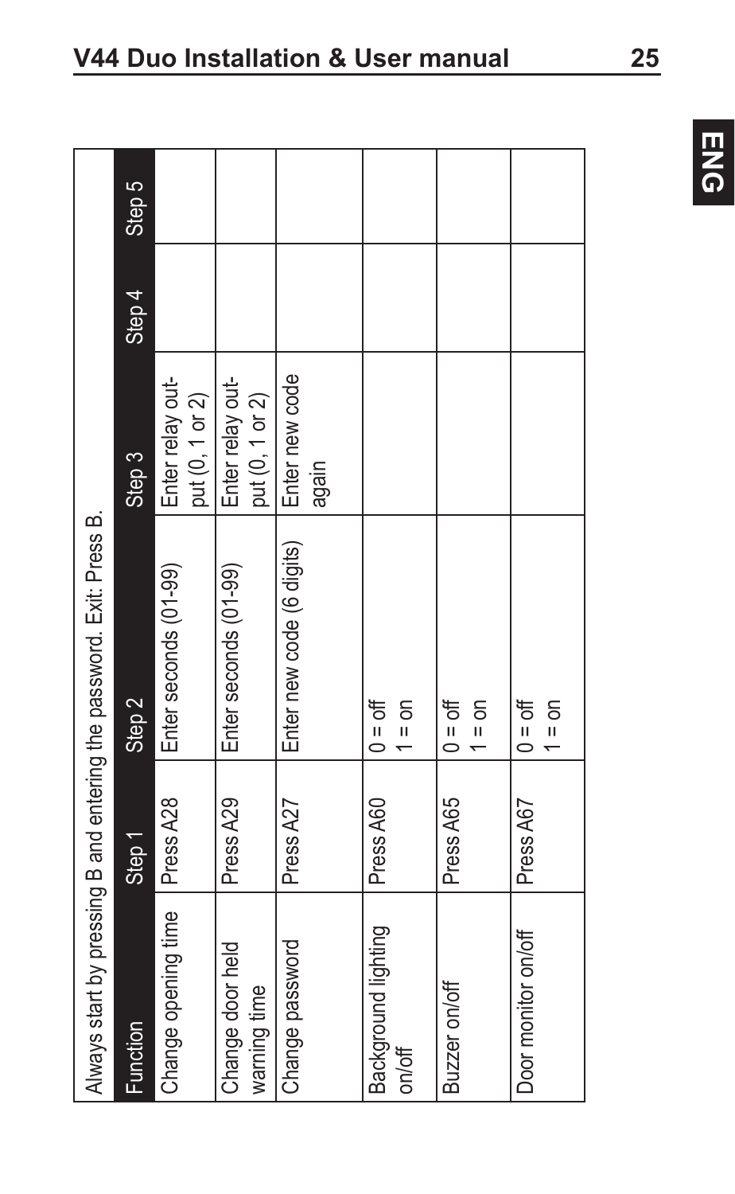| Always start by pressing B and entering the password. Exit: Press B. | | | | | |
|---|---|---|---|---|---|
| Function | Step 1 | Step 2 | Step 3 | Step 4 | Step 5 |
| Change opening time | Press A28 | Enter seconds (01-99) | Enter relay output (0, 1 or 2) | | |
| Change door held warning time | Press A29 | Enter seconds (01-99) | Enter relay output (0, 1 or 2) | | |
| Change password | Press A27 | Enter new code (6 digits) | Enter new code again | | |
| Background lighting on/off | Press A60 | 0 = off<br>1 = on | | | |
| Buzzer on/off | Press A65 | 0 = off<br>1 = on | | | |
| Door monitor on/off | Press A67 | 0 = off<br>1 = on | | | |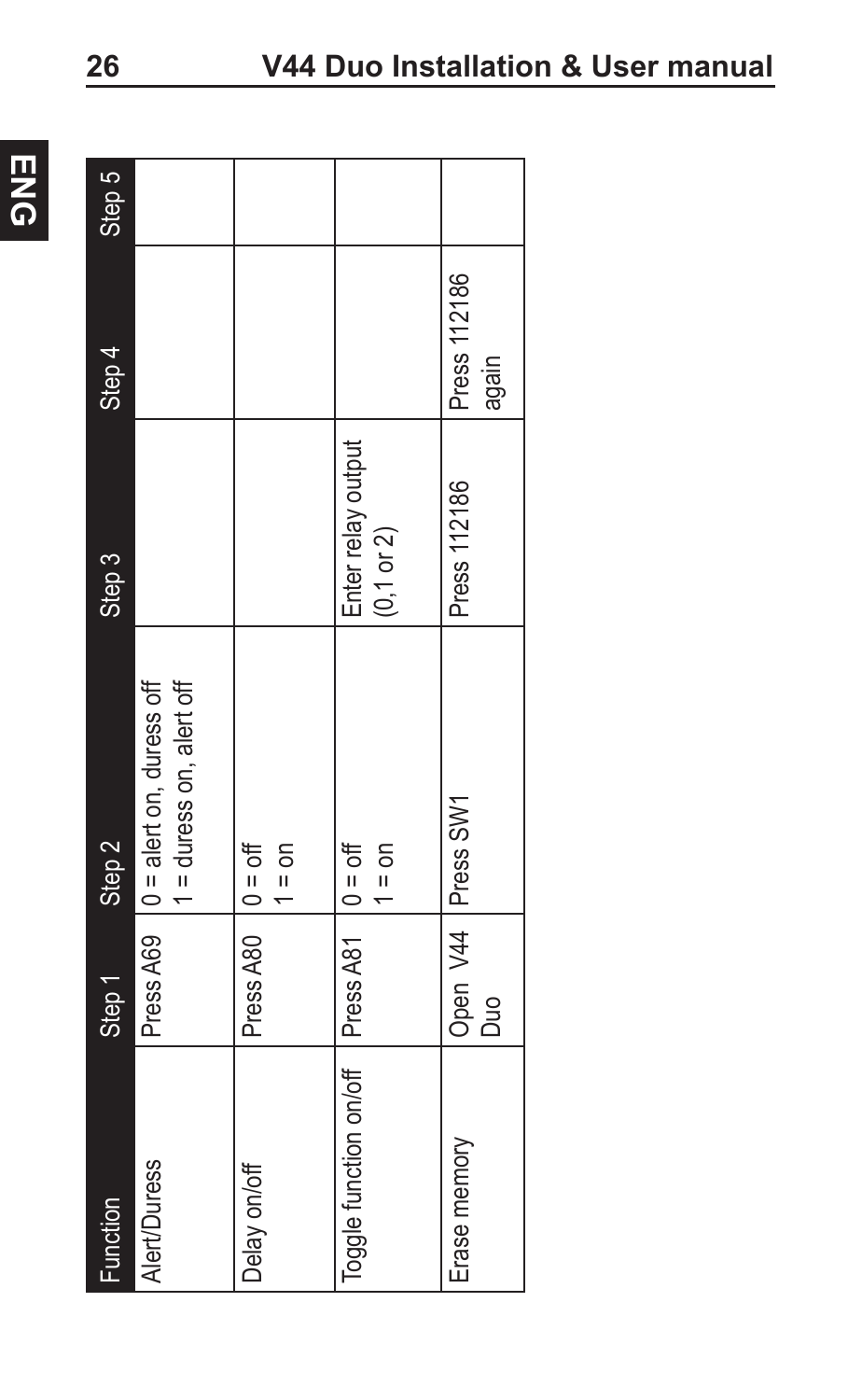| Function | Step 1 | Step 2 | Step 3 | Step 4 | Step 5 |
|---|---|---|---|---|---|
| Alert/Duress | Press A69 | 0 = alert on, duress off<br>1 = duress on, alert off | | | |
| Delay on/off | Press A80 | 0 = off<br>1 = on | | | |
| Toggle function on/off | Press A81 | 0 = off<br>1 = on | Enter relay output (0,1 or 2) | | |
| Erase memory | Open V44 Duo | Press SW1 | Press 112186 | Press 112186 again | |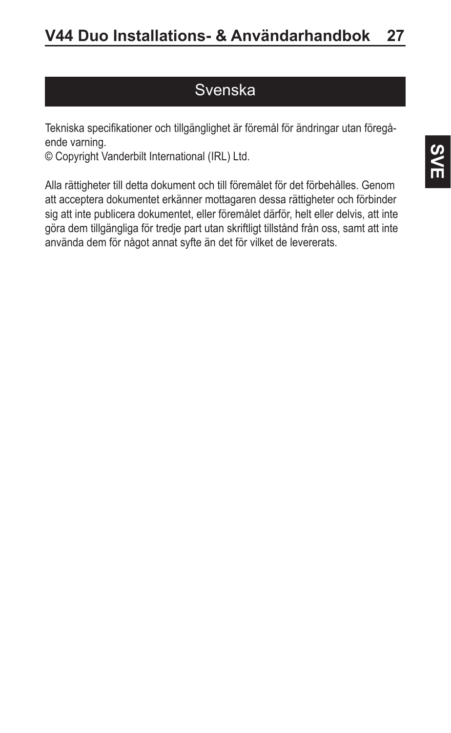# Svenska

Tekniska specifikationer och tillgänglighet är föremål för ändringar utan föregående varning.
© Copyright Vanderbilt International (IRL) Ltd.

Alla rättigheter till detta dokument och till föremålet för det förbehålles. Genom att acceptera dokumentet erkänner mottagaren dessa rättigheter och förbinder sig att inte publicera dokumentet, eller föremålet därför, helt eller delvis, att inte göra dem tillgängliga för tredje part utan skriftligt tillstånd från oss, samt att inte använda dem för något annat syfte än det för vilket de levererats.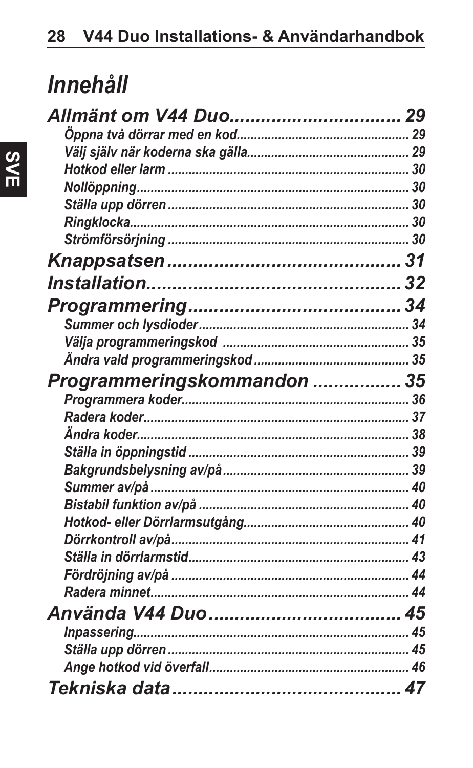# *Innehåll*

***Allmänt om V44 Duo................................ 29***

- *Öppna två dörrar med en kod................................................ 29*
- *Välj själv när koderna ska gälla............................................. 29*
- *Hotkod eller larm .................................................................... 30*
- *Nollöppning............................................................................ 30*
- *Ställa upp dörren .................................................................... 30*
- *Ringklocka.............................................................................. 30*
- *Strömförsörjning ..................................................................... 30*

***Knappsatsen........................................... 31***

***Installation................................................ 32***

***Programmering....................................... 34***

- *Summer och lysdioder............................................................ 34*
- *Välja programmeringskod ...................................................... 35*
- *Ändra vald programmeringskod............................................. 35*

***Programmeringskommandon ................ 35***

- *Programmera koder................................................................ 36*
- *Radera koder........................................................................... 37*
- *Ändra koder............................................................................. 38*
- *Ställa in öppningstid ............................................................... 39*
- *Bakgrundsbelysning av/på...................................................... 39*
- *Summer av/på......................................................................... 40*
- *Bistabil funktion av/på ............................................................ 40*
- *Hotkod- eller Dörrlarmsutgång............................................... 40*
- *Dörrkontroll av/på................................................................... 41*
- *Ställa in dörrlarmstid............................................................... 43*
- *Fördröjning av/på ................................................................... 44*
- *Radera minnet......................................................................... 44*

***Använda V44 Duo.................................... 45***

- *Inpassering.............................................................................. 45*
- *Ställa upp dörren .................................................................... 45*
- *Ange hotkod vid överfall......................................................... 46*

***Tekniska data........................................... 47***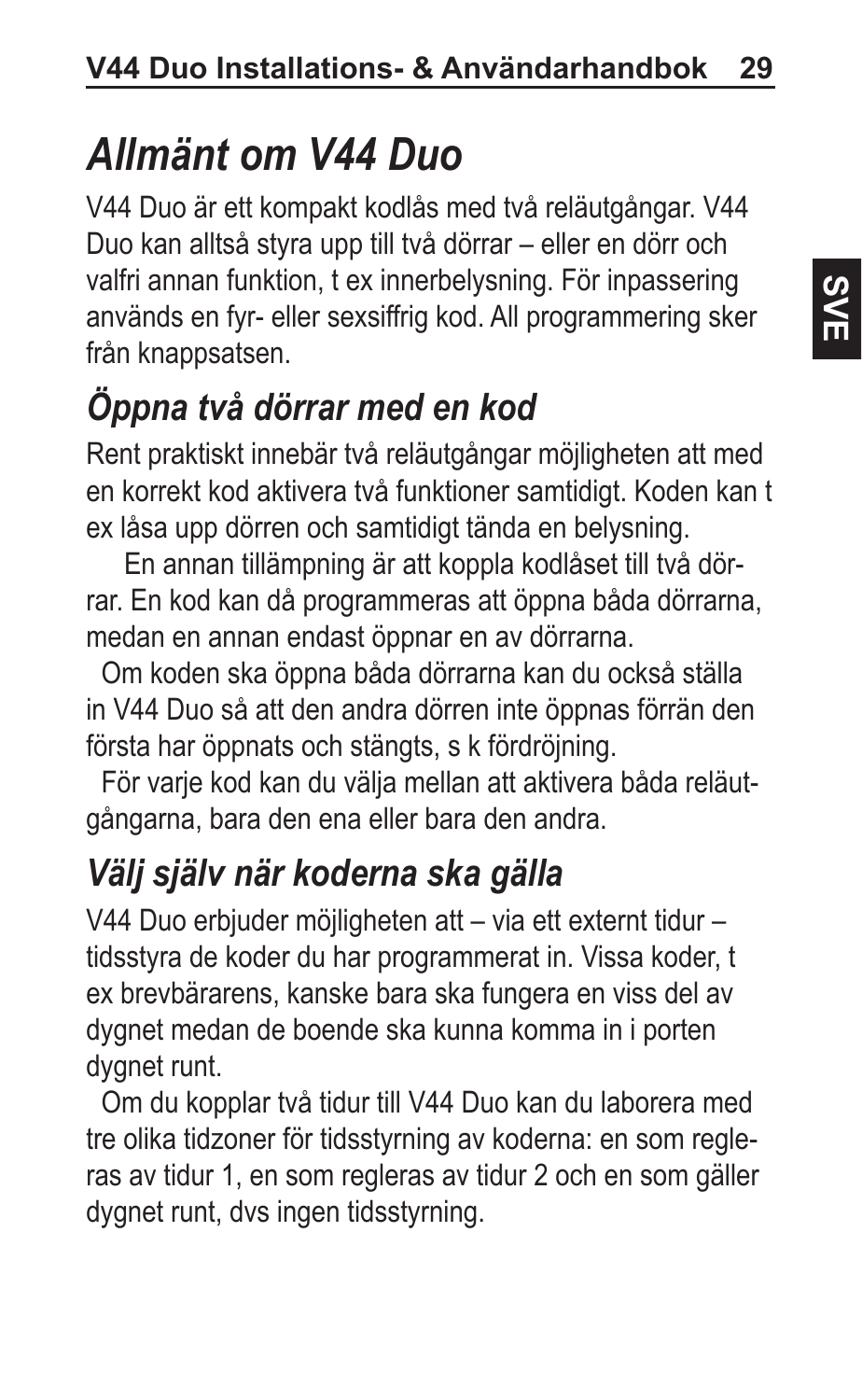# *Allmänt om V44 Duo*

V44 Duo är ett kompakt kodlås med två reläutgångar. V44 Duo kan alltså styra upp till två dörrar – eller en dörr och valfri annan funktion, t ex innerbelysning. För inpassering används en fyr- eller sexsiffrig kod. All programmering sker från knappsatsen.

## *Öppna två dörrar med en kod*

Rent praktiskt innebär två reläutgångar möjligheten att med en korrekt kod aktivera två funktioner samtidigt. Koden kan t ex låsa upp dörren och samtidigt tända en belysning.

En annan tillämpning är att koppla kodlåset till två dörrar. En kod kan då programmeras att öppna båda dörrarna, medan en annan endast öppnar en av dörrarna.

Om koden ska öppna båda dörrarna kan du också ställa in V44 Duo så att den andra dörren inte öppnas förrän den första har öppnats och stängts, s k fördröjning.

För varje kod kan du välja mellan att aktivera båda reläutgångarna, bara den ena eller bara den andra.

## *Välj själv när koderna ska gälla*

V44 Duo erbjuder möjligheten att – via ett externt tidur – tidsstyra de koder du har programmerat in. Vissa koder, t ex brevbärarens, kanske bara ska fungera en viss del av dygnet medan de boende ska kunna komma in i porten dygnet runt.

Om du kopplar två tidur till V44 Duo kan du laborera med tre olika tidzoner för tidsstyrning av koderna: en som regleras av tidur 1, en som regleras av tidur 2 och en som gäller dygnet runt, dvs ingen tidsstyrning.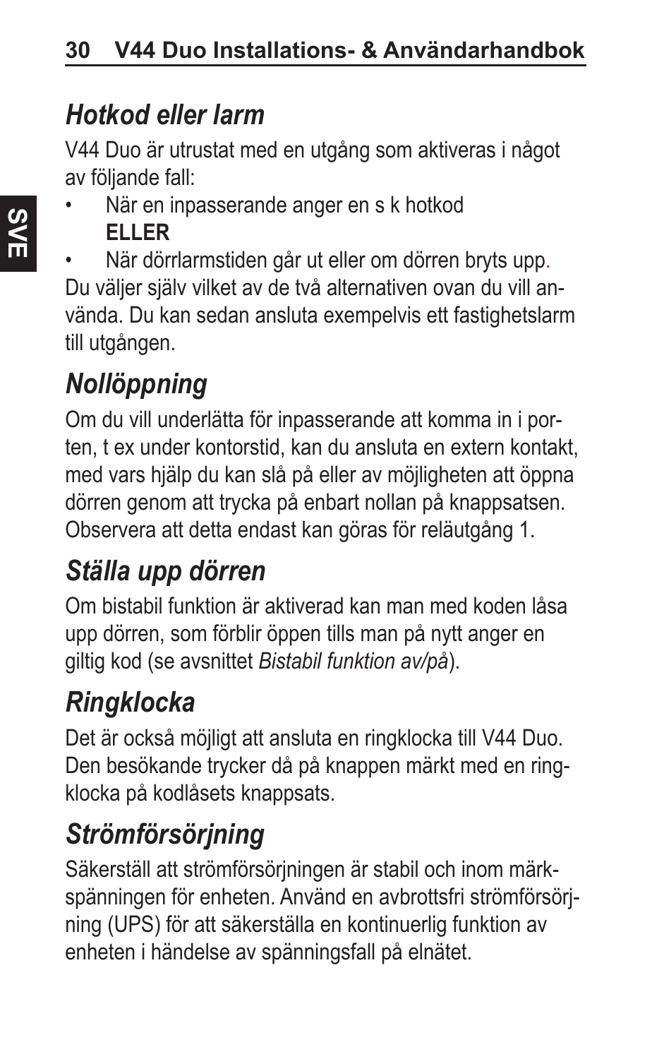## *Hotkod eller larm*

V44 Duo är utrustat med en utgång som aktiveras i något av följande fall:

- När en inpasserande anger en s k hotkod
  **ELLER**
- När dörrlarmstiden går ut eller om dörren bryts upp.

Du väljer själv vilket av de två alternativen ovan du vill använda. Du kan sedan ansluta exempelvis ett fastighetslarm till utgången.

## *Nollöppning*

Om du vill underlätta för inpasserande att komma in i porten, t ex under kontorstid, kan du ansluta en extern kontakt, med vars hjälp du kan slå på eller av möjligheten att öppna dörren genom att trycka på enbart nollan på knappsatsen. Observera att detta endast kan göras för reläutgång 1.

## *Ställa upp dörren*

Om bistabil funktion är aktiverad kan man med koden låsa upp dörren, som förblir öppen tills man på nytt anger en giltig kod (se avsnittet *Bistabil funktion av/på*).

## *Ringklocka*

Det är också möjligt att ansluta en ringklocka till V44 Duo. Den besökande trycker då på knappen märkt med en ringklocka på kodlåsets knappsats.

## *Strömförsörjning*

Säkerställ att strömförsörjningen är stabil och inom märkspänningen för enheten. Använd en avbrottsfri strömförsörjning (UPS) för att säkerställa en kontinuerlig funktion av enheten i händelse av spänningsfall på elnätet.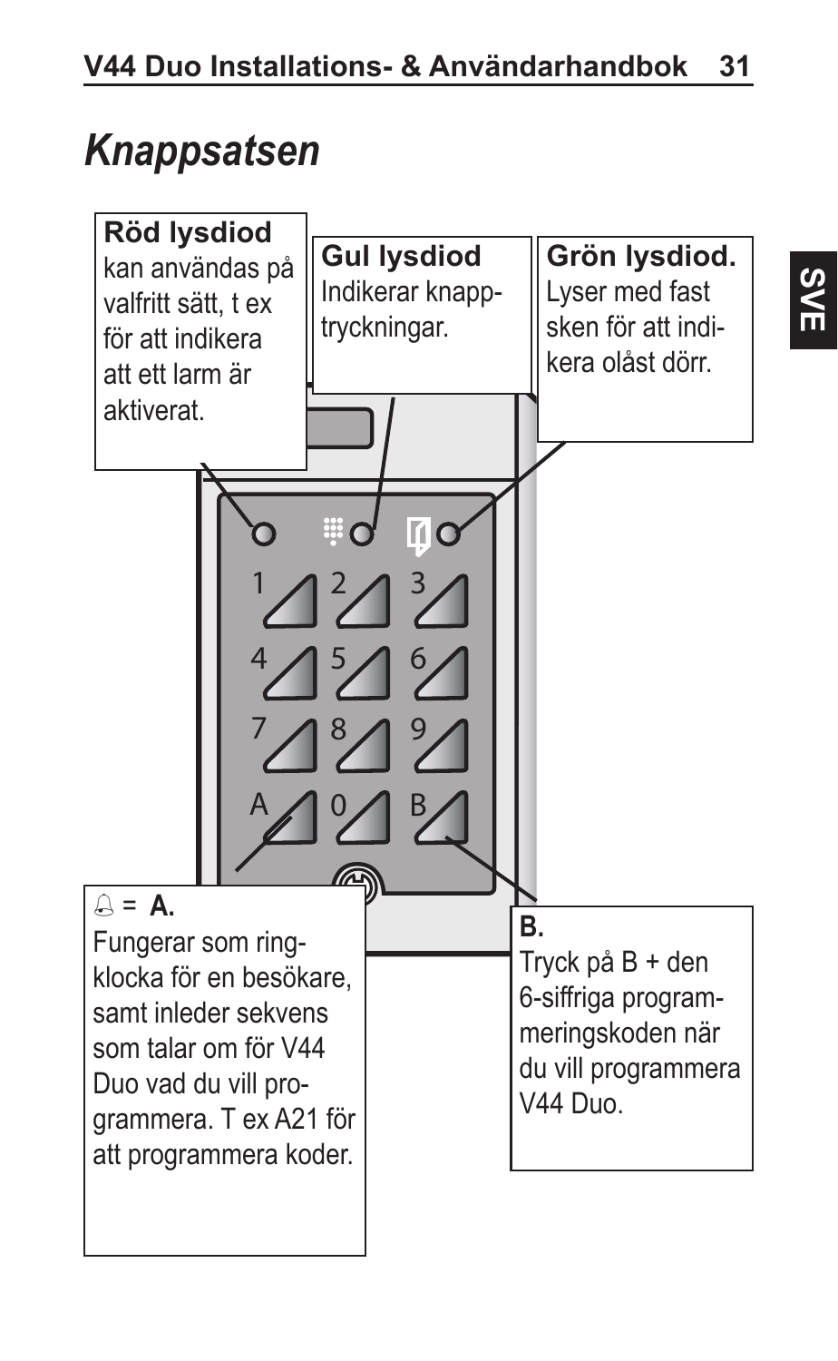# Knappsatsen

**Röd lysdiod**
kan användas på valfritt sätt, t ex för att indikera att ett larm är aktiverat.

**Gul lysdiod**
Indikerar knapptryckningar.

**Grön lysdiod.**
Lyser med fast sken för att indikera olåst dörr.

1 2 3
4 5 6
7 8 9
A 0 B

🔔 = **A.**
Fungerar som ringklocka för en besökare, samt inleder sekvens som talar om för V44 Duo vad du vill programmera. T ex A21 för att programmera koder.

**B.**
Tryck på B + den 6-siffriga programmeringskoden när du vill programmera V44 Duo.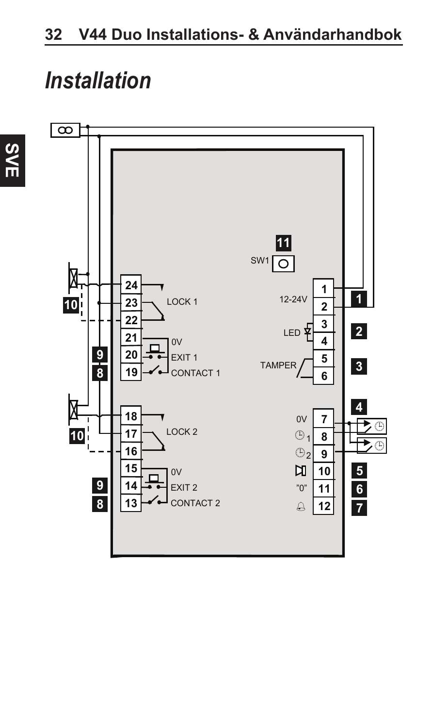# Installation

SW1

12-24V

LED

TAMPER

0V

LOCK 1

0V

EXIT 1

CONTACT 1

LOCK 2

0V

EXIT 2

CONTACT 2

"0"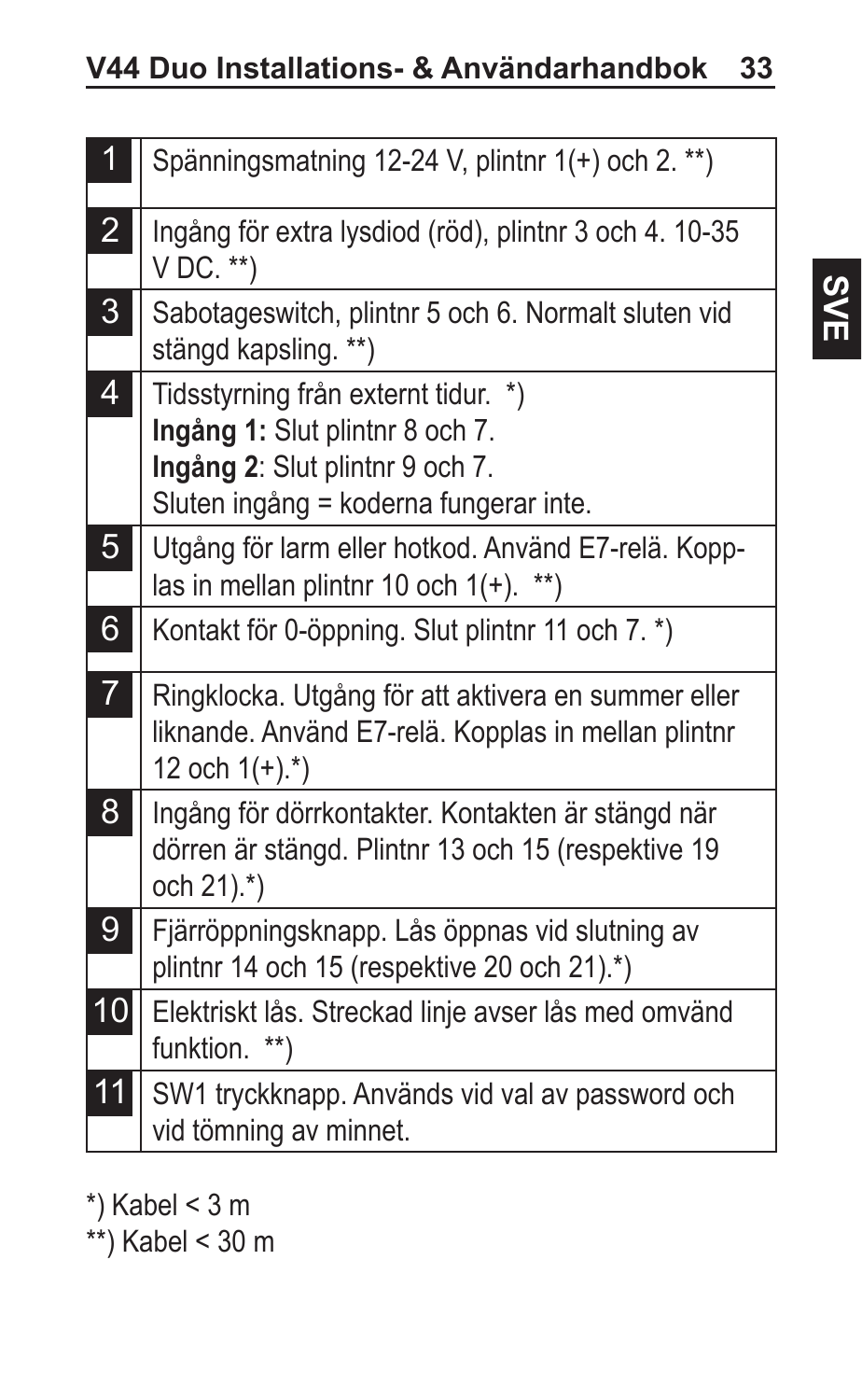| | |
|---|---|
| 1 | Spänningsmatning 12-24 V, plintnr 1(+) och 2. **) |
| 2 | Ingång för extra lysdiod (röd), plintnr 3 och 4. 10-35 V DC. **) |
| 3 | Sabotageswitch, plintnr 5 och 6. Normalt sluten vid stängd kapsling. **) |
| 4 | Tidsstyrning från externt tidur. *)<br>**Ingång 1:** Slut plintnr 8 och 7.<br>**Ingång 2**: Slut plintnr 9 och 7.<br>Sluten ingång = koderna fungerar inte. |
| 5 | Utgång för larm eller hotkod. Använd E7-relä. Kopplas in mellan plintnr 10 och 1(+). **) |
| 6 | Kontakt för 0-öppning. Slut plintnr 11 och 7. *) |
| 7 | Ringklocka. Utgång för att aktivera en summer eller liknande. Använd E7-relä. Kopplas in mellan plintnr 12 och 1(+).*) |
| 8 | Ingång för dörrkontakter. Kontakten är stängd när dörren är stängd. Plintnr 13 och 15 (respektive 19 och 21).*) |
| 9 | Fjärröppningsknapp. Lås öppnas vid slutning av plintnr 14 och 15 (respektive 20 och 21).*) |
| 10 | Elektriskt lås. Streckad linje avser lås med omvänd funktion. **) |
| 11 | SW1 tryckknapp. Används vid val av password och vid tömning av minnet. |

*) Kabel < 3 m

**) Kabel < 30 m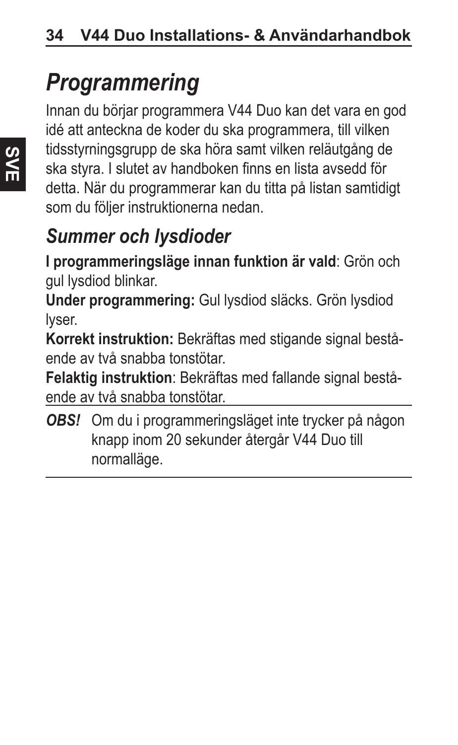# *Programmering*

Innan du börjar programmera V44 Duo kan det vara en god idé att anteckna de koder du ska programmera, till vilken tidsstyrningsgrupp de ska höra samt vilken reläutgång de ska styra. I slutet av handboken finns en lista avsedd för detta. När du programmerar kan du titta på listan samtidigt som du följer instruktionerna nedan.

## *Summer och lysdioder*

**I programmeringsläge innan funktion är vald**: Grön och gul lysdiod blinkar.

**Under programmering:** Gul lysdiod släcks. Grön lysdiod lyser.

**Korrekt instruktion:** Bekräftas med stigande signal bestående av två snabba tonstötar.

**Felaktig instruktion**: Bekräftas med fallande signal bestående av två snabba tonstötar.

***OBS!*** Om du i programmeringsläget inte trycker på någon knapp inom 20 sekunder återgår V44 Duo till normalläge.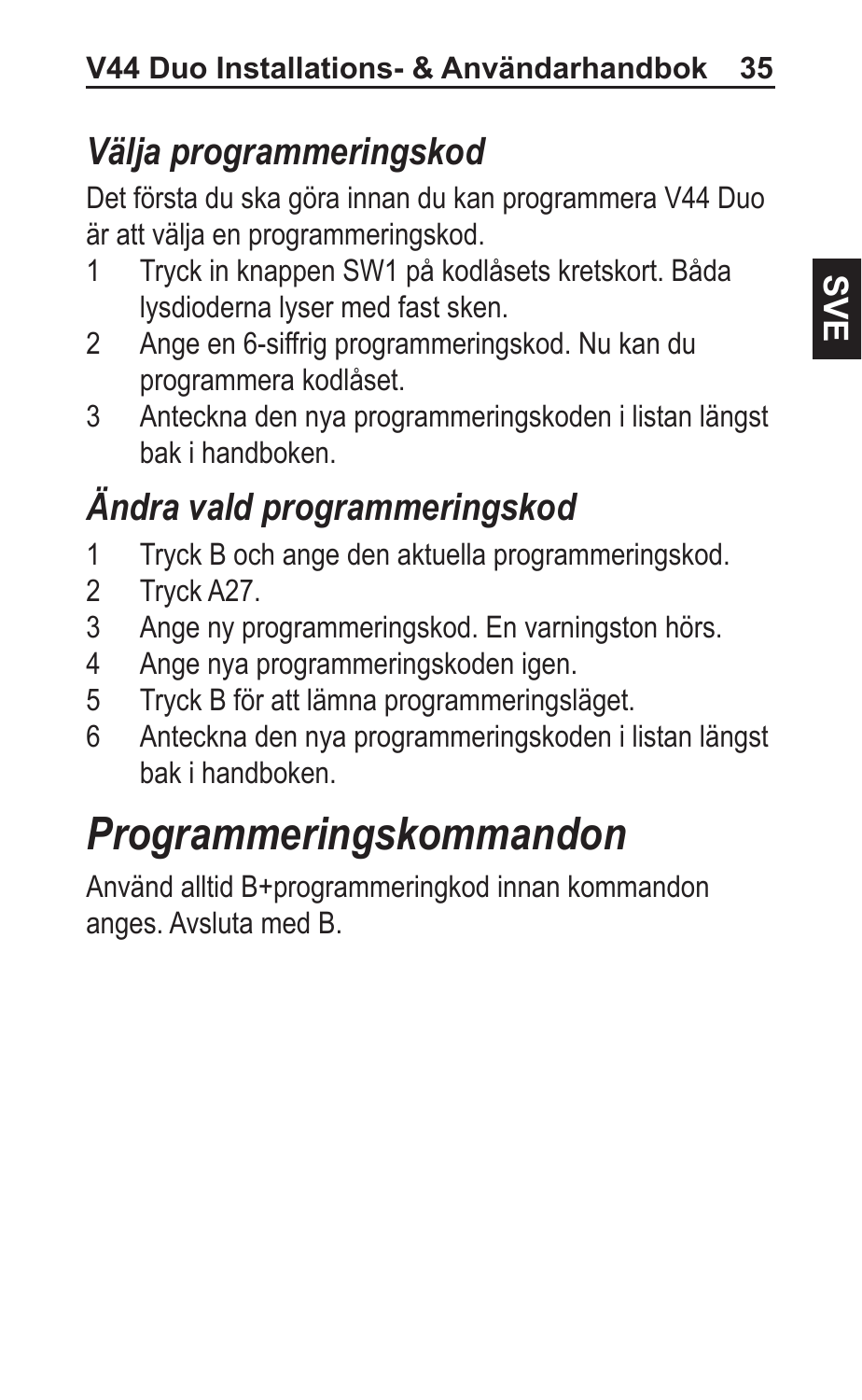## *Välja programmeringskod*

Det första du ska göra innan du kan programmera V44 Duo är att välja en programmeringskod.

1. Tryck in knappen SW1 på kodlåsets kretskort. Båda lysdioderna lyser med fast sken.
2. Ange en 6-siffrig programmeringskod. Nu kan du programmera kodlåset.
3. Anteckna den nya programmeringskoden i listan längst bak i handboken.

## *Ändra vald programmeringskod*

1. Tryck B och ange den aktuella programmeringskod.
2. Tryck A27.
3. Ange ny programmeringskod. En varningston hörs.
4. Ange nya programmeringskoden igen.
5. Tryck B för att lämna programmeringsläget.
6. Anteckna den nya programmeringskoden i listan längst bak i handboken.

# *Programmeringskommandon*

Använd alltid B+programmeringkod innan kommandon anges. Avsluta med B.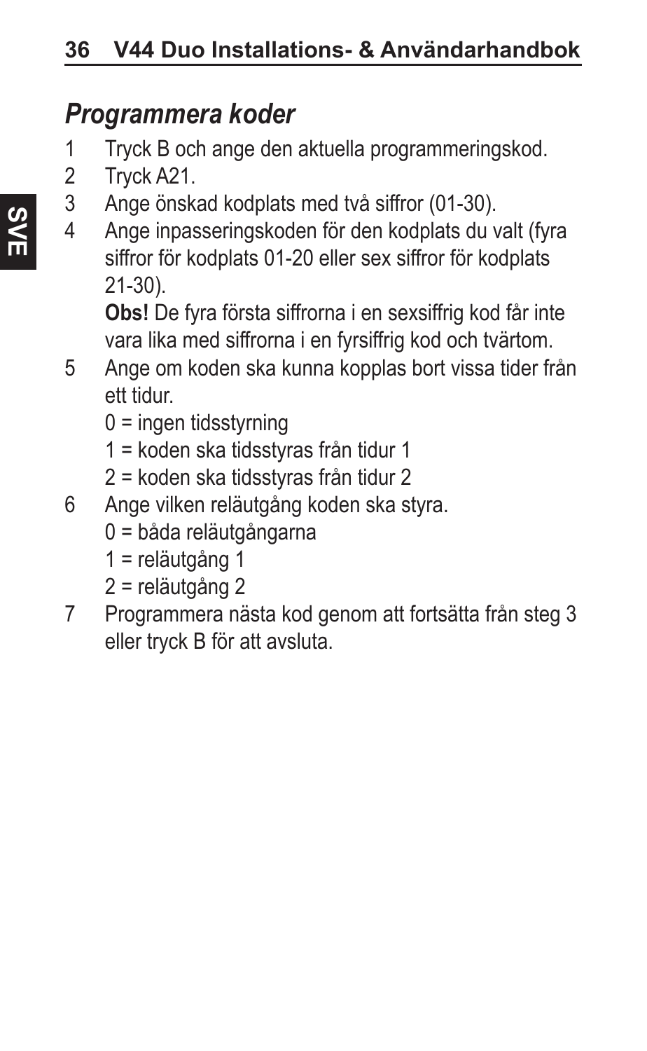## *Programmera koder*

1. Tryck B och ange den aktuella programmeringskod.
2. Tryck A21.
3. Ange önskad kodplats med två siffror (01-30).
4. Ange inpasseringskoden för den kodplats du valt (fyra siffror för kodplats 01-20 eller sex siffror för kodplats 21-30).

   **Obs!** De fyra första siffrorna i en sexsiffrig kod får inte vara lika med siffrorna i en fyrsiffrig kod och tvärtom.
5. Ange om koden ska kunna kopplas bort vissa tider från ett tidur.
   - 0 = ingen tidsstyrning
   - 1 = koden ska tidsstyras från tidur 1
   - 2 = koden ska tidsstyras från tidur 2
6. Ange vilken reläutgång koden ska styra.
   - 0 = båda reläutgångarna
   - 1 = reläutgång 1
   - 2 = reläutgång 2
7. Programmera nästa kod genom att fortsätta från steg 3 eller tryck B för att avsluta.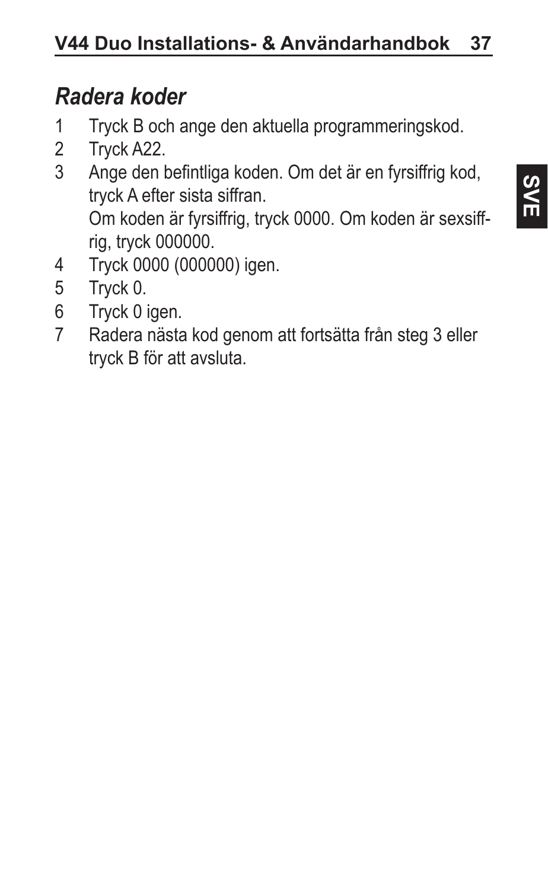## *Radera koder*

1. Tryck B och ange den aktuella programmeringskod.
2. Tryck A22.
3. Ange den befintliga koden. Om det är en fyrsiffrig kod, tryck A efter sista siffran.
   Om koden är fyrsiffrig, tryck 0000. Om koden är sexsiffrig, tryck 000000.
4. Tryck 0000 (000000) igen.
5. Tryck 0.
6. Tryck 0 igen.
7. Radera nästa kod genom att fortsätta från steg 3 eller tryck B för att avsluta.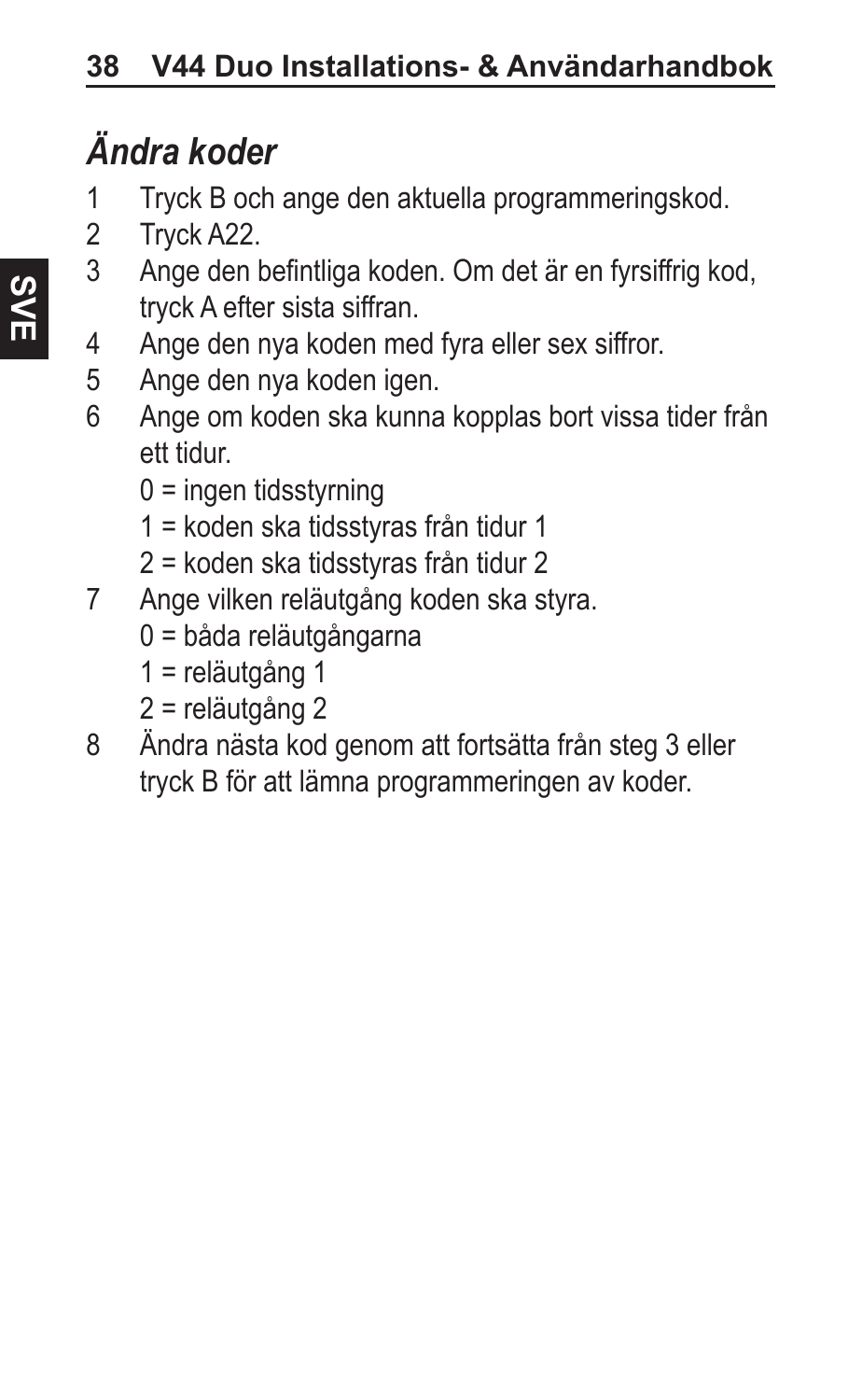## *Ändra koder*

1. Tryck B och ange den aktuella programmeringskod.
2. Tryck A22.
3. Ange den befintliga koden. Om det är en fyrsiffrig kod, tryck A efter sista siffran.
4. Ange den nya koden med fyra eller sex siffror.
5. Ange den nya koden igen.
6. Ange om koden ska kunna kopplas bort vissa tider från ett tidur.
   - 0 = ingen tidsstyrning
   - 1 = koden ska tidsstyras från tidur 1
   - 2 = koden ska tidsstyras från tidur 2
7. Ange vilken reläutgång koden ska styra.
   - 0 = båda reläutgångarna
   - 1 = reläutgång 1
   - 2 = reläutgång 2
8. Ändra nästa kod genom att fortsätta från steg 3 eller tryck B för att lämna programmeringen av koder.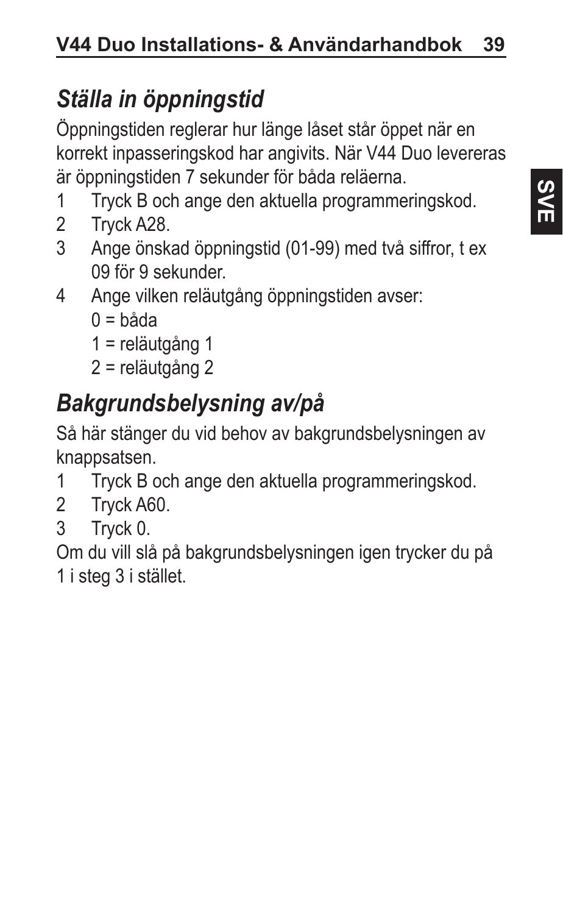## *Ställa in öppningstid*

Öppningstiden reglerar hur länge låset står öppet när en korrekt inpasseringskod har angivits. När V44 Duo levereras är öppningstiden 7 sekunder för båda reläerna.

1 Tryck B och ange den aktuella programmeringskod.
2 Tryck A28.
3 Ange önskad öppningstid (01-99) med två siffror, t ex 09 för 9 sekunder.
4 Ange vilken reläutgång öppningstiden avser:
   0 = båda
   1 = reläutgång 1
   2 = reläutgång 2

## *Bakgrundsbelysning av/på*

Så här stänger du vid behov av bakgrundsbelysningen av knappsatsen.

1 Tryck B och ange den aktuella programmeringskod.
2 Tryck A60.
3 Tryck 0.

Om du vill slå på bakgrundsbelysningen igen trycker du på 1 i steg 3 i stället.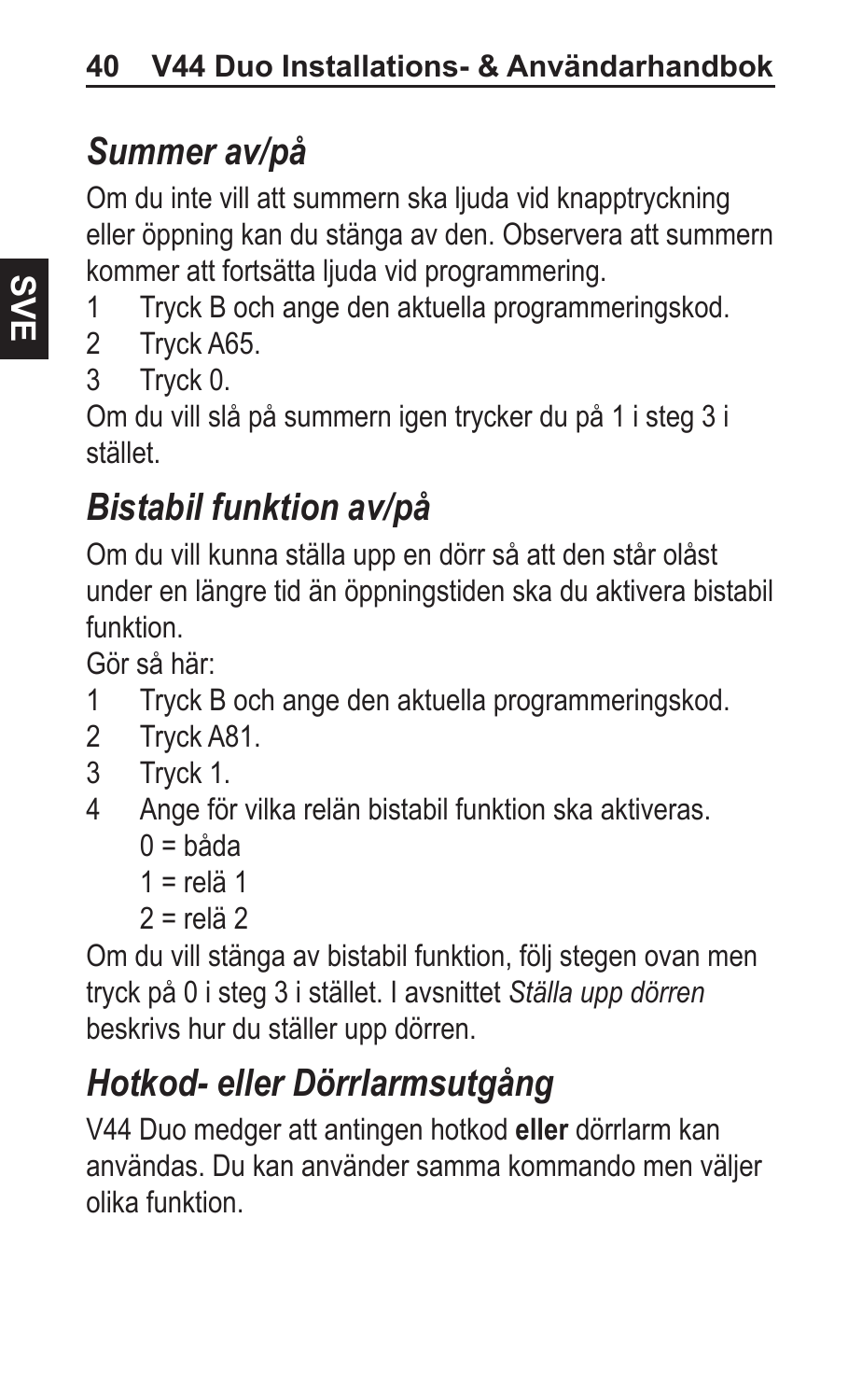## *Summer av/på*

Om du inte vill att summern ska ljuda vid knapptryckning eller öppning kan du stänga av den. Observera att summern kommer att fortsätta ljuda vid programmering.

1. Tryck B och ange den aktuella programmeringskod.
2. Tryck A65.
3. Tryck 0.

Om du vill slå på summern igen trycker du på 1 i steg 3 i stället.

## *Bistabil funktion av/på*

Om du vill kunna ställa upp en dörr så att den står olåst under en längre tid än öppningstiden ska du aktivera bistabil funktion.

Gör så här:

1. Tryck B och ange den aktuella programmeringskod.
2. Tryck A81.
3. Tryck 1.
4. Ange för vilka relän bistabil funktion ska aktiveras.
   0 = båda
   1 = relä 1
   2 = relä 2

Om du vill stänga av bistabil funktion, följ stegen ovan men tryck på 0 i steg 3 i stället. I avsnittet *Ställa upp dörren* beskrivs hur du ställer upp dörren.

## *Hotkod- eller Dörrlarmsutgång*

V44 Duo medger att antingen hotkod **eller** dörrlarm kan användas. Du kan använder samma kommando men väljer olika funktion.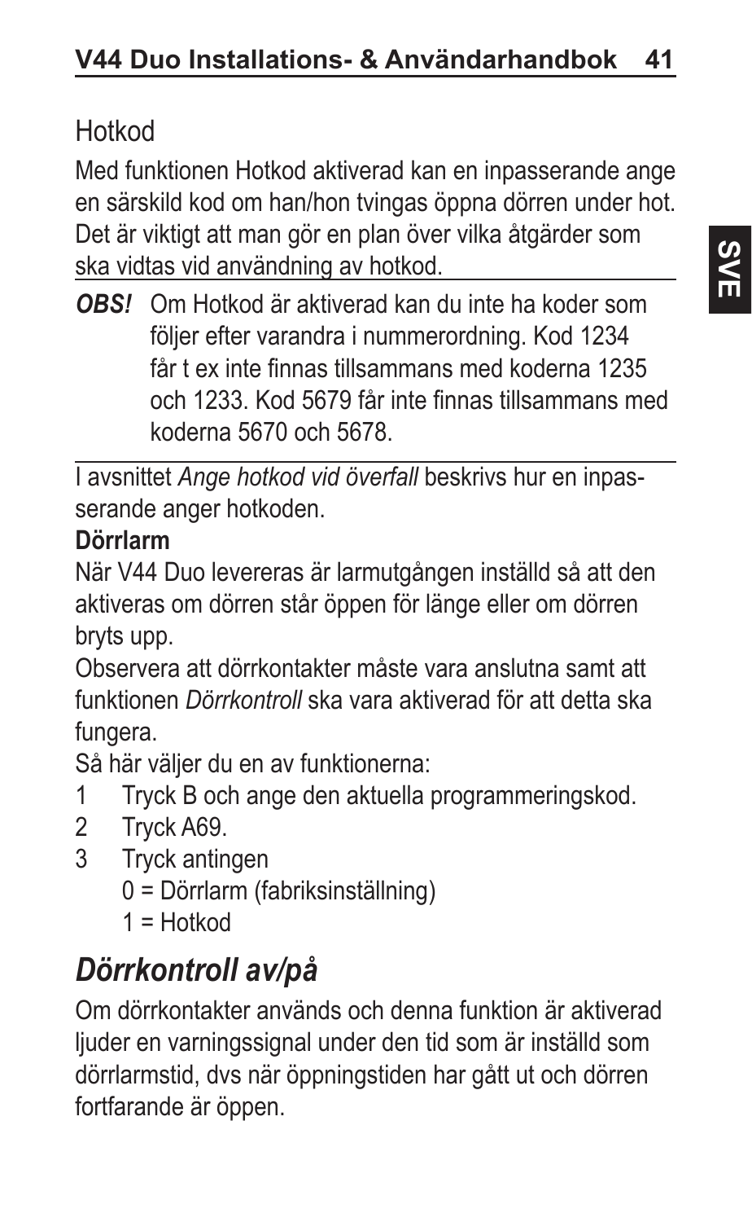## Hotkod

Med funktionen Hotkod aktiverad kan en inpasserande ange en särskild kod om han/hon tvingas öppna dörren under hot. Det är viktigt att man gör en plan över vilka åtgärder som ska vidtas vid användning av hotkod.

***OBS!*** Om Hotkod är aktiverad kan du inte ha koder som följer efter varandra i nummerordning. Kod 1234 får t ex inte finnas tillsammans med koderna 1235 och 1233. Kod 5679 får inte finnas tillsammans med koderna 5670 och 5678.

I avsnittet *Ange hotkod vid överfall* beskrivs hur en inpasserande anger hotkoden.

**Dörrlarm**

När V44 Duo levereras är larmutgången inställd så att den aktiveras om dörren står öppen för länge eller om dörren bryts upp.

Observera att dörrkontakter måste vara anslutna samt att funktionen *Dörrkontroll* ska vara aktiverad för att detta ska fungera.

Så här väljer du en av funktionerna:

1. Tryck B och ange den aktuella programmeringskod.
2. Tryck A69.
3. Tryck antingen

   0 = Dörrlarm (fabriksinställning)

   1 = Hotkod

## *Dörrkontroll av/på*

Om dörrkontakter används och denna funktion är aktiverad ljuder en varningssignal under den tid som är inställd som dörrlarmstid, dvs när öppningstiden har gått ut och dörren fortfarande är öppen.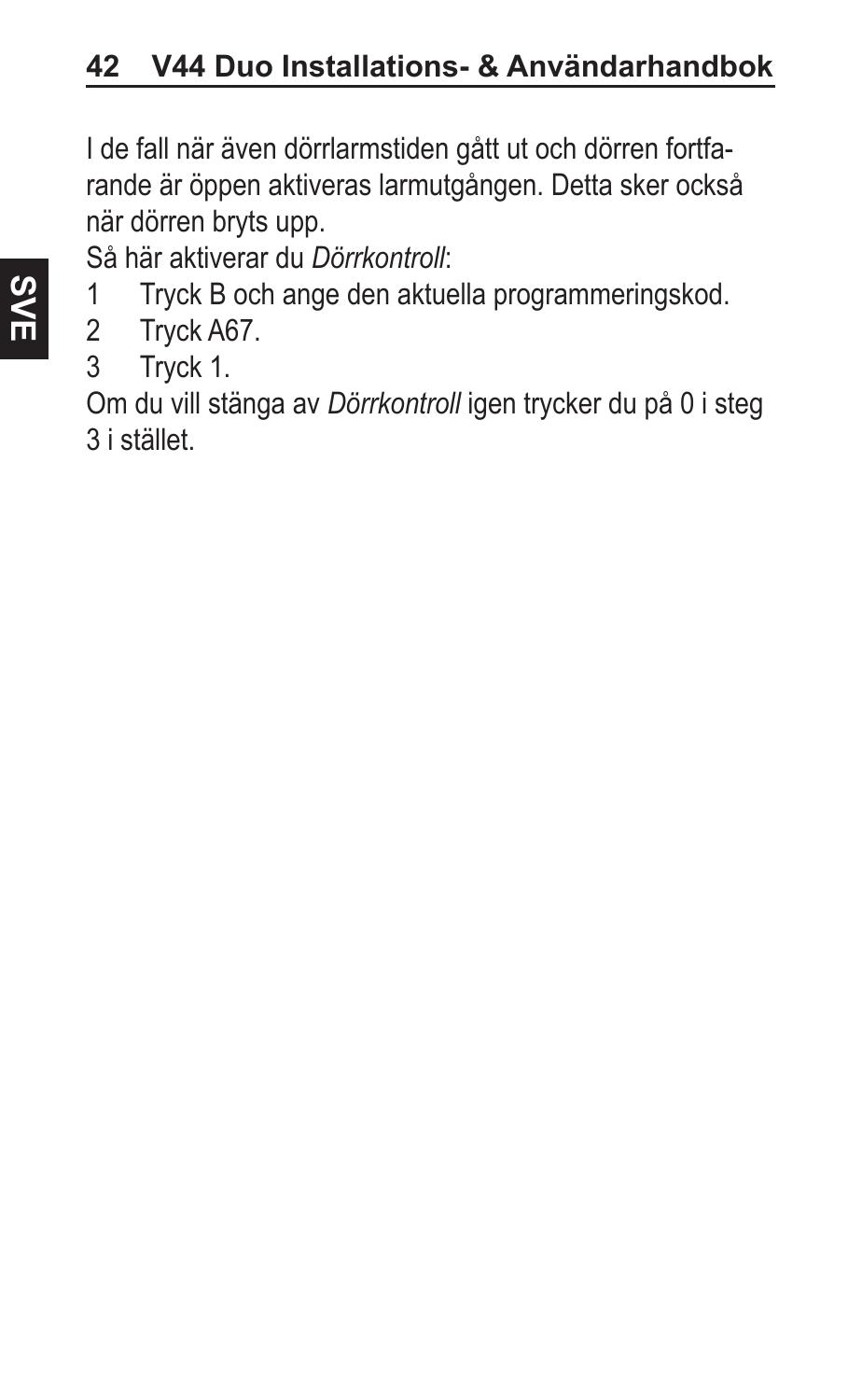I de fall när även dörrlarmstiden gått ut och dörren fortfarande är öppen aktiveras larmutgången. Detta sker också när dörren bryts upp.

Så här aktiverar du *Dörrkontroll*:

1. Tryck B och ange den aktuella programmeringskod.
2. Tryck A67.
3. Tryck 1.

Om du vill stänga av *Dörrkontroll* igen trycker du på 0 i steg 3 i stället.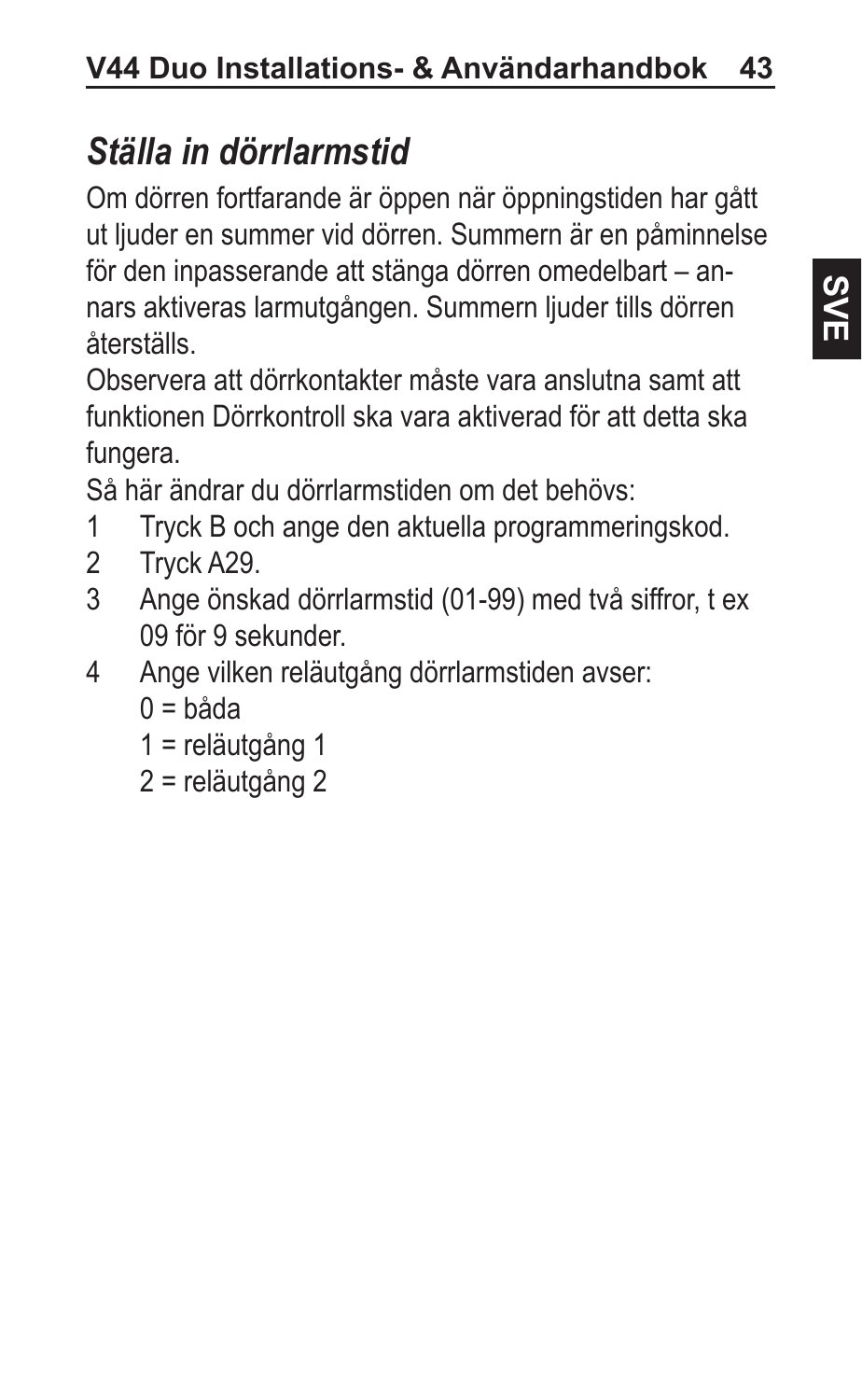## *Ställa in dörrlarmstid*

Om dörren fortfarande är öppen när öppningstiden har gått ut ljuder en summer vid dörren. Summern är en påminnelse för den inpasserande att stänga dörren omedelbart – annars aktiveras larmutgången. Summern ljuder tills dörren återställs.

Observera att dörrkontakter måste vara anslutna samt att funktionen Dörrkontroll ska vara aktiverad för att detta ska fungera.

Så här ändrar du dörrlarmstiden om det behövs:

1. Tryck B och ange den aktuella programmeringskod.
2. Tryck A29.
3. Ange önskad dörrlarmstid (01-99) med två siffror, t ex 09 för 9 sekunder.
4. Ange vilken reläutgång dörrlarmstiden avser:
   0 = båda
   1 = reläutgång 1
   2 = reläutgång 2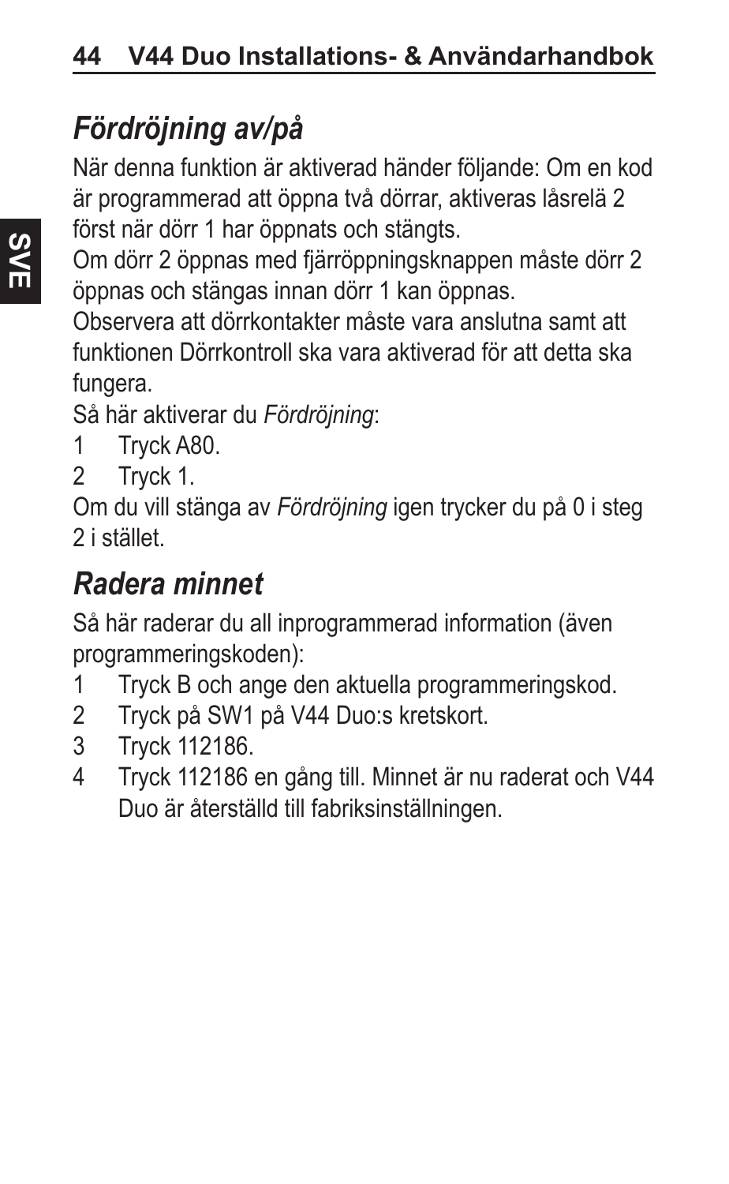## *Fördröjning av/på*

När denna funktion är aktiverad händer följande: Om en kod är programmerad att öppna två dörrar, aktiveras låsrelä 2 först när dörr 1 har öppnats och stängts.

Om dörr 2 öppnas med fjärröppningsknappen måste dörr 2 öppnas och stängas innan dörr 1 kan öppnas.

Observera att dörrkontakter måste vara anslutna samt att funktionen Dörrkontroll ska vara aktiverad för att detta ska fungera.

Så här aktiverar du *Fördröjning*:

1. Tryck A80.
2. Tryck 1.

Om du vill stänga av *Fördröjning* igen trycker du på 0 i steg 2 i stället.

## *Radera minnet*

Så här raderar du all inprogrammerad information (även programmeringskoden):

1. Tryck B och ange den aktuella programmeringskod.
2. Tryck på SW1 på V44 Duo:s kretskort.
3. Tryck 112186.
4. Tryck 112186 en gång till. Minnet är nu raderat och V44 Duo är återställd till fabriksinställningen.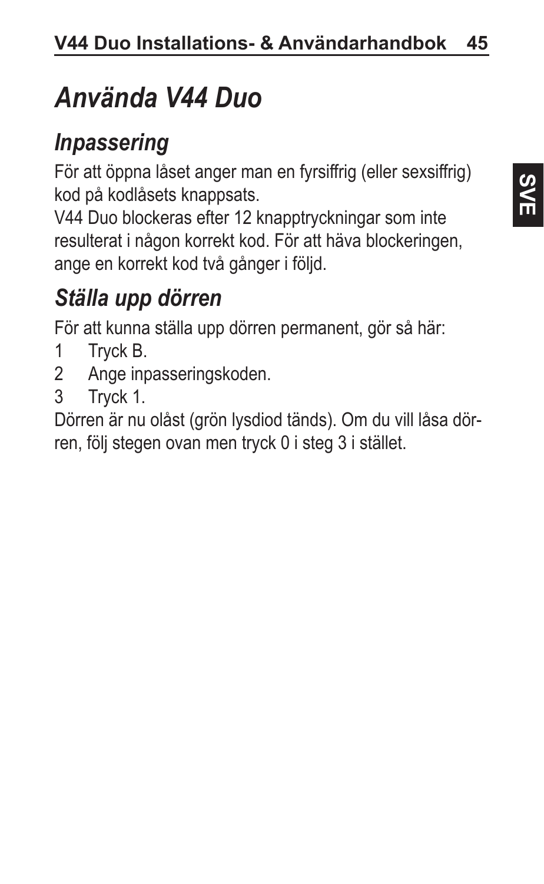# *Använda V44 Duo*

## *Inpassering*

För att öppna låset anger man en fyrsiffrig (eller sexsiffrig) kod på kodlåsets knappsats.

V44 Duo blockeras efter 12 knapptryckningar som inte resulterat i någon korrekt kod. För att häva blockeringen, ange en korrekt kod två gånger i följd.

## *Ställa upp dörren*

För att kunna ställa upp dörren permanent, gör så här:

1 Tryck B.
2 Ange inpasseringskoden.
3 Tryck 1.

Dörren är nu olåst (grön lysdiod tänds). Om du vill låsa dörren, följ stegen ovan men tryck 0 i steg 3 i stället.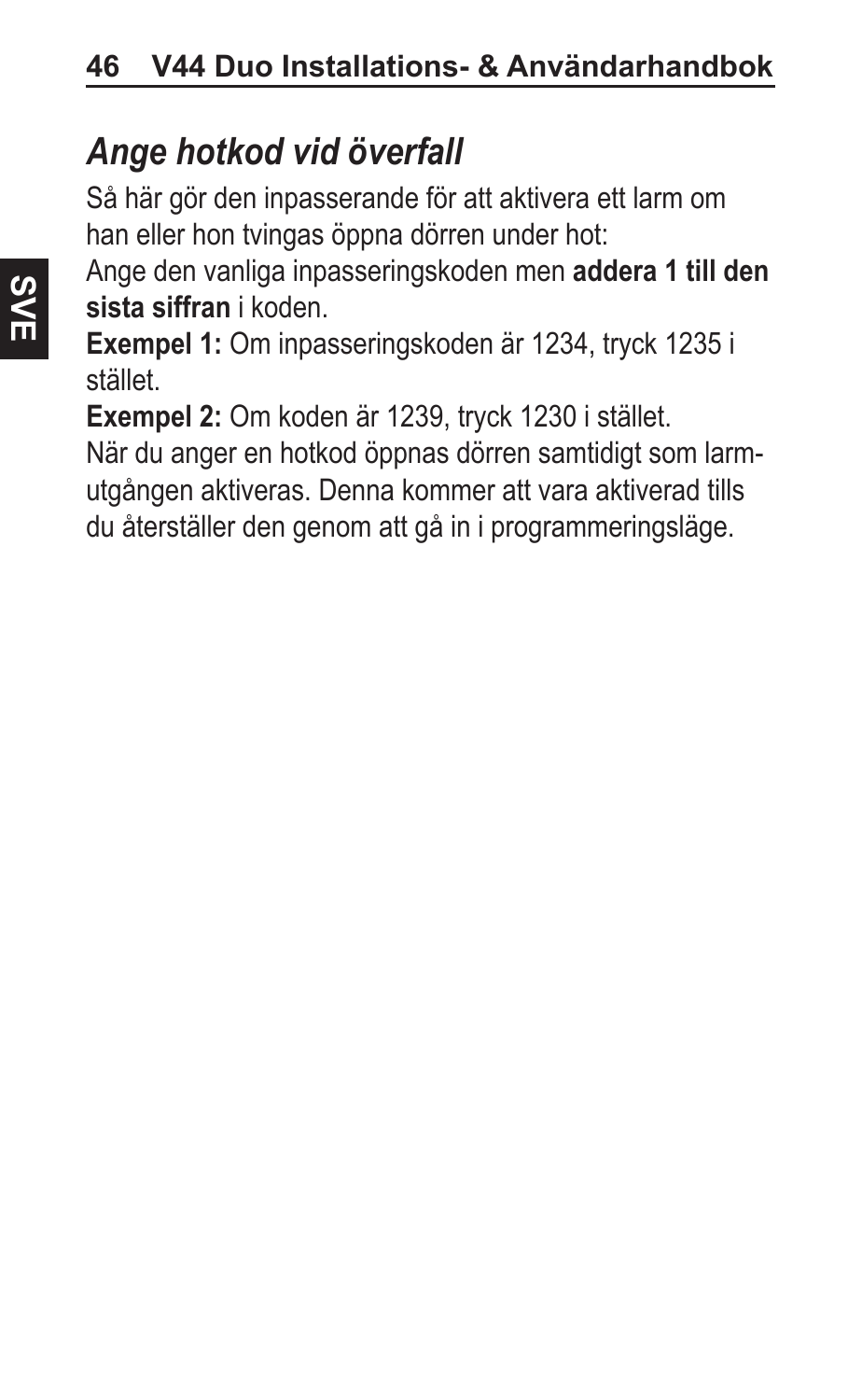## *Ange hotkod vid överfall*

Så här gör den inpasserande för att aktivera ett larm om han eller hon tvingas öppna dörren under hot:

Ange den vanliga inpasseringskoden men **addera 1 till den sista siffran** i koden.

**Exempel 1:** Om inpasseringskoden är 1234, tryck 1235 i stället.

**Exempel 2:** Om koden är 1239, tryck 1230 i stället.

När du anger en hotkod öppnas dörren samtidigt som larm-utgången aktiveras. Denna kommer att vara aktiverad tills du återställer den genom att gå in i programmeringsläge.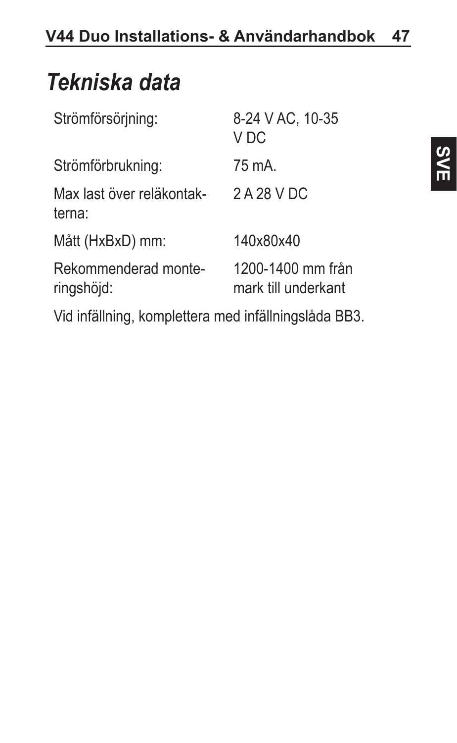# Tekniska data

| | |
|---|---|
| Strömförsörjning: | 8-24 V AC, 10-35 V DC |
| Strömförbrukning: | 75 mA. |
| Max last över reläkontakterna: | 2 A 28 V DC |
| Mått (HxBxD) mm: | 140x80x40 |
| Rekommenderad monteringshöjd: | 1200-1400 mm från mark till underkant |

Vid infällning, komplettera med infällningslåda BB3.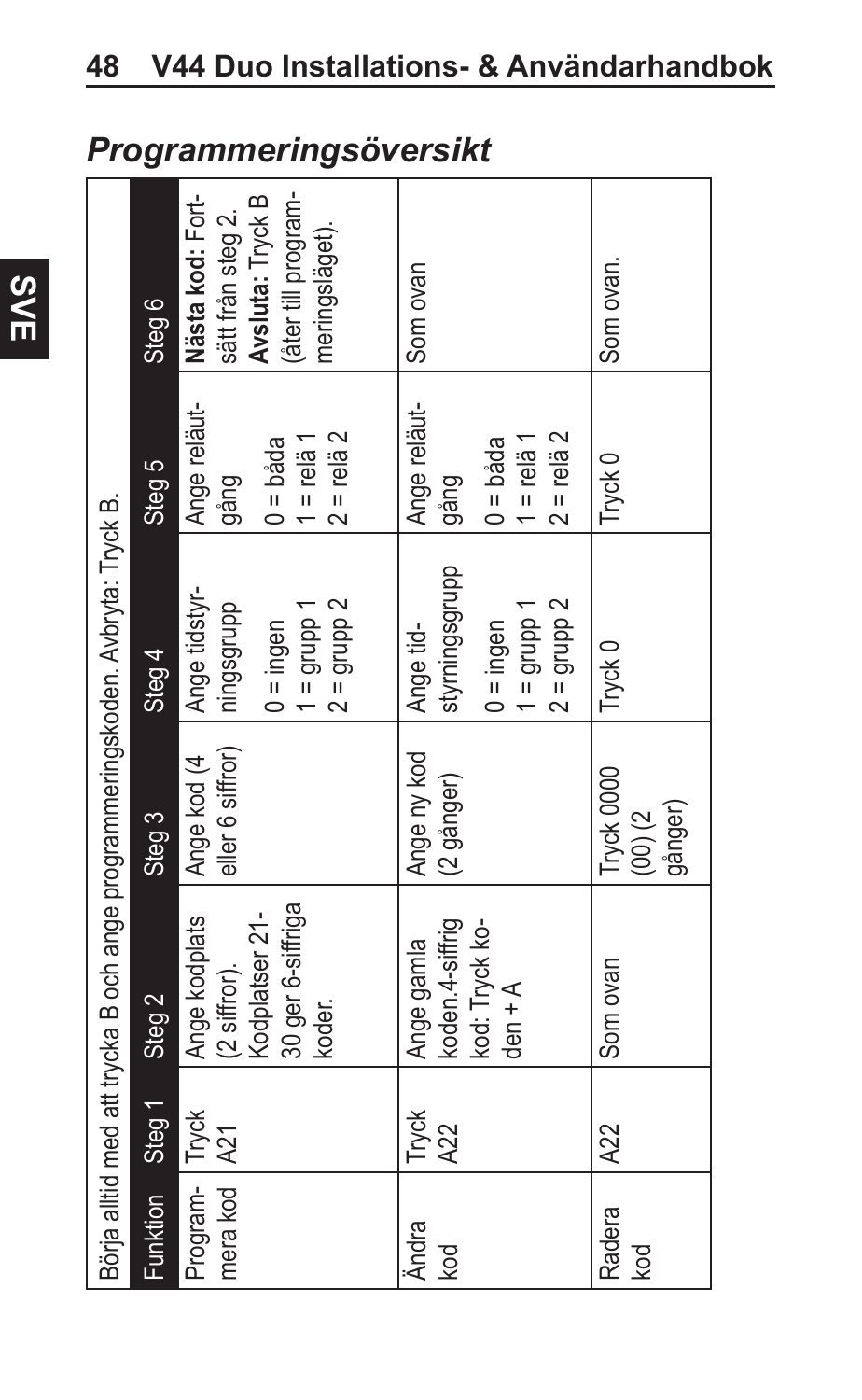## Programmeringsöversikt

| Börja alltid med att trycka B och ange programmeringskoden. Avbryta: Tryck B. | | | | | | |
|---|---|---|---|---|---|---|
| Funktion | Steg 1 | Steg 2 | Steg 3 | Steg 4 | Steg 5 | Steg 6 |
| Programmera kod | Tryck A21 | Ange kodplats (2 siffror). Kodplatser 21-30 ger 6-siffriga koder. | Ange kod (4 eller 6 siffror) | Ange tidstyrningsgrupp<br>0 = ingen<br>1 = grupp 1<br>2 = grupp 2 | Ange reläutgång<br>0 = båda<br>1 = relä 1<br>2 = relä 2 | **Nästa kod:** Fortsätt från steg 2. **Avsluta:** Tryck B (åter till programmeringsläget). |
| Ändra kod | Tryck A22 | Ange gamla koden.4-siffrig kod: Tryck koden + A | Ange ny kod (2 gånger) | Ange tidstyrningsgrupp<br>0 = ingen<br>1 = grupp 1<br>2 = grupp 2 | Ange reläutgång<br>0 = båda<br>1 = relä 1<br>2 = relä 2 | Som ovan |
| Radera kod | A22 | Som ovan | Tryck 0000 (00) (2 gånger) | Tryck 0 | Tryck 0 | Som ovan. |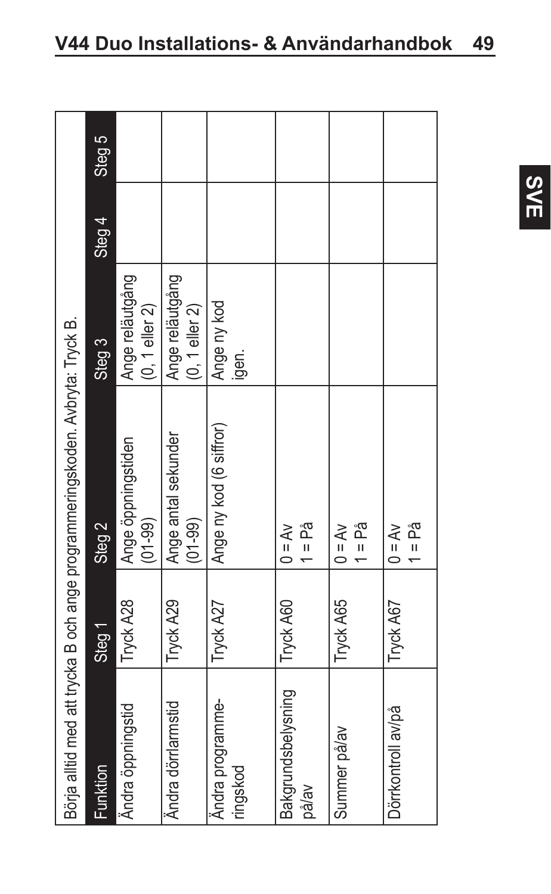| Börja alltid med att trycka B och ange programmeringskoden. Avbryta: Tryck B. | | | | | |
|---|---|---|---|---|---|
| Funktion | Steg 1 | Steg 2 | Steg 3 | Steg 4 | Steg 5 |
| Ändra öppningstid | Tryck A28 | Ange öppningstiden (01-99) | Ange reläutgång (0, 1 eller 2) | | |
| Ändra dörrlarmstid | Tryck A29 | Ange antal sekunder (01-99) | Ange reläutgång (0, 1 eller 2) | | |
| Ändra programmeringskod | Tryck A27 | Ange ny kod (6 siffror) | Ange ny kod igen. | | |
| Bakgrundsbelysning på/av | Tryck A60 | 0 = Av<br>1 = På | | | |
| Summer på/av | Tryck A65 | 0 = Av<br>1 = På | | | |
| Dörrkontroll av/på | Tryck A67 | 0 = Av<br>1 = På | | | |

SVE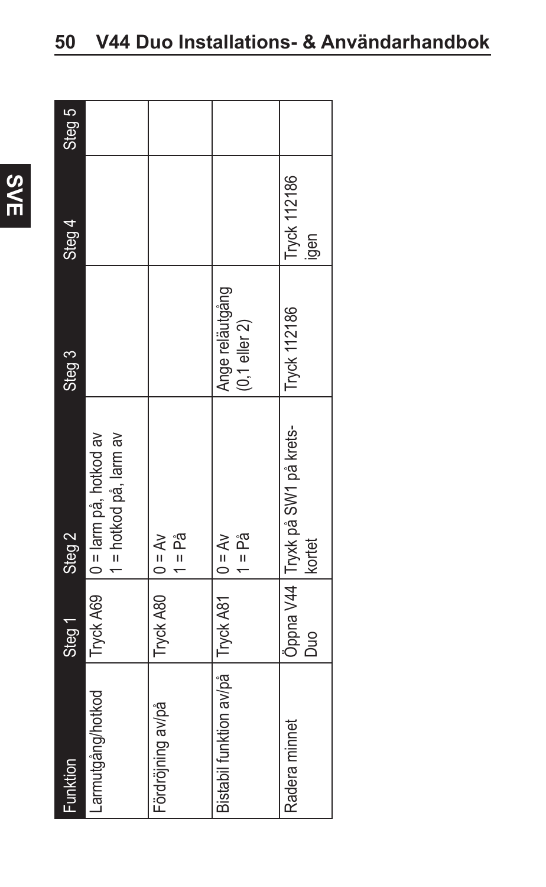| Funktion | Steg 1 | Steg 2 | Steg 3 | Steg 4 | Steg 5 |
|---|---|---|---|---|---|
| Larmutgång/hotkod | Tryck A69 | 0 = larm på, hotkod av<br>1 = hotkod på, larm av | | | |
| Fördröjning av/på | Tryck A80 | 0 = Av<br>1 = På | | | |
| Bistabil funktion av/på | Tryck A81 | 0 = Av<br>1 = På | Ange reläutgång (0,1 eller 2) | | |
| Radera minnet | Öppna V44 Duo | Tryxk på SW1 på krets-kortet | Tryck 112186 | Tryck 112186 igen | |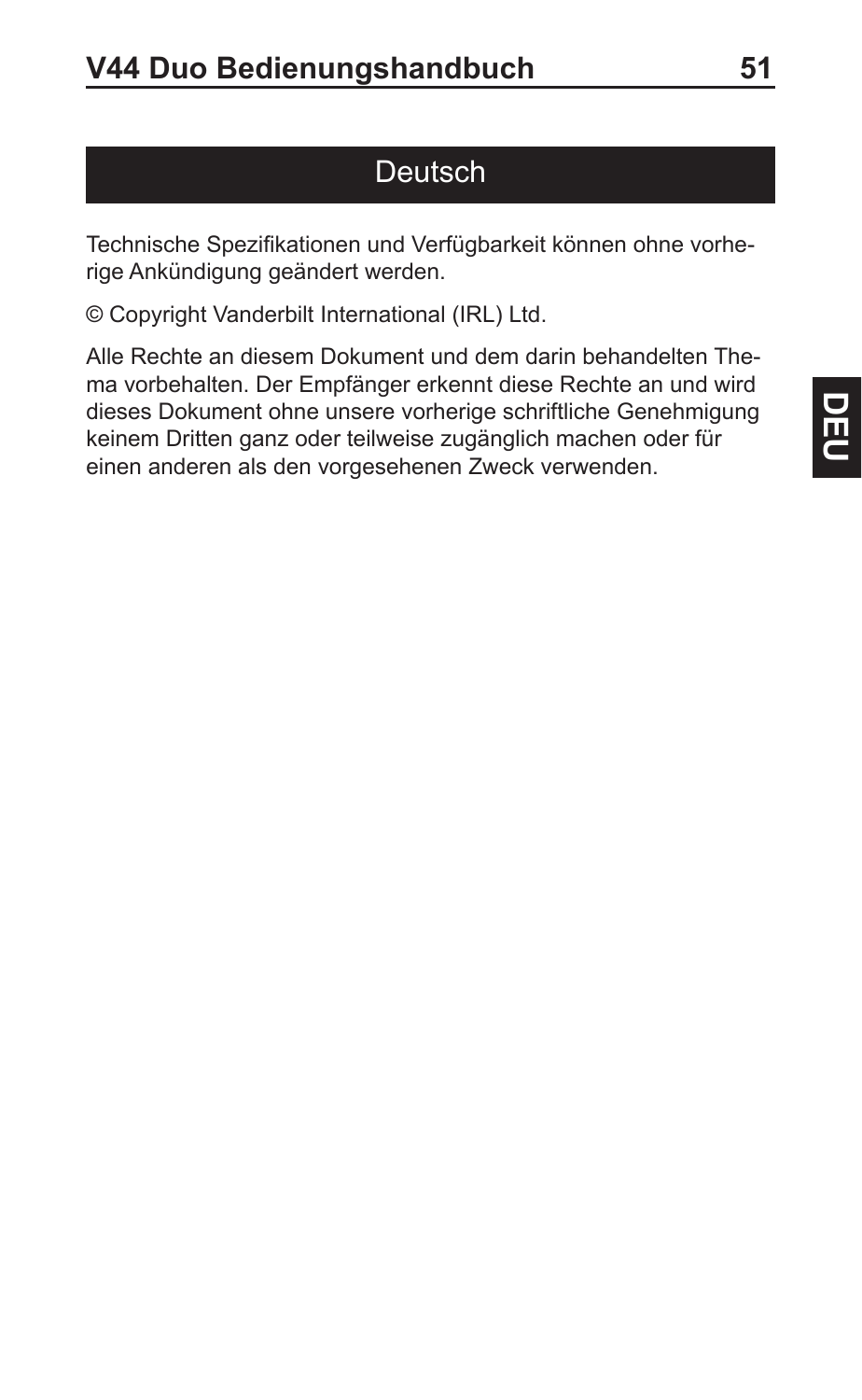# Deutsch

Technische Spezifikationen und Verfügbarkeit können ohne vorherige Ankündigung geändert werden.

© Copyright Vanderbilt International (IRL) Ltd.

Alle Rechte an diesem Dokument und dem darin behandelten Thema vorbehalten. Der Empfänger erkennt diese Rechte an und wird dieses Dokument ohne unsere vorherige schriftliche Genehmigung keinem Dritten ganz oder teilweise zugänglich machen oder für einen anderen als den vorgesehenen Zweck verwenden.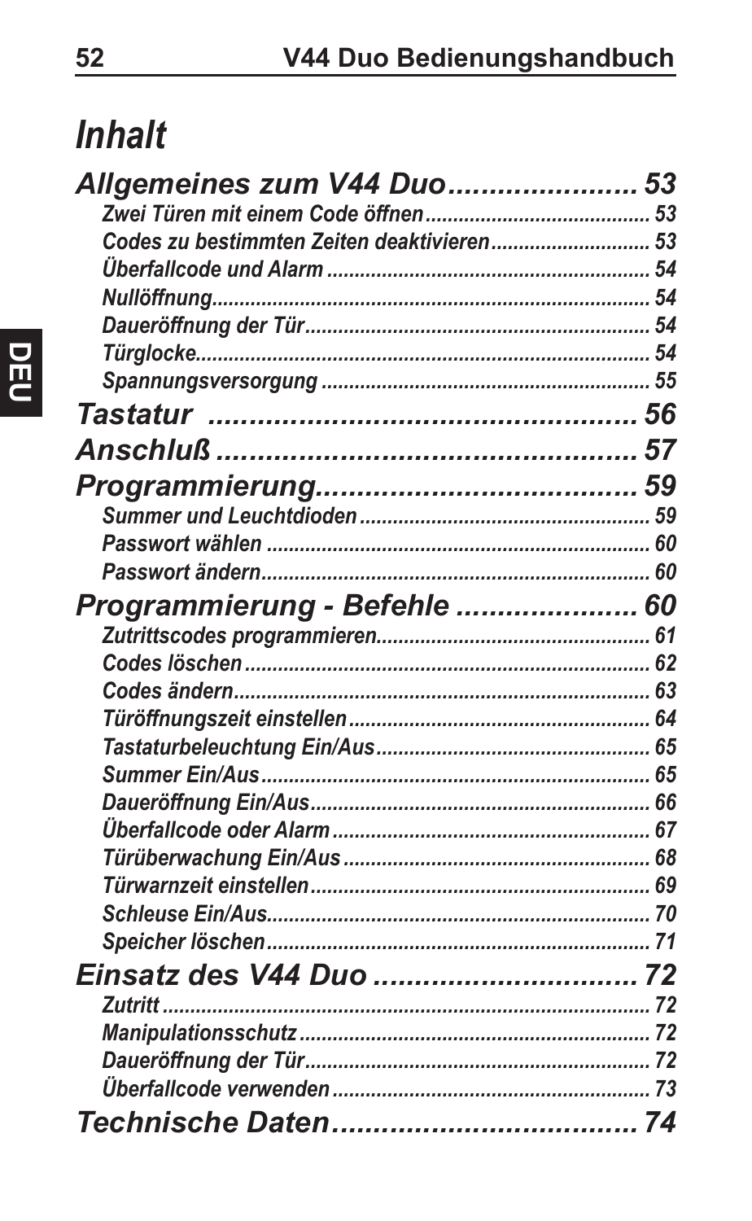# *Inhalt*

***Allgemeines zum V44 Duo....................... 53***

- ***Zwei Türen mit einem Code öffnen........................................ 53***
- ***Codes zu bestimmten Zeiten deaktivieren............................ 53***
- ***Überfallcode und Alarm .......................................................... 54***
- ***Nullöffnung............................................................................. 54***
- ***Daueröffnung der Tür............................................................. 54***
- ***Türglocke................................................................................ 54***
- ***Spannungsversorgung ........................................................... 55***

***Tastatur .................................................... 56***

***Anschluß .................................................. 57***

***Programmierung...................................... 59***

- ***Summer und Leuchtdioden .................................................... 59***
- ***Passwort wählen ..................................................................... 60***
- ***Passwort ändern...................................................................... 60***

***Programmierung - Befehle ..................... 60***

- ***Zutrittscodes programmieren................................................. 61***
- ***Codes löschen ......................................................................... 62***
- ***Codes ändern........................................................................... 63***
- ***Türöffnungszeit einstellen...................................................... 64***
- ***Tastaturbeleuchtung Ein/Aus................................................. 65***
- ***Summer Ein/Aus...................................................................... 65***
- ***Daueröffnung Ein/Aus............................................................. 66***
- ***Überfallcode oder Alarm ......................................................... 67***
- ***Türüberwachung Ein/Aus ....................................................... 68***
- ***Türwarnzeit einstellen............................................................. 69***
- ***Schleuse Ein/Aus..................................................................... 70***
- ***Speicher löschen..................................................................... 71***

***Einsatz des V44 Duo ................................ 72***

- ***Zutritt ........................................................................................ 72***
- ***Manipulationsschutz ............................................................... 72***
- ***Daueröffnung der Tür.............................................................. 72***
- ***Überfallcode verwenden ......................................................... 73***

***Technische Daten..................................... 74***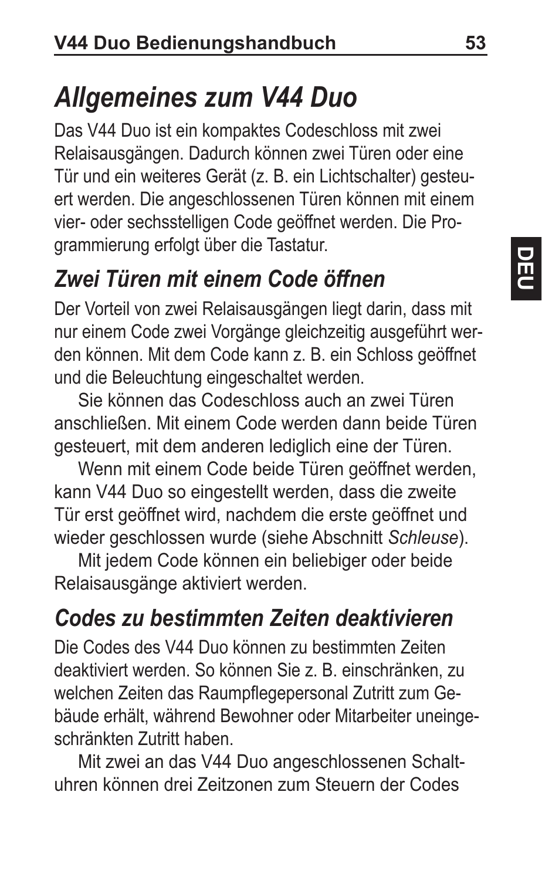# *Allgemeines zum V44 Duo*

Das V44 Duo ist ein kompaktes Codeschloss mit zwei Relaisausgängen. Dadurch können zwei Türen oder eine Tür und ein weiteres Gerät (z. B. ein Lichtschalter) gesteuert werden. Die angeschlossenen Türen können mit einem vier- oder sechsstelligen Code geöffnet werden. Die Programmierung erfolgt über die Tastatur.

## *Zwei Türen mit einem Code öffnen*

Der Vorteil von zwei Relaisausgängen liegt darin, dass mit nur einem Code zwei Vorgänge gleichzeitig ausgeführt werden können. Mit dem Code kann z. B. ein Schloss geöffnet und die Beleuchtung eingeschaltet werden.

Sie können das Codeschloss auch an zwei Türen anschließen. Mit einem Code werden dann beide Türen gesteuert, mit dem anderen lediglich eine der Türen.

Wenn mit einem Code beide Türen geöffnet werden, kann V44 Duo so eingestellt werden, dass die zweite Tür erst geöffnet wird, nachdem die erste geöffnet und wieder geschlossen wurde (siehe Abschnitt *Schleuse*).

Mit jedem Code können ein beliebiger oder beide Relaisausgänge aktiviert werden.

## *Codes zu bestimmten Zeiten deaktivieren*

Die Codes des V44 Duo können zu bestimmten Zeiten deaktiviert werden. So können Sie z. B. einschränken, zu welchen Zeiten das Raumpflegepersonal Zutritt zum Gebäude erhält, während Bewohner oder Mitarbeiter uneingeschränkten Zutritt haben.

Mit zwei an das V44 Duo angeschlossenen Schaltuhren können drei Zeitzonen zum Steuern der Codes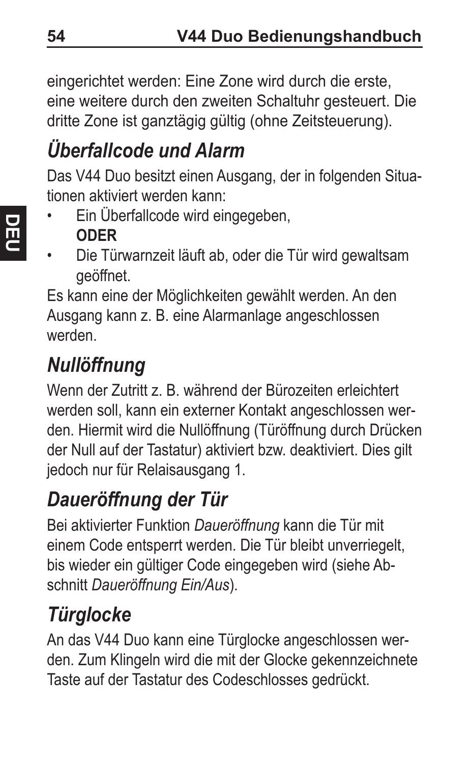eingerichtet werden: Eine Zone wird durch die erste, eine weitere durch den zweiten Schaltuhr gesteuert. Die dritte Zone ist ganztägig gültig (ohne Zeitsteuerung).

## *Überfallcode und Alarm*

Das V44 Duo besitzt einen Ausgang, der in folgenden Situationen aktiviert werden kann:

- Ein Überfallcode wird eingegeben,
  **ODER**
- Die Türwarnzeit läuft ab, oder die Tür wird gewaltsam geöffnet.

Es kann eine der Möglichkeiten gewählt werden. An den Ausgang kann z. B. eine Alarmanlage angeschlossen werden.

## *Nullöffnung*

Wenn der Zutritt z. B. während der Bürozeiten erleichtert werden soll, kann ein externer Kontakt angeschlossen werden. Hiermit wird die Nullöffnung (Türöffnung durch Drücken der Null auf der Tastatur) aktiviert bzw. deaktiviert. Dies gilt jedoch nur für Relaisausgang 1.

## *Daueröffnung der Tür*

Bei aktivierter Funktion *Daueröffnung* kann die Tür mit einem Code entsperrt werden. Die Tür bleibt unverriegelt, bis wieder ein gültiger Code eingegeben wird (siehe Abschnitt *Daueröffnung Ein/Aus*).

## *Türglocke*

An das V44 Duo kann eine Türglocke angeschlossen werden. Zum Klingeln wird die mit der Glocke gekennzeichnete Taste auf der Tastatur des Codeschlosses gedrückt.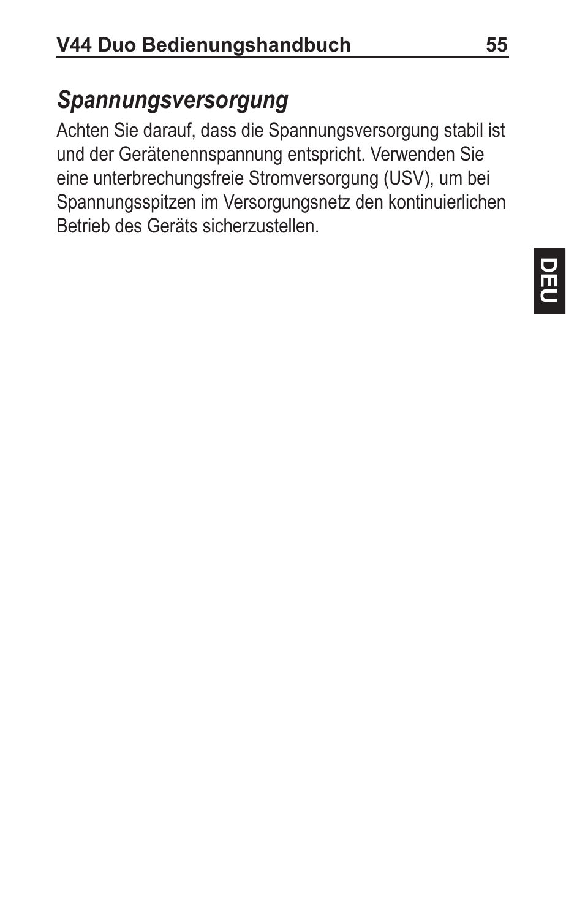## *Spannungsversorgung*

Achten Sie darauf, dass die Spannungsversorgung stabil ist und der Gerätenennspannung entspricht. Verwenden Sie eine unterbrechungsfreie Stromversorgung (USV), um bei Spannungsspitzen im Versorgungsnetz den kontinuierlichen Betrieb des Geräts sicherzustellen.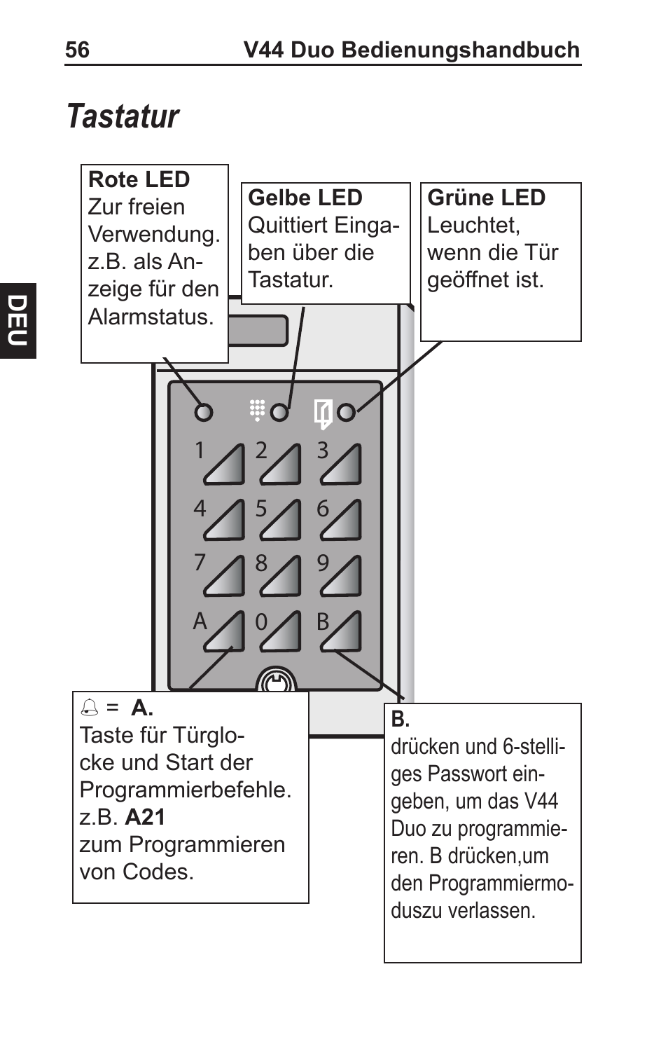# Tastatur

**Rote LED**
Zur freien Verwendung. z.B. als Anzeige für den Alarmstatus.

**Gelbe LED**
Quittiert Eingaben über die Tastatur.

**Grüne LED**
Leuchtet, wenn die Tür geöffnet ist.

1 2 3
4 5 6
7 8 9
A 0 B

🔔 = **A.**
Taste für Türglocke und Start der Programmierbefehle.
z.B. **A21**
zum Programmieren von Codes.

**B.**
drücken und 6-stelliges Passwort eingeben, um das V44 Duo zu programmieren. B drücken,um den Programmiermoduszu verlassen.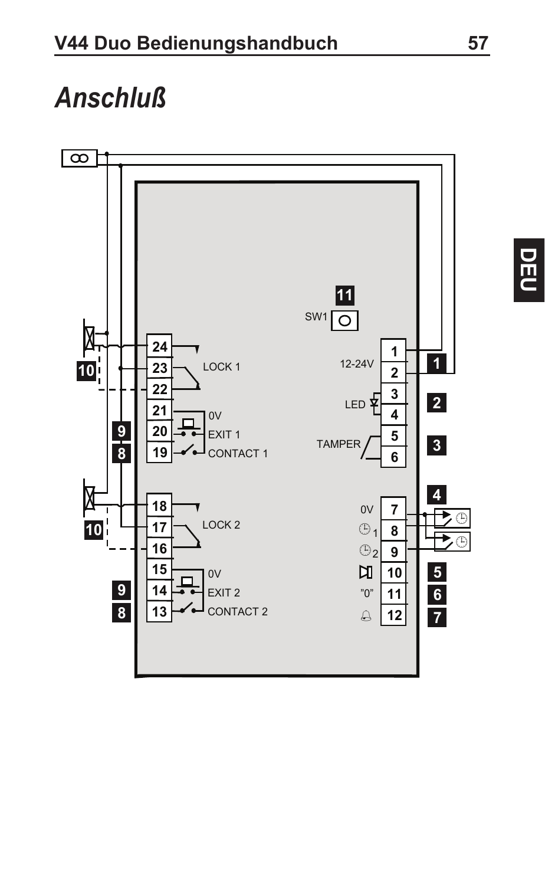# Anschluß

SW1

12-24V

LED

TAMPER

LOCK 1

0V

EXIT 1

CONTACT 1

LOCK 2

0V

EXIT 2

CONTACT 2

0V

"0"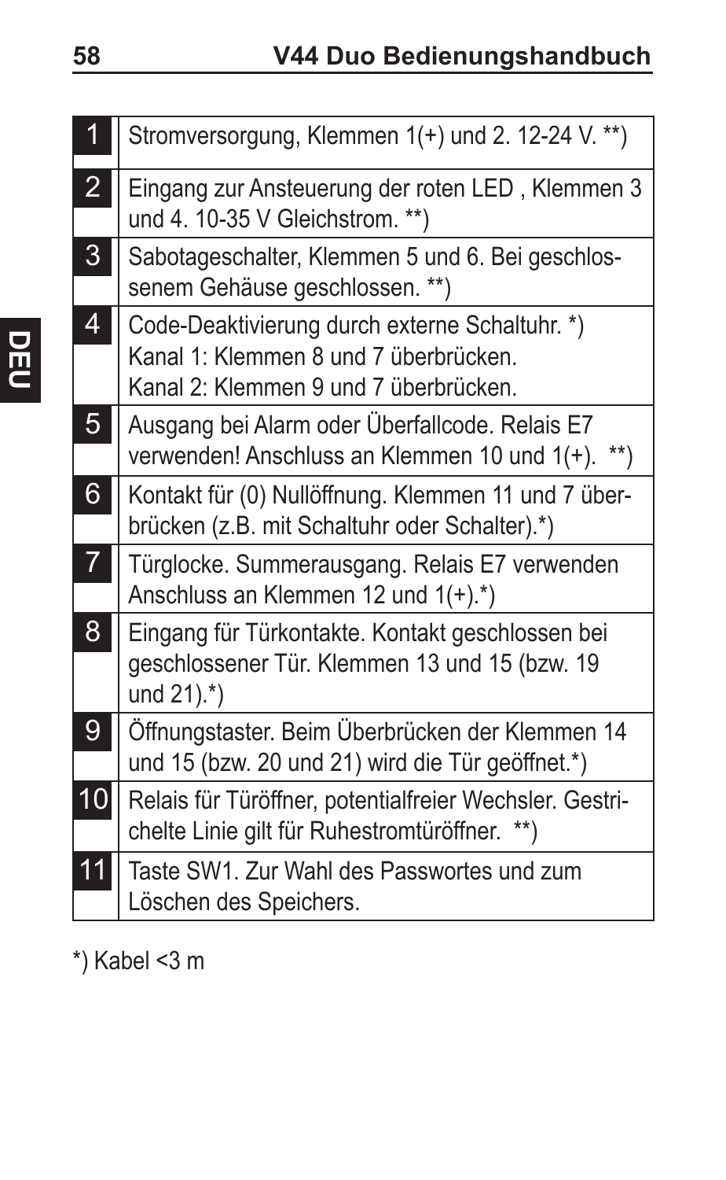| | |
|---|---|
| 1 | Stromversorgung, Klemmen 1(+) und 2. 12-24 V. **) |
| 2 | Eingang zur Ansteuerung der roten LED , Klemmen 3 und 4. 10-35 V Gleichstrom. **) |
| 3 | Sabotageschalter, Klemmen 5 und 6. Bei geschlossenem Gehäuse geschlossen. **) |
| 4 | Code-Deaktivierung durch externe Schaltuhr. *)<br>Kanal 1: Klemmen 8 und 7 überbrücken.<br>Kanal 2: Klemmen 9 und 7 überbrücken. |
| 5 | Ausgang bei Alarm oder Überfallcode. Relais E7 verwenden! Anschluss an Klemmen 10 und 1(+). **) |
| 6 | Kontakt für (0) Nullöffnung. Klemmen 11 und 7 überbrücken (z.B. mit Schaltuhr oder Schalter).*) |
| 7 | Türglocke. Summerausgang. Relais E7 verwenden Anschluss an Klemmen 12 und 1(+).*) |
| 8 | Eingang für Türkontakte. Kontakt geschlossen bei geschlossener Tür. Klemmen 13 und 15 (bzw. 19 und 21).*) |
| 9 | Öffnungstaster. Beim Überbrücken der Klemmen 14 und 15 (bzw. 20 und 21) wird die Tür geöffnet.*) |
| 10 | Relais für Türöffner, potentialfreier Wechsler. Gestrichelte Linie gilt für Ruhestromtüröffner. **) |
| 11 | Taste SW1. Zur Wahl des Passwortes und zum Löschen des Speichers. |

*) Kabel <3 m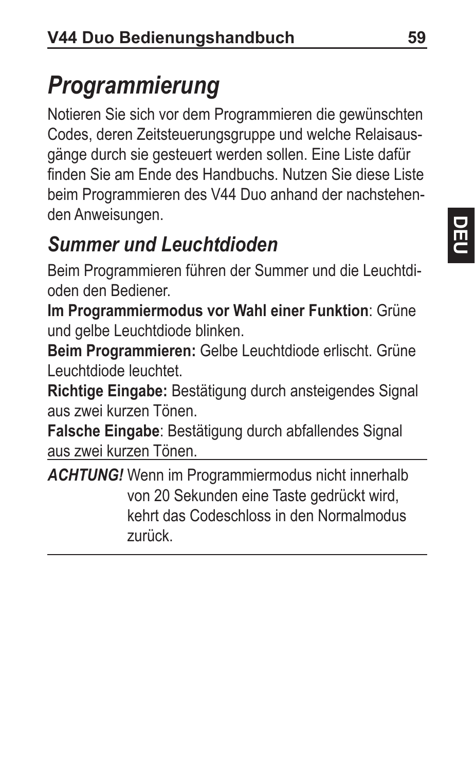# *Programmierung*

Notieren Sie sich vor dem Programmieren die gewünschten Codes, deren Zeitsteuerungsgruppe und welche Relaisausgänge durch sie gesteuert werden sollen. Eine Liste dafür finden Sie am Ende des Handbuchs. Nutzen Sie diese Liste beim Programmieren des V44 Duo anhand der nachstehenden Anweisungen.

## *Summer und Leuchtdioden*

Beim Programmieren führen der Summer und die Leuchtdioden den Bediener.

**Im Programmiermodus vor Wahl einer Funktion**: Grüne und gelbe Leuchtdiode blinken.

**Beim Programmieren:** Gelbe Leuchtdiode erlischt. Grüne Leuchtdiode leuchtet.

**Richtige Eingabe:** Bestätigung durch ansteigendes Signal aus zwei kurzen Tönen.

**Falsche Eingabe**: Bestätigung durch abfallendes Signal aus zwei kurzen Tönen.

***ACHTUNG!*** Wenn im Programmiermodus nicht innerhalb von 20 Sekunden eine Taste gedrückt wird, kehrt das Codeschloss in den Normalmodus zurück.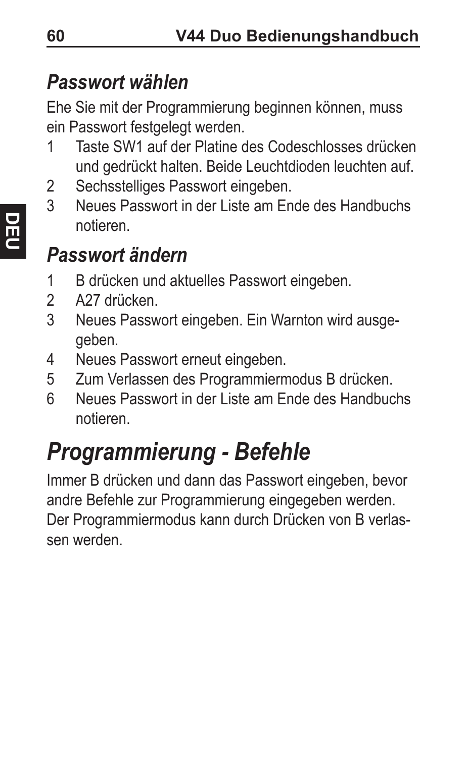## *Passwort wählen*

Ehe Sie mit der Programmierung beginnen können, muss ein Passwort festgelegt werden.

1 Taste SW1 auf der Platine des Codeschlosses drücken und gedrückt halten. Beide Leuchtdioden leuchten auf.
2 Sechsstelliges Passwort eingeben.
3 Neues Passwort in der Liste am Ende des Handbuchs notieren.

## *Passwort ändern*

1 B drücken und aktuelles Passwort eingeben.
2 A27 drücken.
3 Neues Passwort eingeben. Ein Warnton wird ausgegeben.
4 Neues Passwort erneut eingeben.
5 Zum Verlassen des Programmiermodus B drücken.
6 Neues Passwort in der Liste am Ende des Handbuchs notieren.

# *Programmierung - Befehle*

Immer B drücken und dann das Passwort eingeben, bevor andre Befehle zur Programmierung eingegeben werden. Der Programmiermodus kann durch Drücken von B verlassen werden.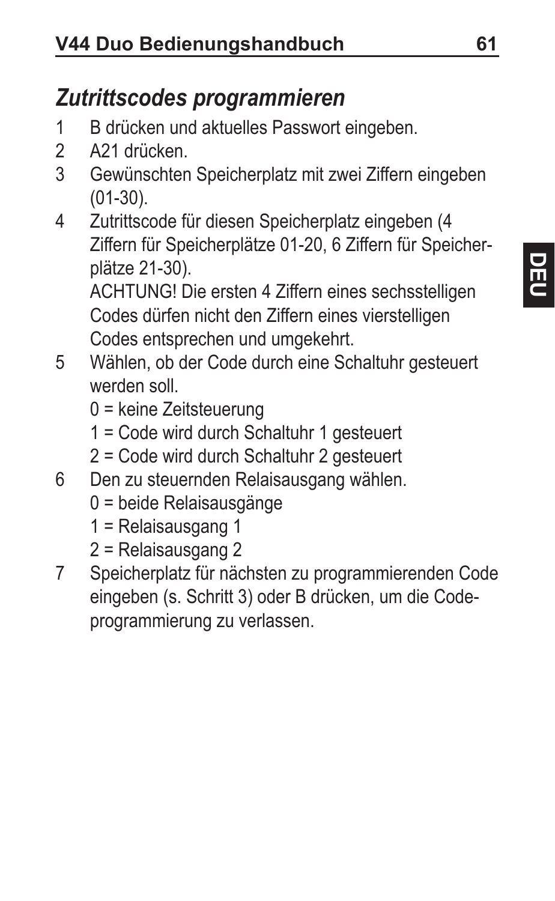## *Zutrittscodes programmieren*

1. B drücken und aktuelles Passwort eingeben.
2. A21 drücken.
3. Gewünschten Speicherplatz mit zwei Ziffern eingeben (01-30).
4. Zutrittscode für diesen Speicherplatz eingeben (4 Ziffern für Speicherplätze 01-20, 6 Ziffern für Speicherplätze 21-30).
   ACHTUNG! Die ersten 4 Ziffern eines sechsstelligen Codes dürfen nicht den Ziffern eines vierstelligen Codes entsprechen und umgekehrt.
5. Wählen, ob der Code durch eine Schaltuhr gesteuert werden soll.
   0 = keine Zeitsteuerung
   1 = Code wird durch Schaltuhr 1 gesteuert
   2 = Code wird durch Schaltuhr 2 gesteuert
6. Den zu steuernden Relaisausgang wählen.
   0 = beide Relaisausgänge
   1 = Relaisausgang 1
   2 = Relaisausgang 2
7. Speicherplatz für nächsten zu programmierenden Code eingeben (s. Schritt 3) oder B drücken, um die Codeprogrammierung zu verlassen.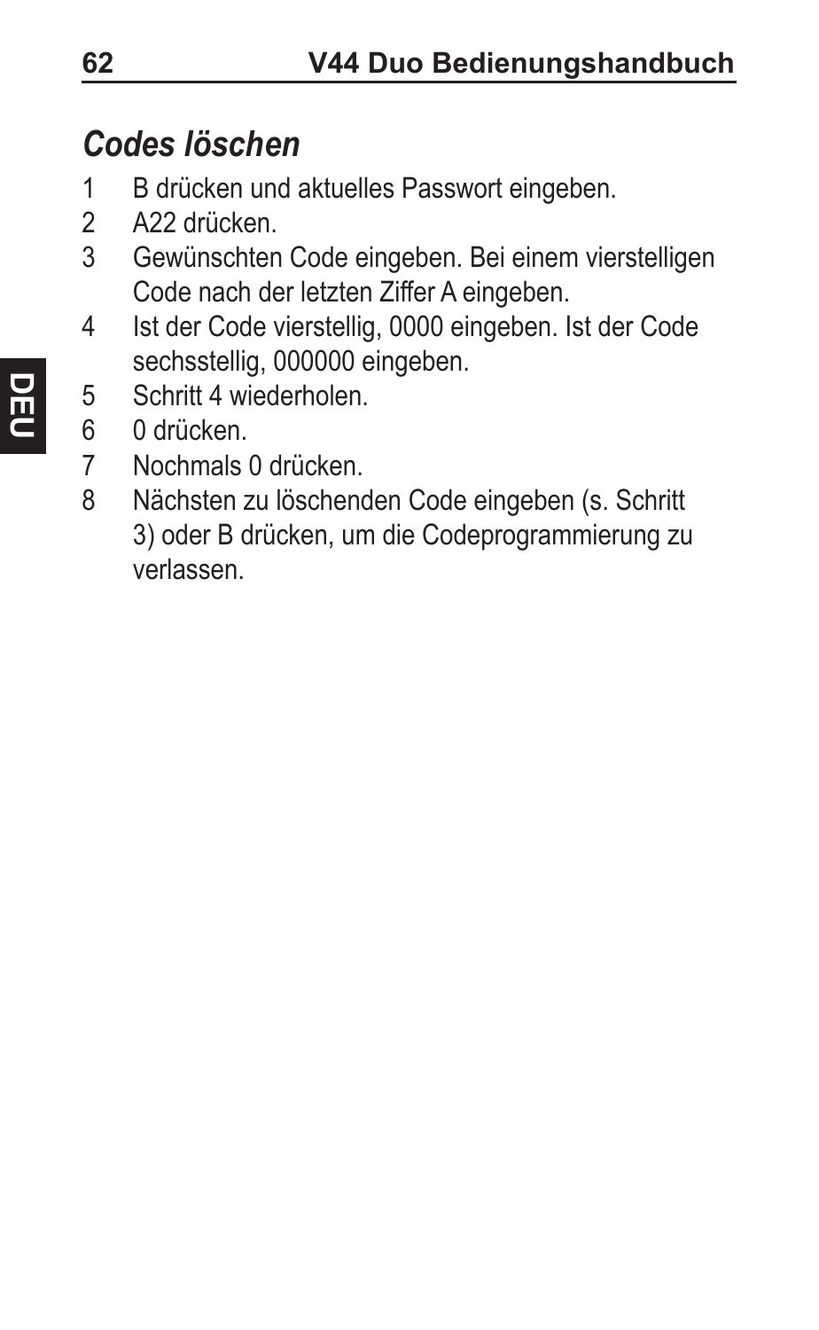## *Codes löschen*

1. B drücken und aktuelles Passwort eingeben.
2. A22 drücken.
3. Gewünschten Code eingeben. Bei einem vierstelligen Code nach der letzten Ziffer A eingeben.
4. Ist der Code vierstellig, 0000 eingeben. Ist der Code sechsstellig, 000000 eingeben.
5. Schritt 4 wiederholen.
6. 0 drücken.
7. Nochmals 0 drücken.
8. Nächsten zu löschenden Code eingeben (s. Schritt 3) oder B drücken, um die Codeprogrammierung zu verlassen.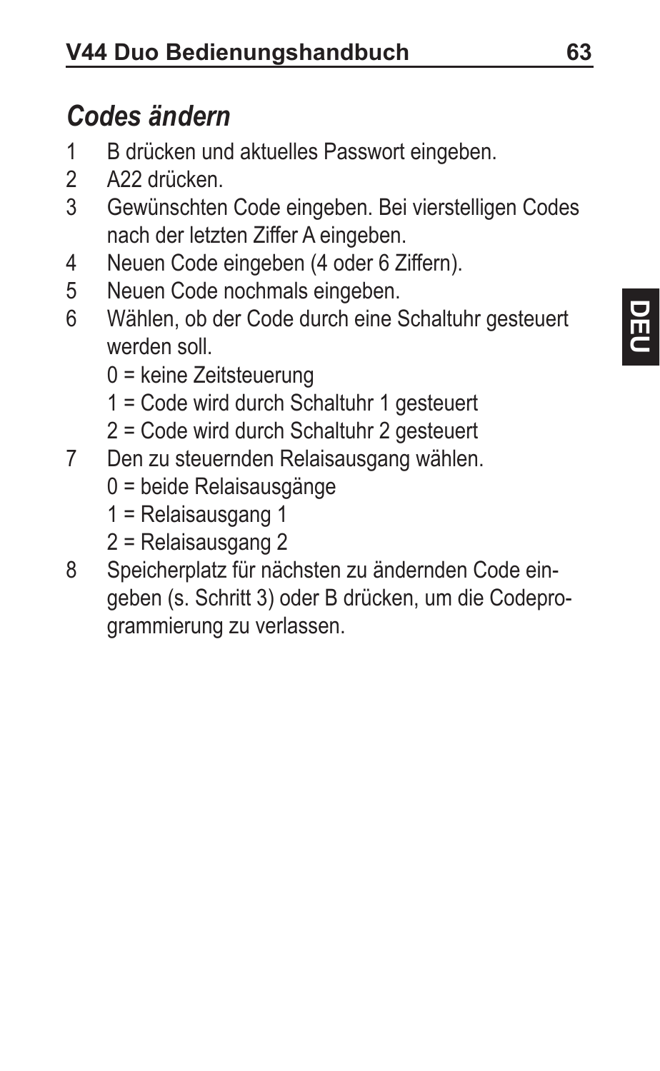## *Codes ändern*

1. B drücken und aktuelles Passwort eingeben.
2. A22 drücken.
3. Gewünschten Code eingeben. Bei vierstelligen Codes nach der letzten Ziffer A eingeben.
4. Neuen Code eingeben (4 oder 6 Ziffern).
5. Neuen Code nochmals eingeben.
6. Wählen, ob der Code durch eine Schaltuhr gesteuert werden soll.
   - 0 = keine Zeitsteuerung
   - 1 = Code wird durch Schaltuhr 1 gesteuert
   - 2 = Code wird durch Schaltuhr 2 gesteuert
7. Den zu steuernden Relaisausgang wählen.
   - 0 = beide Relaisausgänge
   - 1 = Relaisausgang 1
   - 2 = Relaisausgang 2
8. Speicherplatz für nächsten zu ändernden Code eingeben (s. Schritt 3) oder B drücken, um die Codeprogrammierung zu verlassen.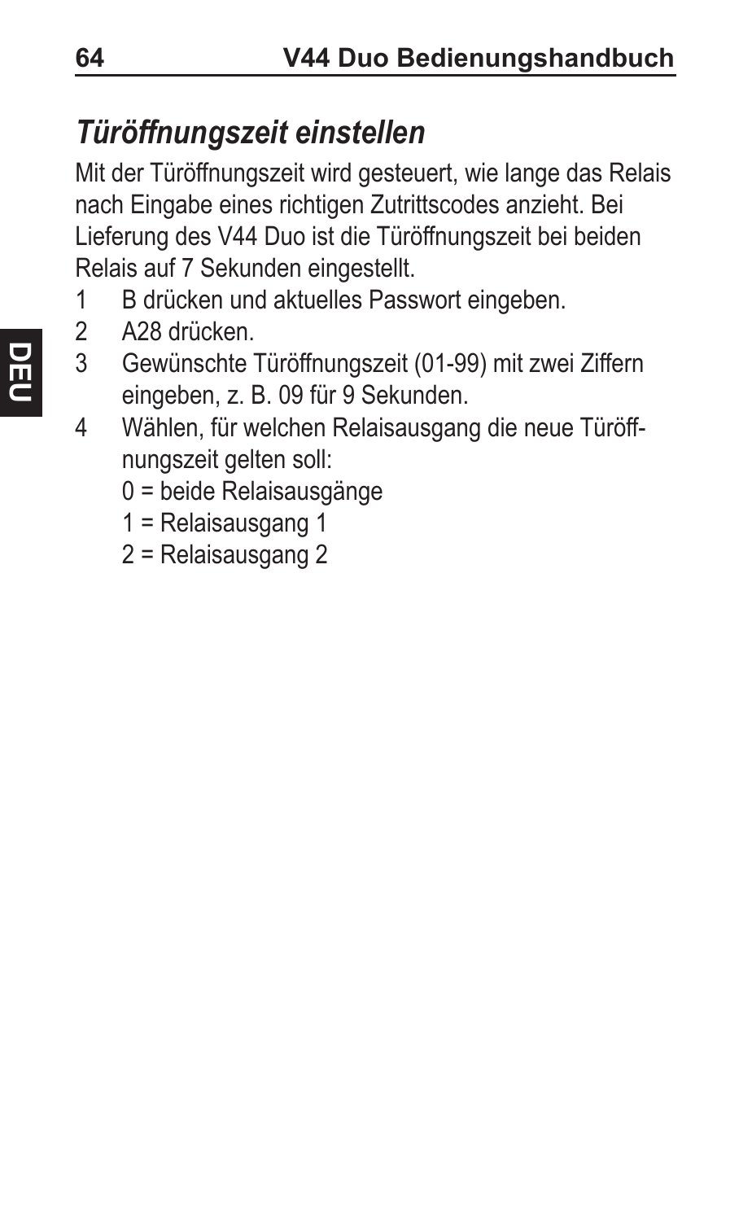## *Türöffnungszeit einstellen*

Mit der Türöffnungszeit wird gesteuert, wie lange das Relais nach Eingabe eines richtigen Zutrittscodes anzieht. Bei Lieferung des V44 Duo ist die Türöffnungszeit bei beiden Relais auf 7 Sekunden eingestellt.

1. B drücken und aktuelles Passwort eingeben.
2. A28 drücken.
3. Gewünschte Türöffnungszeit (01-99) mit zwei Ziffern eingeben, z. B. 09 für 9 Sekunden.
4. Wählen, für welchen Relaisausgang die neue Türöffnungszeit gelten soll:
   - 0 = beide Relaisausgänge
   - 1 = Relaisausgang 1
   - 2 = Relaisausgang 2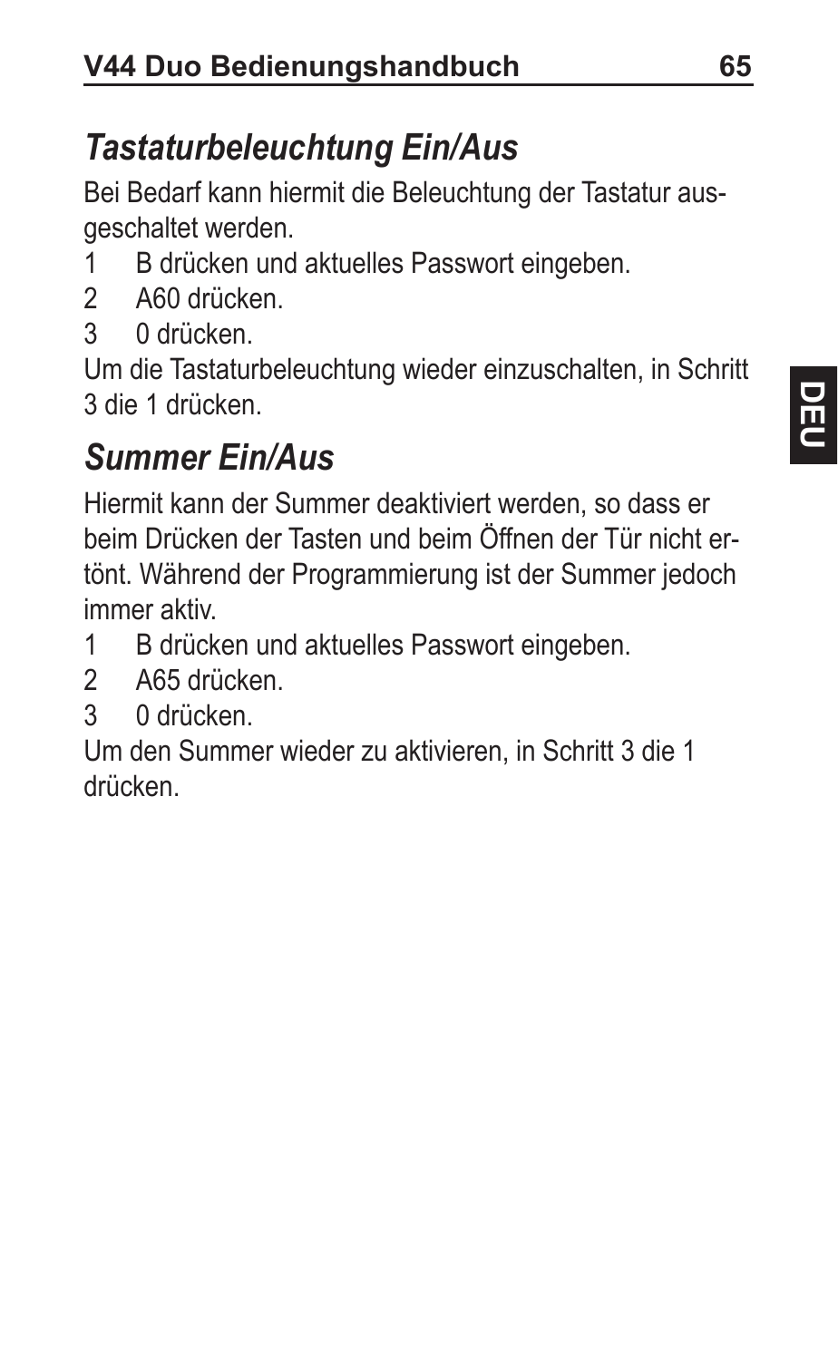## *Tastaturbeleuchtung Ein/Aus*

Bei Bedarf kann hiermit die Beleuchtung der Tastatur ausgeschaltet werden.

1. B drücken und aktuelles Passwort eingeben.
2. A60 drücken.
3. 0 drücken.

Um die Tastaturbeleuchtung wieder einzuschalten, in Schritt 3 die 1 drücken.

## *Summer Ein/Aus*

Hiermit kann der Summer deaktiviert werden, so dass er beim Drücken der Tasten und beim Öffnen der Tür nicht ertönt. Während der Programmierung ist der Summer jedoch immer aktiv.

1. B drücken und aktuelles Passwort eingeben.
2. A65 drücken.
3. 0 drücken.

Um den Summer wieder zu aktivieren, in Schritt 3 die 1 drücken.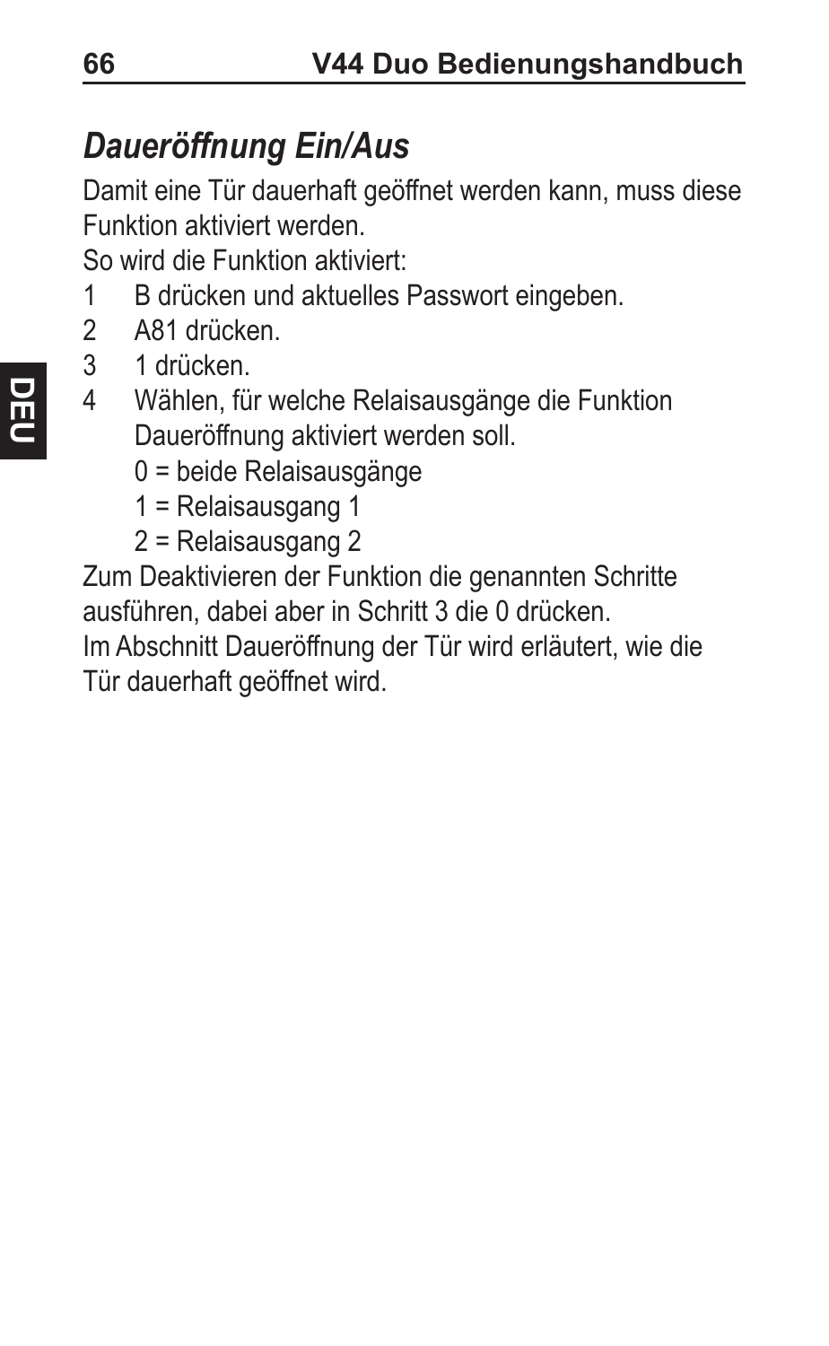## *Daueröffnung Ein/Aus*

Damit eine Tür dauerhaft geöffnet werden kann, muss diese Funktion aktiviert werden.

So wird die Funktion aktiviert:

1. B drücken und aktuelles Passwort eingeben.
2. A81 drücken.
3. 1 drücken.
4. Wählen, für welche Relaisausgänge die Funktion Daueröffnung aktiviert werden soll.
   - 0 = beide Relaisausgänge
   - 1 = Relaisausgang 1
   - 2 = Relaisausgang 2

Zum Deaktivieren der Funktion die genannten Schritte ausführen, dabei aber in Schritt 3 die 0 drücken.

Im Abschnitt Daueröffnung der Tür wird erläutert, wie die Tür dauerhaft geöffnet wird.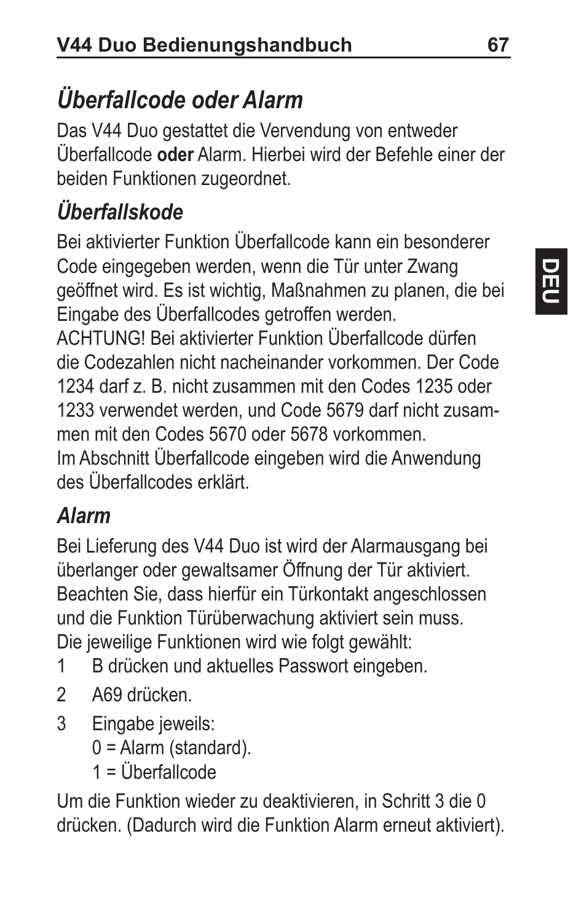## *Überfallcode oder Alarm*

Das V44 Duo gestattet die Vervendung von entweder Überfallcode **oder** Alarm. Hierbei wird der Befehle einer der beiden Funktionen zugeordnet.

### *Überfallskode*

Bei aktivierter Funktion Überfallcode kann ein besonderer Code eingegeben werden, wenn die Tür unter Zwang geöffnet wird. Es ist wichtig, Maßnahmen zu planen, die bei Eingabe des Überfallcodes getroffen werden.

ACHTUNG! Bei aktivierter Funktion Überfallcode dürfen die Codezahlen nicht nacheinander vorkommen. Der Code 1234 darf z. B. nicht zusammen mit den Codes 1235 oder 1233 verwendet werden, und Code 5679 darf nicht zusammen mit den Codes 5670 oder 5678 vorkommen.

Im Abschnitt Überfallcode eingeben wird die Anwendung des Überfallcodes erklärt.

### *Alarm*

Bei Lieferung des V44 Duo ist wird der Alarmausgang bei überlanger oder gewaltsamer Öffnung der Tür aktiviert. Beachten Sie, dass hierfür ein Türkontakt angeschlossen und die Funktion Türüberwachung aktiviert sein muss.

Die jeweilige Funktionen wird wie folgt gewählt:

1. B drücken und aktuelles Passwort eingeben.
2. A69 drücken.
3. Eingabe jeweils:
   0 = Alarm (standard).
   1 = Überfallcode

Um die Funktion wieder zu deaktivieren, in Schritt 3 die 0 drücken. (Dadurch wird die Funktion Alarm erneut aktiviert).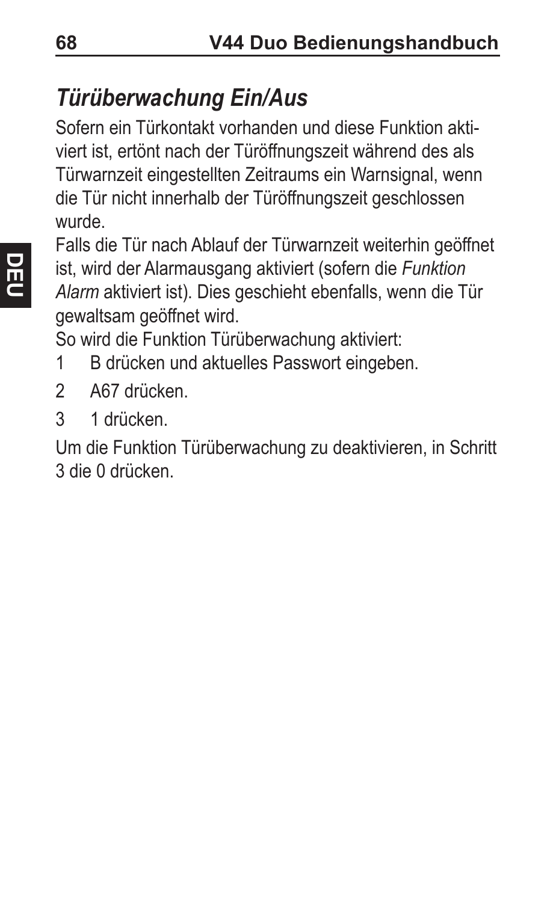## *Türüberwachung Ein/Aus*

Sofern ein Türkontakt vorhanden und diese Funktion aktiviert ist, ertönt nach der Türöffnungszeit während des als Türwarnzeit eingestellten Zeitraums ein Warnsignal, wenn die Tür nicht innerhalb der Türöffnungszeit geschlossen wurde.

Falls die Tür nach Ablauf der Türwarnzeit weiterhin geöffnet ist, wird der Alarmausgang aktiviert (sofern die *Funktion Alarm* aktiviert ist). Dies geschieht ebenfalls, wenn die Tür gewaltsam geöffnet wird.

So wird die Funktion Türüberwachung aktiviert:

1. B drücken und aktuelles Passwort eingeben.
2. A67 drücken.
3. 1 drücken.

Um die Funktion Türüberwachung zu deaktivieren, in Schritt 3 die 0 drücken.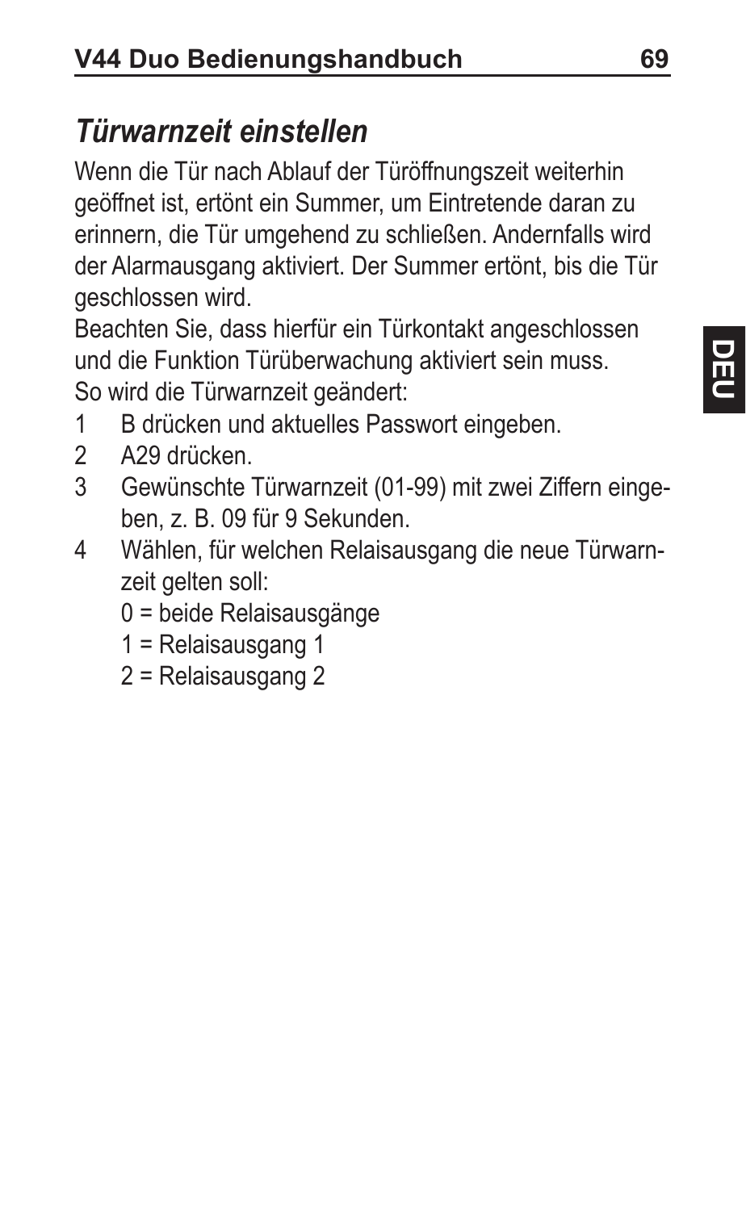## *Türwarnzeit einstellen*

Wenn die Tür nach Ablauf der Türöffnungszeit weiterhin geöffnet ist, ertönt ein Summer, um Eintretende daran zu erinnern, die Tür umgehend zu schließen. Andernfalls wird der Alarmausgang aktiviert. Der Summer ertönt, bis die Tür geschlossen wird.

Beachten Sie, dass hierfür ein Türkontakt angeschlossen und die Funktion Türüberwachung aktiviert sein muss.

So wird die Türwarnzeit geändert:

1. B drücken und aktuelles Passwort eingeben.
2. A29 drücken.
3. Gewünschte Türwarnzeit (01-99) mit zwei Ziffern eingeben, z. B. 09 für 9 Sekunden.
4. Wählen, für welchen Relaisausgang die neue Türwarnzeit gelten soll:
   - 0 = beide Relaisausgänge
   - 1 = Relaisausgang 1
   - 2 = Relaisausgang 2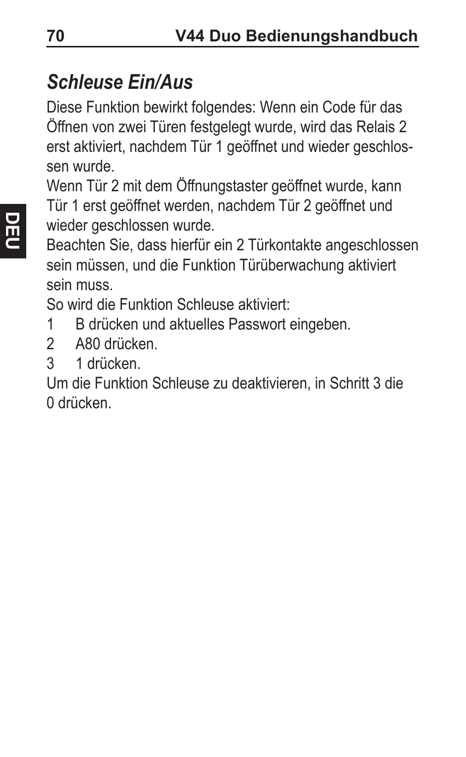## *Schleuse Ein/Aus*

Diese Funktion bewirkt folgendes: Wenn ein Code für das Öffnen von zwei Türen festgelegt wurde, wird das Relais 2 erst aktiviert, nachdem Tür 1 geöffnet und wieder geschlossen wurde.

Wenn Tür 2 mit dem Öffnungstaster geöffnet wurde, kann Tür 1 erst geöffnet werden, nachdem Tür 2 geöffnet und wieder geschlossen wurde.

Beachten Sie, dass hierfür ein 2 Türkontakte angeschlossen sein müssen, und die Funktion Türüberwachung aktiviert sein muss.

So wird die Funktion Schleuse aktiviert:

1. B drücken und aktuelles Passwort eingeben.
2. A80 drücken.
3. 1 drücken.

Um die Funktion Schleuse zu deaktivieren, in Schritt 3 die 0 drücken.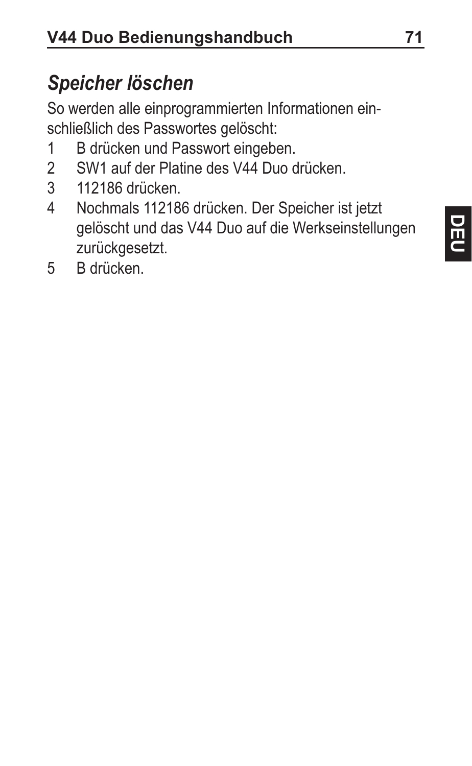## *Speicher löschen*

So werden alle einprogrammierten Informationen einschließlich des Passwortes gelöscht:

1. B drücken und Passwort eingeben.
2. SW1 auf der Platine des V44 Duo drücken.
3. 112186 drücken.
4. Nochmals 112186 drücken. Der Speicher ist jetzt gelöscht und das V44 Duo auf die Werkseinstellungen zurückgesetzt.
5. B drücken.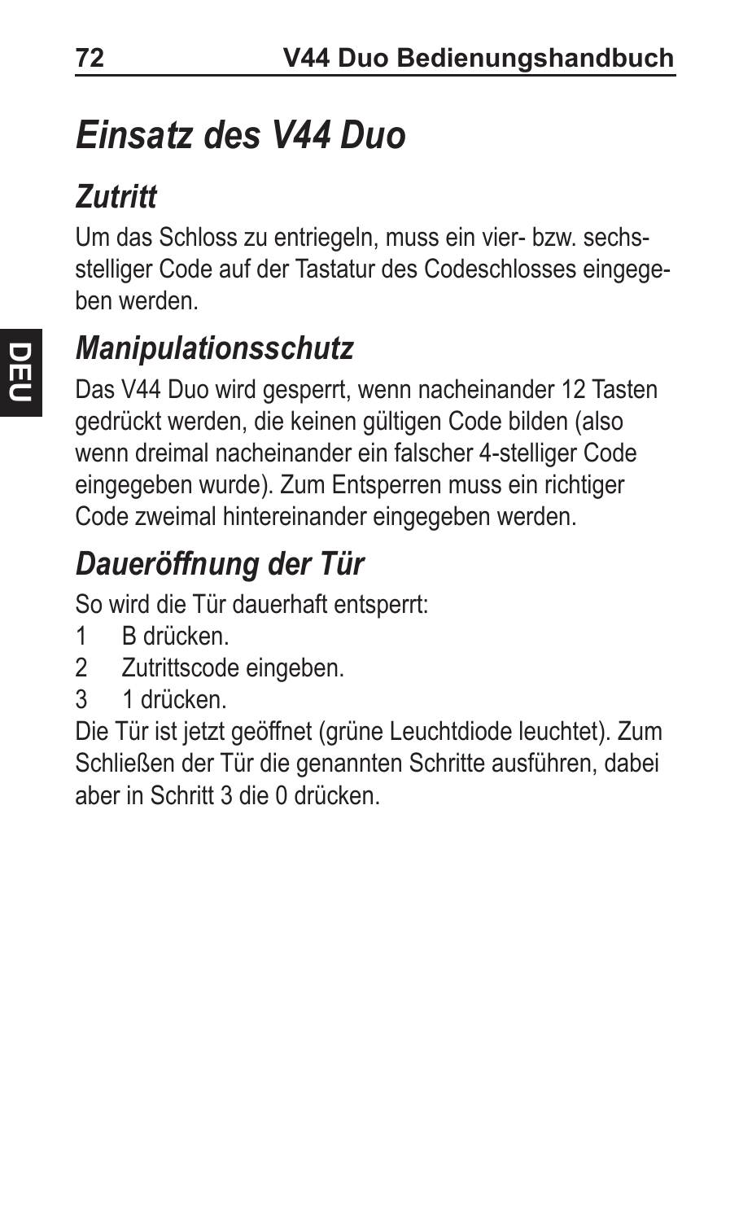# *Einsatz des V44 Duo*

## *Zutritt*

Um das Schloss zu entriegeln, muss ein vier- bzw. sechsstelliger Code auf der Tastatur des Codeschlosses eingegeben werden.

## *Manipulationsschutz*

Das V44 Duo wird gesperrt, wenn nacheinander 12 Tasten gedrückt werden, die keinen gültigen Code bilden (also wenn dreimal nacheinander ein falscher 4-stelliger Code eingegeben wurde). Zum Entsperren muss ein richtiger Code zweimal hintereinander eingegeben werden.

## *Daueröffnung der Tür*

So wird die Tür dauerhaft entsperrt:

1. B drücken.
2. Zutrittscode eingeben.
3. 1 drücken.

Die Tür ist jetzt geöffnet (grüne Leuchtdiode leuchtet). Zum Schließen der Tür die genannten Schritte ausführen, dabei aber in Schritt 3 die 0 drücken.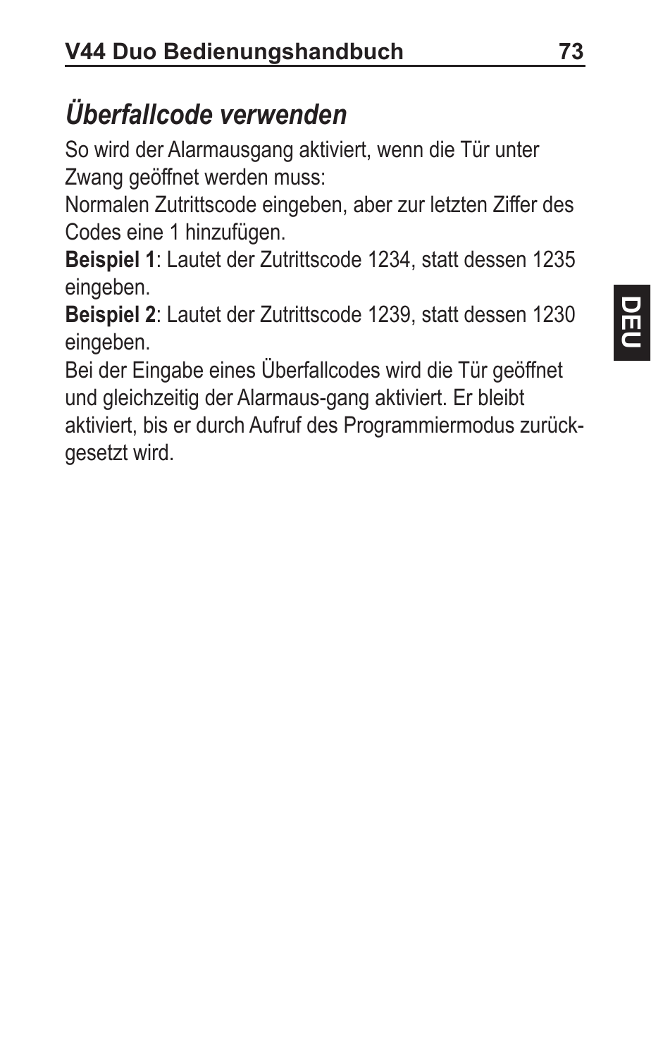## *Überfallcode verwenden*

So wird der Alarmausgang aktiviert, wenn die Tür unter Zwang geöffnet werden muss:

Normalen Zutrittscode eingeben, aber zur letzten Ziffer des Codes eine 1 hinzufügen.

**Beispiel 1**: Lautet der Zutrittscode 1234, statt dessen 1235 eingeben.

**Beispiel 2**: Lautet der Zutrittscode 1239, statt dessen 1230 eingeben.

Bei der Eingabe eines Überfallcodes wird die Tür geöffnet und gleichzeitig der Alarmaus-gang aktiviert. Er bleibt aktiviert, bis er durch Aufruf des Programmiermodus zurück-gesetzt wird.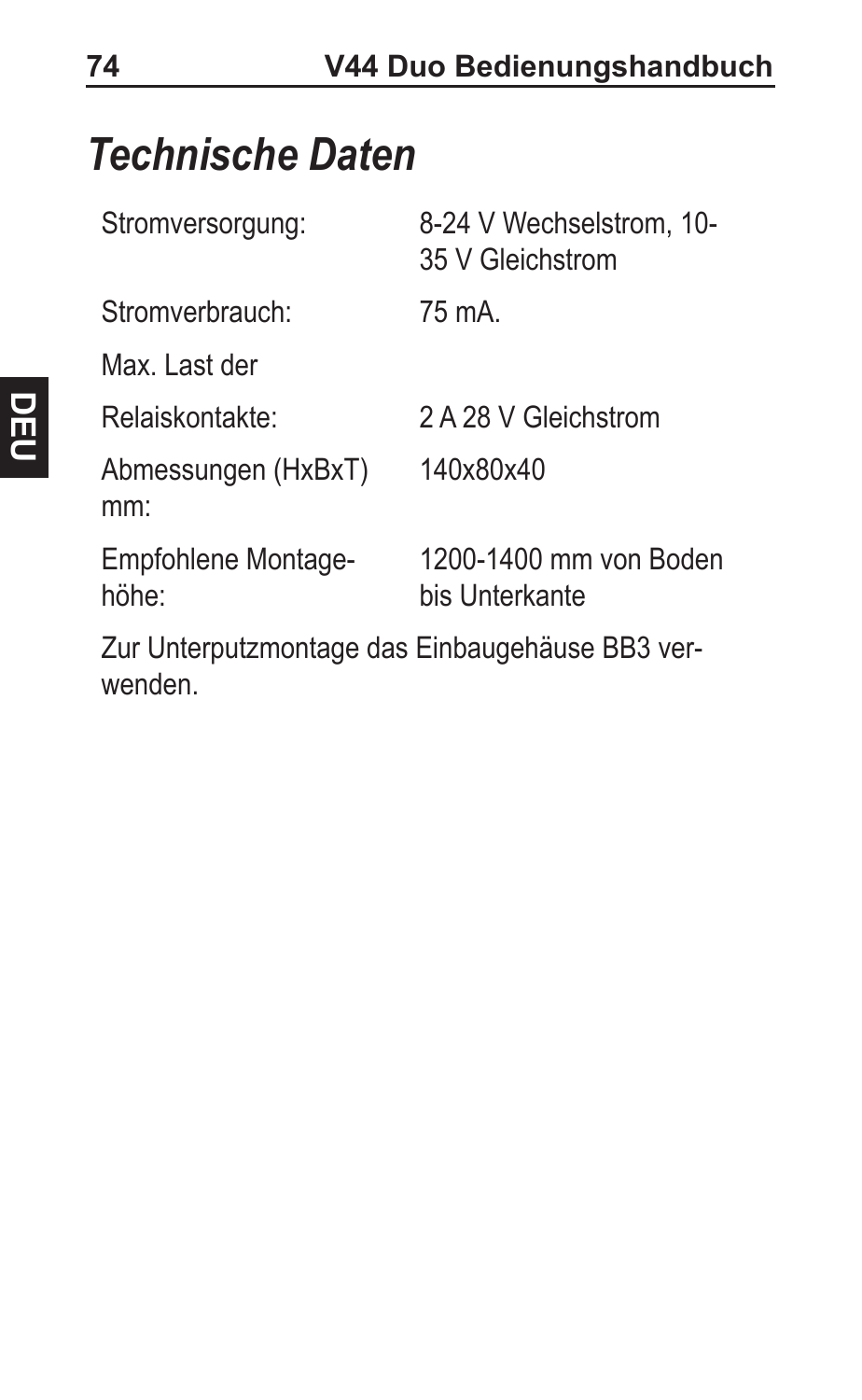# *Technische Daten*

| | |
|---|---|
| Stromversorgung: | 8-24 V Wechselstrom, 10-35 V Gleichstrom |
| Stromverbrauch: | 75 mA. |
| Max. Last der Relaiskontakte: | 2 A 28 V Gleichstrom |
| Abmessungen (HxBxT) mm: | 140x80x40 |
| Empfohlene Montagehöhe: | 1200-1400 mm von Boden bis Unterkante |

Zur Unterputzmontage das Einbaugehäuse BB3 verwenden.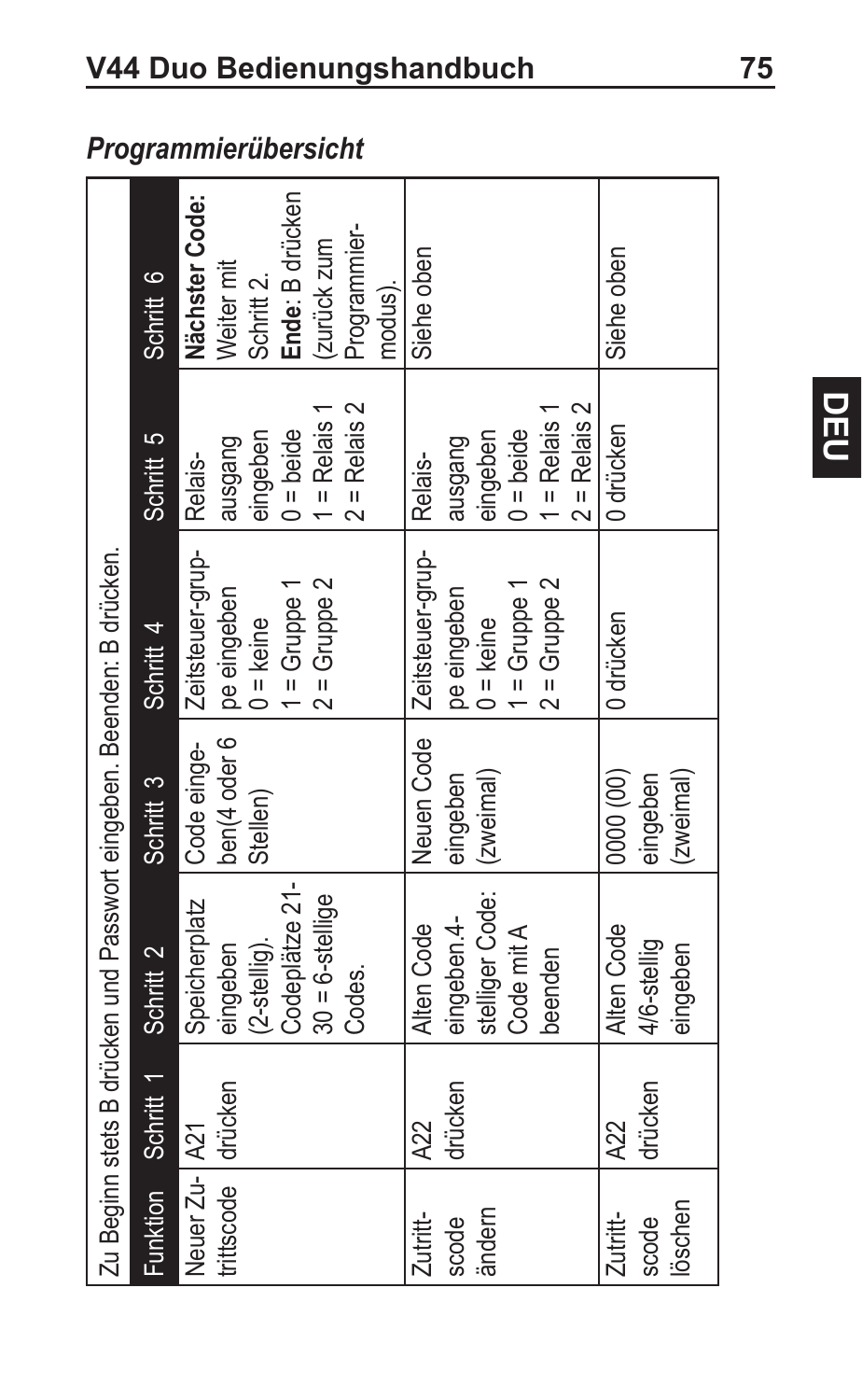## *Programmierübersicht*

| Zu Beginn stets B drücken und Passwort eingeben. Beenden: B drücken. | | | | | | |
|---|---|---|---|---|---|---|
| Funktion | Schritt 1 | Schritt 2 | Schritt 3 | Schritt 4 | Schritt 5 | Schritt 6 |
| Neuer Zutrittscode | A21 drücken | Speicherplatz eingeben (2-stellig). Codeplätze 21-30 = 6-stellige Codes. | Code eingeben(4 oder 6 Stellen) | Zeitsteuer-gruppe eingeben 0 = keine 1 = Gruppe 1 2 = Gruppe 2 | Relaisausgang eingeben 0 = beide 1 = Relais 1 2 = Relais 2 | **Nächster Code:** Weiter mit Schritt 2. **Ende**: B drücken (zurück zum Programmiermodus). |
| Zutrittscode ändern | A22 drücken | Alten Code eingeben.4-stelliger Code: Code mit A beenden | Neuen Code eingeben (zweimal) | Zeitsteuer-gruppe eingeben 0 = keine 1 = Gruppe 1 2 = Gruppe 2 | Relaisausgang eingeben 0 = beide 1 = Relais 1 2 = Relais 2 | Siehe oben |
| Zutrittscode löschen | A22 drücken | Alten Code 4/6-stellig eingeben | 0000 (00) eingeben (zweimal) | 0 drücken | 0 drücken | Siehe oben |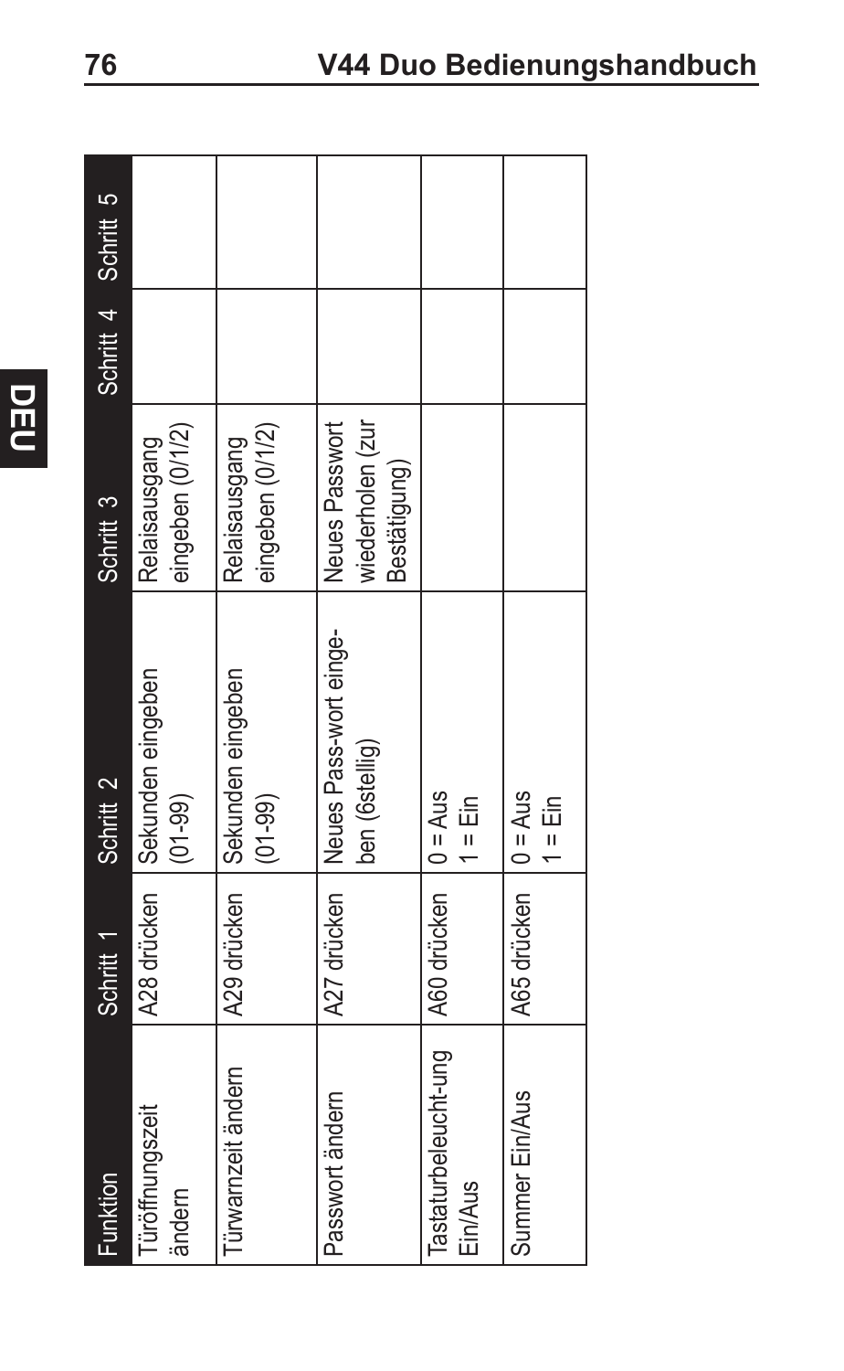| Funktion | Schritt 1 | Schritt 2 | Schritt 3 | Schritt 4 | Schritt 5 |
|---|---|---|---|---|---|
| Türöffnungszeit ändern | A28 drücken | Sekunden eingeben (01-99) | Relaisausgang eingeben (0/1/2) | | |
| Türwarnzeit ändern | A29 drücken | Sekunden eingeben (01-99) | Relaisausgang eingeben (0/1/2) | | |
| Passwort ändern | A27 drücken | Neues Pass-wort einge-ben (6stellig) | Neues Passwort wiederholen (zur Bestätigung) | | |
| Tastaturbeleucht-ung Ein/Aus | A60 drücken | 0 = Aus<br>1 = Ein | | | |
| Summer Ein/Aus | A65 drücken | 0 = Aus<br>1 = Ein | | | |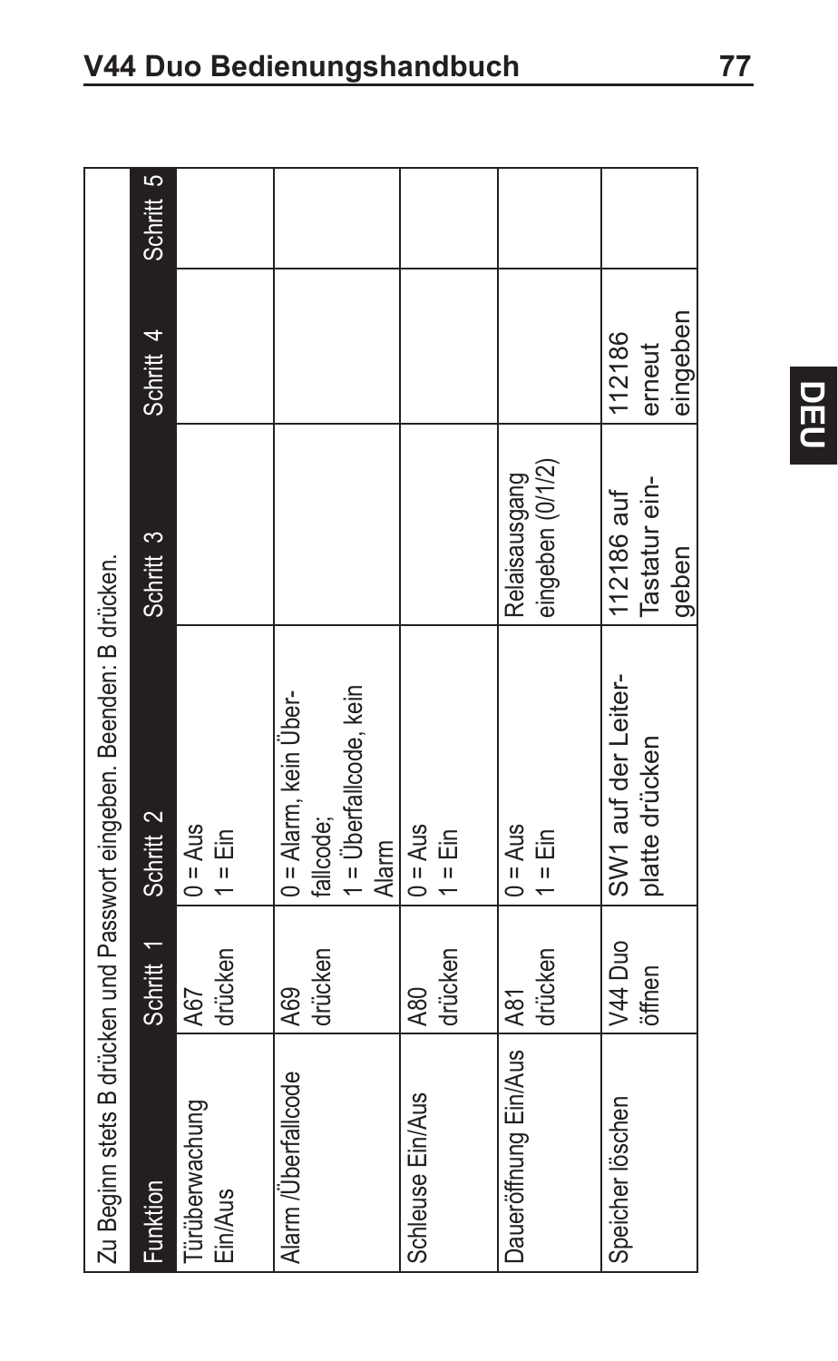| Zu Beginn stets B drücken und Passwort eingeben. Beenden: B drücken. | | | | | |
|---|---|---|---|---|---|
| Funktion | Schritt 1 | Schritt 2 | Schritt 3 | Schritt 4 | Schritt 5 |
| Türüberwachung Ein/Aus | A67 drücken | 0 = Aus<br>1 = Ein | | | |
| Alarm /Überfallcode | A69 drücken | 0 = Alarm, kein Überfallcode;<br>1 = Überfallcode, kein Alarm | | | |
| Schleuse Ein/Aus | A80 drücken | 0 = Aus<br>1 = Ein | | | |
| Daueröffnung Ein/Aus | A81 drücken | 0 = Aus<br>1 = Ein | Relaisausgang eingeben (0/1/2) | | |
| Speicher löschen | V44 Duo öffnen | SW1 auf der Leiterplatte drücken | 112186 auf Tastatur eingeben | 112186 erneut eingeben | |

DEU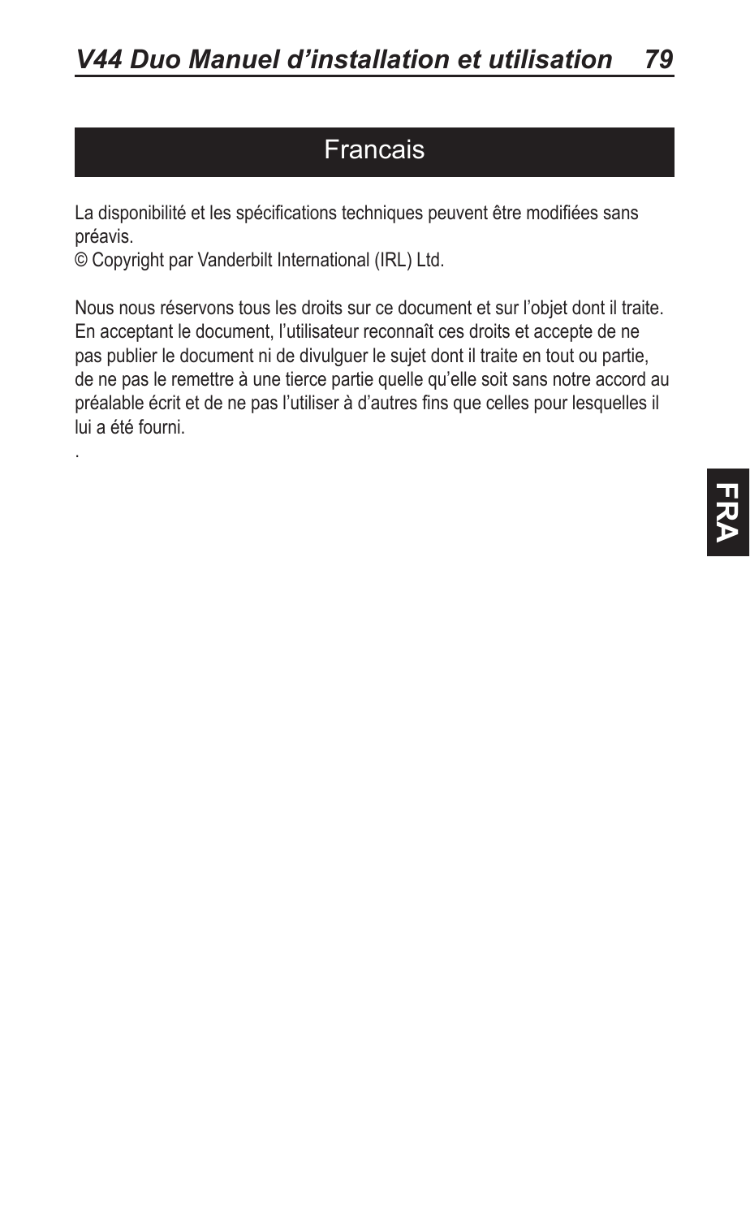# Francais

La disponibilité et les spécifications techniques peuvent être modifiées sans préavis.

© Copyright par Vanderbilt International (IRL) Ltd.

Nous nous réservons tous les droits sur ce document et sur l'objet dont il traite. En acceptant le document, l'utilisateur reconnaît ces droits et accepte de ne pas publier le document ni de divulguer le sujet dont il traite en tout ou partie, de ne pas le remettre à une tierce partie quelle qu'elle soit sans notre accord au préalable écrit et de ne pas l'utiliser à d'autres fins que celles pour lesquelles il lui a été fourni.

.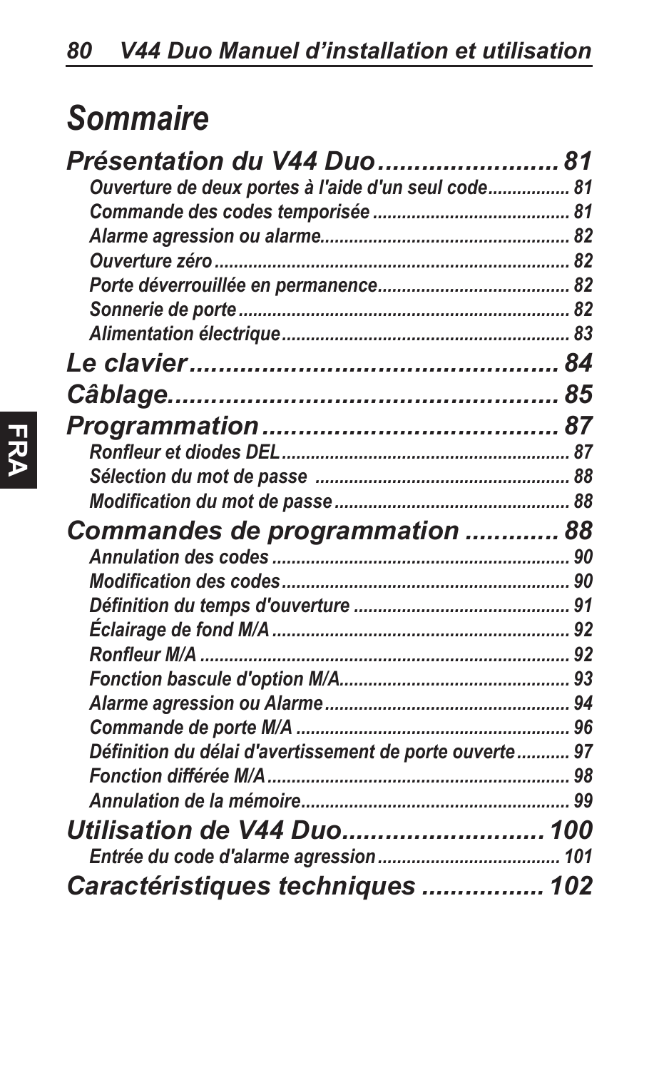# *Sommaire*

***Présentation du V44 Duo........................ 81***

- *Ouverture de deux portes à l'aide d'un seul code................ 81*
- *Commande des codes temporisée ........................................ 81*
- *Alarme agression ou alarme................................................... 82*
- *Ouverture zéro ........................................................................ 82*
- *Porte déverrouillée en permanence....................................... 82*
- *Sonnerie de porte ................................................................... 82*
- *Alimentation électrique........................................................... 83*

***Le clavier................................................. 84***

***Câblage.................................................... 85***

***Programmation........................................ 87***

- *Ronfleur et diodes DEL........................................................... 87*
- *Sélection du mot de passe .................................................... 88*
- *Modification du mot de passe ................................................ 88*

***Commandes de programmation ............ 88***

- *Annulation des codes ............................................................. 90*
- *Modification des codes........................................................... 90*
- *Définition du temps d'ouverture ............................................ 91*
- *Éclairage de fond M/A ............................................................ 92*
- *Ronfleur M/A ........................................................................... 92*
- *Fonction bascule d'option M/A.............................................. 93*
- *Alarme agression ou Alarme .................................................. 94*
- *Commande de porte M/A ....................................................... 96*
- *Définition du délai d'avertissement de porte ouverte........... 97*
- *Fonction différée M/A.............................................................. 98*
- *Annulation de la mémoire....................................................... 99*

***Utilisation de V44 Duo........................... 100***

- *Entrée du code d'alarme agression..................................... 101*

***Caractéristiques techniques ................ 102***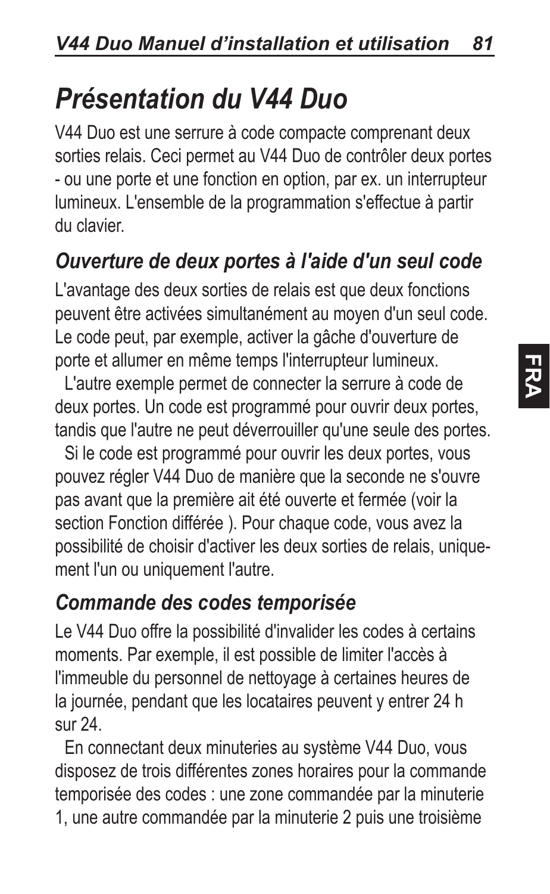# *Présentation du V44 Duo*

V44 Duo est une serrure à code compacte comprenant deux sorties relais. Ceci permet au V44 Duo de contrôler deux portes - ou une porte et une fonction en option, par ex. un interrupteur lumineux. L'ensemble de la programmation s'effectue à partir du clavier.

## *Ouverture de deux portes à l'aide d'un seul code*

L'avantage des deux sorties de relais est que deux fonctions peuvent être activées simultanément au moyen d'un seul code. Le code peut, par exemple, activer la gâche d'ouverture de porte et allumer en même temps l'interrupteur lumineux.

L'autre exemple permet de connecter la serrure à code de deux portes. Un code est programmé pour ouvrir deux portes, tandis que l'autre ne peut déverrouiller qu'une seule des portes.

Si le code est programmé pour ouvrir les deux portes, vous pouvez régler V44 Duo de manière que la seconde ne s'ouvre pas avant que la première ait été ouverte et fermée (voir la section Fonction différée ). Pour chaque code, vous avez la possibilité de choisir d'activer les deux sorties de relais, uniquement l'un ou uniquement l'autre.

## *Commande des codes temporisée*

Le V44 Duo offre la possibilité d'invalider les codes à certains moments. Par exemple, il est possible de limiter l'accès à l'immeuble du personnel de nettoyage à certaines heures de la journée, pendant que les locataires peuvent y entrer 24 h sur 24.

En connectant deux minuteries au système V44 Duo, vous disposez de trois différentes zones horaires pour la commande temporisée des codes : une zone commandée par la minuterie 1, une autre commandée par la minuterie 2 puis une troisième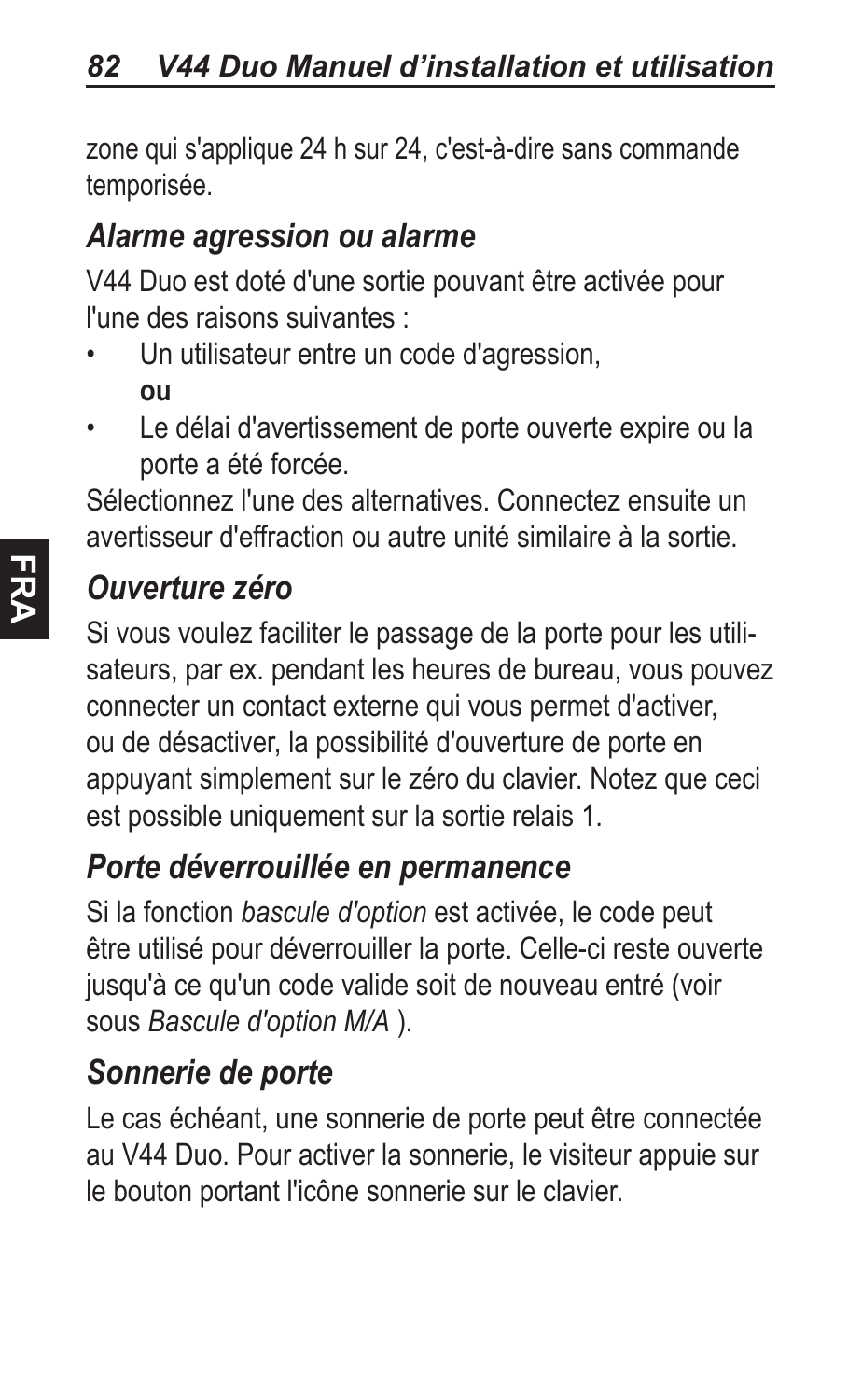zone qui s'applique 24 h sur 24, c'est-à-dire sans commande temporisée.

## *Alarme agression ou alarme*

V44 Duo est doté d'une sortie pouvant être activée pour l'une des raisons suivantes :

- Un utilisateur entre un code d'agression,
  **ou**
- Le délai d'avertissement de porte ouverte expire ou la porte a été forcée.

Sélectionnez l'une des alternatives. Connectez ensuite un avertisseur d'effraction ou autre unité similaire à la sortie.

## *Ouverture zéro*

Si vous voulez faciliter le passage de la porte pour les utilisateurs, par ex. pendant les heures de bureau, vous pouvez connecter un contact externe qui vous permet d'activer, ou de désactiver, la possibilité d'ouverture de porte en appuyant simplement sur le zéro du clavier. Notez que ceci est possible uniquement sur la sortie relais 1.

## *Porte déverrouillée en permanence*

Si la fonction *bascule d'option* est activée, le code peut être utilisé pour déverrouiller la porte. Celle-ci reste ouverte jusqu'à ce qu'un code valide soit de nouveau entré (voir sous *Bascule d'option M/A* ).

## *Sonnerie de porte*

Le cas échéant, une sonnerie de porte peut être connectée au V44 Duo. Pour activer la sonnerie, le visiteur appuie sur le bouton portant l'icône sonnerie sur le clavier.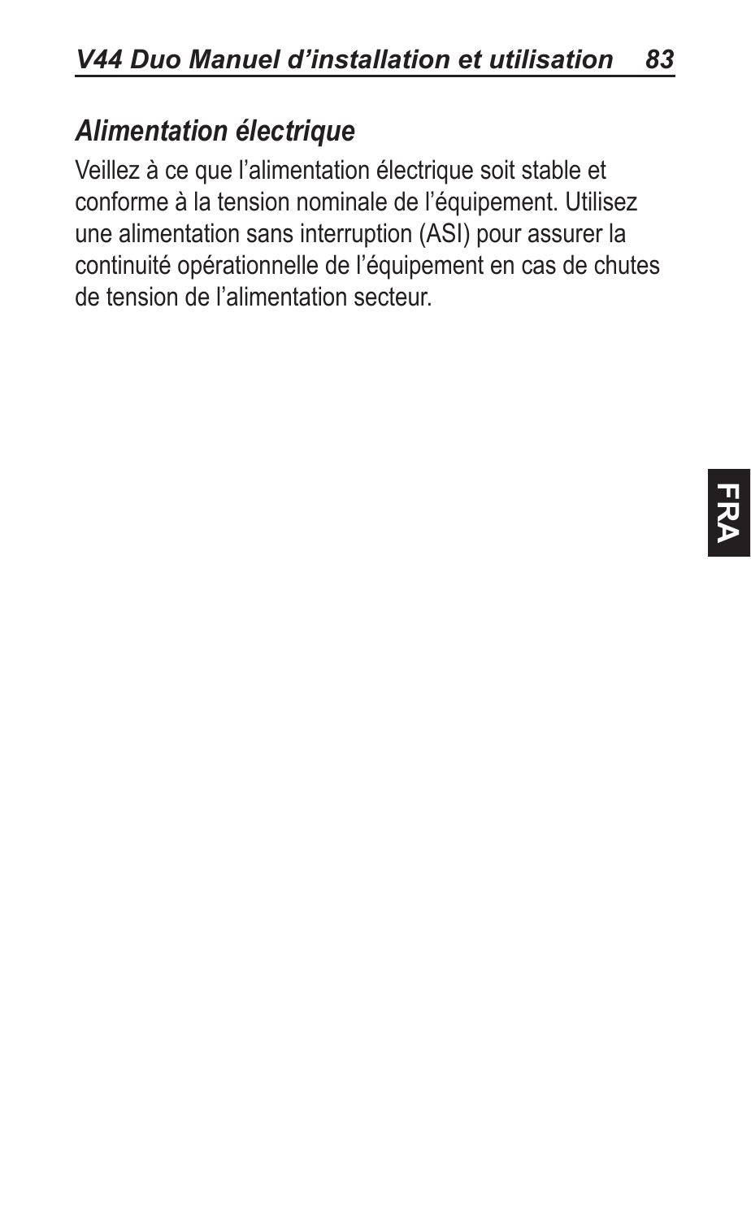## *Alimentation électrique*

Veillez à ce que l'alimentation électrique soit stable et conforme à la tension nominale de l'équipement. Utilisez une alimentation sans interruption (ASI) pour assurer la continuité opérationnelle de l'équipement en cas de chutes de tension de l'alimentation secteur.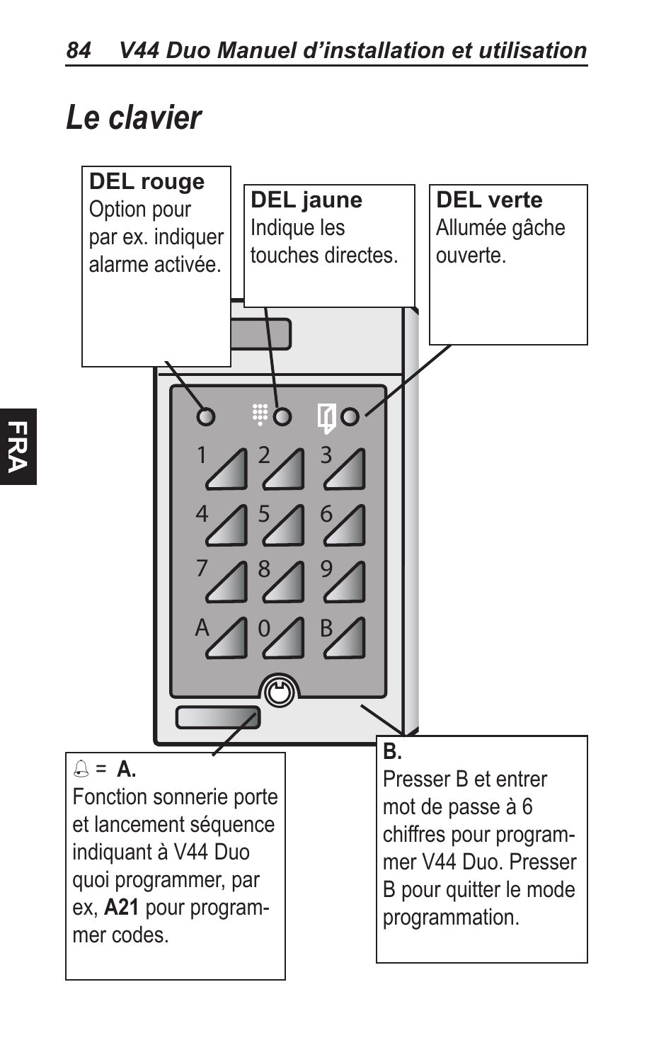# Le clavier

**DEL rouge**
Option pour par ex. indiquer alarme activée.

**DEL jaune**
Indique les touches directes.

**DEL verte**
Allumée gâche ouverte.

1 2 3
4 5 6
7 8 9
A 0 B

🔔 = **A.**
Fonction sonnerie porte et lancement séquence indiquant à V44 Duo quoi programmer, par ex, **A21** pour programmer codes.

**B.**
Presser B et entrer mot de passe à 6 chiffres pour programmer V44 Duo. Presser B pour quitter le mode programmation.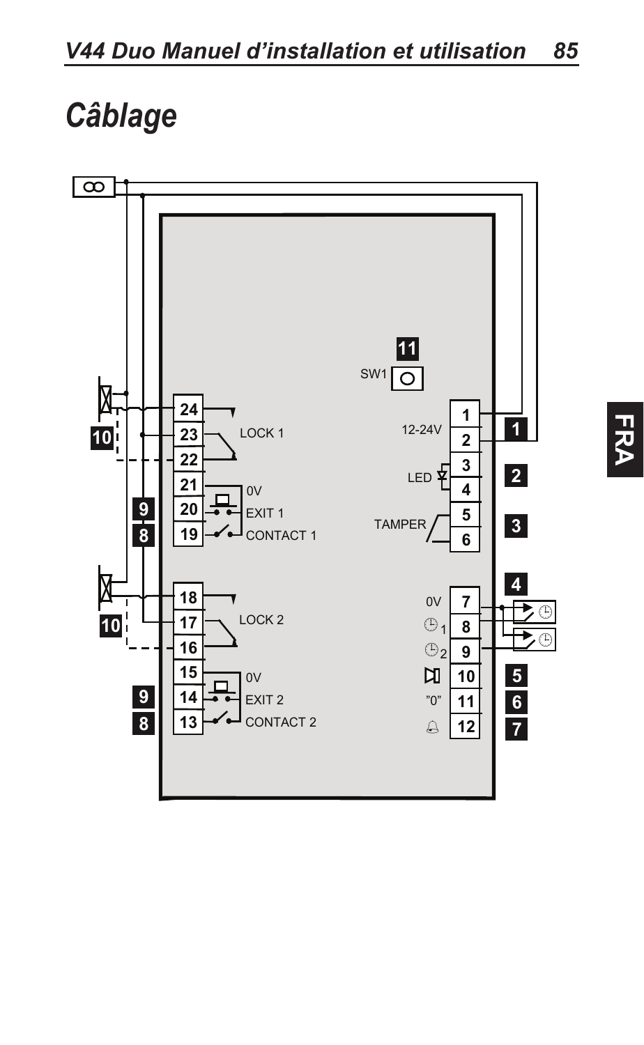# Câblage

SW1 — 11

| Borne | Fonction | Réf. |
|---|---|---|
| 1, 2 | 12-24V | 1 |
| 3, 4 | LED | 2 |
| 5, 6 | TAMPER | 3 |
| 7 | 0V | 4 |
| 8 | ⏲1 | 4 |
| 9 | ⏲2 | 4 |
| 10 | ⊐ | 5 |
| 11 | "0" | 6 |
| 12 | 🔔 | 7 |
| 24, 23, 22 | LOCK 1 | 10 |
| 21 | 0V | |
| 20 | EXIT 1 | 9 |
| 19 | CONTACT 1 | 8 |
| 18, 17, 16 | LOCK 2 | 10 |
| 15 | 0V | |
| 14 | EXIT 2 | 9 |
| 13 | CONTACT 2 | 8 |

FRA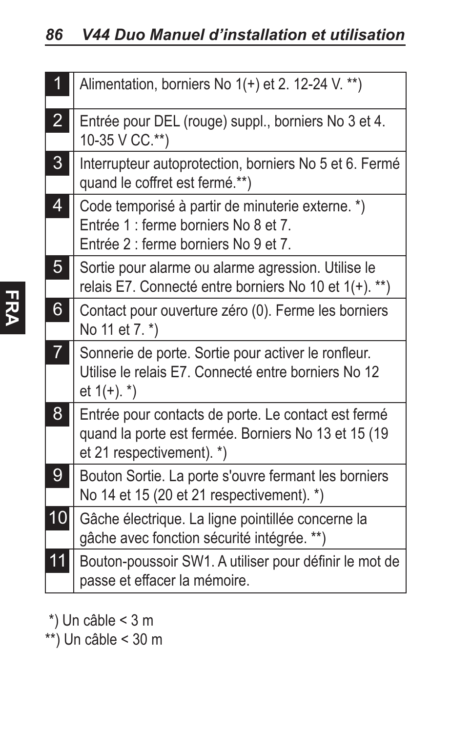| | |
|---|---|
| 1 | Alimentation, borniers No 1(+) et 2. 12-24 V. **) |
| 2 | Entrée pour DEL (rouge) suppl., borniers No 3 et 4. 10-35 V CC.**) |
| 3 | Interrupteur autoprotection, borniers No 5 et 6. Fermé quand le coffret est fermé.**) |
| 4 | Code temporisé à partir de minuterie externe. *)<br>Entrée 1 : ferme borniers No 8 et 7.<br>Entrée 2 : ferme borniers No 9 et 7. |
| 5 | Sortie pour alarme ou alarme agression. Utilise le relais E7. Connecté entre borniers No 10 et 1(+). **) |
| 6 | Contact pour ouverture zéro (0). Ferme les borniers No 11 et 7. *) |
| 7 | Sonnerie de porte. Sortie pour activer le ronfleur. Utilise le relais E7. Connecté entre borniers No 12 et 1(+). *) |
| 8 | Entrée pour contacts de porte. Le contact est fermé quand la porte est fermée. Borniers No 13 et 15 (19 et 21 respectivement). *) |
| 9 | Bouton Sortie. La porte s'ouvre fermant les borniers No 14 et 15 (20 et 21 respectivement). *) |
| 10 | Gâche électrique. La ligne pointillée concerne la gâche avec fonction sécurité intégrée. **) |
| 11 | Bouton-poussoir SW1. A utiliser pour définir le mot de passe et effacer la mémoire. |

*) Un câble < 3 m  
**) Un câble < 30 m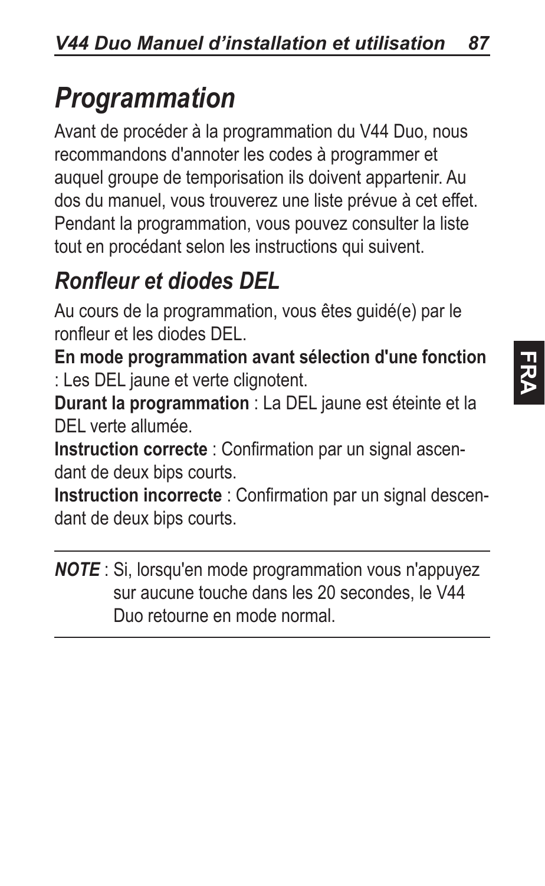# *Programmation*

Avant de procéder à la programmation du V44 Duo, nous recommandons d'annoter les codes à programmer et auquel groupe de temporisation ils doivent appartenir. Au dos du manuel, vous trouverez une liste prévue à cet effet. Pendant la programmation, vous pouvez consulter la liste tout en procédant selon les instructions qui suivent.

## *Ronfleur et diodes DEL*

Au cours de la programmation, vous êtes guidé(e) par le ronfleur et les diodes DEL.

**En mode programmation avant sélection d'une fonction** : Les DEL jaune et verte clignotent.

**Durant la programmation** : La DEL jaune est éteinte et la DEL verte allumée.

**Instruction correcte** : Confirmation par un signal ascendant de deux bips courts.

**Instruction incorrecte** : Confirmation par un signal descendant de deux bips courts.

---

***NOTE*** : Si, lorsqu'en mode programmation vous n'appuyez sur aucune touche dans les 20 secondes, le V44 Duo retourne en mode normal.

---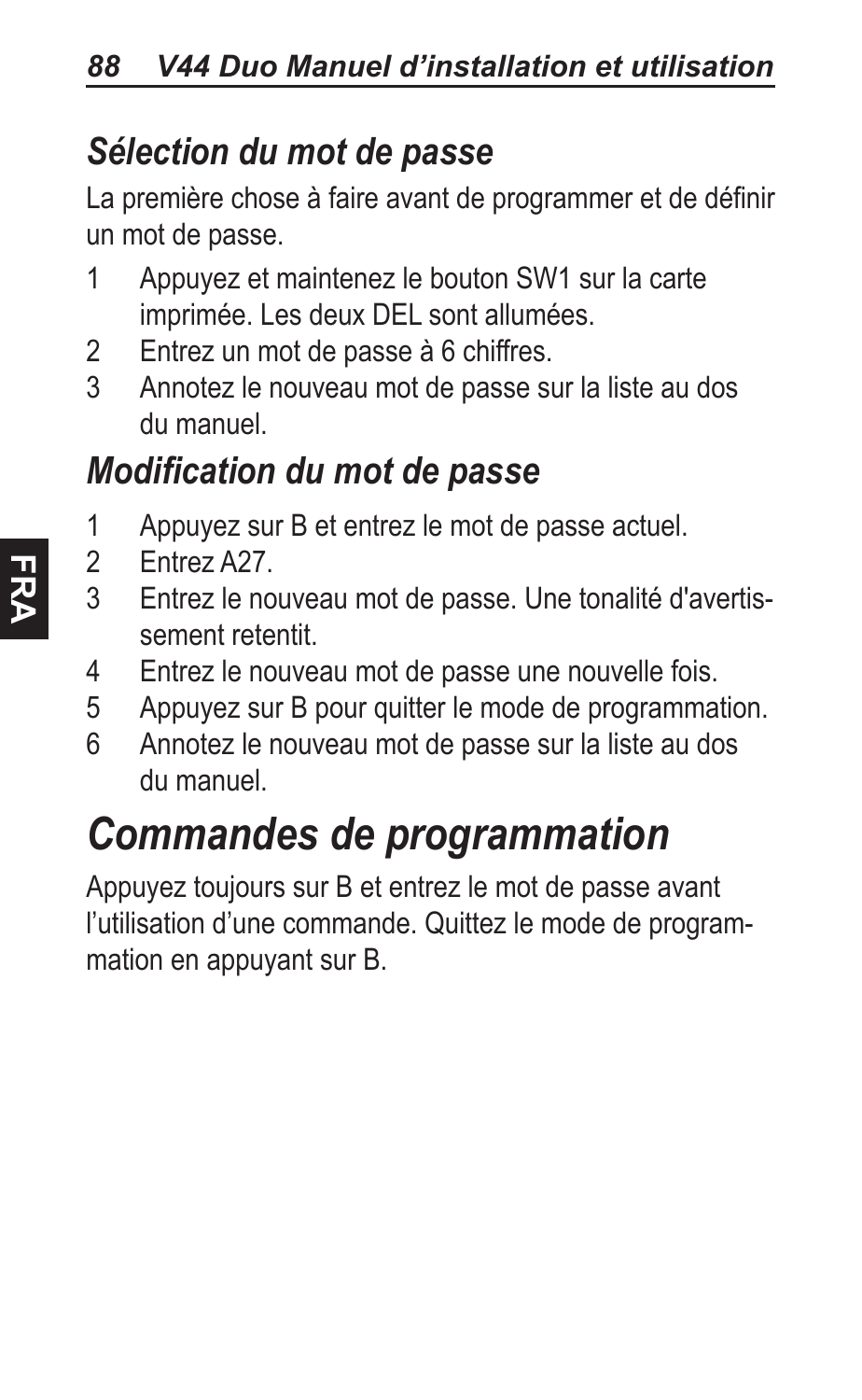## *Sélection du mot de passe*

La première chose à faire avant de programmer et de définir un mot de passe.

1. Appuyez et maintenez le bouton SW1 sur la carte imprimée. Les deux DEL sont allumées.
2. Entrez un mot de passe à 6 chiffres.
3. Annotez le nouveau mot de passe sur la liste au dos du manuel.

## *Modification du mot de passe*

1. Appuyez sur B et entrez le mot de passe actuel.
2. Entrez A27.
3. Entrez le nouveau mot de passe. Une tonalité d'avertissement retentit.
4. Entrez le nouveau mot de passe une nouvelle fois.
5. Appuyez sur B pour quitter le mode de programmation.
6. Annotez le nouveau mot de passe sur la liste au dos du manuel.

# *Commandes de programmation*

Appuyez toujours sur B et entrez le mot de passe avant l'utilisation d'une commande. Quittez le mode de programmation en appuyant sur B.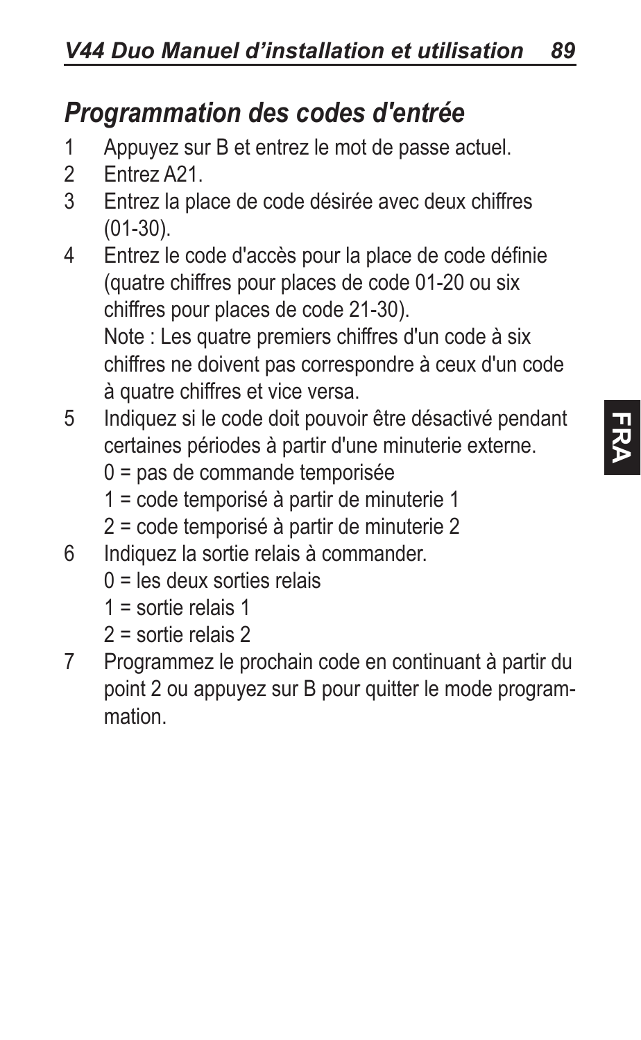## *Programmation des codes d'entrée*

1. Appuyez sur B et entrez le mot de passe actuel.
2. Entrez A21.
3. Entrez la place de code désirée avec deux chiffres (01-30).
4. Entrez le code d'accès pour la place de code définie (quatre chiffres pour places de code 01-20 ou six chiffres pour places de code 21-30).
   Note : Les quatre premiers chiffres d'un code à six chiffres ne doivent pas correspondre à ceux d'un code à quatre chiffres et vice versa.
5. Indiquez si le code doit pouvoir être désactivé pendant certaines périodes à partir d'une minuterie externe.
   0 = pas de commande temporisée
   1 = code temporisé à partir de minuterie 1
   2 = code temporisé à partir de minuterie 2
6. Indiquez la sortie relais à commander.
   0 = les deux sorties relais
   1 = sortie relais 1
   2 = sortie relais 2
7. Programmez le prochain code en continuant à partir du point 2 ou appuyez sur B pour quitter le mode programmation.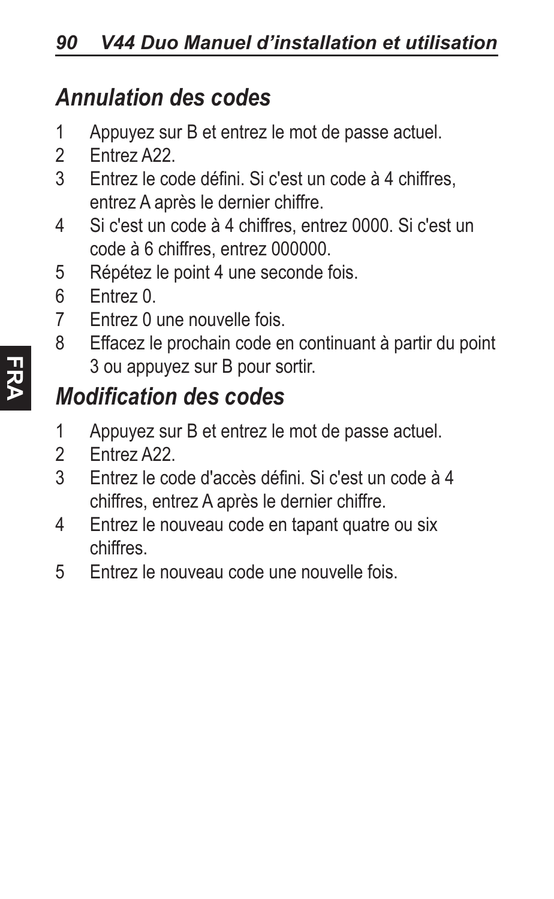## *Annulation des codes*

1. Appuyez sur B et entrez le mot de passe actuel.
2. Entrez A22.
3. Entrez le code défini. Si c'est un code à 4 chiffres, entrez A après le dernier chiffre.
4. Si c'est un code à 4 chiffres, entrez 0000. Si c'est un code à 6 chiffres, entrez 000000.
5. Répétez le point 4 une seconde fois.
6. Entrez 0.
7. Entrez 0 une nouvelle fois.
8. Effacez le prochain code en continuant à partir du point 3 ou appuyez sur B pour sortir.

## *Modification des codes*

1. Appuyez sur B et entrez le mot de passe actuel.
2. Entrez A22.
3. Entrez le code d'accès défini. Si c'est un code à 4 chiffres, entrez A après le dernier chiffre.
4. Entrez le nouveau code en tapant quatre ou six chiffres.
5. Entrez le nouveau code une nouvelle fois.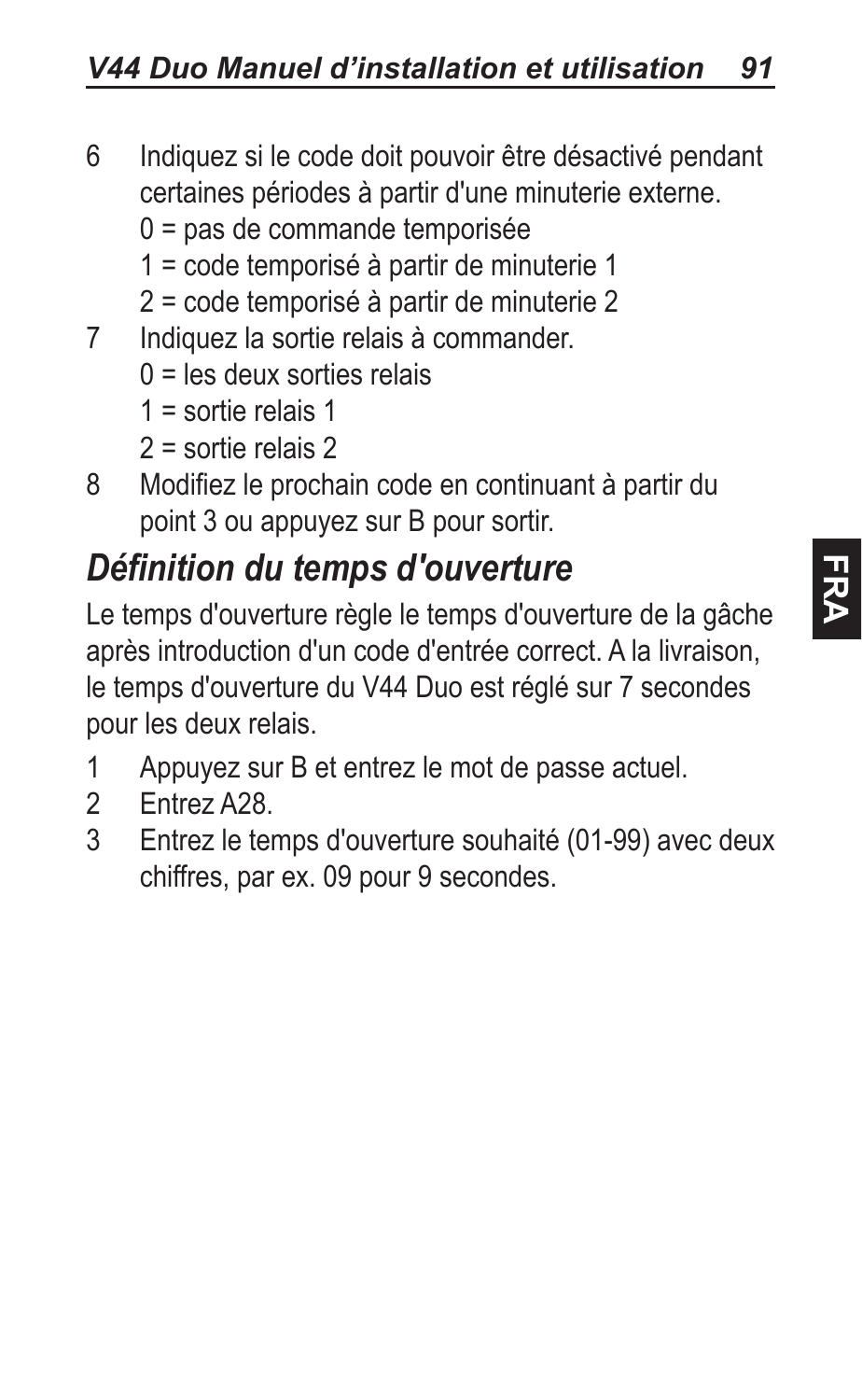6 Indiquez si le code doit pouvoir être désactivé pendant certaines périodes à partir d'une minuterie externe.
   0 = pas de commande temporisée
   1 = code temporisé à partir de minuterie 1
   2 = code temporisé à partir de minuterie 2
7 Indiquez la sortie relais à commander.
   0 = les deux sorties relais
   1 = sortie relais 1
   2 = sortie relais 2
8 Modifiez le prochain code en continuant à partir du point 3 ou appuyez sur B pour sortir.

## *Définition du temps d'ouverture*

Le temps d'ouverture règle le temps d'ouverture de la gâche après introduction d'un code d'entrée correct. A la livraison, le temps d'ouverture du V44 Duo est réglé sur 7 secondes pour les deux relais.

1 Appuyez sur B et entrez le mot de passe actuel.
2 Entrez A28.
3 Entrez le temps d'ouverture souhaité (01-99) avec deux chiffres, par ex. 09 pour 9 secondes.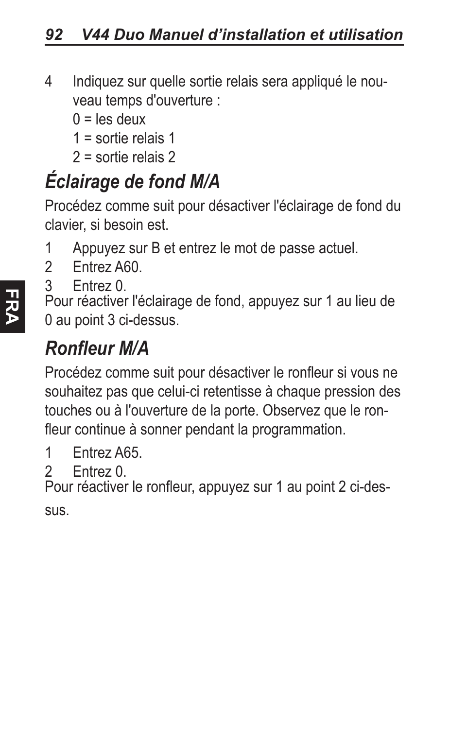4 Indiquez sur quelle sortie relais sera appliqué le nouveau temps d'ouverture :

   0 = les deux

   1 = sortie relais 1

   2 = sortie relais 2

## *Éclairage de fond M/A*

Procédez comme suit pour désactiver l'éclairage de fond du clavier, si besoin est.

1 Appuyez sur B et entrez le mot de passe actuel.
2 Entrez A60.
3 Entrez 0.

Pour réactiver l'éclairage de fond, appuyez sur 1 au lieu de 0 au point 3 ci-dessus.

## *Ronfleur M/A*

Procédez comme suit pour désactiver le ronfleur si vous ne souhaitez pas que celui-ci retentisse à chaque pression des touches ou à l'ouverture de la porte. Observez que le ronfleur continue à sonner pendant la programmation.

1 Entrez A65.
2 Entrez 0.

Pour réactiver le ronfleur, appuyez sur 1 au point 2 ci-dessus.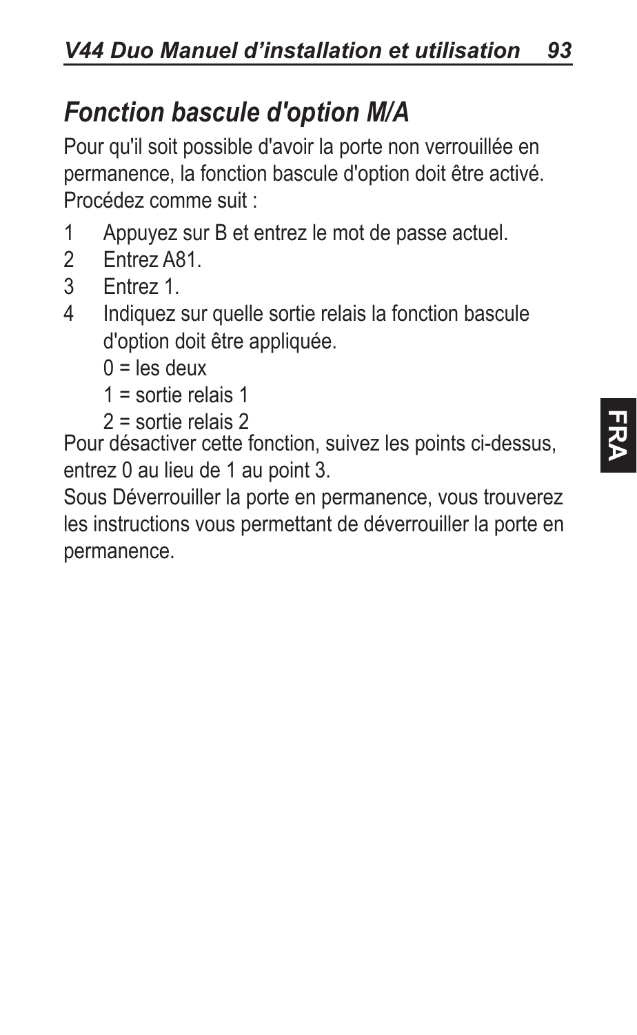## *Fonction bascule d'option M/A*

Pour qu'il soit possible d'avoir la porte non verrouillée en permanence, la fonction bascule d'option doit être activé. Procédez comme suit :

1. Appuyez sur B et entrez le mot de passe actuel.
2. Entrez A81.
3. Entrez 1.
4. Indiquez sur quelle sortie relais la fonction bascule d'option doit être appliquée.

   0 = les deux

   1 = sortie relais 1

   2 = sortie relais 2

Pour désactiver cette fonction, suivez les points ci-dessus, entrez 0 au lieu de 1 au point 3.

Sous Déverrouiller la porte en permanence, vous trouverez les instructions vous permettant de déverrouiller la porte en permanence.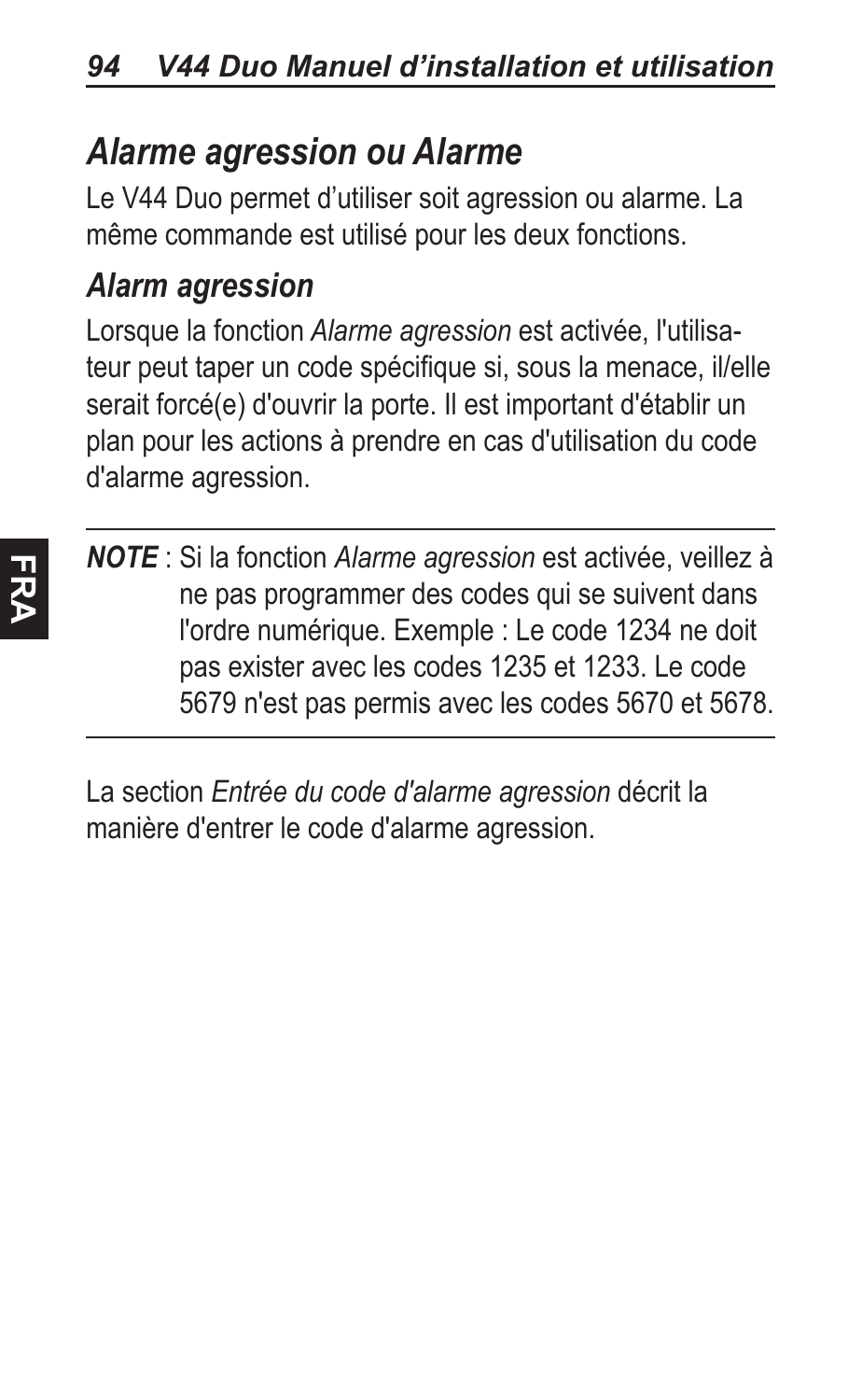## *Alarme agression ou Alarme*

Le V44 Duo permet d'utiliser soit agression ou alarme. La même commande est utilisé pour les deux fonctions.

### *Alarm agression*

Lorsque la fonction *Alarme agression* est activée, l'utilisateur peut taper un code spécifique si, sous la menace, il/elle serait forcé(e) d'ouvrir la porte. Il est important d'établir un plan pour les actions à prendre en cas d'utilisation du code d'alarme agression.

---

***NOTE*** : Si la fonction *Alarme agression* est activée, veillez à ne pas programmer des codes qui se suivent dans l'ordre numérique. Exemple : Le code 1234 ne doit pas exister avec les codes 1235 et 1233. Le code 5679 n'est pas permis avec les codes 5670 et 5678.

---

La section *Entrée du code d'alarme agression* décrit la manière d'entrer le code d'alarme agression.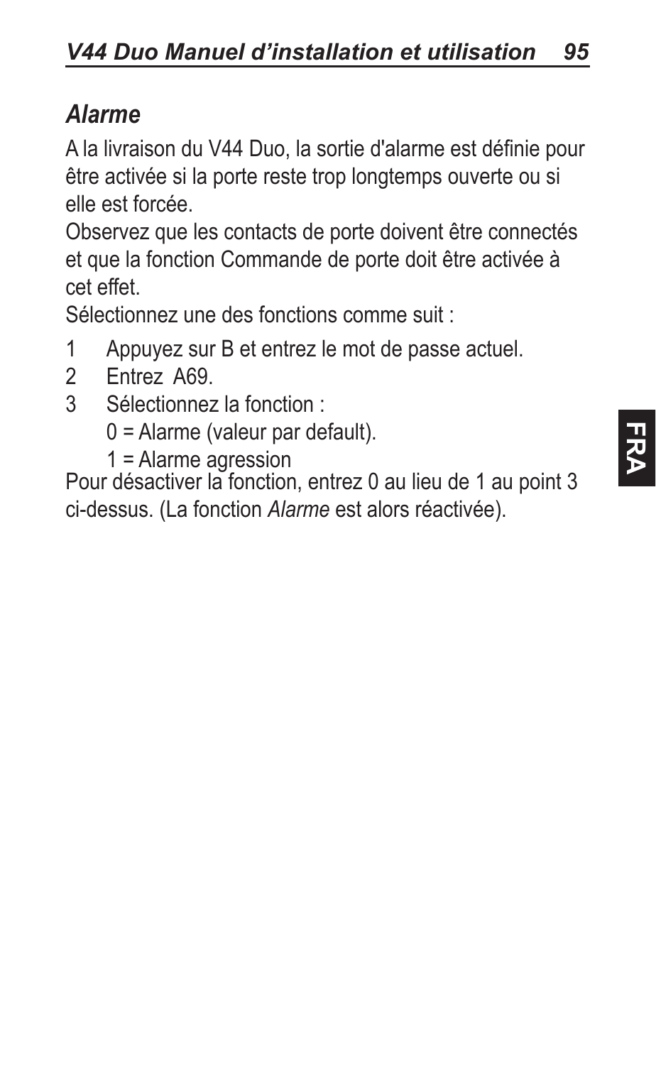## *Alarme*

A la livraison du V44 Duo, la sortie d'alarme est définie pour être activée si la porte reste trop longtemps ouverte ou si elle est forcée.

Observez que les contacts de porte doivent être connectés et que la fonction Commande de porte doit être activée à cet effet.

Sélectionnez une des fonctions comme suit :

1 Appuyez sur B et entrez le mot de passe actuel.
2 Entrez A69.
3 Sélectionnez la fonction :
   0 = Alarme (valeur par default).
   1 = Alarme agression

Pour désactiver la fonction, entrez 0 au lieu de 1 au point 3 ci-dessus. (La fonction *Alarme* est alors réactivée).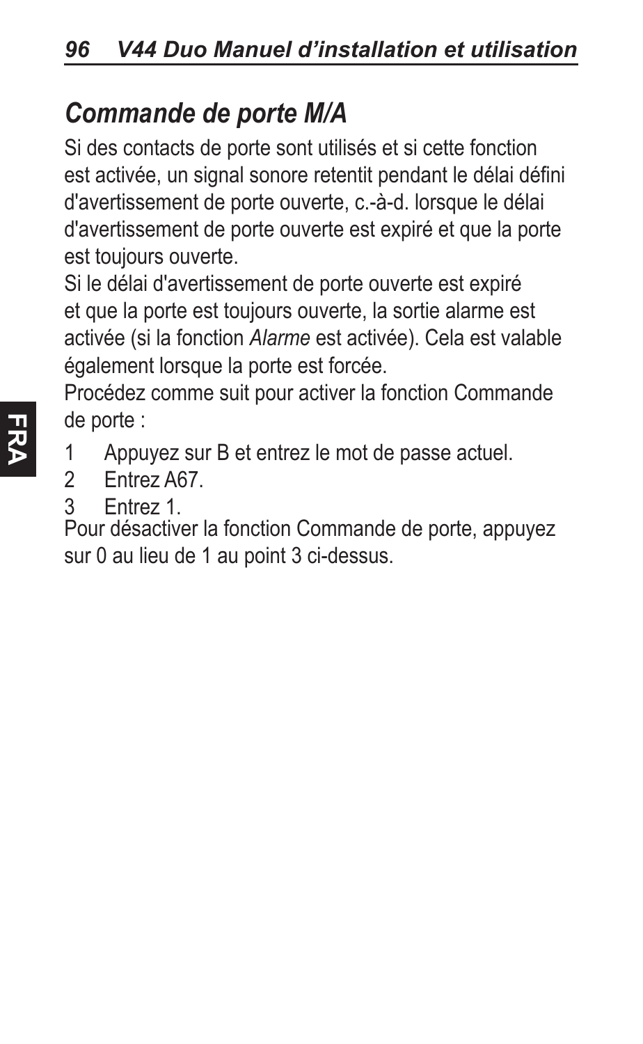## *Commande de porte M/A*

Si des contacts de porte sont utilisés et si cette fonction est activée, un signal sonore retentit pendant le délai défini d'avertissement de porte ouverte, c.-à-d. lorsque le délai d'avertissement de porte ouverte est expiré et que la porte est toujours ouverte.

Si le délai d'avertissement de porte ouverte est expiré et que la porte est toujours ouverte, la sortie alarme est activée (si la fonction *Alarme* est activée). Cela est valable également lorsque la porte est forcée.

Procédez comme suit pour activer la fonction Commande de porte :

1. Appuyez sur B et entrez le mot de passe actuel.
2. Entrez A67.
3. Entrez 1.

Pour désactiver la fonction Commande de porte, appuyez sur 0 au lieu de 1 au point 3 ci-dessus.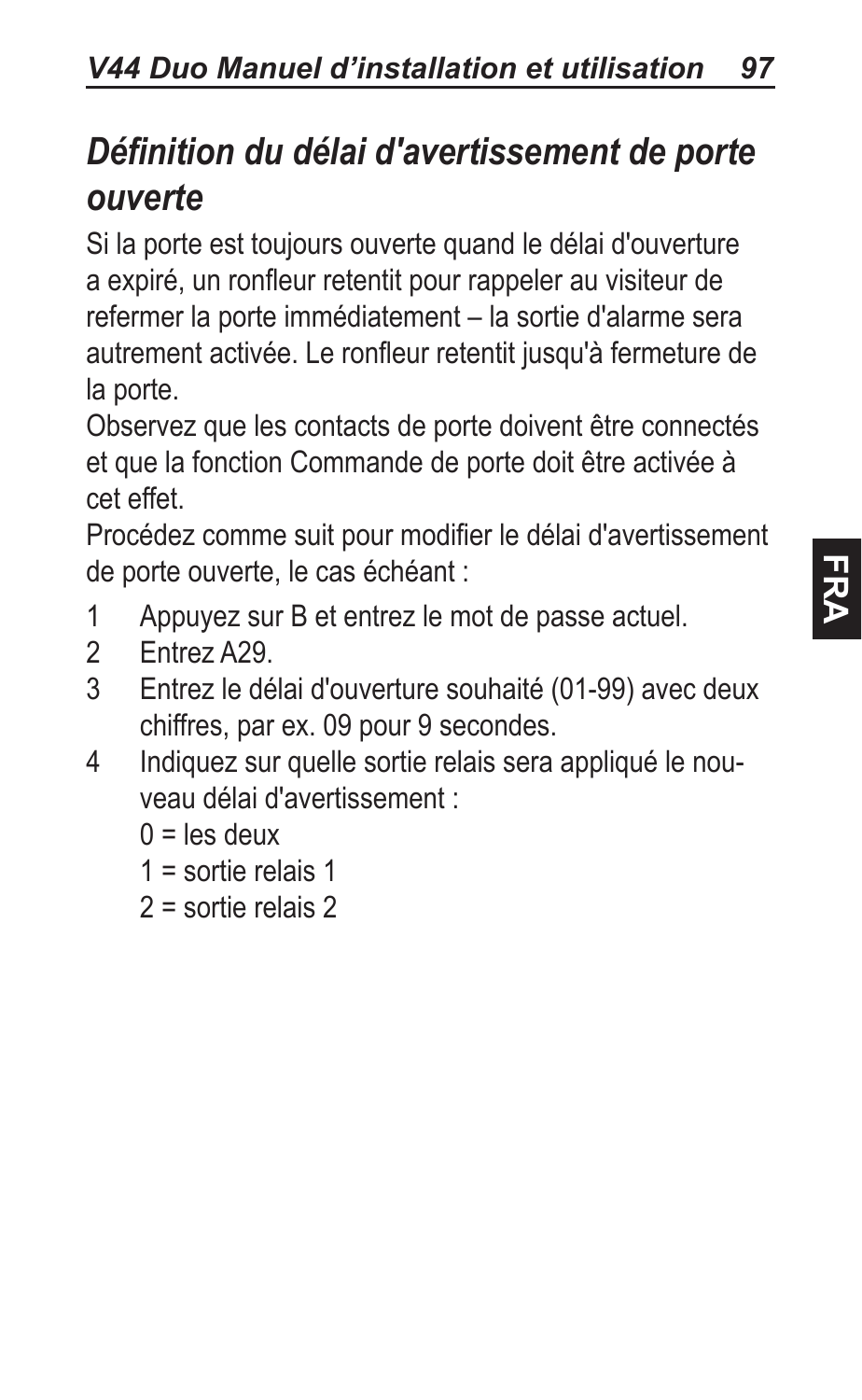## *Définition du délai d'avertissement de porte ouverte*

Si la porte est toujours ouverte quand le délai d'ouverture a expiré, un ronfleur retentit pour rappeler au visiteur de refermer la porte immédiatement – la sortie d'alarme sera autrement activée. Le ronfleur retentit jusqu'à fermeture de la porte.

Observez que les contacts de porte doivent être connectés et que la fonction Commande de porte doit être activée à cet effet.

Procédez comme suit pour modifier le délai d'avertissement de porte ouverte, le cas échéant :

1. Appuyez sur B et entrez le mot de passe actuel.
2. Entrez A29.
3. Entrez le délai d'ouverture souhaité (01-99) avec deux chiffres, par ex. 09 pour 9 secondes.
4. Indiquez sur quelle sortie relais sera appliqué le nouveau délai d'avertissement :

   0 = les deux

   1 = sortie relais 1

   2 = sortie relais 2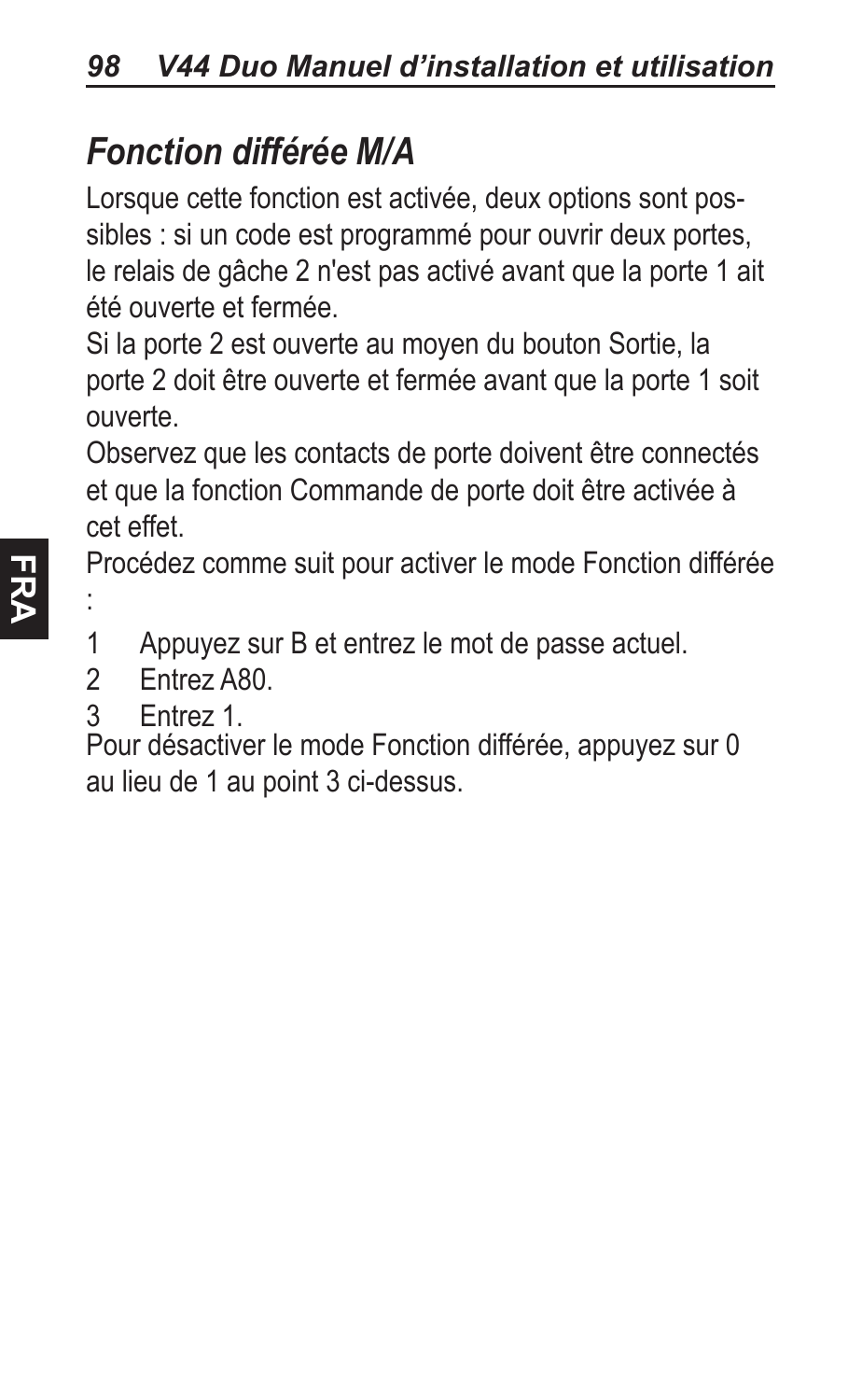## *Fonction différée M/A*

Lorsque cette fonction est activée, deux options sont possibles : si un code est programmé pour ouvrir deux portes, le relais de gâche 2 n'est pas activé avant que la porte 1 ait été ouverte et fermée.

Si la porte 2 est ouverte au moyen du bouton Sortie, la porte 2 doit être ouverte et fermée avant que la porte 1 soit ouverte.

Observez que les contacts de porte doivent être connectés et que la fonction Commande de porte doit être activée à cet effet.

Procédez comme suit pour activer le mode Fonction différée :

1. Appuyez sur B et entrez le mot de passe actuel.
2. Entrez A80.
3. Entrez 1.

Pour désactiver le mode Fonction différée, appuyez sur 0 au lieu de 1 au point 3 ci-dessus.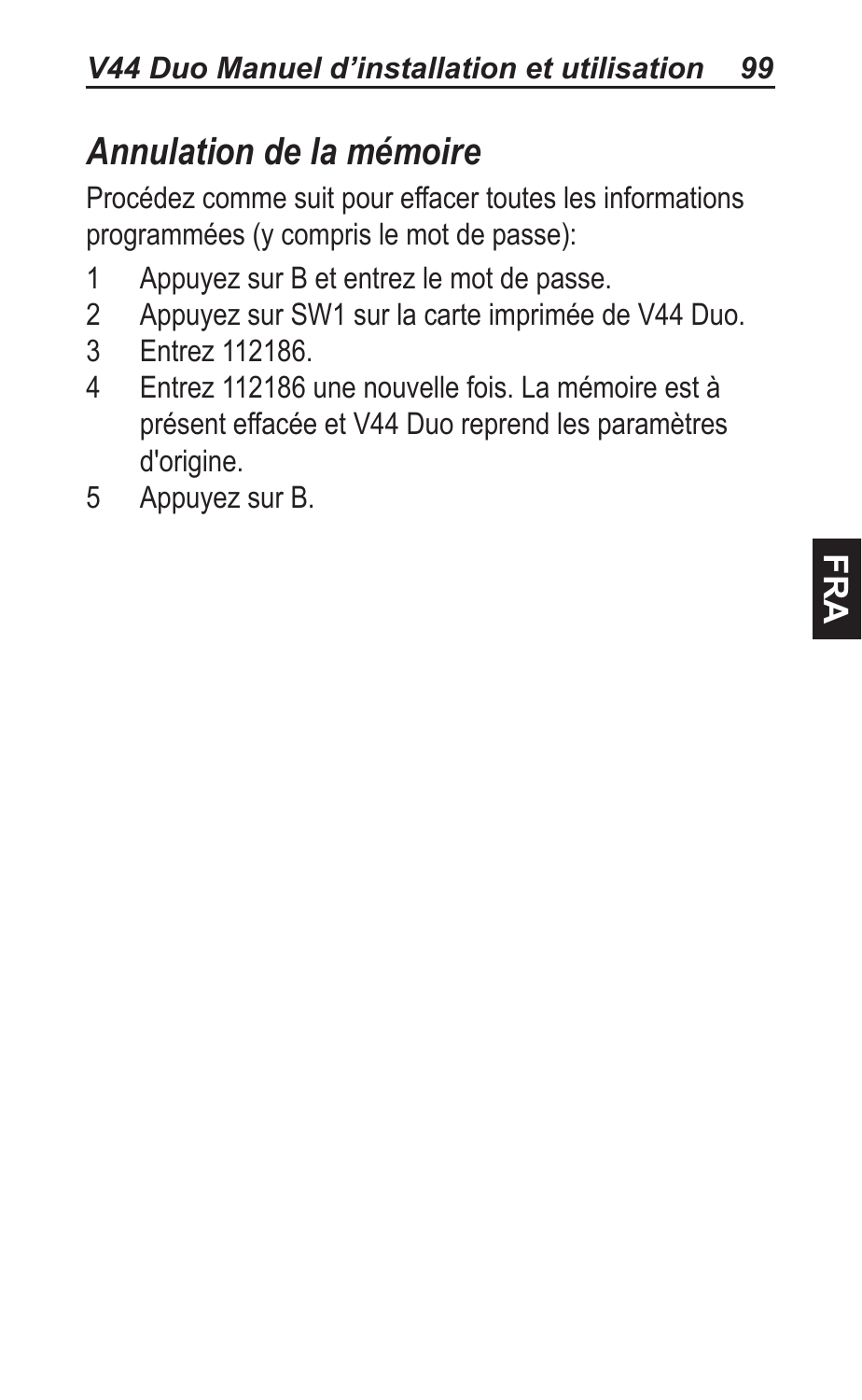## *Annulation de la mémoire*

Procédez comme suit pour effacer toutes les informations programmées (y compris le mot de passe):

1. Appuyez sur B et entrez le mot de passe.
2. Appuyez sur SW1 sur la carte imprimée de V44 Duo.
3. Entrez 112186.
4. Entrez 112186 une nouvelle fois. La mémoire est à présent effacée et V44 Duo reprend les paramètres d'origine.
5. Appuyez sur B.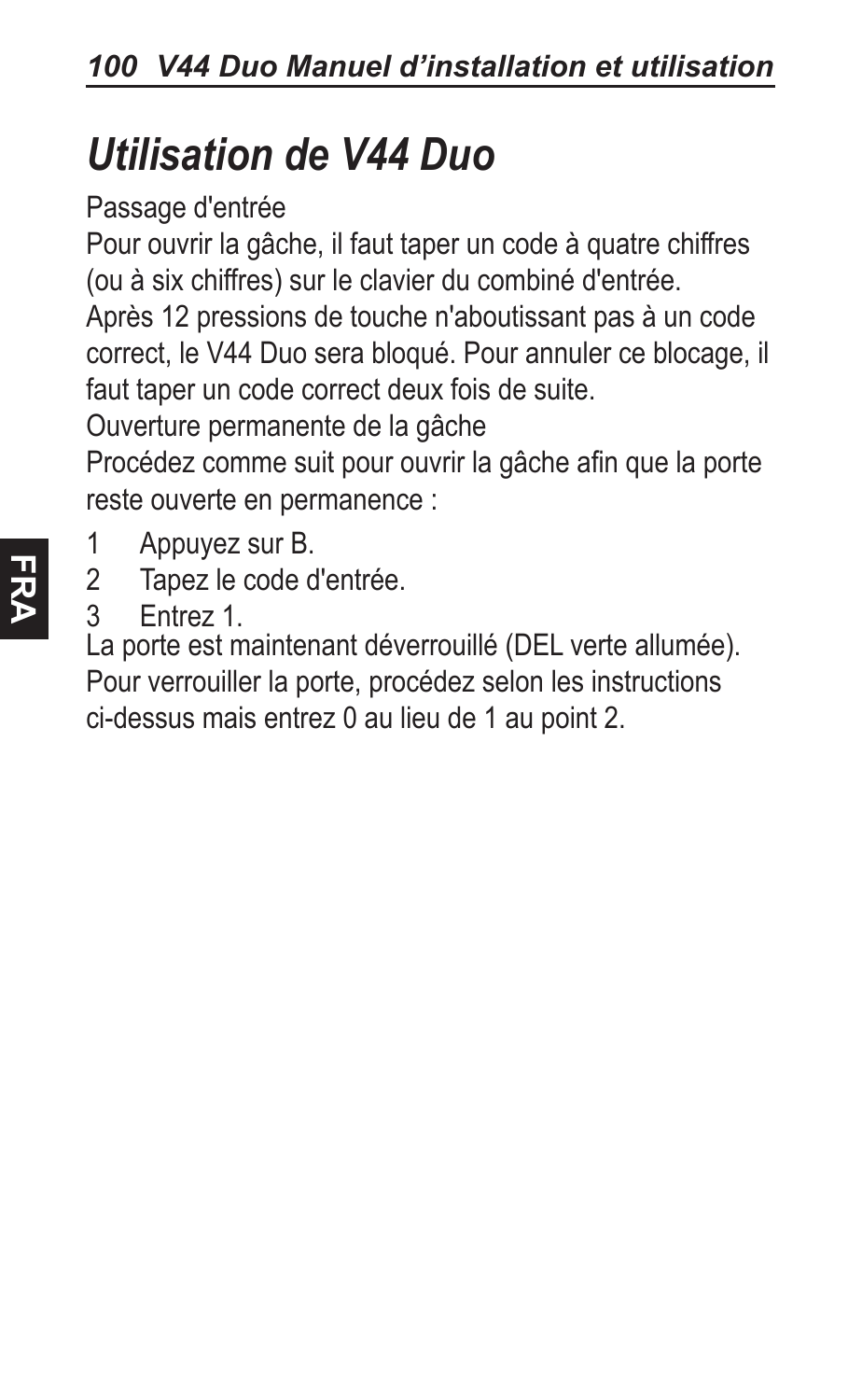# Utilisation de V44 Duo

Passage d'entrée

Pour ouvrir la gâche, il faut taper un code à quatre chiffres (ou à six chiffres) sur le clavier du combiné d'entrée.

Après 12 pressions de touche n'aboutissant pas à un code correct, le V44 Duo sera bloqué. Pour annuler ce blocage, il faut taper un code correct deux fois de suite.

Ouverture permanente de la gâche

Procédez comme suit pour ouvrir la gâche afin que la porte reste ouverte en permanence :

1 Appuyez sur B.
2 Tapez le code d'entrée.
3 Entrez 1.

La porte est maintenant déverrouillé (DEL verte allumée). Pour verrouiller la porte, procédez selon les instructions ci-dessus mais entrez 0 au lieu de 1 au point 2.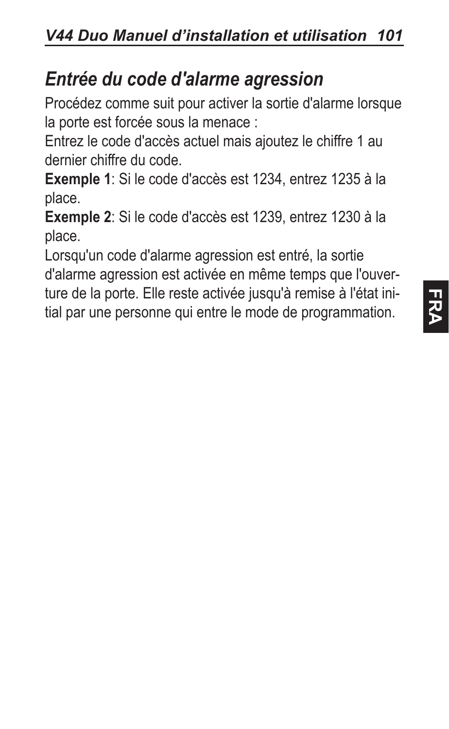## *Entrée du code d'alarme agression*

Procédez comme suit pour activer la sortie d'alarme lorsque la porte est forcée sous la menace :

Entrez le code d'accès actuel mais ajoutez le chiffre 1 au dernier chiffre du code.

**Exemple 1**: Si le code d'accès est 1234, entrez 1235 à la place.

**Exemple 2**: Si le code d'accès est 1239, entrez 1230 à la place.

Lorsqu'un code d'alarme agression est entré, la sortie d'alarme agression est activée en même temps que l'ouverture de la porte. Elle reste activée jusqu'à remise à l'état initial par une personne qui entre le mode de programmation.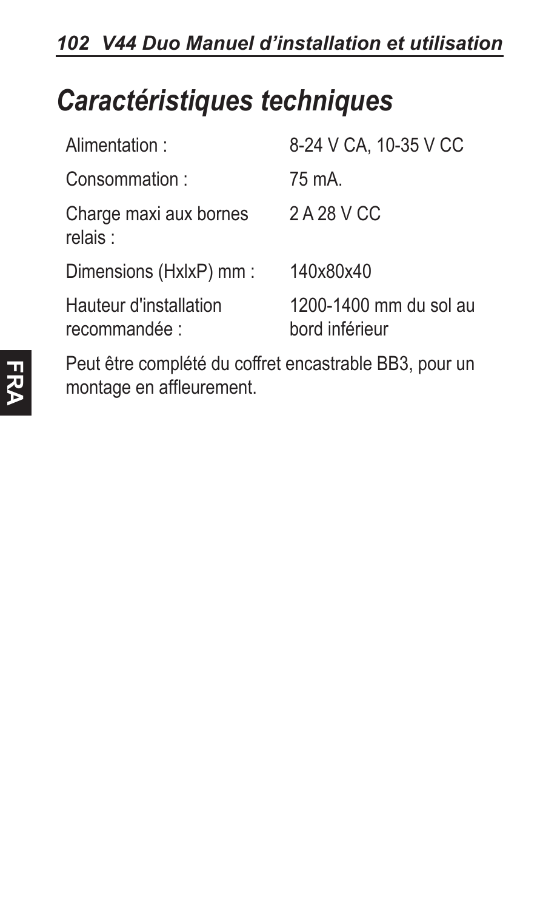# Caractéristiques techniques

| | |
|---|---|
| Alimentation : | 8-24 V CA, 10-35 V CC |
| Consommation : | 75 mA. |
| Charge maxi aux bornes relais : | 2 A 28 V CC |
| Dimensions (HxlxP) mm : | 140x80x40 |
| Hauteur d'installation recommandée : | 1200-1400 mm du sol au bord inférieur |

Peut être complété du coffret encastrable BB3, pour un montage en affleurement.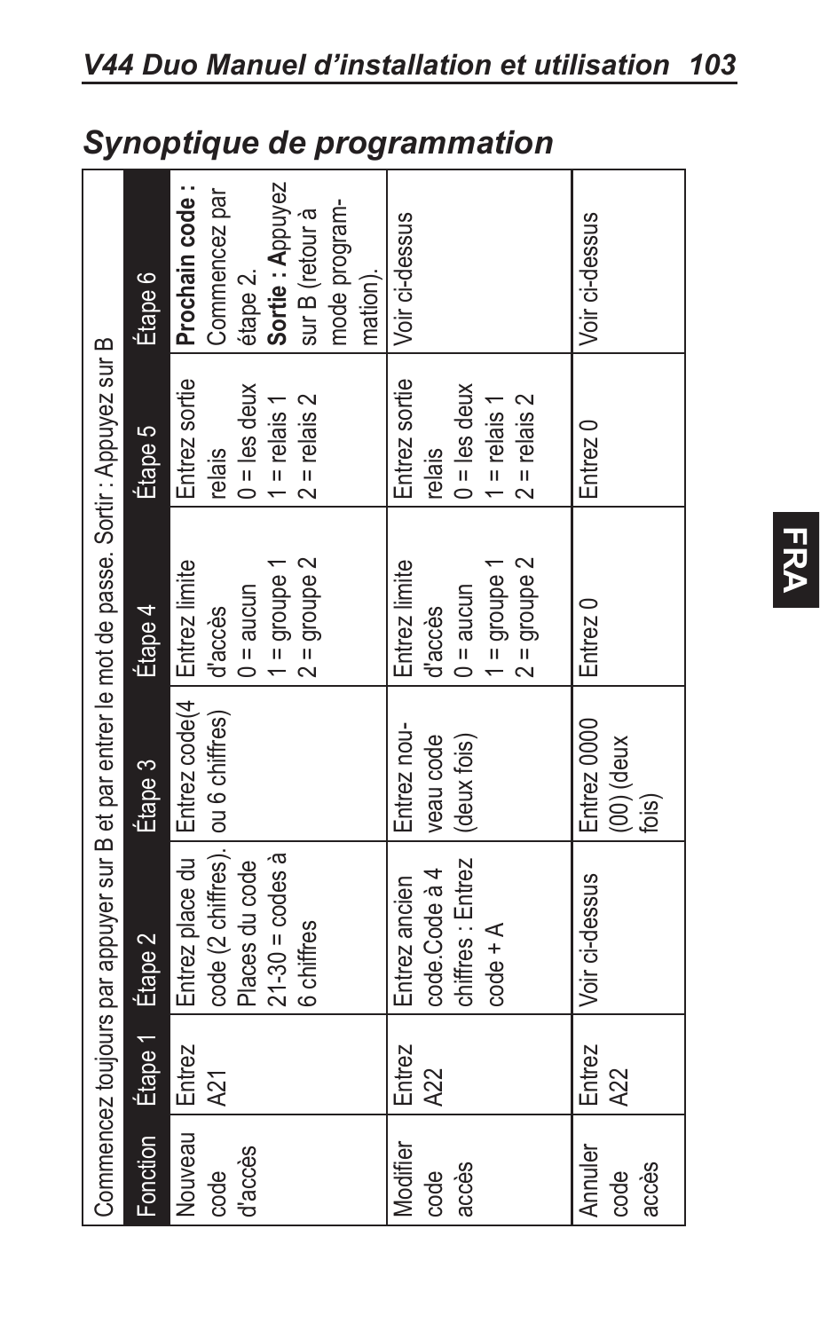## Synoptique de programmation

| Commencez toujours par appuyer sur B et par entrer le mot de passe. Sortir : Appuyez sur B | | | | | | |
|---|---|---|---|---|---|---|
| Fonction | Étape 1 | Étape 2 | Étape 3 | Étape 4 | Étape 5 | Étape 6 |
| Nouveau code d'accès | Entrez A21 | Entrez place du code (2 chiffres). Places du code 21-30 = codes à 6 chiffres | Entrez code(4 ou 6 chiffres) | Entrez limite d'accès 0 = aucun 1 = groupe 1 2 = groupe 2 | Entrez sortie relais 0 = les deux 1 = relais 1 2 = relais 2 | **Prochain code :** Commencez par étape 2. **Sortie : A**ppuyez sur B (retour à mode programmation). |
| Modifier code accès | Entrez A22 | Entrez ancien code.Code à 4 chiffres : Entrez code + A | Entrez nouveau code (deux fois) | Entrez limite d'accès 0 = aucun 1 = groupe 1 2 = groupe 2 | Entrez sortie relais 0 = les deux 1 = relais 1 2 = relais 2 | Voir ci-dessus |
| Annuler code accès | Entrez A22 | Voir ci-dessus | Entrez 0000 (00) (deux fois) | Entrez 0 | Entrez 0 | Voir ci-dessus |

FRA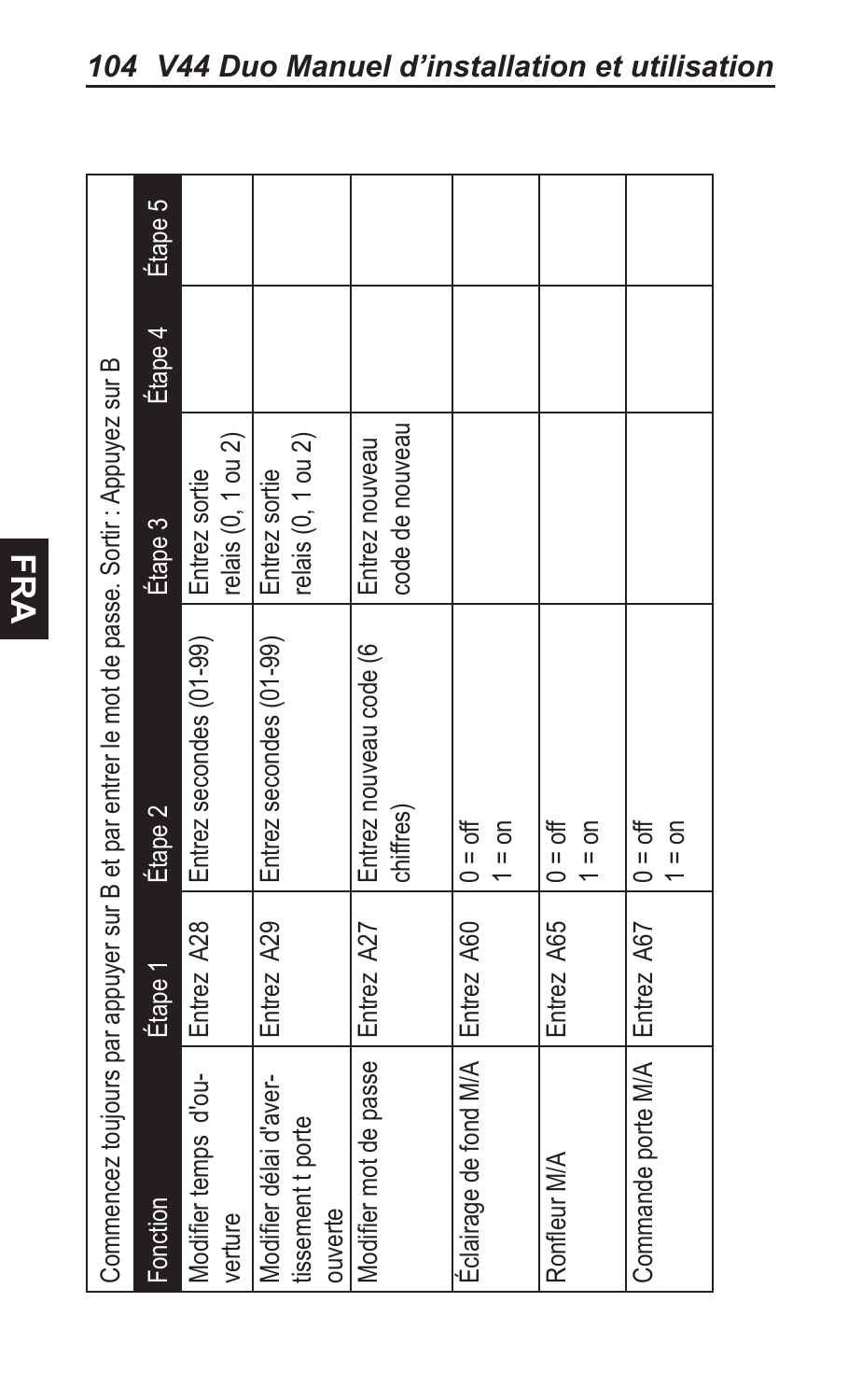| Commencez toujours par appuyer sur B et par entrer le mot de passe. Sortir : Appuyez sur B | | | | | |
|---|---|---|---|---|---|
| Fonction | Étape 1 | Étape 2 | Étape 3 | Étape 4 | Étape 5 |
| Modifier temps d'ouverture | Entrez A28 | Entrez secondes (01-99) | Entrez sortie relais (0, 1 ou 2) | | |
| Modifier délai d'avertissement t porte ouverte | Entrez A29 | Entrez secondes (01-99) | Entrez sortie relais (0, 1 ou 2) | | |
| Modifier mot de passe | Entrez A27 | Entrez nouveau code (6 chiffres) | Entrez nouveau code de nouveau | | |
| Éclairage de fond M/A | Entrez A60 | 0 = off<br>1 = on | | | |
| Ronfleur M/A | Entrez A65 | 0 = off<br>1 = on | | | |
| Commande porte M/A | Entrez A67 | 0 = off<br>1 = on | | | |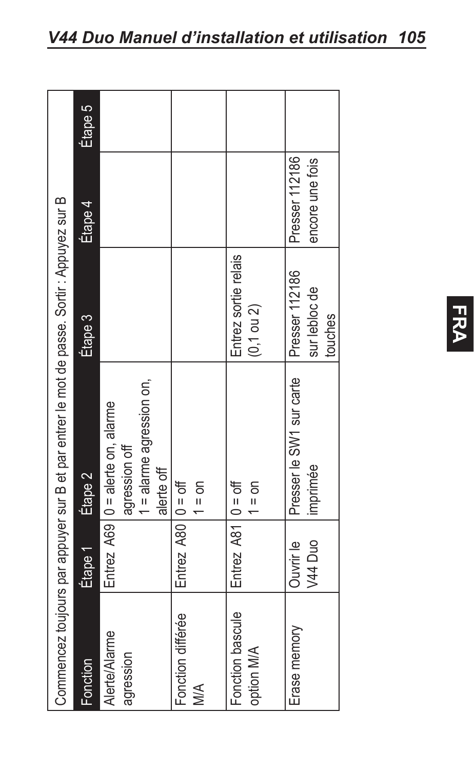| Commencez toujours par appuyer sur B et par entrer le mot de passe. Sortir : Appuyez sur B | | | | | |
|---|---|---|---|---|---|
| **Fonction** | **Étape 1** | **Étape 2** | **Étape 3** | **Étape 4** | **Étape 5** |
| Alerte/Alarme agression | Entrez A69 | 0 = alerte on, alarme agression off<br>1 = alarme agression on, alerte off | | | |
| Fonction différée M/A | Entrez A80 | 0 = off<br>1 = on | | | |
| Fonction bascule option M/A | Entrez A81 | 0 = off<br>1 = on | Entrez sortie relais (0,1 ou 2) | | |
| Erase memory | Ouvrir le V44 Duo | Presser le SW1 sur carte imprimée | Presser 112186 sur lebloc de touches | Presser 112186 encore une fois | |

FRA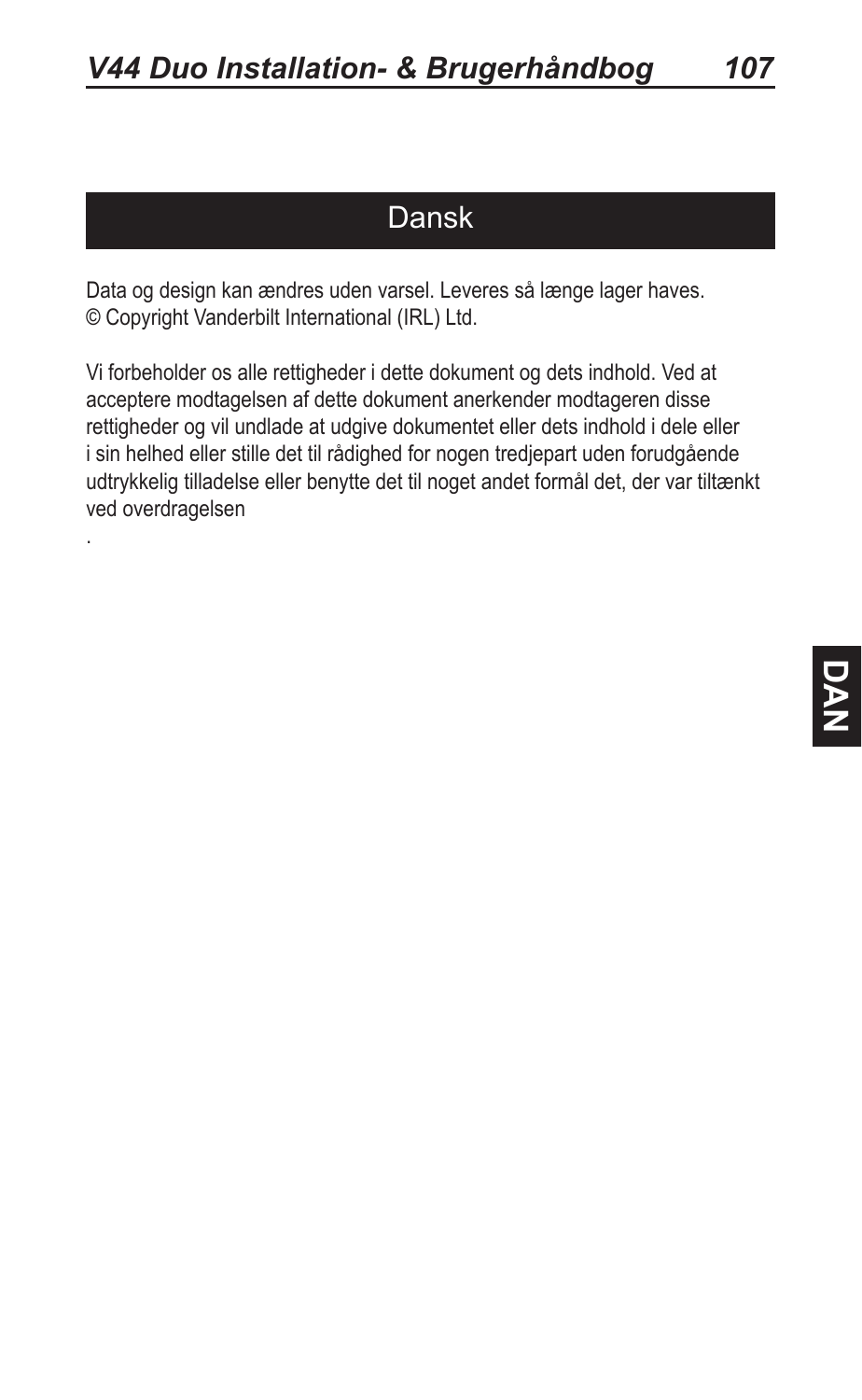# Dansk

Data og design kan ændres uden varsel. Leveres så længe lager haves.
© Copyright Vanderbilt International (IRL) Ltd.

Vi forbeholder os alle rettigheder i dette dokument og dets indhold. Ved at acceptere modtagelsen af dette dokument anerkender modtageren disse rettigheder og vil undlade at udgive dokumentet eller dets indhold i dele eller i sin helhed eller stille det til rådighed for nogen tredjepart uden forudgående udtrykkelig tilladelse eller benytte det til noget andet formål det, der var tiltænkt ved overdragelsen

.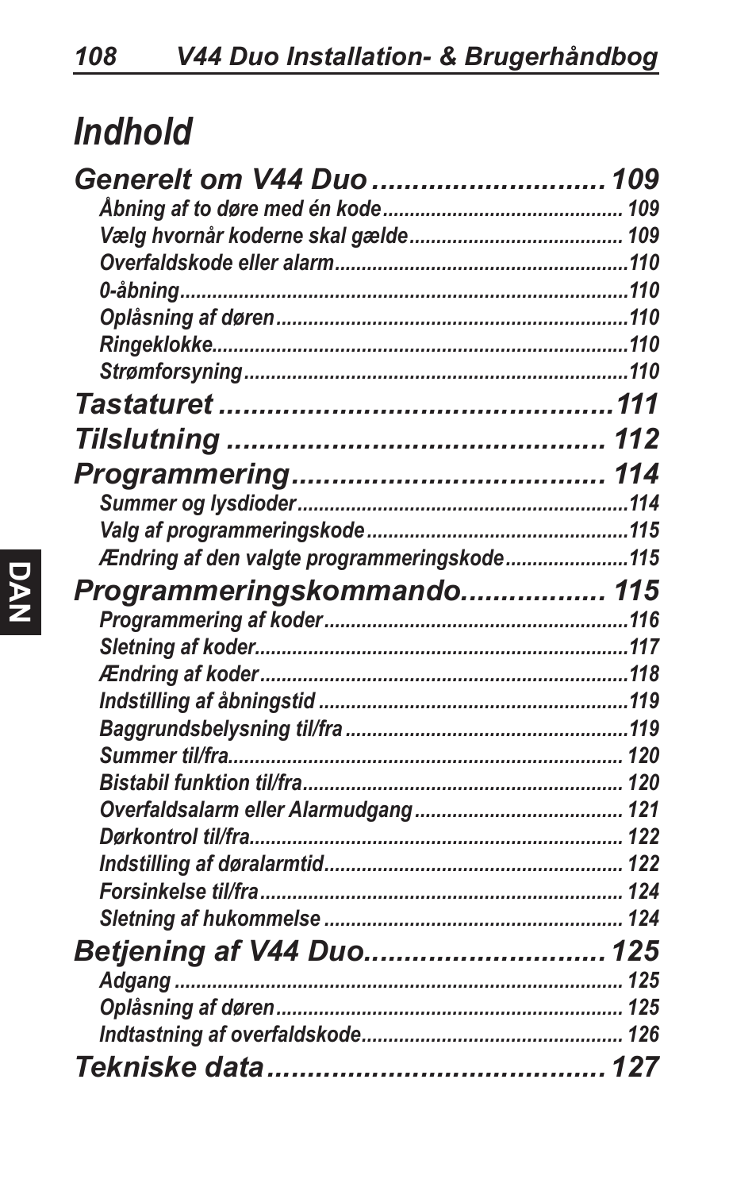# Indhold

| | |
|---|---|
| ***Generelt om V44 Duo*** | ***109*** |
| *Åbning af to døre med én kode* | *109* |
| *Vælg hvornår koderne skal gælde* | *109* |
| *Overfaldskode eller alarm* | *110* |
| *0-åbning* | *110* |
| *Oplåsning af døren* | *110* |
| *Ringeklokke* | *110* |
| *Strømforsyning* | *110* |
| ***Tastaturet*** | ***111*** |
| ***Tilslutning*** | ***112*** |
| ***Programmering*** | ***114*** |
| *Summer og lysdioder* | *114* |
| *Valg af programmeringskode* | *115* |
| *Ændring af den valgte programmeringskode* | *115* |
| ***Programmeringskommando*** | ***115*** |
| *Programmering af koder* | *116* |
| *Sletning af koder* | *117* |
| *Ændring af koder* | *118* |
| *Indstilling af åbningstid* | *119* |
| *Baggrundsbelysning til/fra* | *119* |
| *Summer til/fra* | *120* |
| *Bistabil funktion til/fra* | *120* |
| *Overfaldsalarm eller Alarmudgang* | *121* |
| *Dørkontrol til/fra* | *122* |
| *Indstilling af døralarmtid* | *122* |
| *Forsinkelse til/fra* | *124* |
| *Sletning af hukommelse* | *124* |
| ***Betjening af V44 Duo*** | ***125*** |
| *Adgang* | *125* |
| *Oplåsning af døren* | *125* |
| *Indtastning af overfaldskode* | *126* |
| ***Tekniske data*** | ***127*** |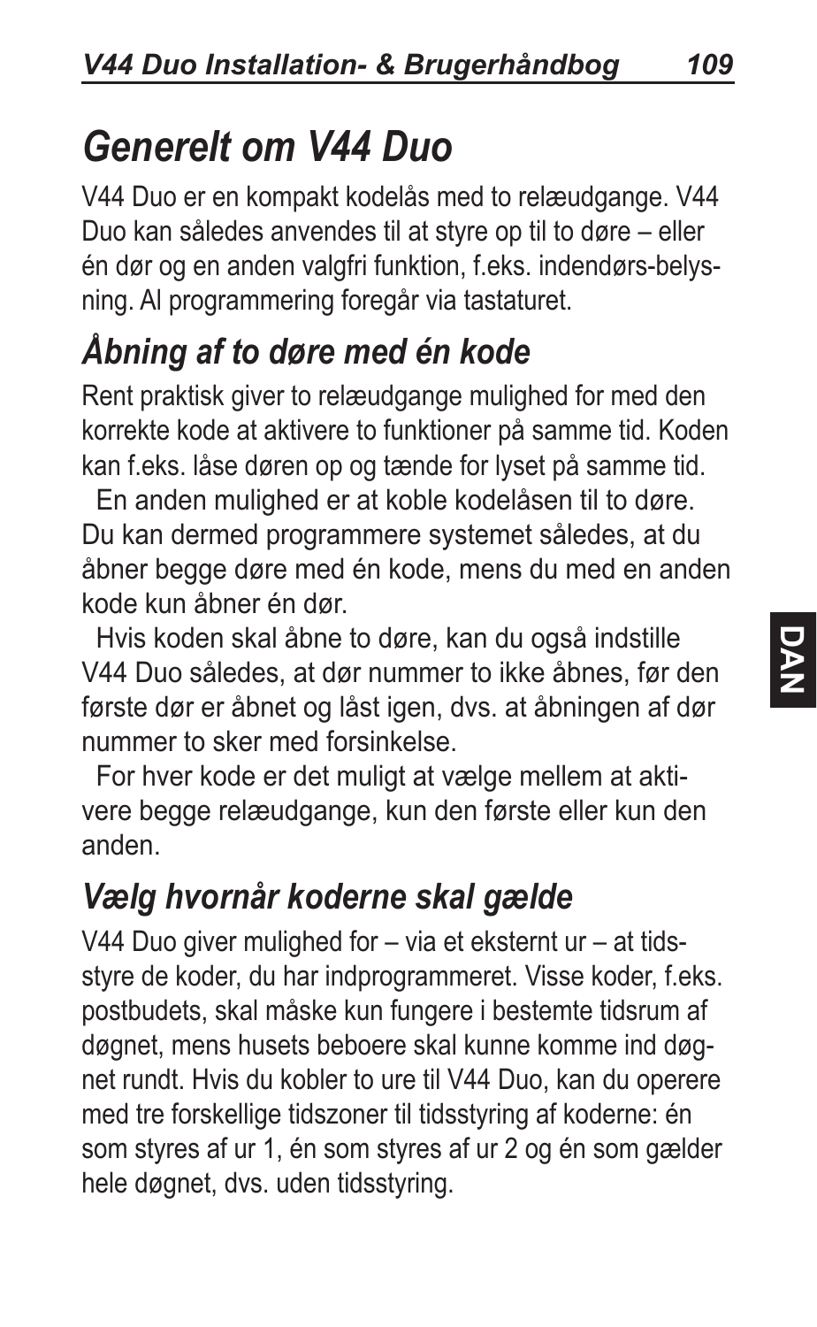# Generelt om V44 Duo

V44 Duo er en kompakt kodelås med to relæudgange. V44 Duo kan således anvendes til at styre op til to døre – eller én dør og en anden valgfri funktion, f.eks. indendørs-belysning. Al programmering foregår via tastaturet.

## Åbning af to døre med én kode

Rent praktisk giver to relæudgange mulighed for med den korrekte kode at aktivere to funktioner på samme tid. Koden kan f.eks. låse døren op og tænde for lyset på samme tid.

En anden mulighed er at koble kodelåsen til to døre. Du kan dermed programmere systemet således, at du åbner begge døre med én kode, mens du med en anden kode kun åbner én dør.

Hvis koden skal åbne to døre, kan du også indstille V44 Duo således, at dør nummer to ikke åbnes, før den første dør er åbnet og låst igen, dvs. at åbningen af dør nummer to sker med forsinkelse.

For hver kode er det muligt at vælge mellem at aktivere begge relæudgange, kun den første eller kun den anden.

## Vælg hvornår koderne skal gælde

V44 Duo giver mulighed for – via et eksternt ur – at tidsstyre de koder, du har indprogrammeret. Visse koder, f.eks. postbudets, skal måske kun fungere i bestemte tidsrum af døgnet, mens husets beboere skal kunne komme ind døgnet rundt. Hvis du kobler to ure til V44 Duo, kan du operere med tre forskellige tidszoner til tidsstyring af koderne: én som styres af ur 1, én som styres af ur 2 og én som gælder hele døgnet, dvs. uden tidsstyring.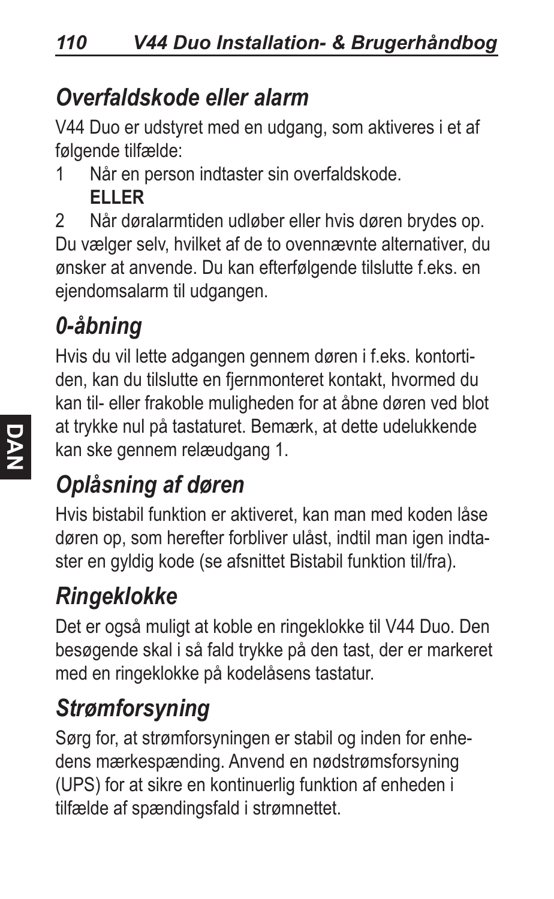## *Overfaldskode eller alarm*

V44 Duo er udstyret med en udgang, som aktiveres i et af følgende tilfælde:

1 Når en person indtaster sin overfaldskode.
**ELLER**

2 Når døralarmtiden udløber eller hvis døren brydes op.

Du vælger selv, hvilket af de to ovennævnte alternativer, du ønsker at anvende. Du kan efterfølgende tilslutte f.eks. en ejendomsalarm til udgangen.

## *0-åbning*

Hvis du vil lette adgangen gennem døren i f.eks. kontortiden, kan du tilslutte en fjernmonteret kontakt, hvormed du kan til- eller frakoble muligheden for at åbne døren ved blot at trykke nul på tastaturet. Bemærk, at dette udelukkende kan ske gennem relæudgang 1.

## *Oplåsning af døren*

Hvis bistabil funktion er aktiveret, kan man med koden låse døren op, som herefter forbliver ulåst, indtil man igen indtaster en gyldig kode (se afsnittet Bistabil funktion til/fra).

## *Ringeklokke*

Det er også muligt at koble en ringeklokke til V44 Duo. Den besøgende skal i så fald trykke på den tast, der er markeret med en ringeklokke på kodelåsens tastatur.

## *Strømforsyning*

Sørg for, at strømforsyningen er stabil og inden for enhedens mærkespænding. Anvend en nødstrømsforsyning (UPS) for at sikre en kontinuerlig funktion af enheden i tilfælde af spændingsfald i strømnettet.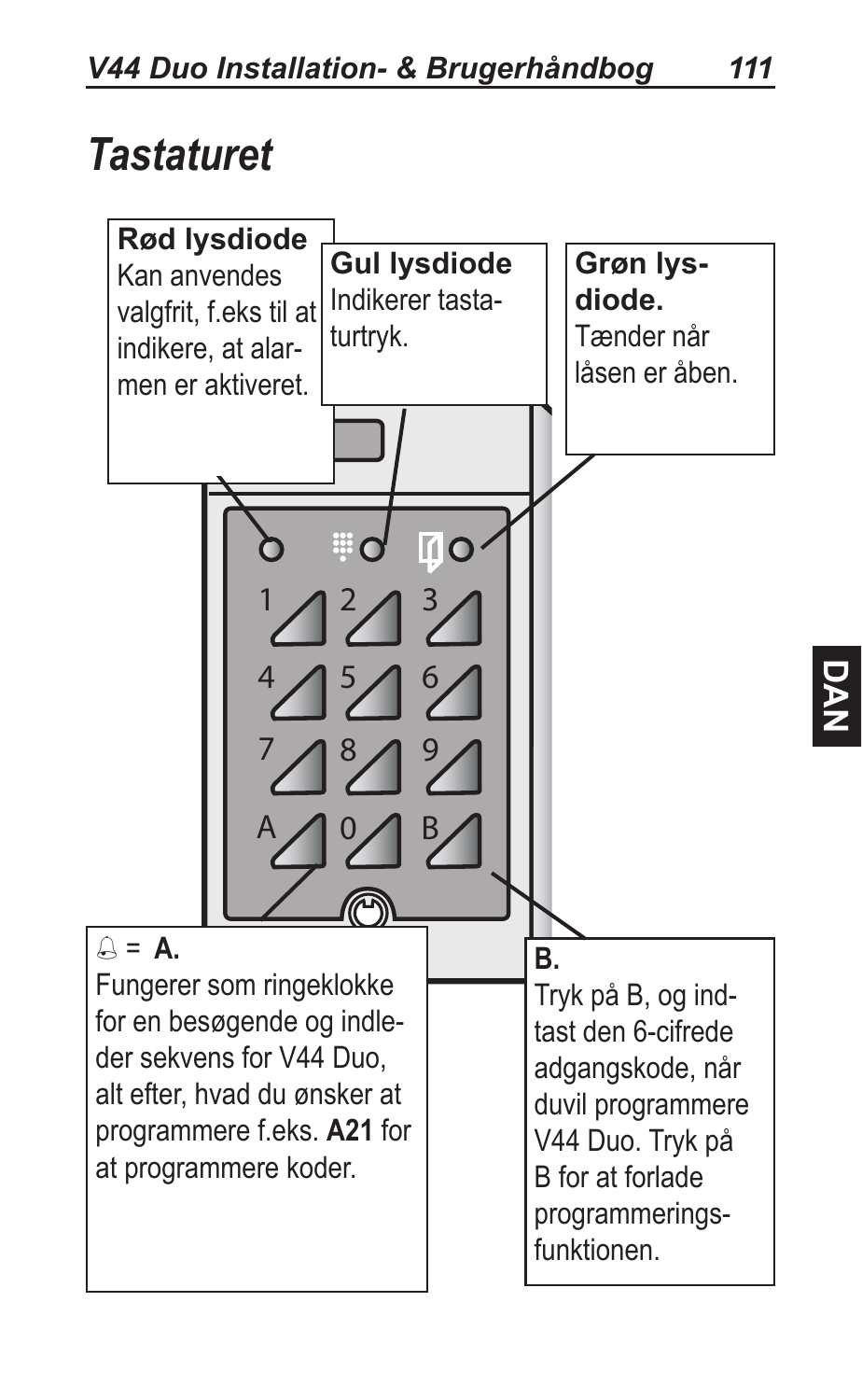# Tastaturet

**Rød lysdiode**
Kan anvendes valgfrit, f.eks til at indikere, at alarmen er aktiveret.

**Gul lysdiode**
Indikerer tastaturtryk.

**Grøn lysdiode.**
Tænder når låsen er åben.

1 2 3
4 5 6
7 8 9
A 0 B

🔔 = **A.**
Fungerer som ringeklokke for en besøgende og indleder sekvens for V44 Duo, alt efter, hvad du ønsker at programmere f.eks. **A21** for at programmere koder.

**B.**
Tryk på B, og indtast den 6-cifrede adgangskode, når duvil programmere V44 Duo. Tryk på B for at forlade programmeringsfunktionen.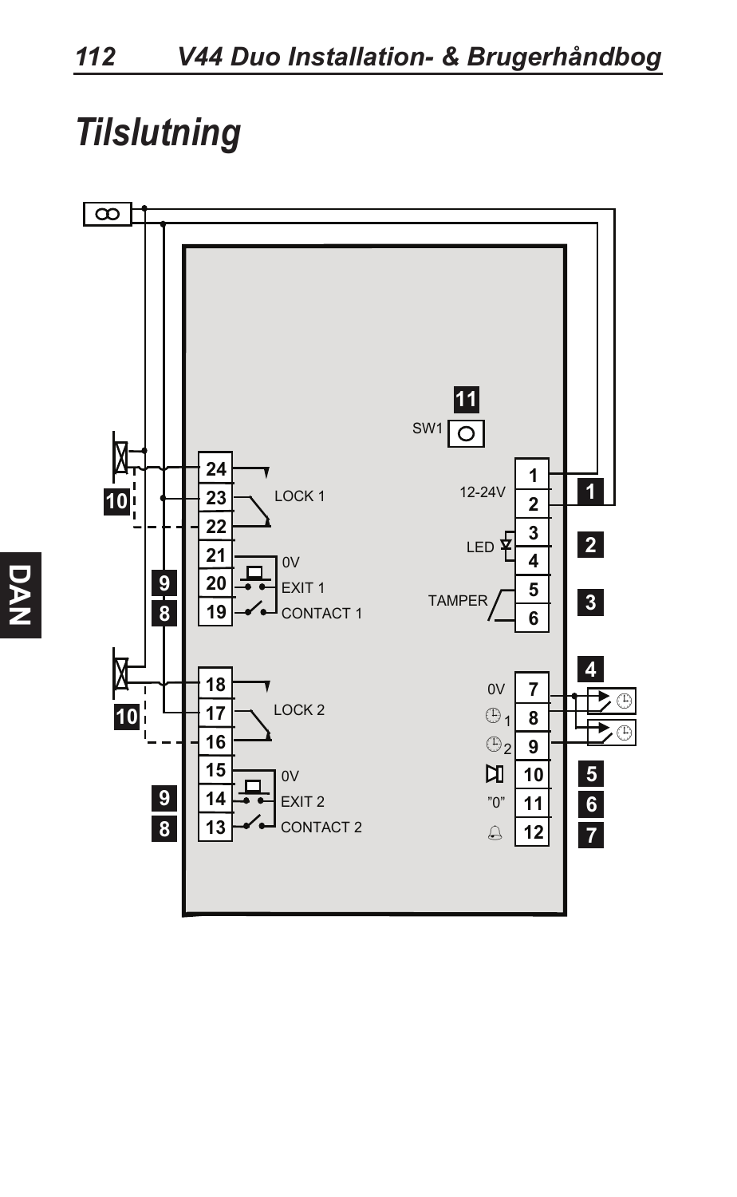# Tilslutning

11

SW1

1 12-24V 2

3 LED 4

5 TAMPER 6

7 0V
8 ⏲1
9 ⏲2
10
11 "0"
12

24
23 LOCK 1
22
21 0V
20 EXIT 1
19 CONTACT 1

18
17 LOCK 2
16
15 0V
14 EXIT 2
13 CONTACT 2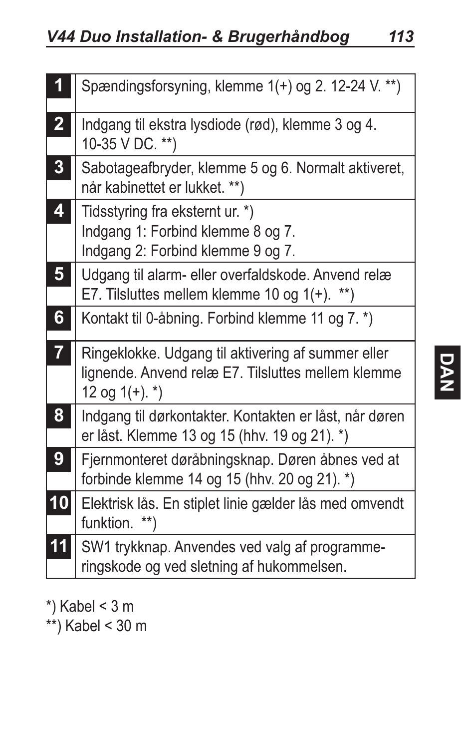| | |
|---|---|
| **1** | Spændingsforsyning, klemme 1(+) og 2. 12-24 V. **) |
| **2** | Indgang til ekstra lysdiode (rød), klemme 3 og 4. 10-35 V DC. **) |
| **3** | Sabotageafbryder, klemme 5 og 6. Normalt aktiveret, når kabinettet er lukket. **) |
| **4** | Tidsstyring fra eksternt ur. *)<br>Indgang 1: Forbind klemme 8 og 7.<br>Indgang 2: Forbind klemme 9 og 7. |
| **5** | Udgang til alarm- eller overfaldskode. Anvend relæ E7. Tilsluttes mellem klemme 10 og 1(+). **) |
| **6** | Kontakt til 0-åbning. Forbind klemme 11 og 7. *) |
| **7** | Ringeklokke. Udgang til aktivering af summer eller lignende. Anvend relæ E7. Tilsluttes mellem klemme 12 og 1(+). *) |
| **8** | Indgang til dørkontakter. Kontakten er låst, når døren er låst. Klemme 13 og 15 (hhv. 19 og 21). *) |
| **9** | Fjernmonteret døråbningsknap. Døren åbnes ved at forbinde klemme 14 og 15 (hhv. 20 og 21). *) |
| **10** | Elektrisk lås. En stiplet linie gælder lås med omvendt funktion. **) |
| **11** | SW1 trykknap. Anvendes ved valg af programmeringskode og ved sletning af hukommelsen. |

*) Kabel < 3 m

**) Kabel < 30 m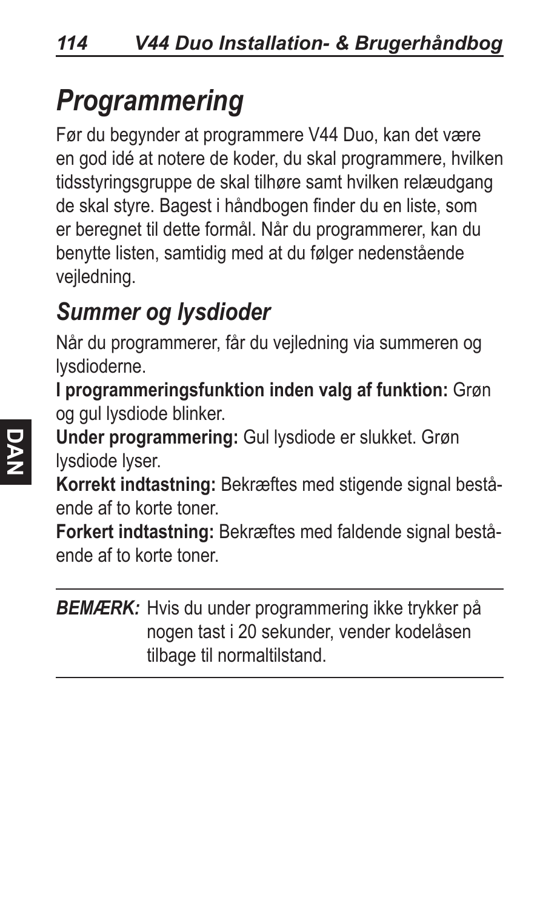# Programmering

Før du begynder at programmere V44 Duo, kan det være en god idé at notere de koder, du skal programmere, hvilken tidsstyringsgruppe de skal tilhøre samt hvilken relæudgang de skal styre. Bagest i håndbogen finder du en liste, som er beregnet til dette formål. Når du programmerer, kan du benytte listen, samtidig med at du følger nedenstående vejledning.

## Summer og lysdioder

Når du programmerer, får du vejledning via summeren og lysdioderne.

**I programmeringsfunktion inden valg af funktion:** Grøn og gul lysdiode blinker.

**Under programmering:** Gul lysdiode er slukket. Grøn lysdiode lyser.

**Korrekt indtastning:** Bekræftes med stigende signal bestående af to korte toner.

**Forkert indtastning:** Bekræftes med faldende signal bestående af to korte toner.

---

***BEMÆRK:*** Hvis du under programmering ikke trykker på nogen tast i 20 sekunder, vender kodelåsen tilbage til normaltilstand.

---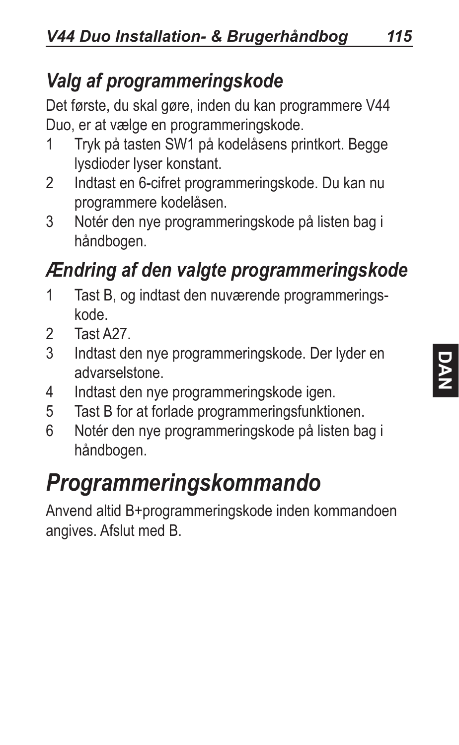## *Valg af programmeringskode*

Det første, du skal gøre, inden du kan programmere V44 Duo, er at vælge en programmeringskode.

1. Tryk på tasten SW1 på kodelåsens printkort. Begge lysdioder lyser konstant.
2. Indtast en 6-cifret programmeringskode. Du kan nu programmere kodelåsen.
3. Notér den nye programmeringskode på listen bag i håndbogen.

## *Ændring af den valgte programmeringskode*

1. Tast B, og indtast den nuværende programmeringskode.
2. Tast A27.
3. Indtast den nye programmeringskode. Der lyder en advarselstone.
4. Indtast den nye programmeringskode igen.
5. Tast B for at forlade programmeringsfunktionen.
6. Notér den nye programmeringskode på listen bag i håndbogen.

# *Programmeringskommando*

Anvend altid B+programmeringskode inden kommandoen angives. Afslut med B.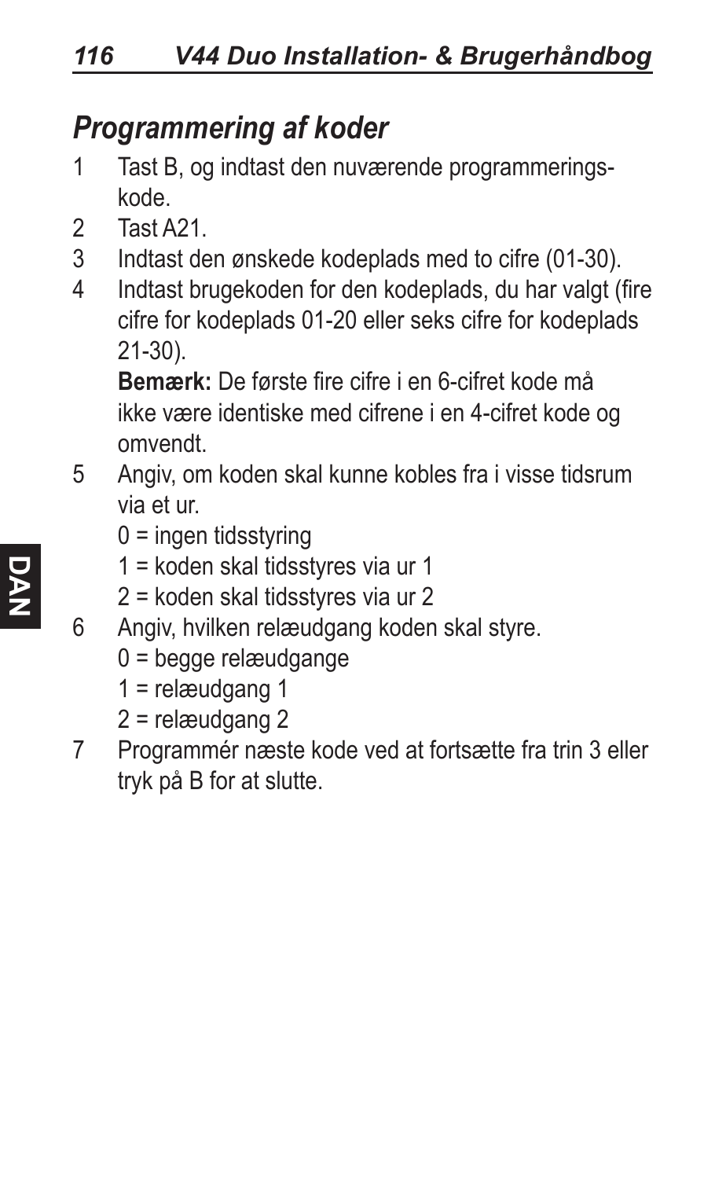## *Programmering af koder*

1. Tast B, og indtast den nuværende programmerings-kode.
2. Tast A21.
3. Indtast den ønskede kodeplads med to cifre (01-30).
4. Indtast brugekoden for den kodeplads, du har valgt (fire cifre for kodeplads 01-20 eller seks cifre for kodeplads 21-30).

   **Bemærk:** De første fire cifre i en 6-cifret kode må ikke være identiske med cifrene i en 4-cifret kode og omvendt.
5. Angiv, om koden skal kunne kobles fra i visse tidsrum via et ur.
   - 0 = ingen tidsstyring
   - 1 = koden skal tidsstyres via ur 1
   - 2 = koden skal tidsstyres via ur 2
6. Angiv, hvilken relæudgang koden skal styre.
   - 0 = begge relæudgange
   - 1 = relæudgang 1
   - 2 = relæudgang 2
7. Programmér næste kode ved at fortsætte fra trin 3 eller tryk på B for at slutte.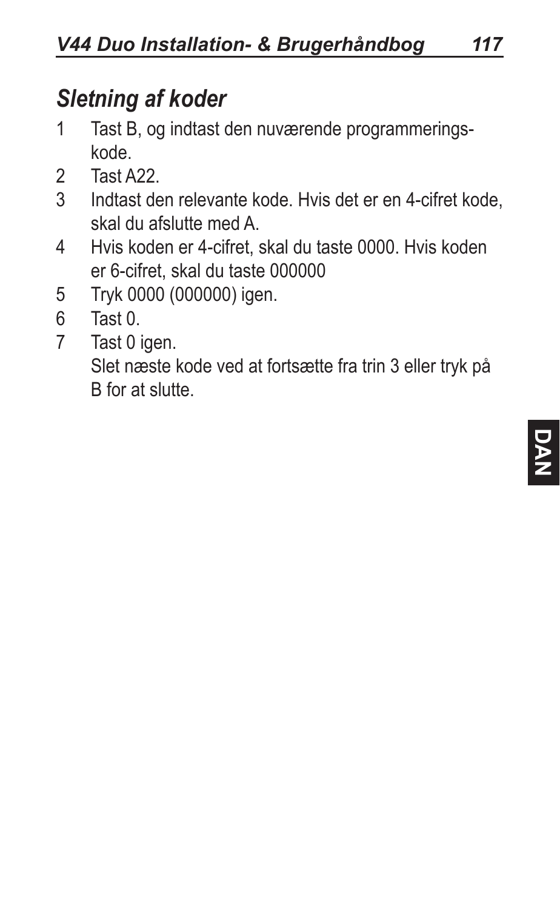## *Sletning af koder*

1. Tast B, og indtast den nuværende programmeringskode.
2. Tast A22.
3. Indtast den relevante kode. Hvis det er en 4-cifret kode, skal du afslutte med A.
4. Hvis koden er 4-cifret, skal du taste 0000. Hvis koden er 6-cifret, skal du taste 000000
5. Tryk 0000 (000000) igen.
6. Tast 0.
7. Tast 0 igen.

   Slet næste kode ved at fortsætte fra trin 3 eller tryk på B for at slutte.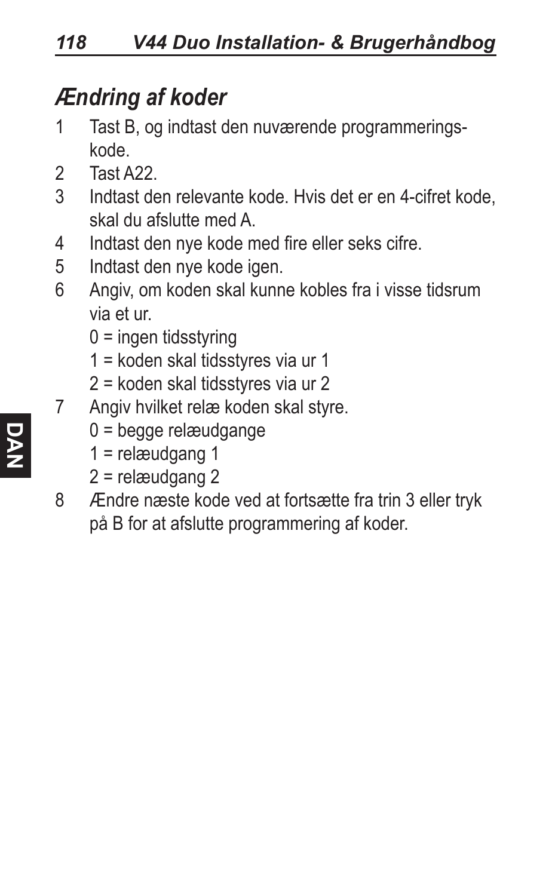## *Ændring af koder*

1. Tast B, og indtast den nuværende programmeringskode.
2. Tast A22.
3. Indtast den relevante kode. Hvis det er en 4-cifret kode, skal du afslutte med A.
4. Indtast den nye kode med fire eller seks cifre.
5. Indtast den nye kode igen.
6. Angiv, om koden skal kunne kobles fra i visse tidsrum via et ur.
   - 0 = ingen tidsstyring
   - 1 = koden skal tidsstyres via ur 1
   - 2 = koden skal tidsstyres via ur 2
7. Angiv hvilket relæ koden skal styre.
   - 0 = begge relæudgange
   - 1 = relæudgang 1
   - 2 = relæudgang 2
8. Ændre næste kode ved at fortsætte fra trin 3 eller tryk på B for at afslutte programmering af koder.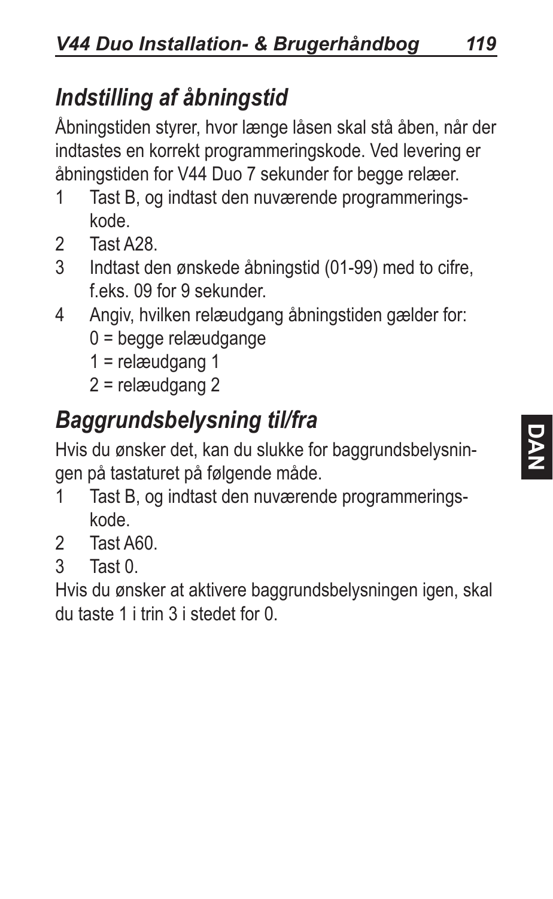## *Indstilling af åbningstid*

Åbningstiden styrer, hvor længe låsen skal stå åben, når der indtastes en korrekt programmeringskode. Ved levering er åbningstiden for V44 Duo 7 sekunder for begge relæer.

1. Tast B, og indtast den nuværende programmeringskode.
2. Tast A28.
3. Indtast den ønskede åbningstid (01-99) med to cifre, f.eks. 09 for 9 sekunder.
4. Angiv, hvilken relæudgang åbningstiden gælder for:
   0 = begge relæudgange
   1 = relæudgang 1
   2 = relæudgang 2

## *Baggrundsbelysning til/fra*

Hvis du ønsker det, kan du slukke for baggrundsbelysningen på tastaturet på følgende måde.

1. Tast B, og indtast den nuværende programmeringskode.
2. Tast A60.
3. Tast 0.

Hvis du ønsker at aktivere baggrundsbelysningen igen, skal du taste 1 i trin 3 i stedet for 0.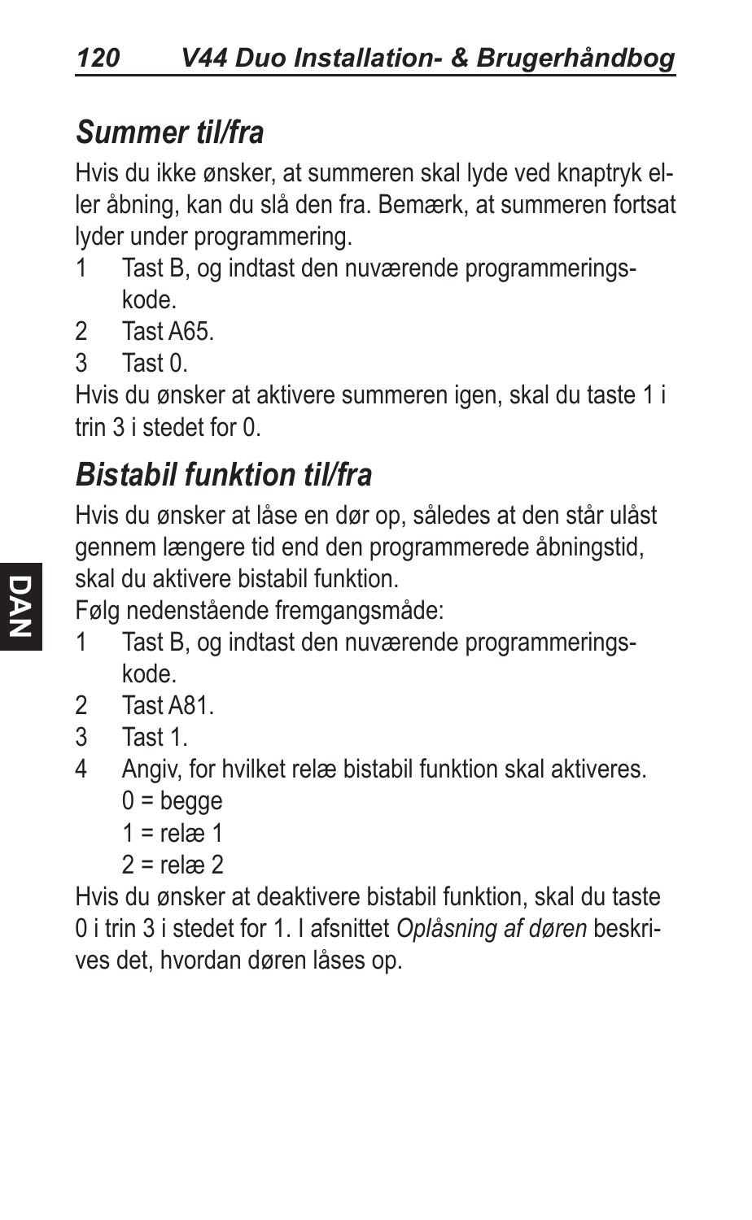## *Summer til/fra*

Hvis du ikke ønsker, at summeren skal lyde ved knaptryk eller åbning, kan du slå den fra. Bemærk, at summeren fortsat lyder under programmering.

1. Tast B, og indtast den nuværende programmeringskode.
2. Tast A65.
3. Tast 0.

Hvis du ønsker at aktivere summeren igen, skal du taste 1 i trin 3 i stedet for 0.

## *Bistabil funktion til/fra*

Hvis du ønsker at låse en dør op, således at den står ulåst gennem længere tid end den programmerede åbningstid, skal du aktivere bistabil funktion.

Følg nedenstående fremgangsmåde:

1. Tast B, og indtast den nuværende programmeringskode.
2. Tast A81.
3. Tast 1.
4. Angiv, for hvilket relæ bistabil funktion skal aktiveres.
   0 = begge
   1 = relæ 1
   2 = relæ 2

Hvis du ønsker at deaktivere bistabil funktion, skal du taste 0 i trin 3 i stedet for 1. I afsnittet *Oplåsning af døren* beskrives det, hvordan døren låses op.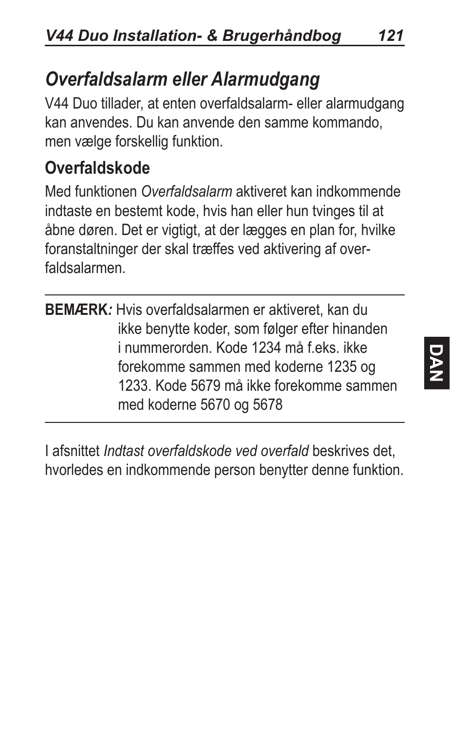## *Overfaldsalarm eller Alarmudgang*

V44 Duo tillader, at enten overfaldsalarm- eller alarmudgang kan anvendes. Du kan anvende den samme kommando, men vælge forskellig funktion.

### Overfaldskode

Med funktionen *Overfaldsalarm* aktiveret kan indkommende indtaste en bestemt kode, hvis han eller hun tvinges til at åbne døren. Det er vigtigt, at der lægges en plan for, hvilke foranstaltninger der skal træffes ved aktivering af overfaldsalarmen.

---

**BEMÆRK***:* Hvis overfaldsalarmen er aktiveret, kan du ikke benytte koder, som følger efter hinanden i nummerorden. Kode 1234 må f.eks. ikke forekomme sammen med koderne 1235 og 1233. Kode 5679 må ikke forekomme sammen med koderne 5670 og 5678

---

I afsnittet *Indtast overfaldskode ved overfald* beskrives det, hvorledes en indkommende person benytter denne funktion.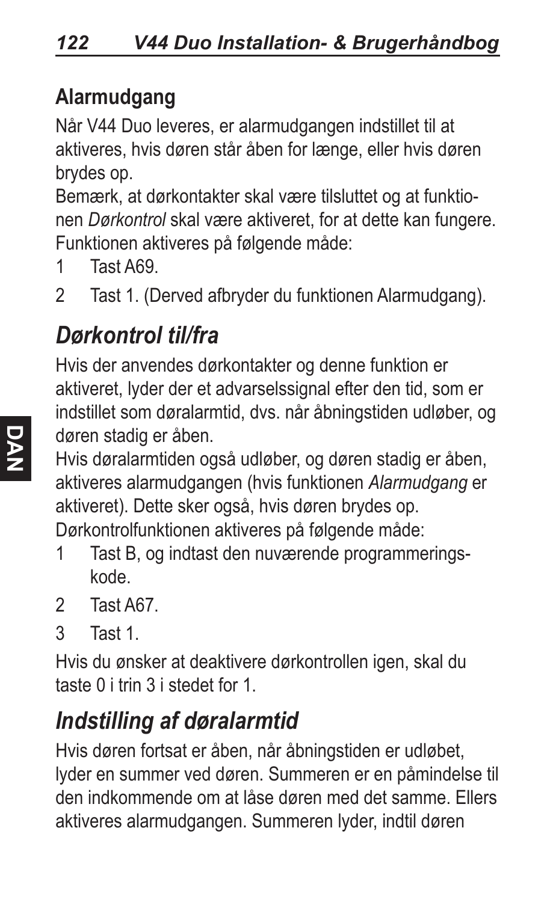## Alarmudgang

Når V44 Duo leveres, er alarmudgangen indstillet til at aktiveres, hvis døren står åben for længe, eller hvis døren brydes op.

Bemærk, at dørkontakter skal være tilsluttet og at funktionen *Dørkontrol* skal være aktiveret, for at dette kan fungere.

Funktionen aktiveres på følgende måde:

1 Tast A69.
2 Tast 1. (Derved afbryder du funktionen Alarmudgang).

# *Dørkontrol til/fra*

Hvis der anvendes dørkontakter og denne funktion er aktiveret, lyder der et advarselssignal efter den tid, som er indstillet som døralarmtid, dvs. når åbningstiden udløber, og døren stadig er åben.

Hvis døralarmtiden også udløber, og døren stadig er åben, aktiveres alarmudgangen (hvis funktionen *Alarmudgang* er aktiveret). Dette sker også, hvis døren brydes op.

Dørkontrolfunktionen aktiveres på følgende måde:

1 Tast B, og indtast den nuværende programmeringskode.
2 Tast A67.
3 Tast 1.

Hvis du ønsker at deaktivere dørkontrollen igen, skal du taste 0 i trin 3 i stedet for 1.

# *Indstilling af døralarmtid*

Hvis døren fortsat er åben, når åbningstiden er udløbet, lyder en summer ved døren. Summeren er en påmindelse til den indkommende om at låse døren med det samme. Ellers aktiveres alarmudgangen. Summeren lyder, indtil døren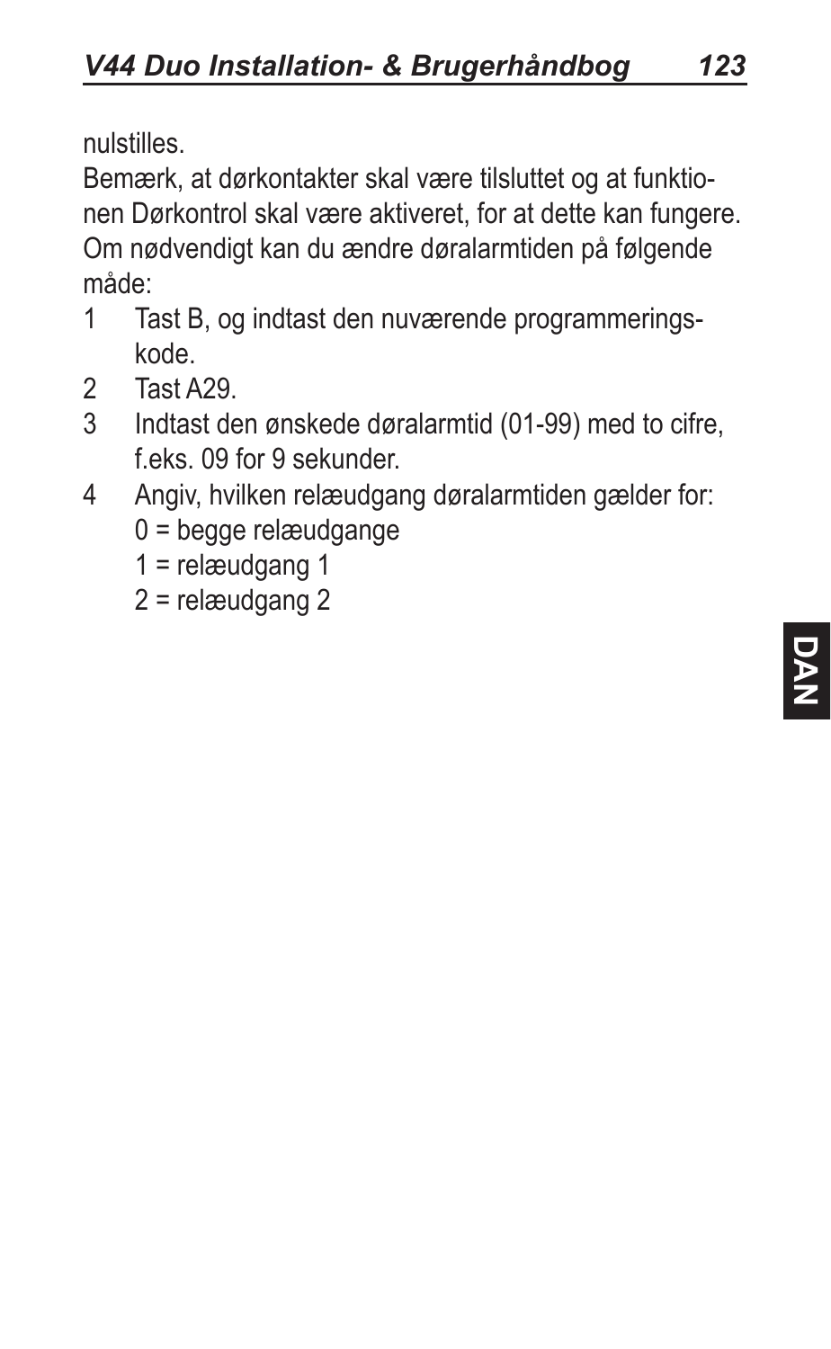nulstilles.

Bemærk, at dørkontakter skal være tilsluttet og at funktionen Dørkontrol skal være aktiveret, for at dette kan fungere.

Om nødvendigt kan du ændre døralarmtiden på følgende måde:

1. Tast B, og indtast den nuværende programmeringskode.
2. Tast A29.
3. Indtast den ønskede døralarmtid (01-99) med to cifre, f.eks. 09 for 9 sekunder.
4. Angiv, hvilken relæudgang døralarmtiden gælder for:
   0 = begge relæudgange
   1 = relæudgang 1
   2 = relæudgang 2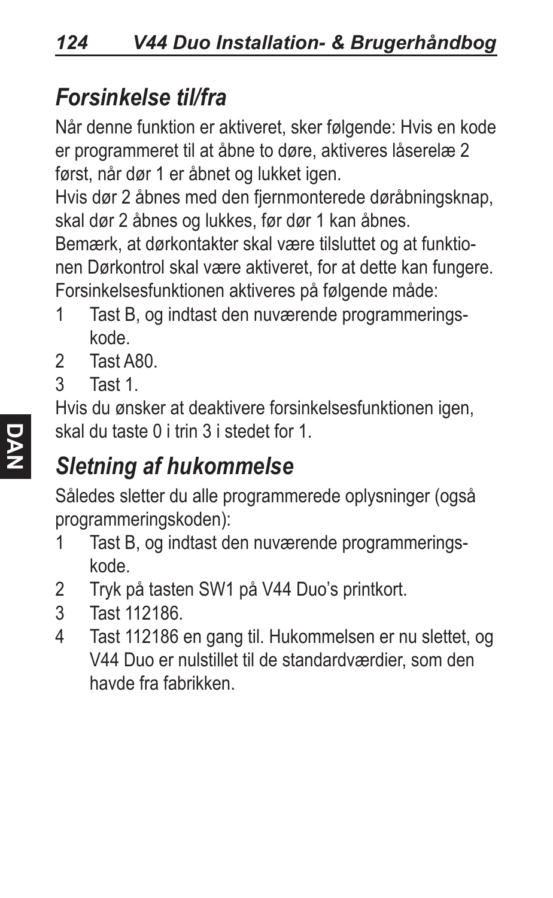## *Forsinkelse til/fra*

Når denne funktion er aktiveret, sker følgende: Hvis en kode er programmeret til at åbne to døre, aktiveres låserelæ 2 først, når dør 1 er åbnet og lukket igen.

Hvis dør 2 åbnes med den fjernmonterede døråbningsknap, skal dør 2 åbnes og lukkes, før dør 1 kan åbnes.

Bemærk, at dørkontakter skal være tilsluttet og at funktionen Dørkontrol skal være aktiveret, for at dette kan fungere.

Forsinkelsesfunktionen aktiveres på følgende måde:

1. Tast B, og indtast den nuværende programmeringskode.
2. Tast A80.
3. Tast 1.

Hvis du ønsker at deaktivere forsinkelsesfunktionen igen, skal du taste 0 i trin 3 i stedet for 1.

## *Sletning af hukommelse*

Således sletter du alle programmerede oplysninger (også programmeringskoden):

1. Tast B, og indtast den nuværende programmeringskode.
2. Tryk på tasten SW1 på V44 Duo's printkort.
3. Tast 112186.
4. Tast 112186 en gang til. Hukommelsen er nu slettet, og V44 Duo er nulstillet til de standardværdier, som den havde fra fabrikken.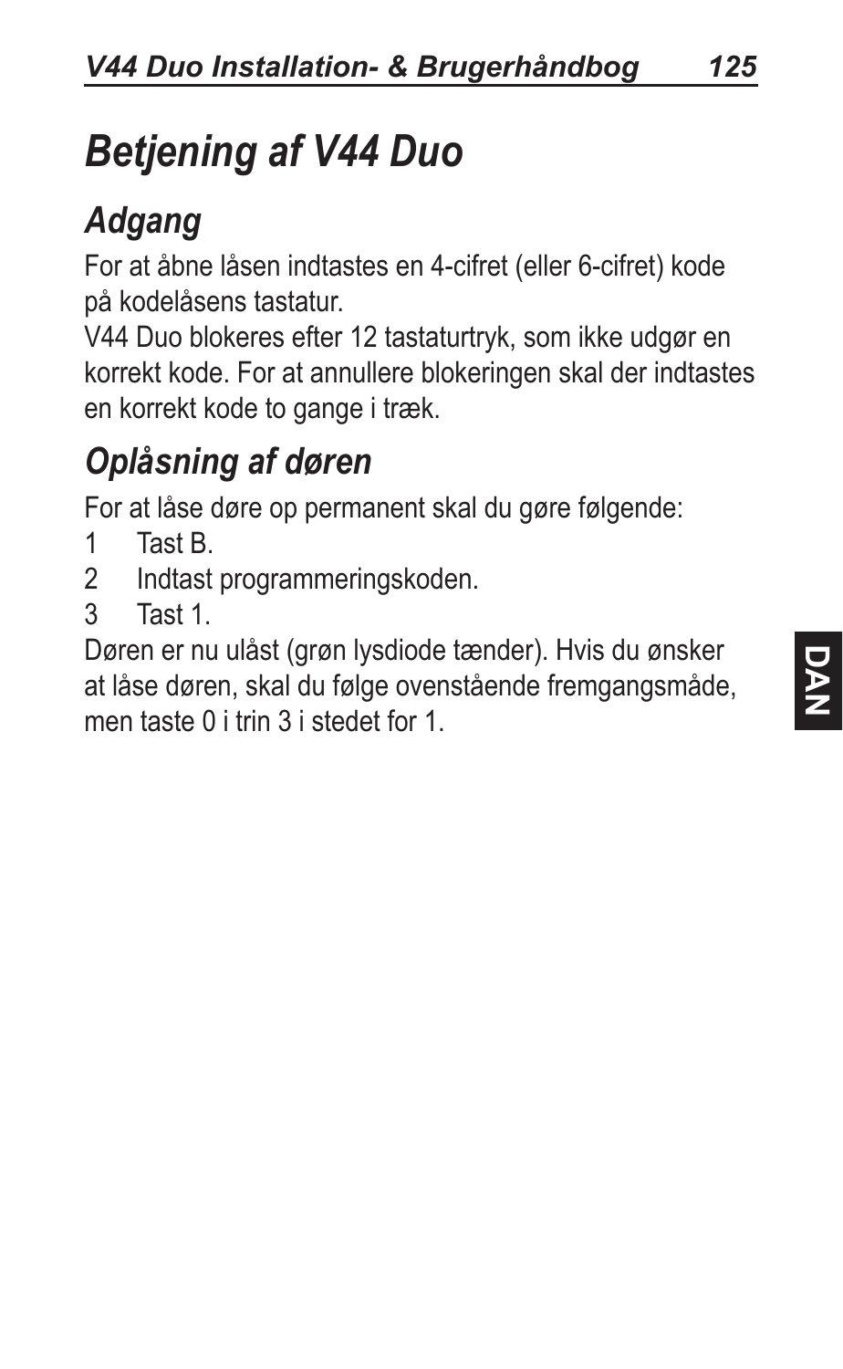# Betjening af V44 Duo

## Adgang

For at åbne låsen indtastes en 4-cifret (eller 6-cifret) kode på kodelåsens tastatur.

V44 Duo blokeres efter 12 tastaturtryk, som ikke udgør en korrekt kode. For at annullere blokeringen skal der indtastes en korrekt kode to gange i træk.

## Oplåsning af døren

For at låse døre op permanent skal du gøre følgende:

1 Tast B.
2 Indtast programmeringskoden.
3 Tast 1.

Døren er nu ulåst (grøn lysdiode tænder). Hvis du ønsker at låse døren, skal du følge ovenstående fremgangsmåde, men taste 0 i trin 3 i stedet for 1.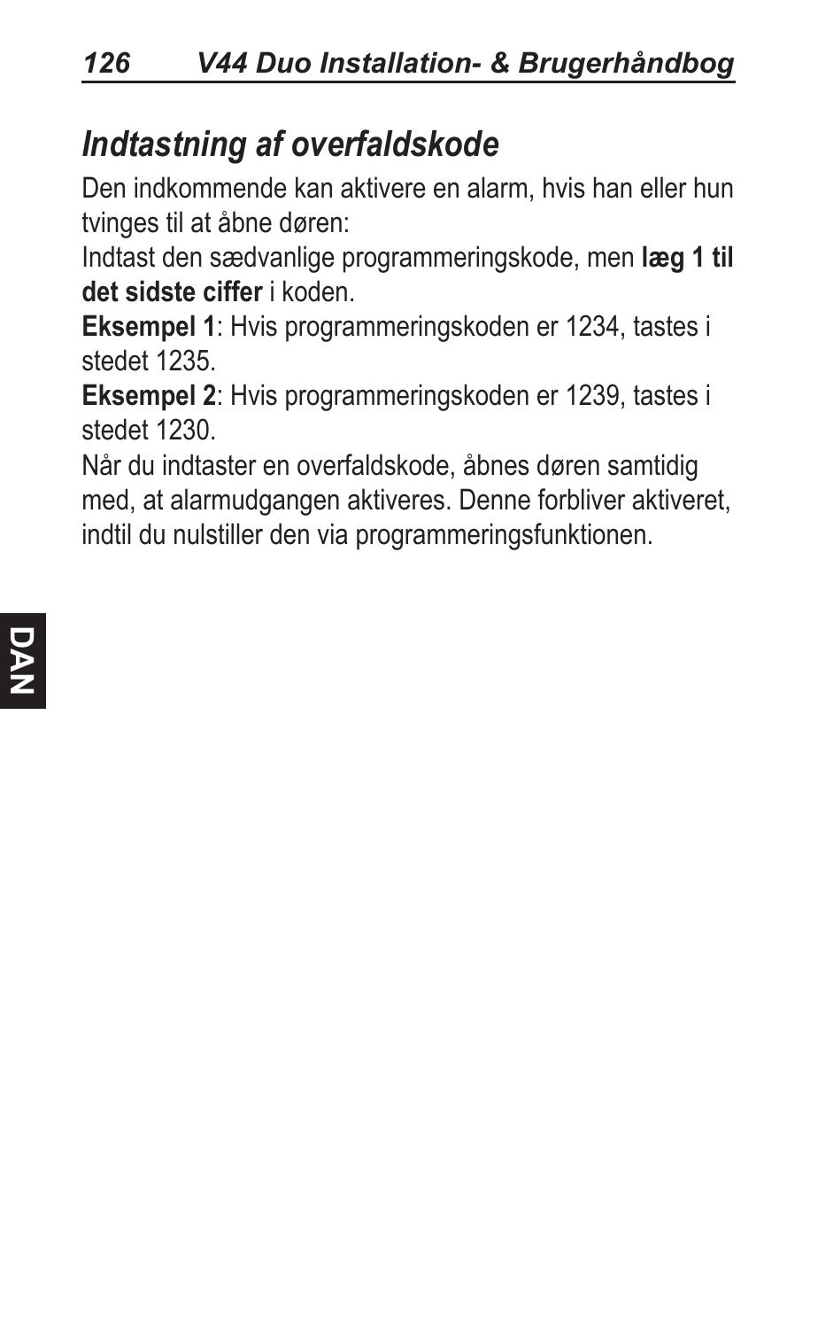## *Indtastning af overfaldskode*

Den indkommende kan aktivere en alarm, hvis han eller hun tvinges til at åbne døren:

Indtast den sædvanlige programmeringskode, men **læg 1 til det sidste ciffer** i koden.

**Eksempel 1**: Hvis programmeringskoden er 1234, tastes i stedet 1235.

**Eksempel 2**: Hvis programmeringskoden er 1239, tastes i stedet 1230.

Når du indtaster en overfaldskode, åbnes døren samtidig med, at alarmudgangen aktiveres. Denne forbliver aktiveret, indtil du nulstiller den via programmeringsfunktionen.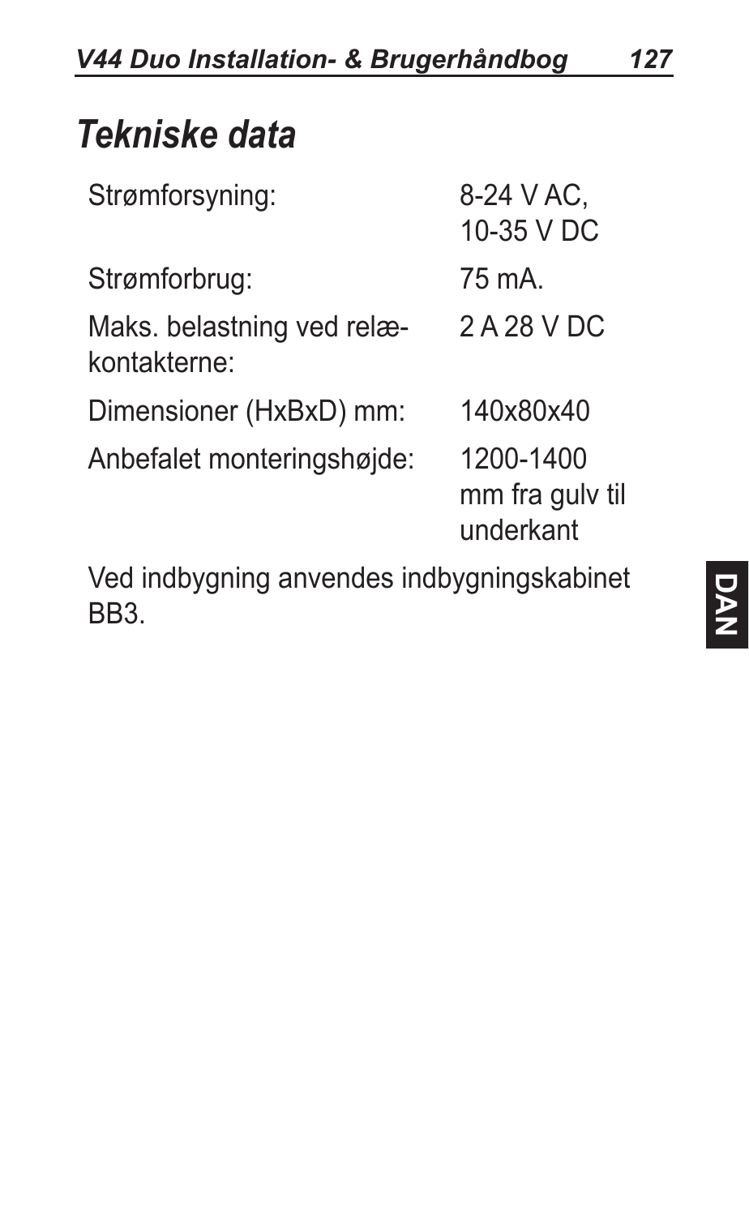# Tekniske data

| | |
|---|---|
| Strømforsyning: | 8-24 V AC,<br>10-35 V DC |
| Strømforbrug: | 75 mA. |
| Maks. belastning ved relækontakterne: | 2 A 28 V DC |
| Dimensioner (HxBxD) mm: | 140x80x40 |
| Anbefalet monteringshøjde: | 1200-1400 mm fra gulv til underkant |

Ved indbygning anvendes indbygningskabinet BB3.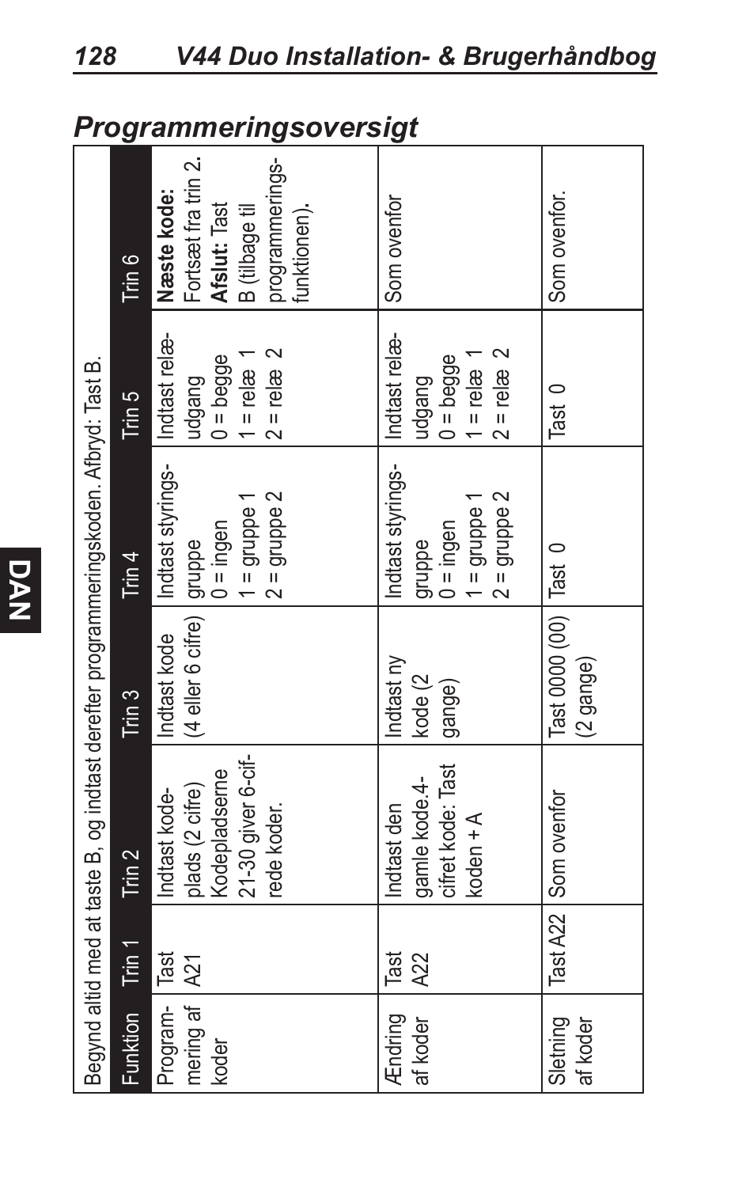## Programmeringsoversigt

| Begynd altid med at taste B, og indtast derefter programmeringskoden. Afbryd: Tast B. | | | | | | |
|---|---|---|---|---|---|---|
| Funktion | Trin 1 | Trin 2 | Trin 3 | Trin 4 | Trin 5 | Trin 6 |
| Programmering af koder | Tast A21 | Indtast kodeplads (2 cifre) Kodepladserne 21-30 giver 6-cifrede koder. | Indtast kode (4 eller 6 cifre) | Indtast styringsgruppe 0 = ingen 1 = gruppe 1 2 = gruppe 2 | Indtast relæudgang 0 = begge 1 = relæ 1 2 = relæ 2 | **Næste kode:** Fortsæt fra trin 2. **Afslut:** Tast B (tilbage til programmeringsfunktionen). |
| Ændring af koder | Tast A22 | Indtast den gamle kode.4-cifret kode: Tast koden + A | Indtast ny kode (2 gange) | Indtast styringsgruppe 0 = ingen 1 = gruppe 1 2 = gruppe 2 | Indtast relæudgang 0 = begge 1 = relæ 1 2 = relæ 2 | Som ovenfor |
| Sletning af koder | Tast A22 | Som ovenfor | Tast 0000 (00) (2 gange) | Tast 0 | Tast 0 | Som ovenfor. |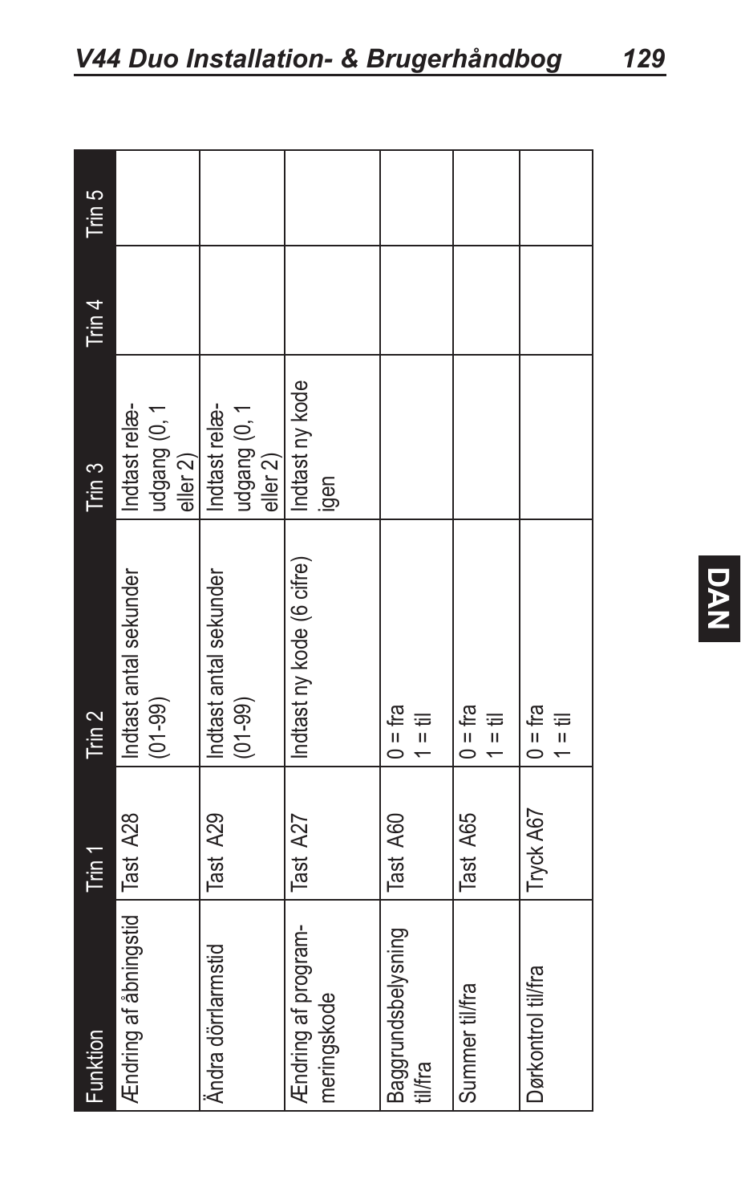| Funktion | Trin 1 | Trin 2 | Trin 3 | Trin 4 | Trin 5 |
| --- | --- | --- | --- | --- | --- |
| Ændring af åbningstid | Tast A28 | Indtast antal sekunder (01-99) | Indtast relæ-udgang (0, 1 eller 2) | | |
| Ändra dörrlarmstid | Tast A29 | Indtast antal sekunder (01-99) | Indtast relæ-udgang (0, 1 eller 2) | | |
| Ændring af programmeringskode | Tast A27 | Indtast ny kode (6 cifre) | Indtast ny kode igen | | |
| Baggrundsbelysning til/fra | Tast A60 | 0 = fra<br>1 = til | | | |
| Summer til/fra | Tast A65 | 0 = fra<br>1 = til | | | |
| Dørkontrol til/fra | Tryck A67 | 0 = fra<br>1 = til | | | |

DAN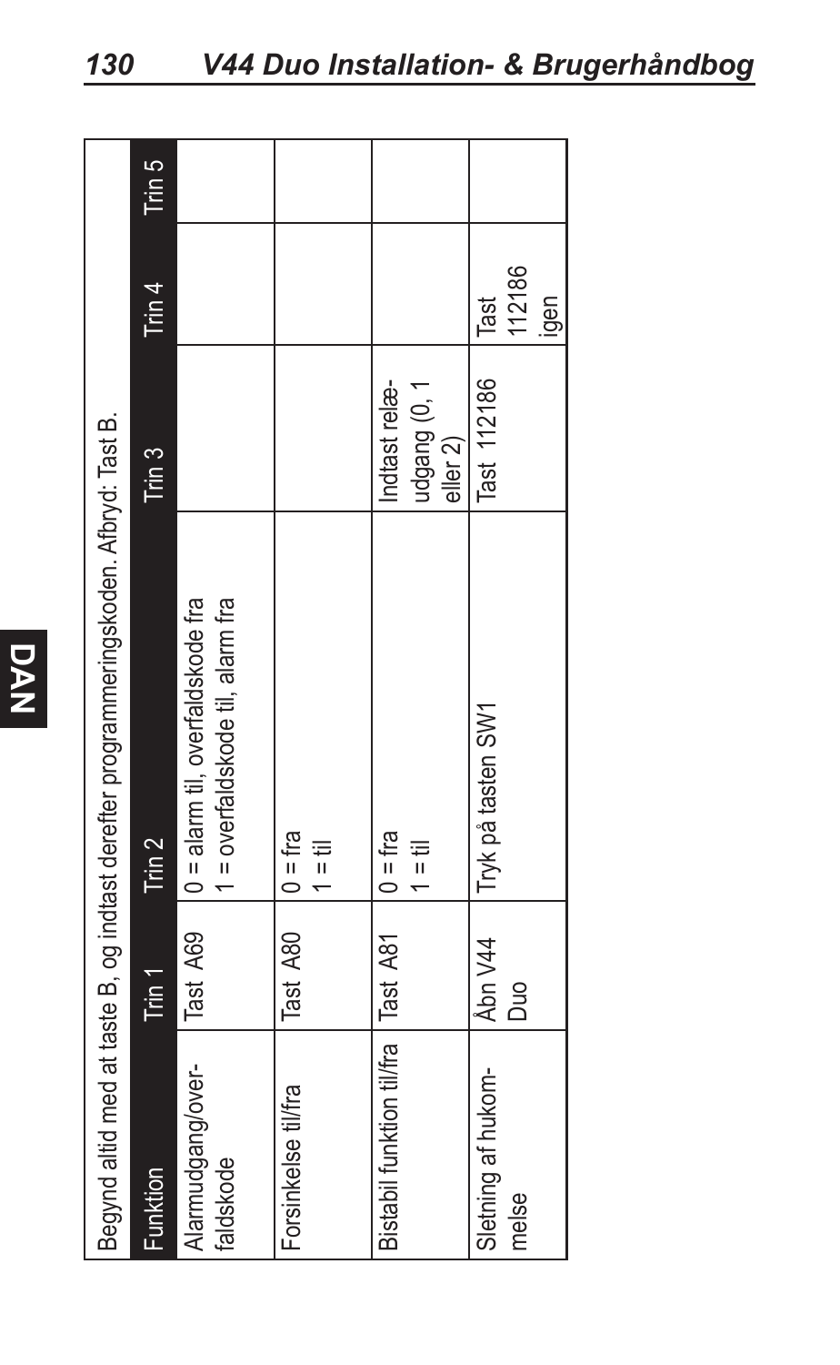| Begynd altid med at taste B, og indtast derefter programmeringskoden. Afbryd: Tast B. | | | | | |
|---|---|---|---|---|---|
| Funktion | Trin 1 | Trin 2 | Trin 3 | Trin 4 | Trin 5 |
| Alarmudgang/overfaldskode | Tast A69 | 0 = alarm til, overfaldskode fra<br>1 = overfaldskode til, alarm fra | | | |
| Forsinkelse til/fra | Tast A80 | 0 = fra<br>1 = til | | | |
| Bistabil funktion til/fra | Tast A81 | 0 = fra<br>1 = til | Indtast relæudgang (0, 1 eller 2) | | |
| Sletning af hukommelse | Åbn V44 Duo | Tryk på tasten SW1 | Tast 112186 | Tast 112186 igen | |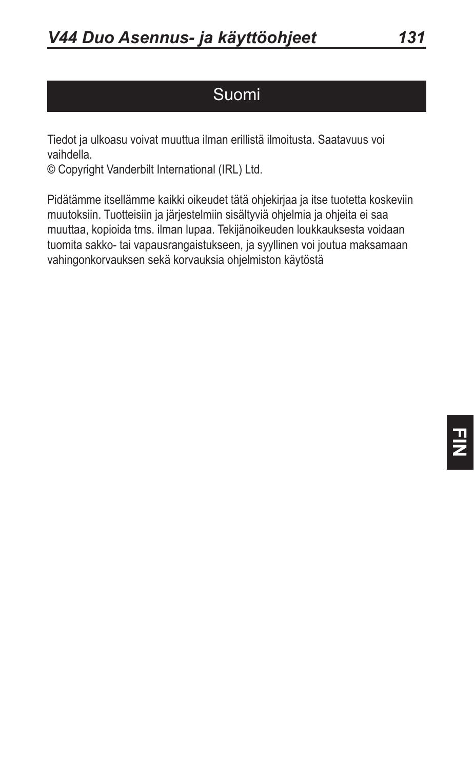# Suomi

Tiedot ja ulkoasu voivat muuttua ilman erillistä ilmoitusta. Saatavuus voi vaihdella.
© Copyright Vanderbilt International (IRL) Ltd.

Pidätämme itsellämme kaikki oikeudet tätä ohjekirjaa ja itse tuotetta koskeviin muutoksiin. Tuotteisiin ja järjestelmiin sisältyviä ohjelmia ja ohjeita ei saa muuttaa, kopioida tms. ilman lupaa. Tekijänoikeuden loukkauksesta voidaan tuomita sakko- tai vapausrangaistukseen, ja syyllinen voi joutua maksamaan vahingonkorvauksen sekä korvauksia ohjelmiston käytöstä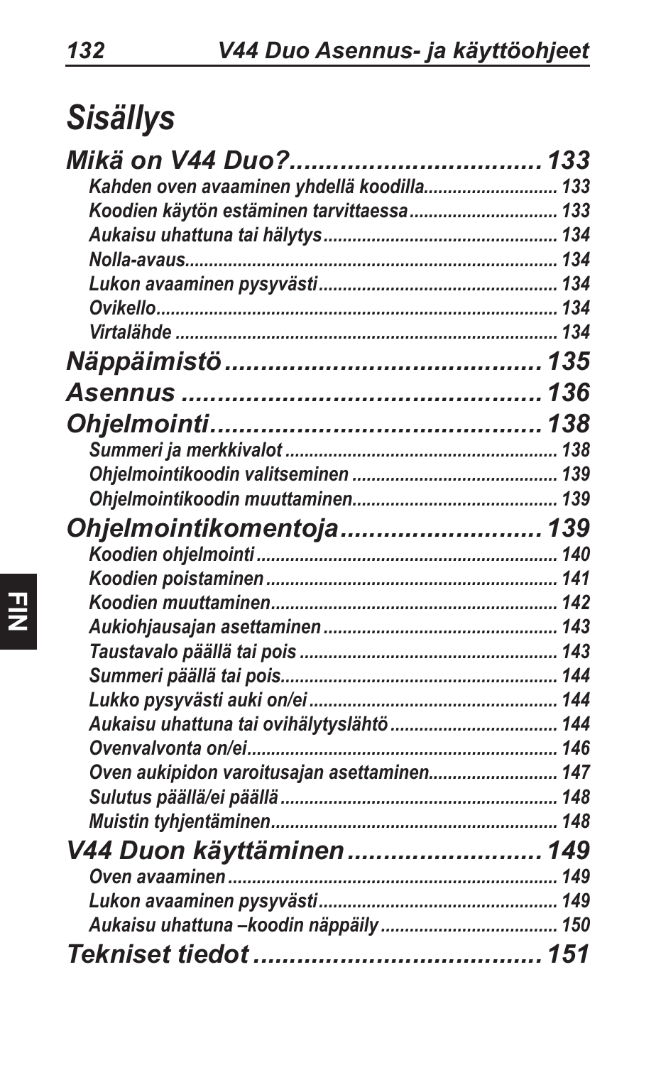# Sisällys

**Mikä on V44 Duo? .................................. 133**

- Kahden oven avaaminen yhdellä koodilla .......................... 133
- Koodien käytön estäminen tarvittaessa .............................. 133
- Aukaisu uhattuna tai hälytys ............................................... 134
- Nolla-avaus ......................................................................... 134
- Lukon avaaminen pysyvästi ................................................ 134
- Ovikello ................................................................................ 134
- Virtalähde ............................................................................ 134

**Näppäimistö ........................................... 135**

**Asennus ................................................. 136**

**Ohjelmointi ............................................ 138**

- Summeri ja merkkivalot ....................................................... 138
- Ohjelmointikoodin valitseminen ......................................... 139
- Ohjelmointikoodin muuttaminen ......................................... 139

**Ohjelmointikomentoja ........................... 139**

- Koodien ohjelmointi ............................................................. 140
- Koodien poistaminen ........................................................... 141
- Koodien muuttaminen .......................................................... 142
- Aukiohjausajan asettaminen ............................................... 143
- Taustavalo päällä tai pois .................................................... 143
- Summeri päällä tai pois ........................................................ 144
- Lukko pysyvästi auki on/ei .................................................. 144
- Aukaisu uhattuna tai ovihälytyslähtö ................................. 144
- Ovenvalvonta on/ei .............................................................. 146
- Oven aukipidon varoitusajan asettaminen .......................... 147
- Sulutus päällä/ei päällä ........................................................ 148
- Muistin tyhjentäminen .......................................................... 148

**V44 Duon käyttäminen .......................... 149**

- Oven avaaminen ................................................................... 149
- Lukon avaaminen pysyvästi ................................................ 149
- Aukaisu uhattuna –koodin näppäily .................................... 150

**Tekniset tiedot ....................................... 151**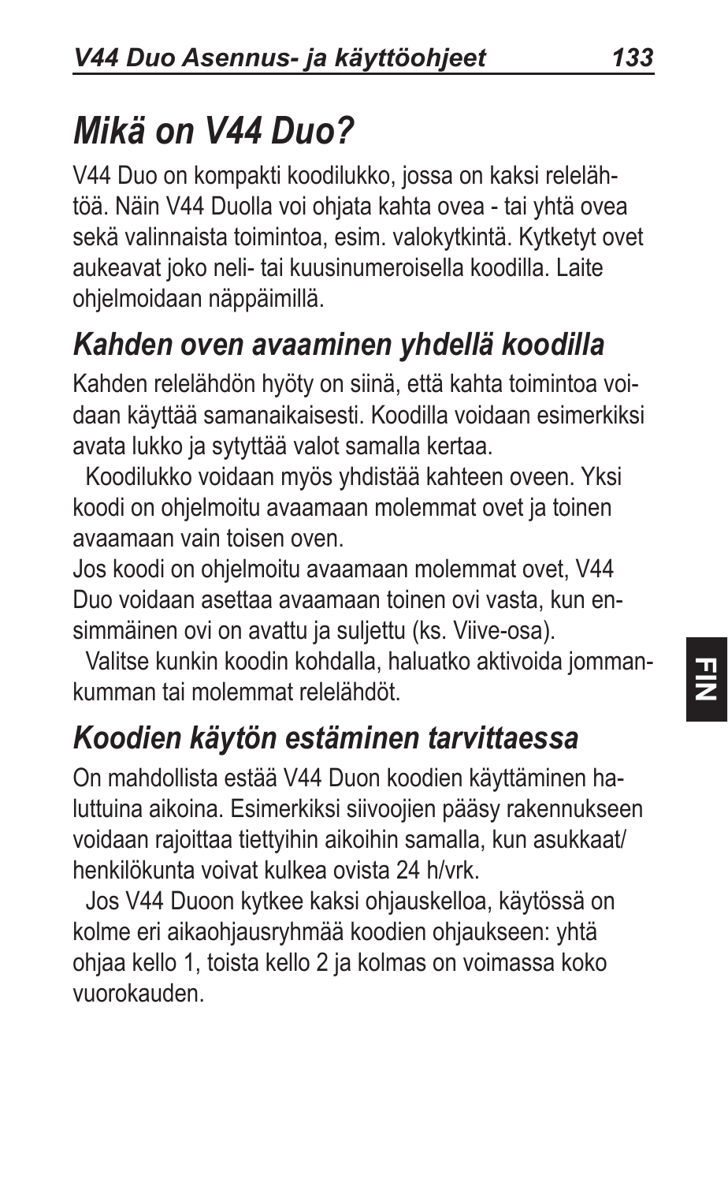# Mikä on V44 Duo?

V44 Duo on kompakti koodilukko, jossa on kaksi relelähtöä. Näin V44 Duolla voi ohjata kahta ovea - tai yhtä ovea sekä valinnaista toimintoa, esim. valokytkintä. Kytketyt ovet aukeavat joko neli- tai kuusinumeroisella koodilla. Laite ohjelmoidaan näppäimillä.

## Kahden oven avaaminen yhdellä koodilla

Kahden relelähdön hyöty on siinä, että kahta toimintoa voidaan käyttää samanaikaisesti. Koodilla voidaan esimerkiksi avata lukko ja sytyttää valot samalla kertaa.

Koodilukko voidaan myös yhdistää kahteen oveen. Yksi koodi on ohjelmoitu avaamaan molemmat ovet ja toinen avaamaan vain toisen oven.

Jos koodi on ohjelmoitu avaamaan molemmat ovet, V44 Duo voidaan asettaa avaamaan toinen ovi vasta, kun ensimmäinen ovi on avattu ja suljettu (ks. Viive-osa).

Valitse kunkin koodin kohdalla, haluatko aktivoida jommankumman tai molemmat relelähdöt.

## Koodien käytön estäminen tarvittaessa

On mahdollista estää V44 Duon koodien käyttäminen haluttuina aikoina. Esimerkiksi siivoojien pääsy rakennukseen voidaan rajoittaa tiettyihin aikoihin samalla, kun asukkaat/ henkilökunta voivat kulkea ovista 24 h/vrk.

Jos V44 Duoon kytkee kaksi ohjauskelloa, käytössä on kolme eri aikaohjausryhmää koodien ohjaukseen: yhtä ohjaa kello 1, toista kello 2 ja kolmas on voimassa koko vuorokauden.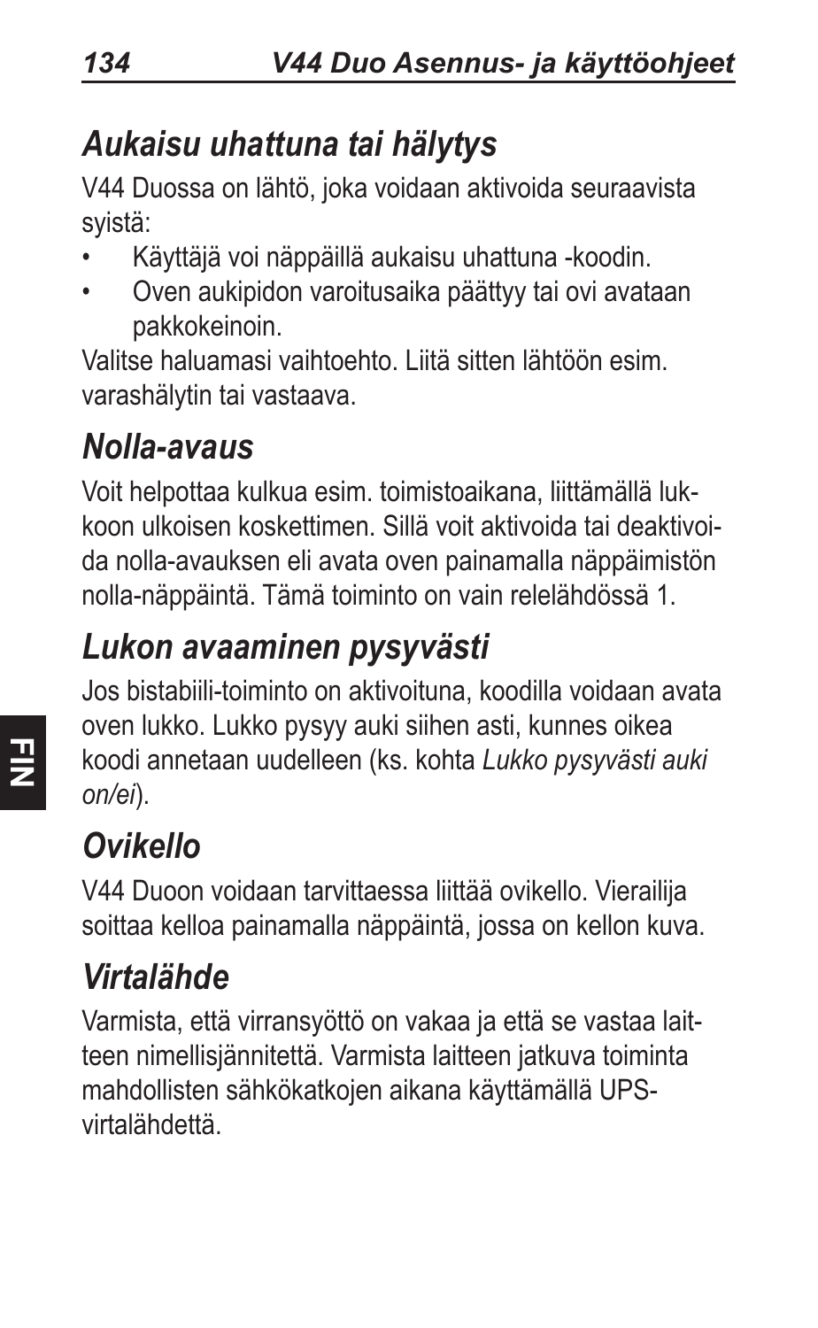## *Aukaisu uhattuna tai hälytys*

V44 Duossa on lähtö, joka voidaan aktivoida seuraavista syistä:

- Käyttäjä voi näppäillä aukaisu uhattuna -koodin.
- Oven aukipidon varoitusaika päättyy tai ovi avataan pakkokeinoin.

Valitse haluamasi vaihtoehto. Liitä sitten lähtöön esim. varashälytin tai vastaava.

## *Nolla-avaus*

Voit helpottaa kulkua esim. toimistoaikana, liittämällä lukkoon ulkoisen koskettimen. Sillä voit aktivoida tai deaktivoida nolla-avauksen eli avata oven painamalla näppäimistön nolla-näppäintä. Tämä toiminto on vain relelähdössä 1.

## *Lukon avaaminen pysyvästi*

Jos bistabiili-toiminto on aktivoituna, koodilla voidaan avata oven lukko. Lukko pysyy auki siihen asti, kunnes oikea koodi annetaan uudelleen (ks. kohta *Lukko pysyvästi auki on/ei*).

## *Ovikello*

V44 Duoon voidaan tarvittaessa liittää ovikello. Vierailija soittaa kelloa painamalla näppäintä, jossa on kellon kuva.

## *Virtalähde*

Varmista, että virransyöttö on vakaa ja että se vastaa laitteen nimellisjännitettä. Varmista laitteen jatkuva toiminta mahdollisten sähkökatkojen aikana käyttämällä UPS-virtalähdettä.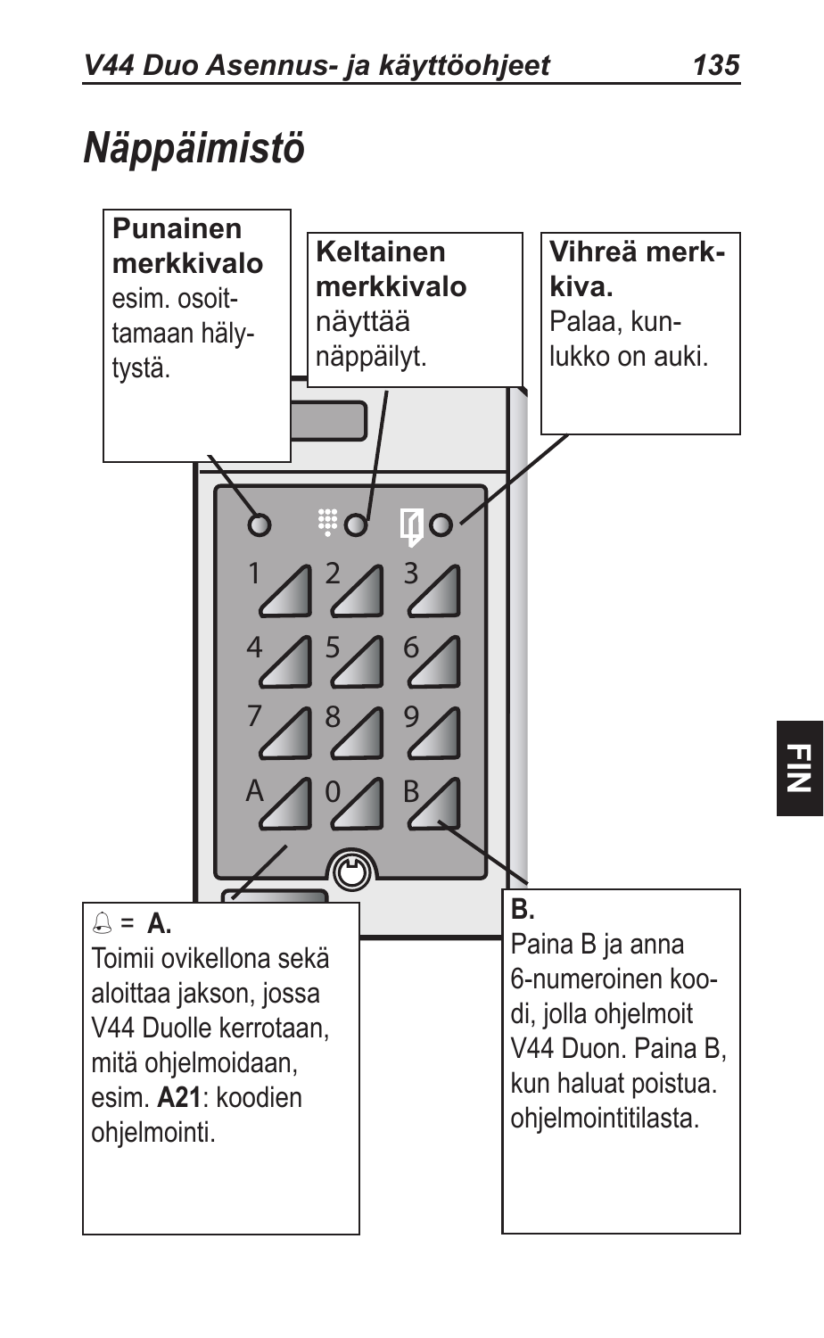# Näppäimistö

**Punainen merkkivalo** esim. osoittamaan hälytystä.

**Keltainen merkkivalo** näyttää näppäilyt.

**Vihreä merkkiva.** Palaa, kun lukko on auki.

1 2 3
4 5 6
7 8 9
A 0 B

🔔 = **A.**
Toimii ovikellona sekä aloittaa jakson, jossa V44 Duolle kerrotaan, mitä ohjelmoidaan, esim. **A21**: koodien ohjelmointi.

**B.**
Paina B ja anna 6-numeroinen koodi, jolla ohjelmoit V44 Duon. Paina B, kun haluat poistua. ohjelmointitilasta.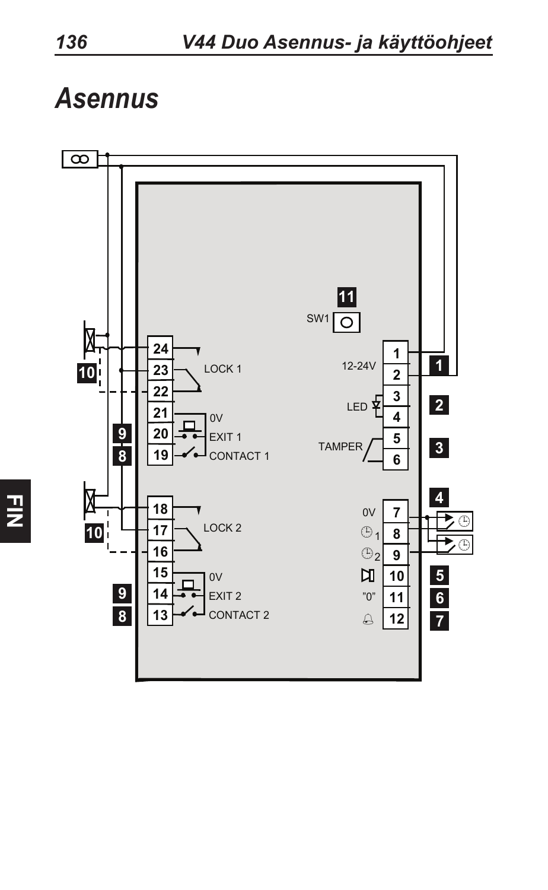# Asennus

11

SW1

| | |
|---|---|
| 24 | |
| 23 | LOCK 1 |
| 22 | |
| 21 | 0V |
| 20 | EXIT 1 |
| 19 | CONTACT 1 |
| 18 | |
| 17 | LOCK 2 |
| 16 | |
| 15 | 0V |
| 14 | EXIT 2 |
| 13 | CONTACT 2 |

| | | |
|---|---|---|
| 12-24V | 1 | 1 |
| | 2 | |
| LED | 3 | 2 |
| | 4 | |
| TAMPER | 5 | 3 |
| | 6 | |
| 0V | 7 | 4 |
| ⊕1 | 8 | |
| ⊕2 | 9 | |
| | 10 | 5 |
| "0" | 11 | 6 |
| | 12 | 7 |

10, 9, 8, 10, 9, 8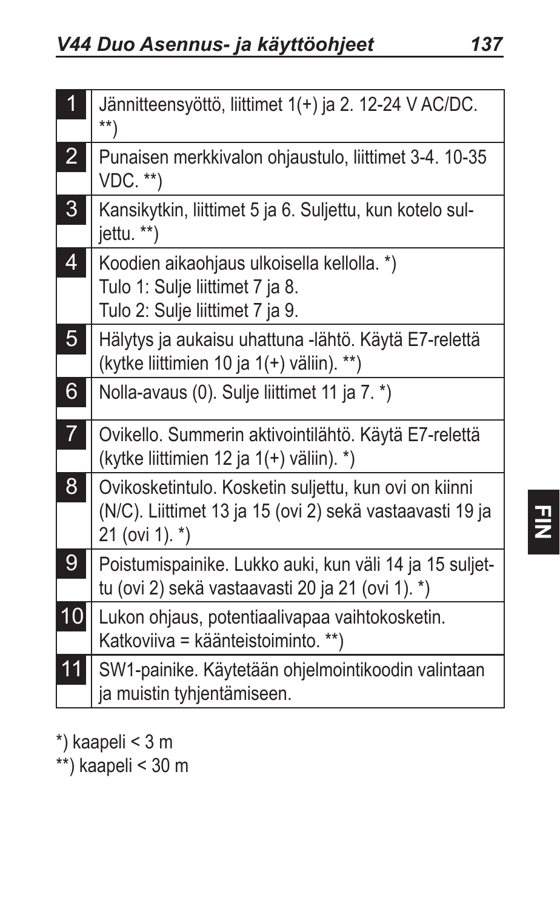| | |
|---|---|
| 1 | Jännitteensyöttö, liittimet 1(+) ja 2. 12-24 V AC/DC. **) |
| 2 | Punaisen merkkivalon ohjaustulo, liittimet 3-4. 10-35 VDC. **) |
| 3 | Kansikytkin, liittimet 5 ja 6. Suljettu, kun kotelo suljettu. **) |
| 4 | Koodien aikaohjaus ulkoisella kellolla. *)<br>Tulo 1: Sulje liittimet 7 ja 8.<br>Tulo 2: Sulje liittimet 7 ja 9. |
| 5 | Hälytys ja aukaisu uhattuna -lähtö. Käytä E7-relettä (kytke liittimien 10 ja 1(+) väliin). **) |
| 6 | Nolla-avaus (0). Sulje liittimet 11 ja 7. *) |
| 7 | Ovikello. Summerin aktivointilähtö. Käytä E7-relettä (kytke liittimien 12 ja 1(+) väliin). *) |
| 8 | Ovikosketintulo. Kosketin suljettu, kun ovi on kiinni (N/C). Liittimet 13 ja 15 (ovi 2) sekä vastaavasti 19 ja 21 (ovi 1). *) |
| 9 | Poistumispainike. Lukko auki, kun väli 14 ja 15 suljettu (ovi 2) sekä vastaavasti 20 ja 21 (ovi 1). *) |
| 10 | Lukon ohjaus, potentiaalivapaa vaihtokosketin. Katkoviiva = käänteistoiminto. **) |
| 11 | SW1-painike. Käytetään ohjelmointikoodin valintaan ja muistin tyhjentämiseen. |

*) kaapeli < 3 m

**) kaapeli < 30 m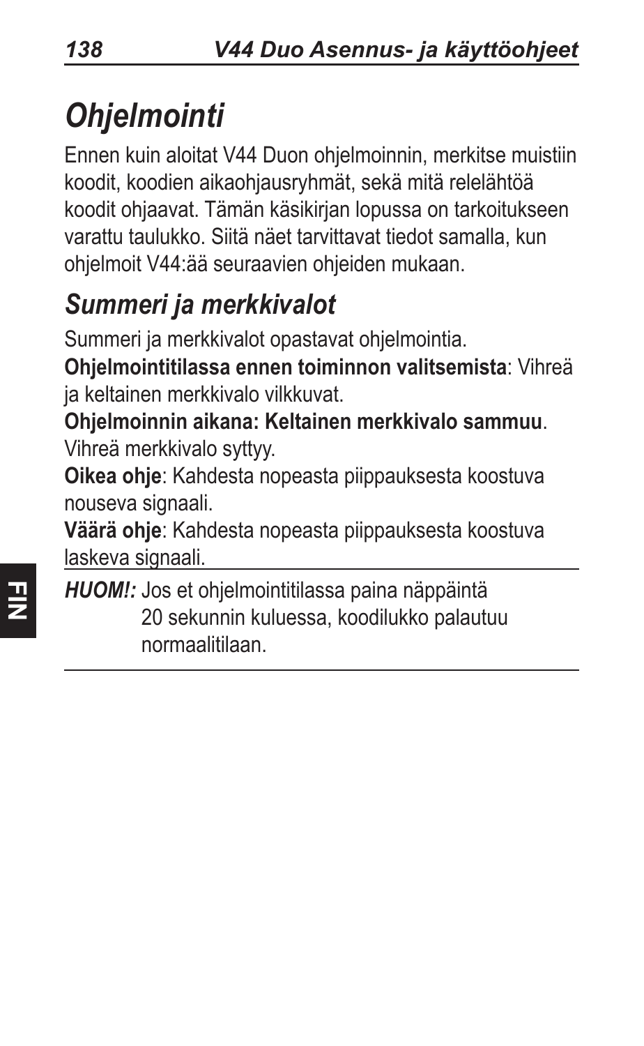# *Ohjelmointi*

Ennen kuin aloitat V44 Duon ohjelmoinnin, merkitse muistiin koodit, koodien aikaohjausryhmät, sekä mitä relelähtöä koodit ohjaavat. Tämän käsikirjan lopussa on tarkoitukseen varattu taulukko. Siitä näet tarvittavat tiedot samalla, kun ohjelmoit V44:ää seuraavien ohjeiden mukaan.

## *Summeri ja merkkivalot*

Summeri ja merkkivalot opastavat ohjelmointia.

**Ohjelmointitilassa ennen toiminnon valitsemista**: Vihreä ja keltainen merkkivalo vilkkuvat.

**Ohjelmoinnin aikana: Keltainen merkkivalo sammuu**. Vihreä merkkivalo syttyy.

**Oikea ohje**: Kahdesta nopeasta piippauksesta koostuva nouseva signaali.

**Väärä ohje**: Kahdesta nopeasta piippauksesta koostuva laskeva signaali.

***HUOM!:*** Jos et ohjelmointitilassa paina näppäintä 20 sekunnin kuluessa, koodilukko palautuu normaalitilaan.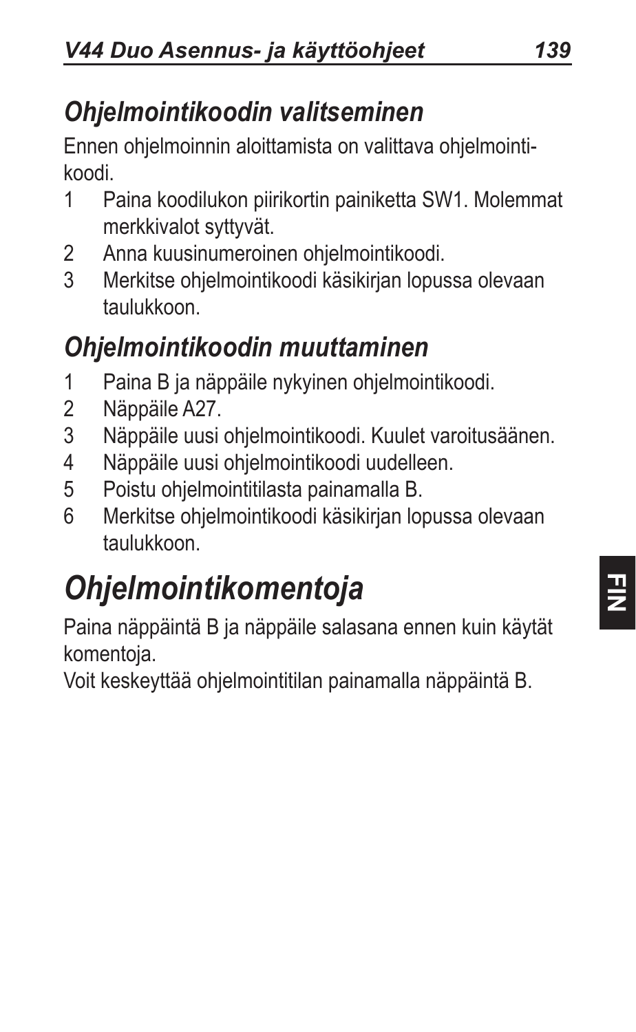## *Ohjelmointikoodin valitseminen*

Ennen ohjelmoinnin aloittamista on valittava ohjelmointikoodi.

1. Paina koodilukon piirikortin painiketta SW1. Molemmat merkkivalot syttyvät.
2. Anna kuusinumeroinen ohjelmointikoodi.
3. Merkitse ohjelmointikoodi käsikirjan lopussa olevaan taulukkoon.

## *Ohjelmointikoodin muuttaminen*

1. Paina B ja näppäile nykyinen ohjelmointikoodi.
2. Näppäile A27.
3. Näppäile uusi ohjelmointikoodi. Kuulet varoitusäänen.
4. Näppäile uusi ohjelmointikoodi uudelleen.
5. Poistu ohjelmointitilasta painamalla B.
6. Merkitse ohjelmointikoodi käsikirjan lopussa olevaan taulukkoon.

# *Ohjelmointikomentoja*

Paina näppäintä B ja näppäile salasana ennen kuin käytät komentoja.

Voit keskeyttää ohjelmointitilan painamalla näppäintä B.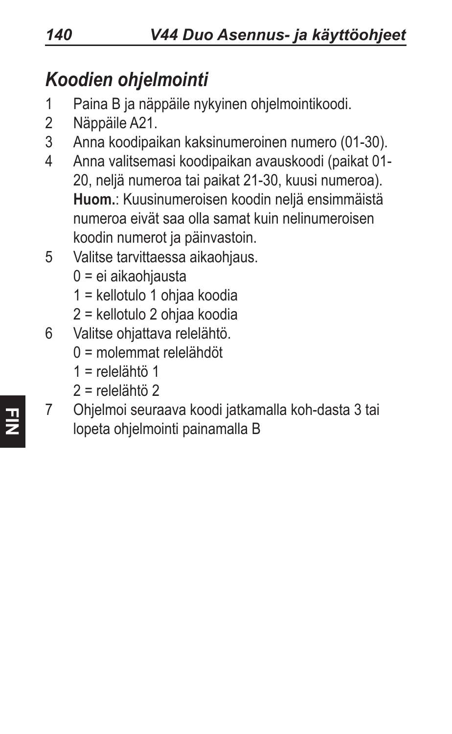## *Koodien ohjelmointi*

1. Paina B ja näppäile nykyinen ohjelmointikoodi.
2. Näppäile A21.
3. Anna koodipaikan kaksinumeroinen numero (01-30).
4. Anna valitsemasi koodipaikan avauskoodi (paikat 01-20, neljä numeroa tai paikat 21-30, kuusi numeroa). **Huom.**: Kuusinumeroisen koodin neljä ensimmäistä numeroa eivät saa olla samat kuin nelinumeroisen koodin numerot ja päinvastoin.
5. Valitse tarvittaessa aikaohjaus.
   0 = ei aikaohjausta
   1 = kellotulo 1 ohjaa koodia
   2 = kellotulo 2 ohjaa koodia
6. Valitse ohjattava relelähtö.
   0 = molemmat relelähdöt
   1 = relelähtö 1
   2 = relelähtö 2
7. Ohjelmoi seuraava koodi jatkamalla koh-dasta 3 tai lopeta ohjelmointi painamalla B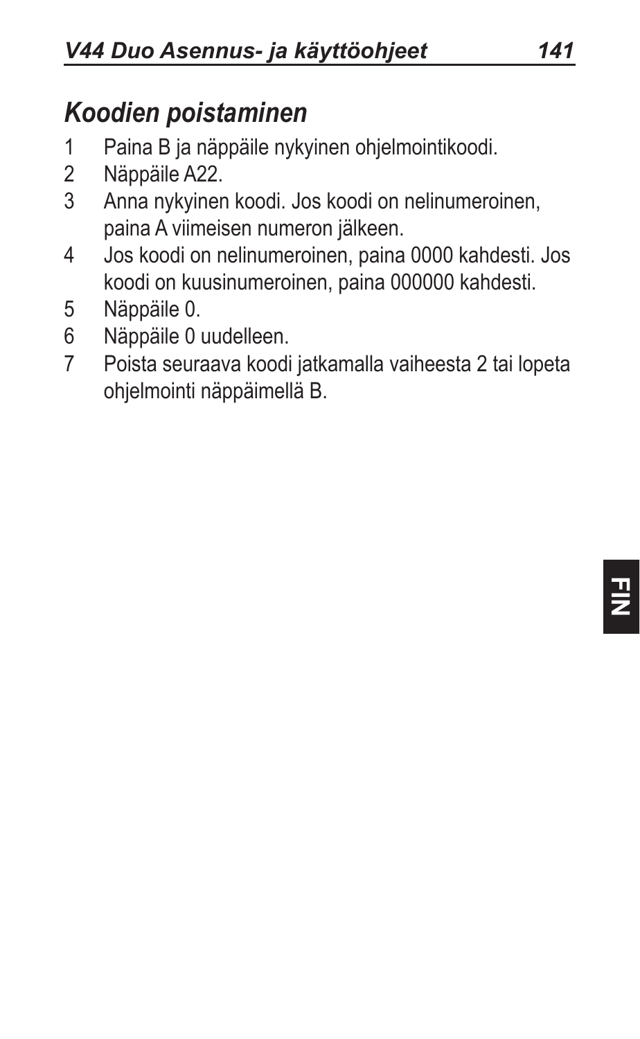## *Koodien poistaminen*

1. Paina B ja näppäile nykyinen ohjelmointikoodi.
2. Näppäile A22.
3. Anna nykyinen koodi. Jos koodi on nelinumeroinen, paina A viimeisen numeron jälkeen.
4. Jos koodi on nelinumeroinen, paina 0000 kahdesti. Jos koodi on kuusinumeroinen, paina 000000 kahdesti.
5. Näppäile 0.
6. Näppäile 0 uudelleen.
7. Poista seuraava koodi jatkamalla vaiheesta 2 tai lopeta ohjelmointi näppäimellä B.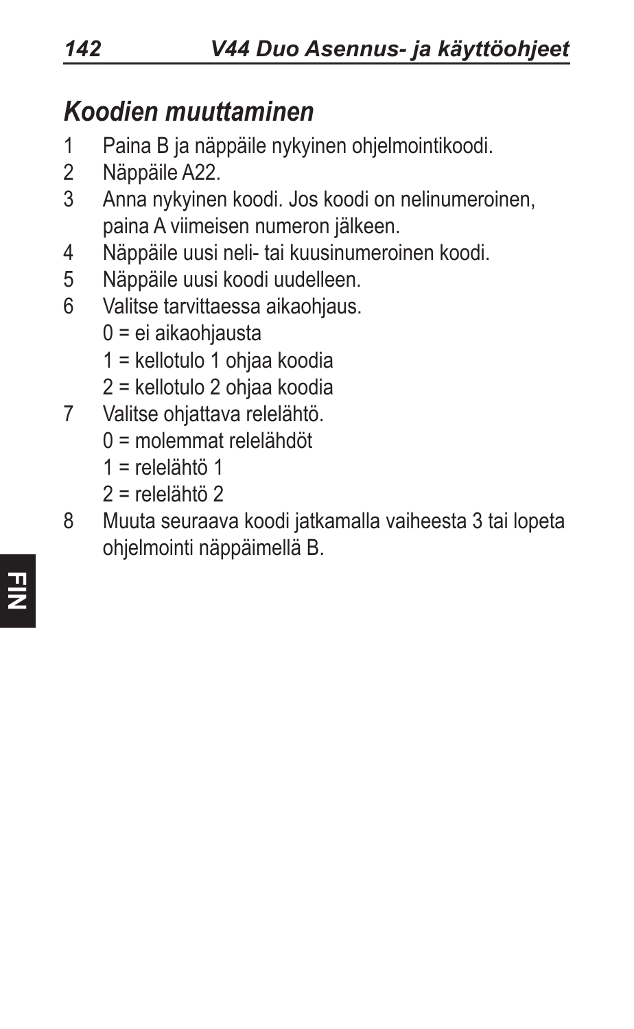## *Koodien muuttaminen*

1. Paina B ja näppäile nykyinen ohjelmointikoodi.
2. Näppäile A22.
3. Anna nykyinen koodi. Jos koodi on nelinumeroinen, paina A viimeisen numeron jälkeen.
4. Näppäile uusi neli- tai kuusinumeroinen koodi.
5. Näppäile uusi koodi uudelleen.
6. Valitse tarvittaessa aikaohjaus.
   - 0 = ei aikaohjausta
   - 1 = kellotulo 1 ohjaa koodia
   - 2 = kellotulo 2 ohjaa koodia
7. Valitse ohjattava relelähtö.
   - 0 = molemmat relelähdöt
   - 1 = relelähtö 1
   - 2 = relelähtö 2
8. Muuta seuraava koodi jatkamalla vaiheesta 3 tai lopeta ohjelmointi näppäimellä B.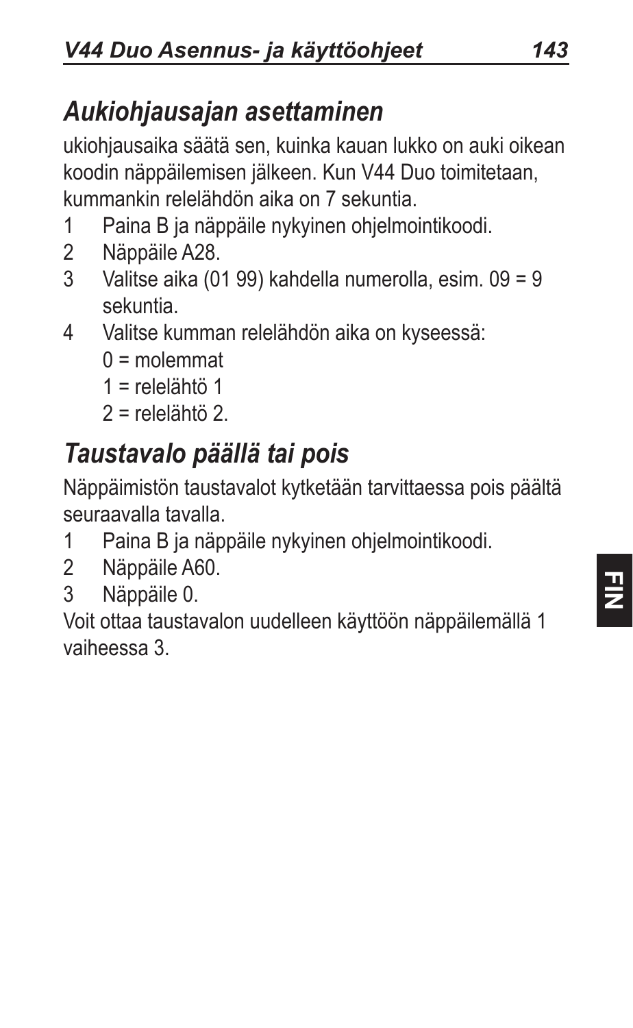## *Aukiohjausajan asettaminen*

ukiohjausaika säätä sen, kuinka kauan lukko on auki oikean koodin näppäilemisen jälkeen. Kun V44 Duo toimitetaan, kummankin relelähdön aika on 7 sekuntia.

1 Paina B ja näppäile nykyinen ohjelmointikoodi.
2 Näppäile A28.
3 Valitse aika (01 99) kahdella numerolla, esim. 09 = 9 sekuntia.
4 Valitse kumman relelähdön aika on kyseessä:
   0 = molemmat
   1 = relelähtö 1
   2 = relelähtö 2.

## *Taustavalo päällä tai pois*

Näppäimistön taustavalot kytketään tarvittaessa pois päältä seuraavalla tavalla.

1 Paina B ja näppäile nykyinen ohjelmointikoodi.
2 Näppäile A60.
3 Näppäile 0.

Voit ottaa taustavalon uudelleen käyttöön näppäilemällä 1 vaiheessa 3.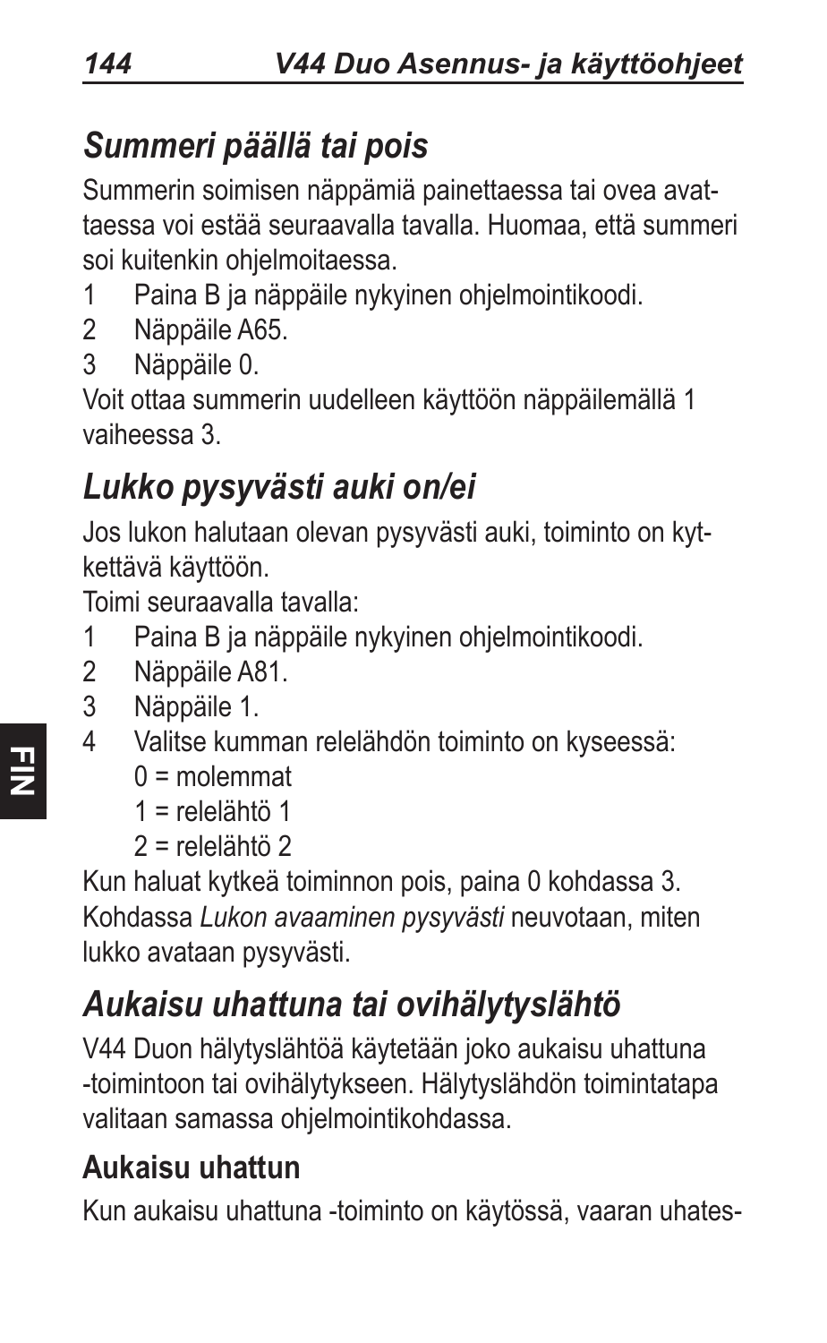## *Summeri päällä tai pois*

Summerin soimisen näppämiä painettaessa tai ovea avattaessa voi estää seuraavalla tavalla. Huomaa, että summeri soi kuitenkin ohjelmoitaessa.

1. Paina B ja näppäile nykyinen ohjelmointikoodi.
2. Näppäile A65.
3. Näppäile 0.

Voit ottaa summerin uudelleen käyttöön näppäilemällä 1 vaiheessa 3.

## *Lukko pysyvästi auki on/ei*

Jos lukon halutaan olevan pysyvästi auki, toiminto on kytkettävä käyttöön.

Toimi seuraavalla tavalla:

1. Paina B ja näppäile nykyinen ohjelmointikoodi.
2. Näppäile A81.
3. Näppäile 1.
4. Valitse kumman relelähdön toiminto on kyseessä:
   0 = molemmat
   1 = relelähtö 1
   2 = relelähtö 2

Kun haluat kytkeä toiminnon pois, paina 0 kohdassa 3. Kohdassa *Lukon avaaminen pysyvästi* neuvotaan, miten lukko avataan pysyvästi.

## *Aukaisu uhattuna tai ovihälytyslähtö*

V44 Duon hälytyslähtöä käytetään joko aukaisu uhattuna -toimintoon tai ovihälytykseen. Hälytyslähdön toimintatapa valitaan samassa ohjelmointikohdassa.

### Aukaisu uhattun

Kun aukaisu uhattuna -toiminto on käytössä, vaaran uhates-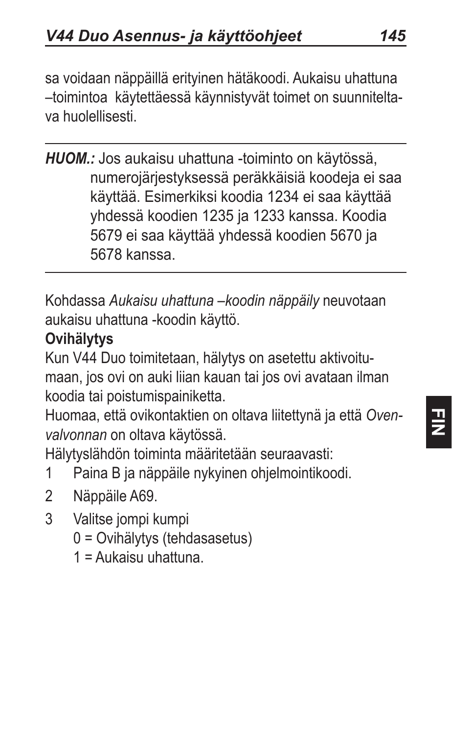sa voidaan näppäillä erityinen hätäkoodi. Aukaisu uhattuna –toimintoa käytettäessä käynnistyvät toimet on suunniteltava huolellisesti.

---

***HUOM.:*** Jos aukaisu uhattuna -toiminto on käytössä, numerojärjestyksessä peräkkäisiä koodeja ei saa käyttää. Esimerkiksi koodia 1234 ei saa käyttää yhdessä koodien 1235 ja 1233 kanssa. Koodia 5679 ei saa käyttää yhdessä koodien 5670 ja 5678 kanssa.

---

Kohdassa *Aukaisu uhattuna –koodin näppäily* neuvotaan aukaisu uhattuna -koodin käyttö.

**Ovihälytys**

Kun V44 Duo toimitetaan, hälytys on asetettu aktivoitumaan, jos ovi on auki liian kauan tai jos ovi avataan ilman koodia tai poistumispainiketta.

Huomaa, että ovikontaktien on oltava liitettynä ja että *Ovenvalvonnan* on oltava käytössä.

Hälytyslähdön toiminta määritetään seuraavasti:

1 Paina B ja näppäile nykyinen ohjelmointikoodi.
2 Näppäile A69.
3 Valitse jompi kumpi
   0 = Ovihälytys (tehdasasetus)
   1 = Aukaisu uhattuna.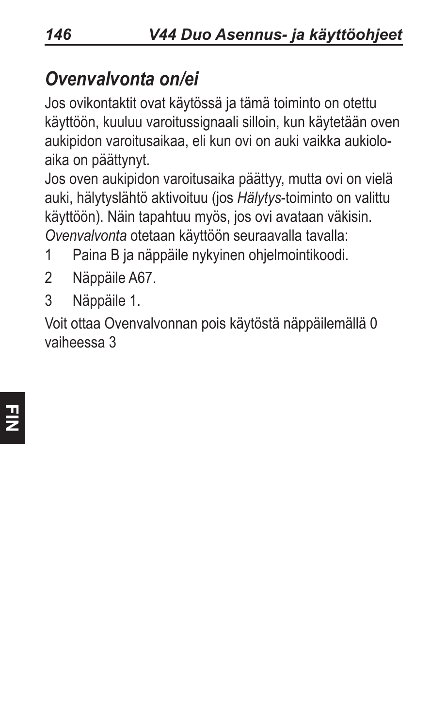## *Ovenvalvonta on/ei*

Jos ovikontaktit ovat käytössä ja tämä toiminto on otettu käyttöön, kuuluu varoitussignaali silloin, kun käytetään oven aukipidon varoitusaikaa, eli kun ovi on auki vaikka aukioloaika on päättynyt.

Jos oven aukipidon varoitusaika päättyy, mutta ovi on vielä auki, hälytyslähtö aktivoituu (jos *Hälytys*-toiminto on valittu käyttöön). Näin tapahtuu myös, jos ovi avataan väkisin.

*Ovenvalvonta* otetaan käyttöön seuraavalla tavalla:

1. Paina B ja näppäile nykyinen ohjelmointikoodi.
2. Näppäile A67.
3. Näppäile 1.

Voit ottaa Ovenvalvonnan pois käytöstä näppäilemällä 0 vaiheessa 3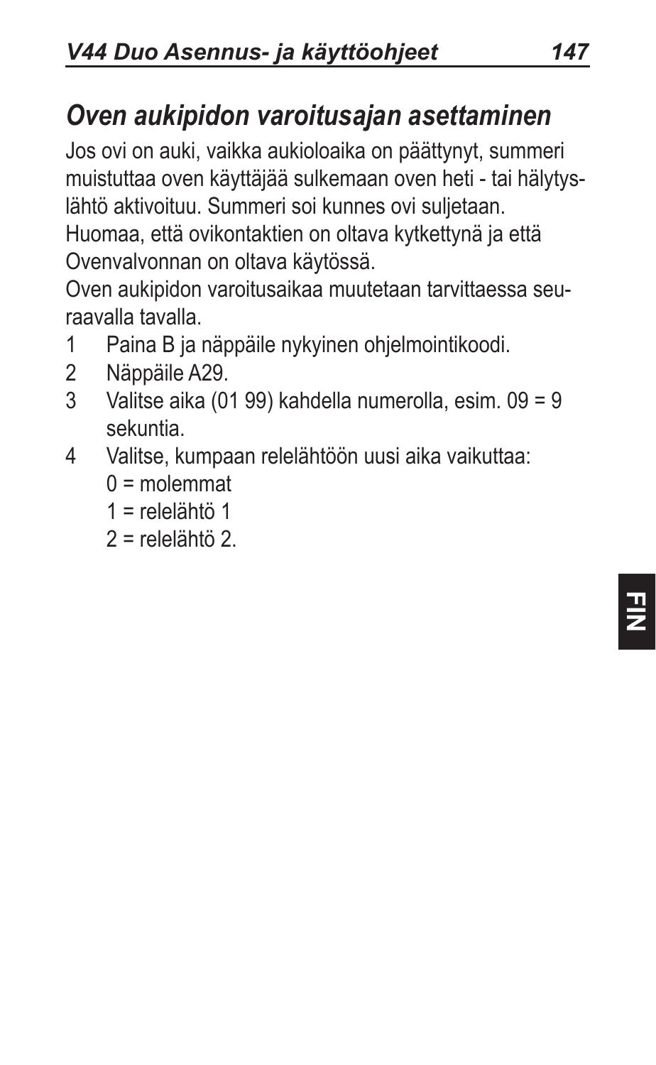## *Oven aukipidon varoitusajan asettaminen*

Jos ovi on auki, vaikka aukioloaika on päättynyt, summeri muistuttaa oven käyttäjää sulkemaan oven heti - tai hälytyslähtö aktivoituu. Summeri soi kunnes ovi suljetaan. Huomaa, että ovikontaktien on oltava kytkettynä ja että Ovenvalvonnan on oltava käytössä.

Oven aukipidon varoitusaikaa muutetaan tarvittaessa seuraavalla tavalla.

1. Paina B ja näppäile nykyinen ohjelmointikoodi.
2. Näppäile A29.
3. Valitse aika (01 99) kahdella numerolla, esim. 09 = 9 sekuntia.
4. Valitse, kumpaan relelähtöön uusi aika vaikuttaa:
   0 = molemmat
   1 = relelähtö 1
   2 = relelähtö 2.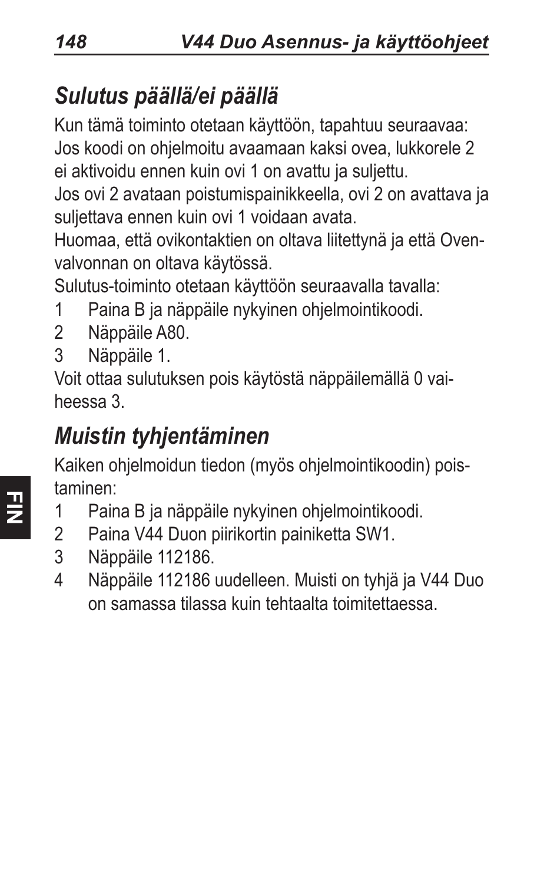## *Sulutus päällä/ei päällä*

Kun tämä toiminto otetaan käyttöön, tapahtuu seuraavaa: Jos koodi on ohjelmoitu avaamaan kaksi ovea, lukkorele 2 ei aktivoidu ennen kuin ovi 1 on avattu ja suljettu.

Jos ovi 2 avataan poistumispainikkeella, ovi 2 on avattava ja suljettava ennen kuin ovi 1 voidaan avata.

Huomaa, että ovikontaktien on oltava liitettynä ja että Ovenvalvonnan on oltava käytössä.

Sulutus-toiminto otetaan käyttöön seuraavalla tavalla:

1. Paina B ja näppäile nykyinen ohjelmointikoodi.
2. Näppäile A80.
3. Näppäile 1.

Voit ottaa sulutuksen pois käytöstä näppäilemällä 0 vaiheessa 3.

## *Muistin tyhjentäminen*

Kaiken ohjelmoidun tiedon (myös ohjelmointikoodin) poistaminen:

1. Paina B ja näppäile nykyinen ohjelmointikoodi.
2. Paina V44 Duon piirikortin painiketta SW1.
3. Näppäile 112186.
4. Näppäile 112186 uudelleen. Muisti on tyhjä ja V44 Duo on samassa tilassa kuin tehtaalta toimitettaessa.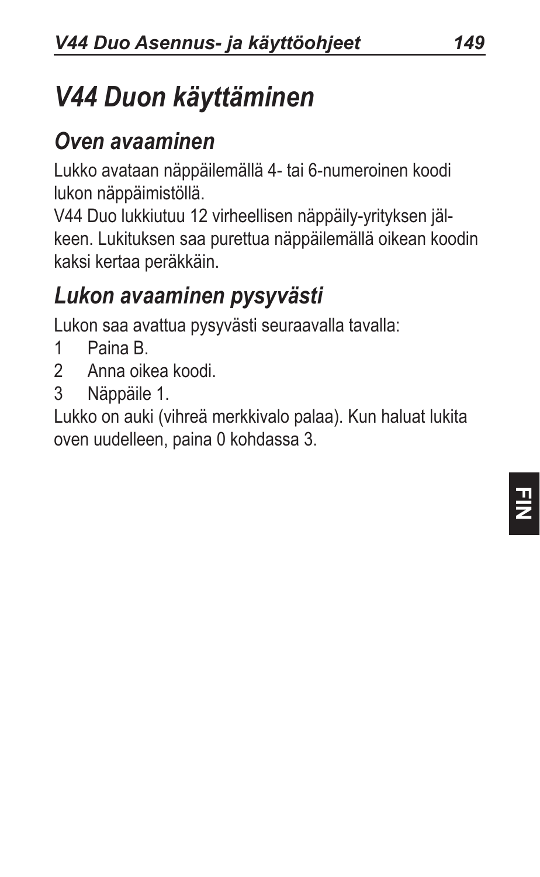# V44 Duon käyttäminen

## Oven avaaminen

Lukko avataan näppäilemällä 4- tai 6-numeroinen koodi lukon näppäimistöllä.

V44 Duo lukkiutuu 12 virheellisen näppäily-yrityksen jälkeen. Lukituksen saa purettua näppäilemällä oikean koodin kaksi kertaa peräkkäin.

## Lukon avaaminen pysyvästi

Lukon saa avattua pysyvästi seuraavalla tavalla:

1. Paina B.
2. Anna oikea koodi.
3. Näppäile 1.

Lukko on auki (vihreä merkkivalo palaa). Kun haluat lukita oven uudelleen, paina 0 kohdassa 3.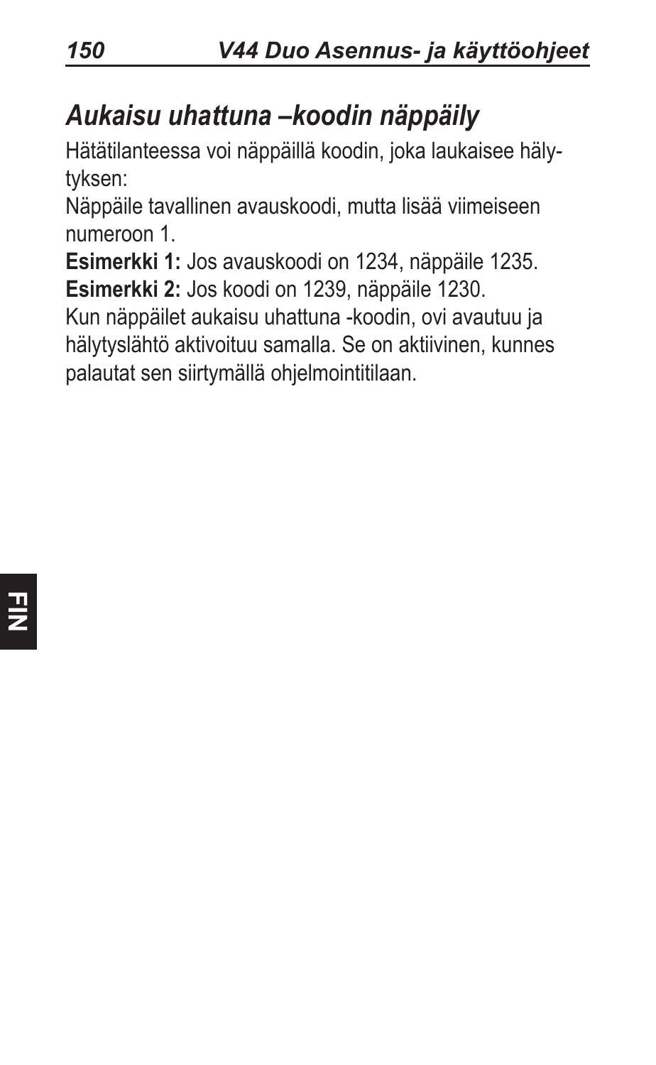## *Aukaisu uhattuna –koodin näppäily*

Hätätilanteessa voi näppäillä koodin, joka laukaisee hälytyksen:

Näppäile tavallinen avauskoodi, mutta lisää viimeiseen numeroon 1.

**Esimerkki 1:** Jos avauskoodi on 1234, näppäile 1235.

**Esimerkki 2:** Jos koodi on 1239, näppäile 1230.

Kun näppäilet aukaisu uhattuna -koodin, ovi avautuu ja hälytyslähtö aktivoituu samalla. Se on aktiivinen, kunnes palautat sen siirtymällä ohjelmointitilaan.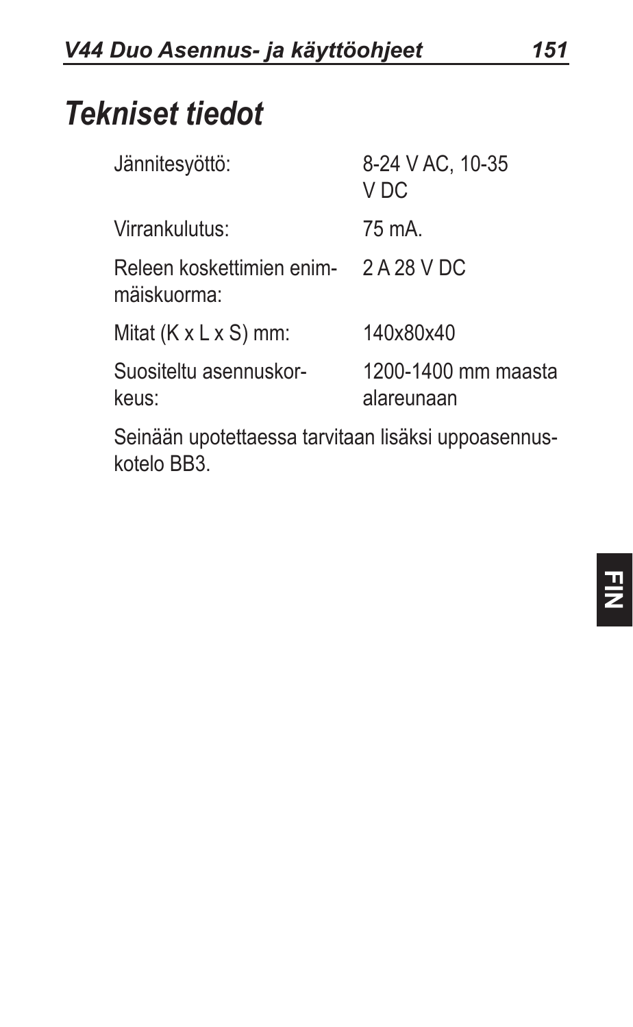# Tekniset tiedot

| | |
|---|---|
| Jännitesyöttö: | 8-24 V AC, 10-35 V DC |
| Virrankulutus: | 75 mA. |
| Releen koskettimien enimmäiskuorma: | 2 A 28 V DC |
| Mitat (K x L x S) mm: | 140x80x40 |
| Suositeltu asennuskorkeus: | 1200-1400 mm maasta alareunaan |

Seinään upotettaessa tarvitaan lisäksi uppoasennuskotelo BB3.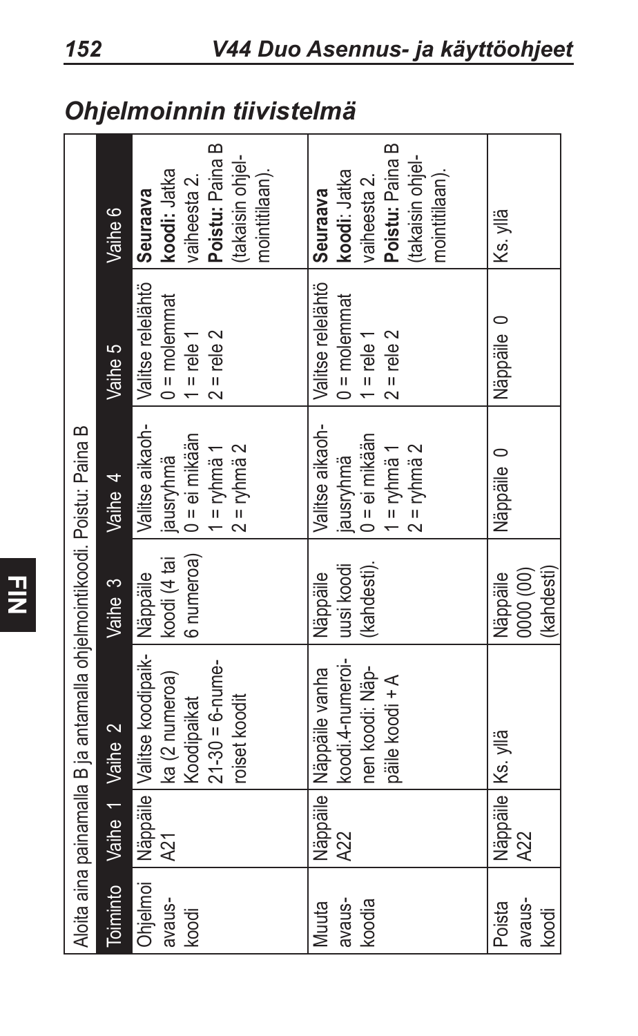## Ohjelmoinnin tiivistelmä

| Aloita aina painamalla B ja antamalla ohjelmointikoodi. Poistu: Paina B | | | | | | |
|---|---|---|---|---|---|---|
| Toiminto | Vaihe 1 | Vaihe 2 | Vaihe 3 | Vaihe 4 | Vaihe 5 | Vaihe 6 |
| Ohjelmoi avaus-koodi | Näppäile A21 | Valitse koodipaikka (2 numeroa) Koodipaikat 21-30 = 6-numeroiset koodit | Näppäile koodi (4 tai 6 numeroa) | Valitse aikaohjausryhmä 0 = ei mikään 1 = ryhmä 1 2 = ryhmä 2 | Valitse relelähtö 0 = molemmat 1 = rele 1 2 = rele 2 | **Seuraava koodi:** Jatka vaiheesta 2. **Poistu:** Paina B (takaisin ohjelmointitilaan). |
| Muuta avaus-koodia | Näppäile A22 | Näppäile vanha koodi.4-numeroinen koodi: Näppäile koodi + A | Näppäile uusi koodi (kahdesti). | Valitse aikaohjausryhmä 0 = ei mikään 1 = ryhmä 1 2 = ryhmä 2 | Valitse relelähtö 0 = molemmat 1 = rele 1 2 = rele 2 | **Seuraava koodi:** Jatka vaiheesta 2. **Poistu:** Paina B (takaisin ohjelmointitilaan). |
| Poista avaus-koodi | Näppäile A22 | Ks. yllä | Näppäile 0000 (00) (kahdesti) | Näppäile 0 | Näppäile 0 | Ks. yllä |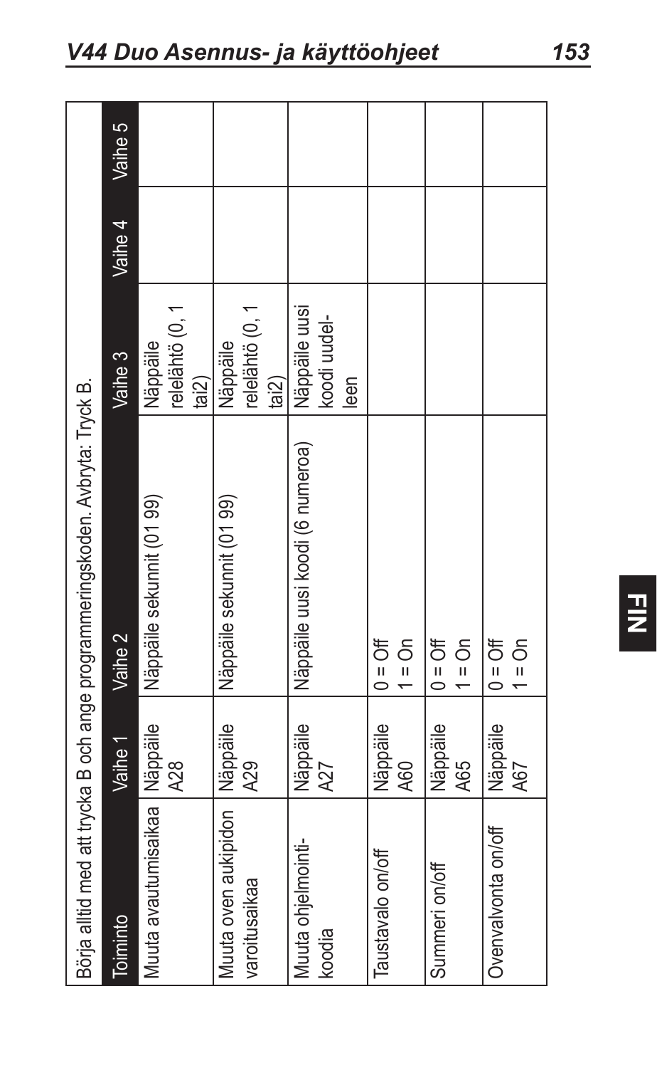| Börja alltid med att trycka B och ange programmeringskoden. Avbryta: Tryck B. | | | | | |
|---|---|---|---|---|---|
| Toiminto | Vaihe 1 | Vaihe 2 | Vaihe 3 | Vaihe 4 | Vaihe 5 |
| Muuta avautumisaikaa | Näppäile A28 | Näppäile sekunnit (01 99) | Näppäile relelähtö (0, 1 tai2) | | |
| Muuta oven aukipidon varoitusaikaa | Näppäile A29 | Näppäile sekunnit (01 99) | Näppäile relelähtö (0, 1 tai2) | | |
| Muuta ohjelmointi-koodia | Näppäile A27 | Näppäile uusi koodi (6 numeroa) | Näppäile uusi koodi uudel-leen | | |
| Taustavalo on/off | Näppäile A60 | 0 = Off<br>1 = On | | | |
| Summeri on/off | Näppäile A65 | 0 = Off<br>1 = On | | | |
| Ovenvalvonta on/off | Näppäile A67 | 0 = Off<br>1 = On | | | |

FIN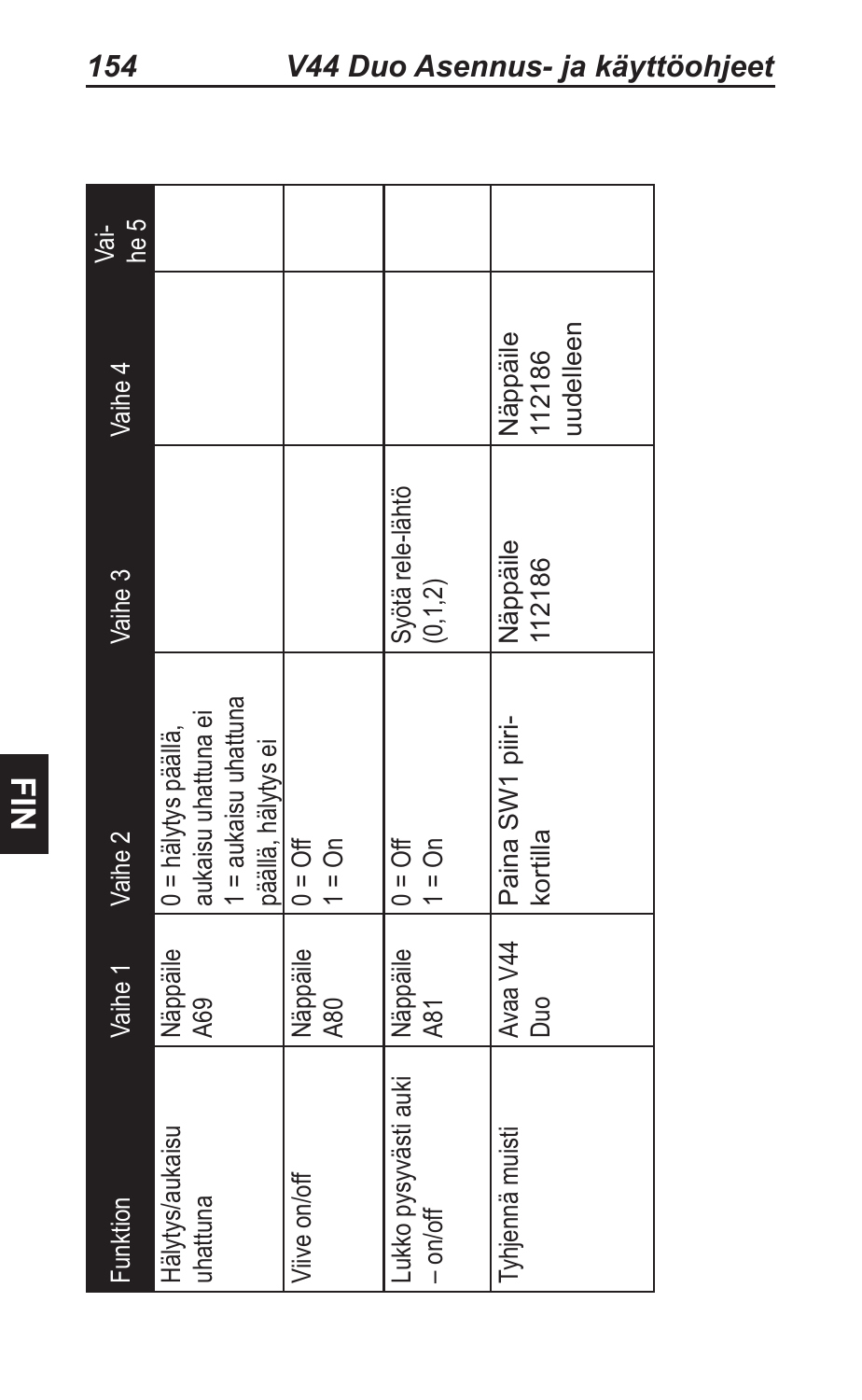| Funktion | Vaihe 1 | Vaihe 2 | Vaihe 3 | Vaihe 4 | Vaihe 5 |
|---|---|---|---|---|---|
| Hälytys/aukaisu uhattuna | Näppäile A69 | 0 = hälytys päällä, aukaisu uhattuna ei<br>1 = aukaisu uhattuna päällä, hälytys ei | | | |
| Viive on/off | Näppäile A80 | 0 = Off<br>1 = On | | | |
| Lukko pysyvästi auki – on/off | Näppäile A81 | 0 = Off<br>1 = On | Syötä rele-lähtö (0,1,2) | | |
| Tyhjennä muisti | Avaa V44 Duo | Paina SW1 piiri-kortilla | Näppäile 112186 | Näppäile 112186 uudelleen | |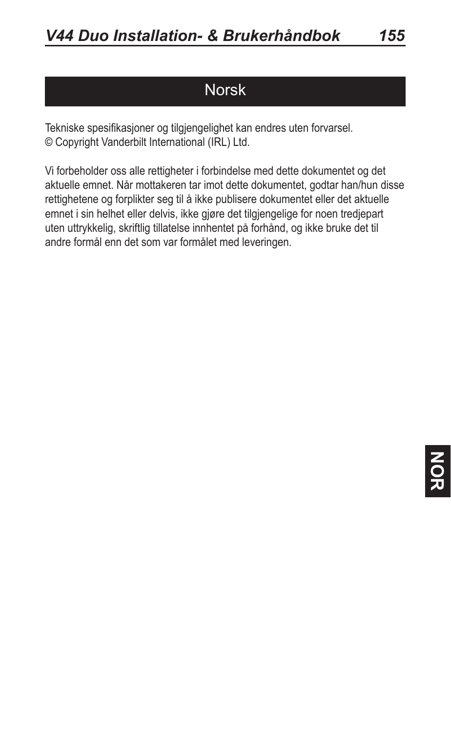# Norsk

Tekniske spesifikasjoner og tilgjengelighet kan endres uten forvarsel.
© Copyright Vanderbilt International (IRL) Ltd.

Vi forbeholder oss alle rettigheter i forbindelse med dette dokumentet og det aktuelle emnet. Når mottakeren tar imot dette dokumentet, godtar han/hun disse rettighetene og forplikter seg til å ikke publisere dokumentet eller det aktuelle emnet i sin helhet eller delvis, ikke gjøre det tilgjengelige for noen tredjepart uten uttrykkelig, skriftlig tillatelse innhentet på forhånd, og ikke bruke det til andre formål enn det som var formålet med leveringen.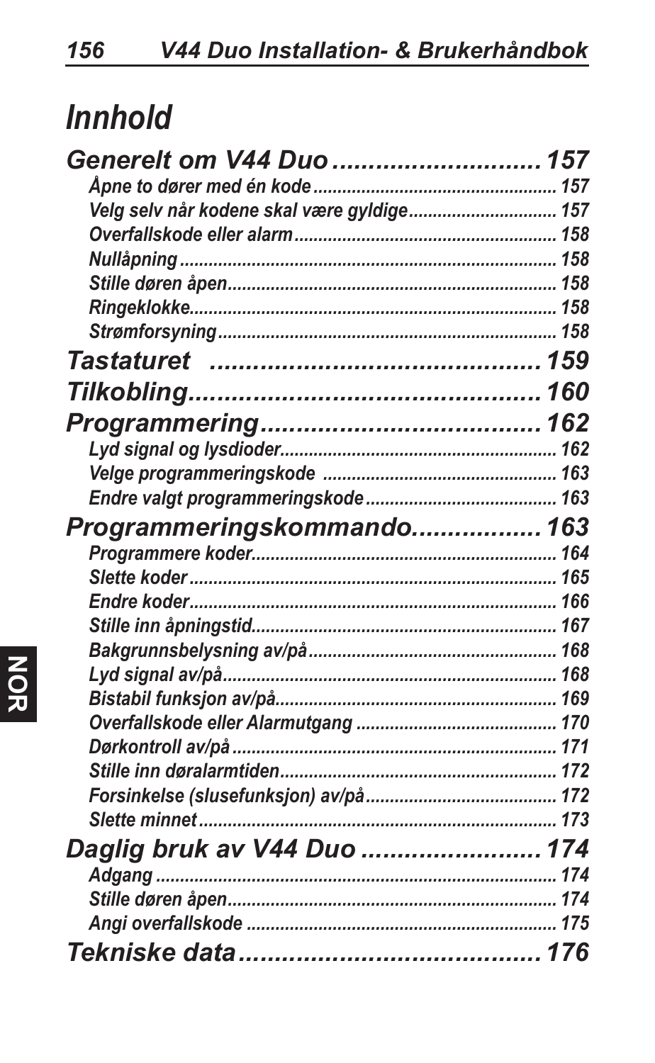# Innhold

**Generelt om V44 Duo ............................ 157**

- Åpne to dører med én kode ........................ 157
- Velg selv når kodene skal være gyldige ........................ 157
- Overfallskode eller alarm ........................ 158
- Nullåpning ........................ 158
- Stille døren åpen ........................ 158
- Ringeklokke ........................ 158
- Strømforsyning ........................ 158

**Tastaturet ............................ 159**

**Tilkobling ............................ 160**

**Programmering ............................ 162**

- Lyd signal og lysdioder ........................ 162
- Velge programmeringskode ........................ 163
- Endre valgt programmeringskode ........................ 163

**Programmeringskommando ............................ 163**

- Programmere koder ........................ 164
- Slette koder ........................ 165
- Endre koder ........................ 166
- Stille inn åpningstid ........................ 167
- Bakgrunnsbelysning av/på ........................ 168
- Lyd signal av/på ........................ 168
- Bistabil funksjon av/på ........................ 169
- Overfallskode eller Alarmutgang ........................ 170
- Dørkontroll av/på ........................ 171
- Stille inn døralarmtiden ........................ 172
- Forsinkelse (slusefunksjon) av/på ........................ 172
- Slette minnet ........................ 173

**Daglig bruk av V44 Duo ............................ 174**

- Adgang ........................ 174
- Stille døren åpen ........................ 174
- Angi overfallskode ........................ 175

**Tekniske data ............................ 176**

NOR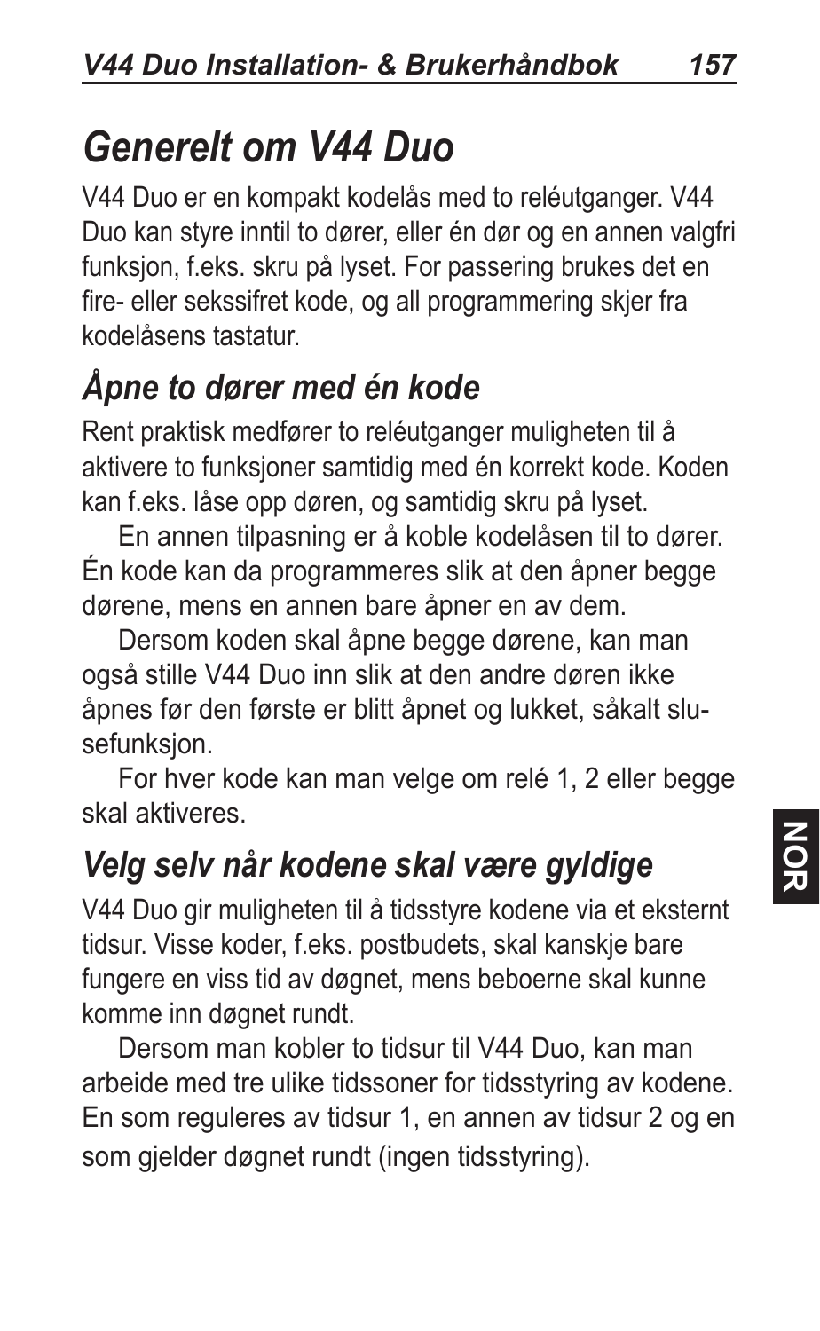# *Generelt om V44 Duo*

V44 Duo er en kompakt kodelås med to reléutganger. V44 Duo kan styre inntil to dører, eller én dør og en annen valgfri funksjon, f.eks. skru på lyset. For passering brukes det en fire- eller sekssifret kode, og all programmering skjer fra kodelåsens tastatur.

## *Åpne to dører med én kode*

Rent praktisk medfører to reléutganger muligheten til å aktivere to funksjoner samtidig med én korrekt kode. Koden kan f.eks. låse opp døren, og samtidig skru på lyset.

En annen tilpasning er å koble kodelåsen til to dører. Én kode kan da programmeres slik at den åpner begge dørene, mens en annen bare åpner en av dem.

Dersom koden skal åpne begge dørene, kan man også stille V44 Duo inn slik at den andre døren ikke åpnes før den første er blitt åpnet og lukket, såkalt slusefunksjon.

For hver kode kan man velge om relé 1, 2 eller begge skal aktiveres.

## *Velg selv når kodene skal være gyldige*

V44 Duo gir muligheten til å tidsstyre kodene via et eksternt tidsur. Visse koder, f.eks. postbudets, skal kanskje bare fungere en viss tid av døgnet, mens beboerne skal kunne komme inn døgnet rundt.

Dersom man kobler to tidsur til V44 Duo, kan man arbeide med tre ulike tidssoner for tidsstyring av kodene. En som reguleres av tidsur 1, en annen av tidsur 2 og en som gjelder døgnet rundt (ingen tidsstyring).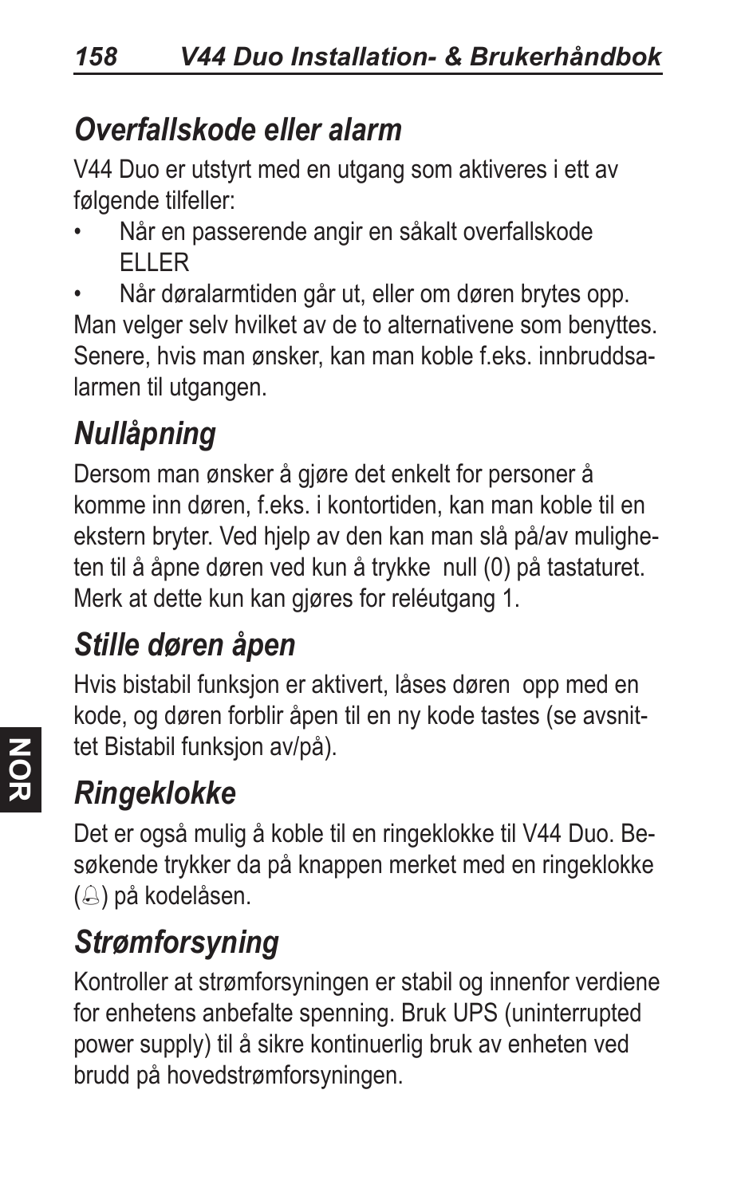## *Overfallskode eller alarm*

V44 Duo er utstyrt med en utgang som aktiveres i ett av følgende tilfeller:

- Når en passerende angir en såkalt overfallskode ELLER
- Når døralarmtiden går ut, eller om døren brytes opp.

Man velger selv hvilket av de to alternativene som benyttes. Senere, hvis man ønsker, kan man koble f.eks. innbruddsalarmen til utgangen.

## *Nullåpning*

Dersom man ønsker å gjøre det enkelt for personer å komme inn døren, f.eks. i kontortiden, kan man koble til en ekstern bryter. Ved hjelp av den kan man slå på/av muligheten til å åpne døren ved kun å trykke null (0) på tastaturet. Merk at dette kun kan gjøres for reléutgang 1.

## *Stille døren åpen*

Hvis bistabil funksjon er aktivert, låses døren opp med en kode, og døren forblir åpen til en ny kode tastes (se avsnittet Bistabil funksjon av/på).

## *Ringeklokke*

Det er også mulig å koble til en ringeklokke til V44 Duo. Besøkende trykker da på knappen merket med en ringeklokke (🔔) på kodelåsen.

## *Strømforsyning*

Kontroller at strømforsyningen er stabil og innenfor verdiene for enhetens anbefalte spenning. Bruk UPS (uninterrupted power supply) til å sikre kontinuerlig bruk av enheten ved brudd på hovedstrømforsyningen.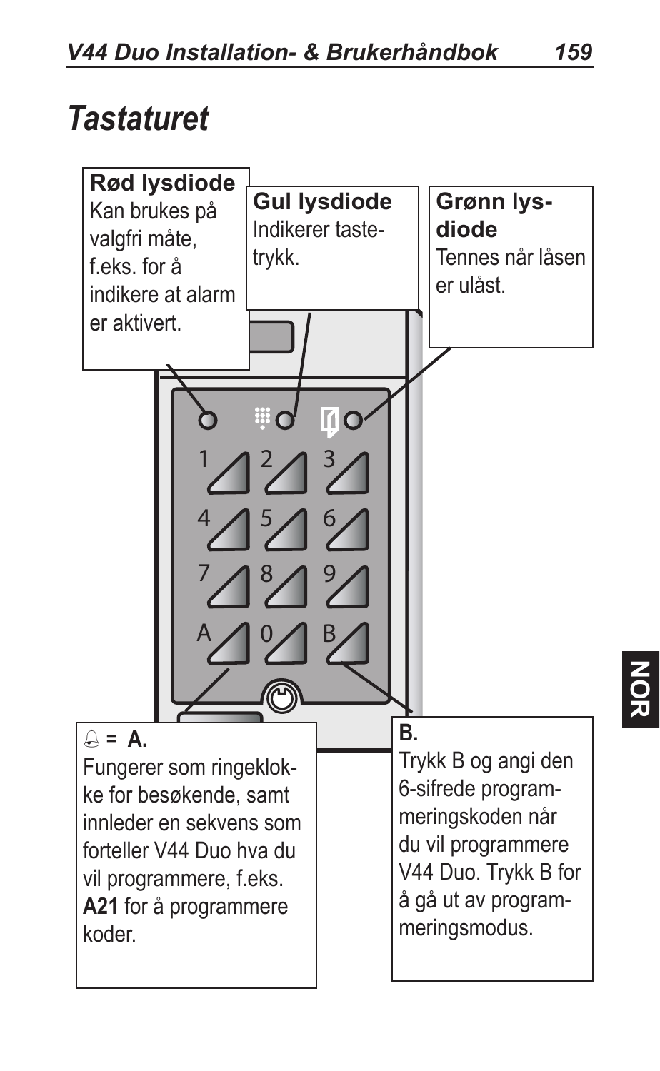# Tastaturet

**Rød lysdiode**
Kan brukes på valgfri måte, f.eks. for å indikere at alarm er aktivert.

**Gul lysdiode**
Indikerer tastetrykk.

**Grønn lysdiode**
Tennes når låsen er ulåst.

🔔 = **A.**
Fungerer som ringeklokke for besøkende, samt innleder en sekvens som forteller V44 Duo hva du vil programmere, f.eks. **A21** for å programmere koder.

**B.**
Trykk B og angi den 6-sifrede programmeringskoden når du vil programmere V44 Duo. Trykk B for å gå ut av programmeringsmodus.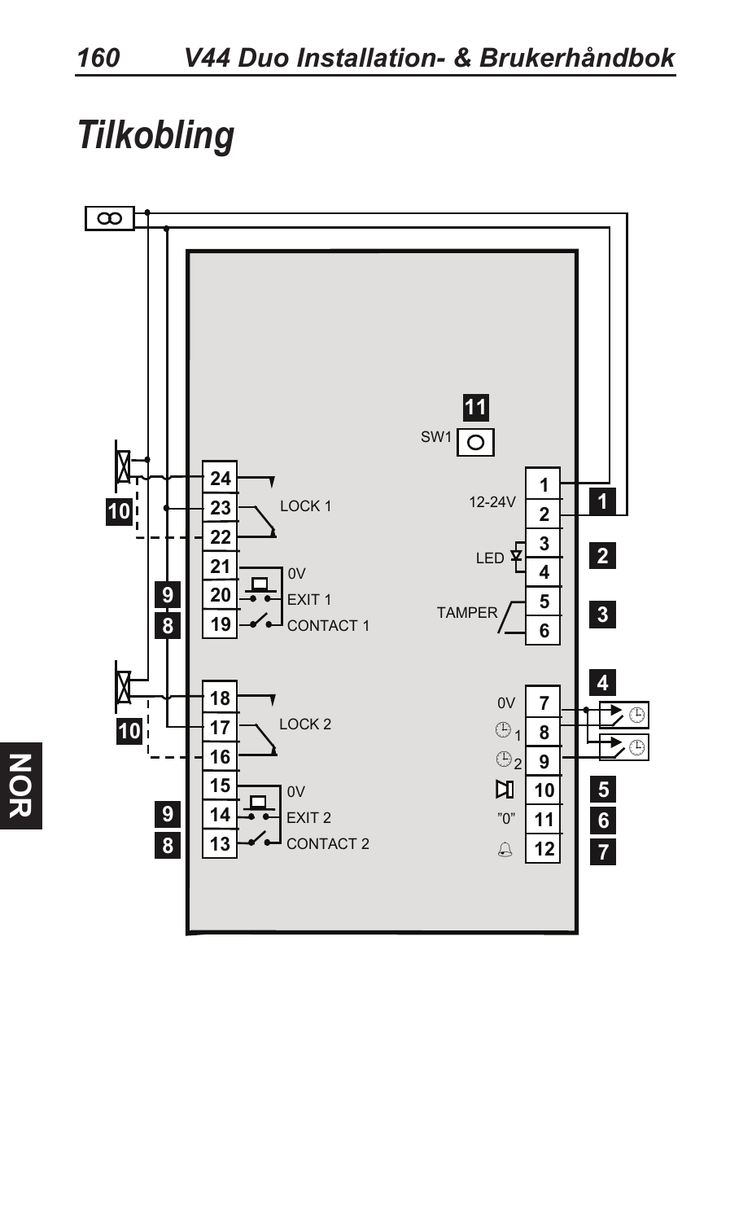# Tilkobling

11

SW1

1

12-24V

2

3

LED

4

5

TAMPER

6

7

0V

8

9

10

"0"

11

12

24

23

LOCK 1

22

21

0V

20

EXIT 1

19

CONTACT 1

18

17

LOCK 2

16

15

0V

14

EXIT 2

13

CONTACT 2

1

2

3

4

5

6

7

8

9

10

10

9

8

NOR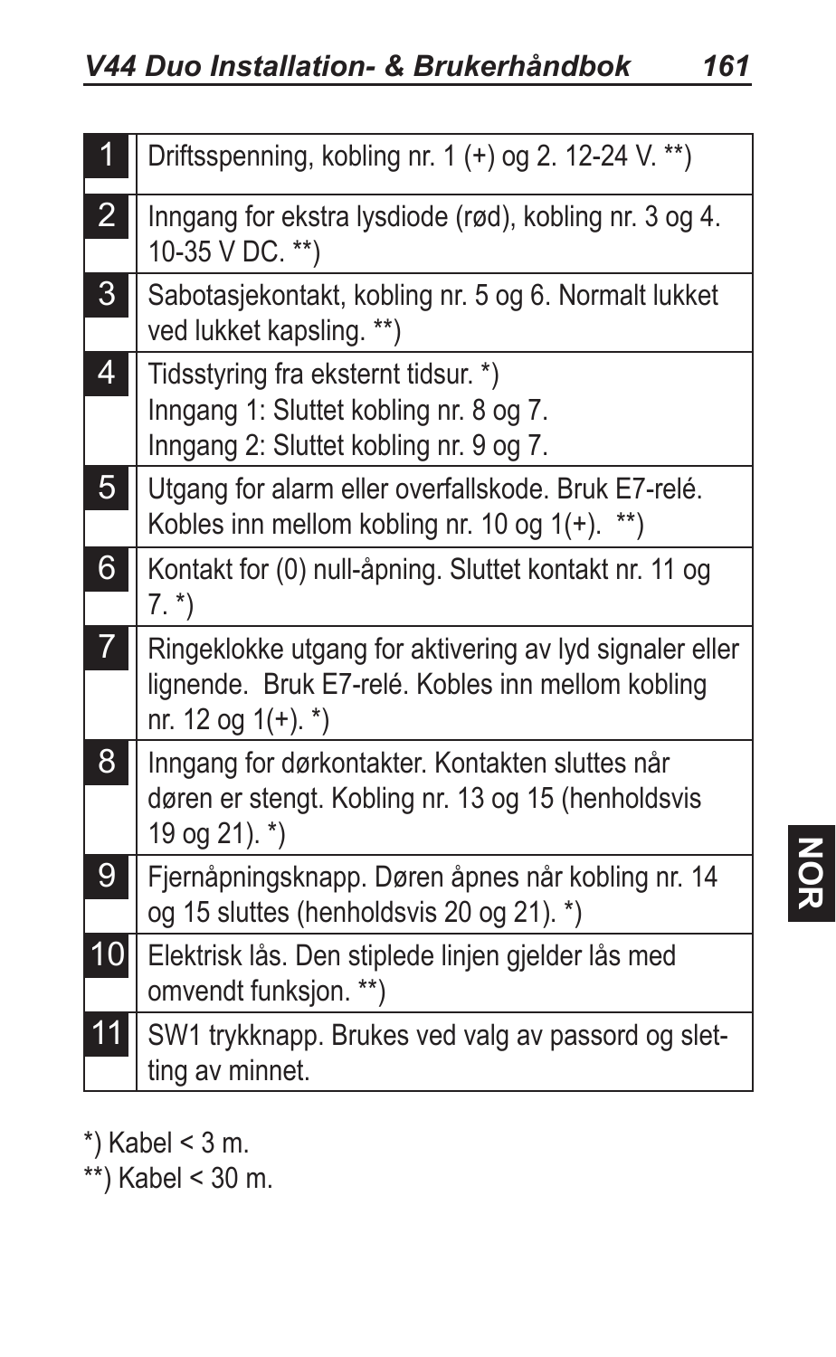| | |
|---|---|
| 1 | Driftsspenning, kobling nr. 1 (+) og 2. 12-24 V. **) |
| 2 | Inngang for ekstra lysdiode (rød), kobling nr. 3 og 4. 10-35 V DC. **) |
| 3 | Sabotasjekontakt, kobling nr. 5 og 6. Normalt lukket ved lukket kapsling. **) |
| 4 | Tidsstyring fra eksternt tidsur. *)<br>Inngang 1: Sluttet kobling nr. 8 og 7.<br>Inngang 2: Sluttet kobling nr. 9 og 7. |
| 5 | Utgang for alarm eller overfallskode. Bruk E7-relé. Kobles inn mellom kobling nr. 10 og 1(+). **) |
| 6 | Kontakt for (0) null-åpning. Sluttet kontakt nr. 11 og 7. *) |
| 7 | Ringeklokke utgang for aktivering av lyd signaler eller lignende. Bruk E7-relé. Kobles inn mellom kobling nr. 12 og 1(+). *) |
| 8 | Inngang for dørkontakter. Kontakten sluttes når døren er stengt. Kobling nr. 13 og 15 (henholdsvis 19 og 21). *) |
| 9 | Fjernåpningsknapp. Døren åpnes når kobling nr. 14 og 15 sluttes (henholdsvis 20 og 21). *) |
| 10 | Elektrisk lås. Den stiplede linjen gjelder lås med omvendt funksjon. **) |
| 11 | SW1 trykknapp. Brukes ved valg av passord og sletting av minnet. |

*) Kabel < 3 m.

**) Kabel < 30 m.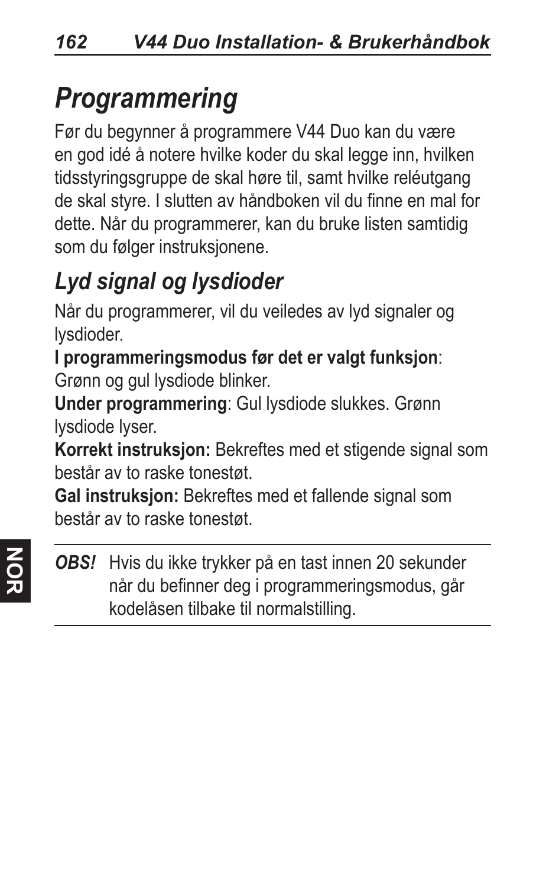# Programmering

Før du begynner å programmere V44 Duo kan du være en god idé å notere hvilke koder du skal legge inn, hvilken tidsstyringsgruppe de skal høre til, samt hvilke reléutgang de skal styre. I slutten av håndboken vil du finne en mal for dette. Når du programmerer, kan du bruke listen samtidig som du følger instruksjonene.

## Lyd signal og lysdioder

Når du programmerer, vil du veiledes av lyd signaler og lysdioder.

**I programmeringsmodus før det er valgt funksjon**: Grønn og gul lysdiode blinker.

**Under programmering**: Gul lysdiode slukkes. Grønn lysdiode lyser.

**Korrekt instruksjon:** Bekreftes med et stigende signal som består av to raske tonestøt.

**Gal instruksjon:** Bekreftes med et fallende signal som består av to raske tonestøt.

---

***OBS!*** Hvis du ikke trykker på en tast innen 20 sekunder når du befinner deg i programmeringsmodus, går kodelåsen tilbake til normalstilling.

---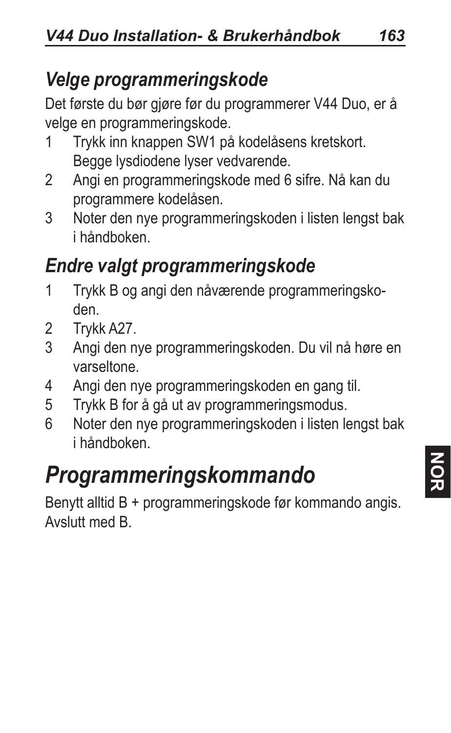## *Velge programmeringskode*

Det første du bør gjøre før du programmerer V44 Duo, er å velge en programmeringskode.

1. Trykk inn knappen SW1 på kodelåsens kretskort. Begge lysdiodene lyser vedvarende.
2. Angi en programmeringskode med 6 sifre. Nå kan du programmere kodelåsen.
3. Noter den nye programmeringskoden i listen lengst bak i håndboken.

## *Endre valgt programmeringskode*

1. Trykk B og angi den nåværende programmeringskoden.
2. Trykk A27.
3. Angi den nye programmeringskoden. Du vil nå høre en varseltone.
4. Angi den nye programmeringskoden en gang til.
5. Trykk B for å gå ut av programmeringsmodus.
6. Noter den nye programmeringskoden i listen lengst bak i håndboken.

# *Programmeringskommando*

Benytt alltid B + programmeringskode før kommando angis. Avslutt med B.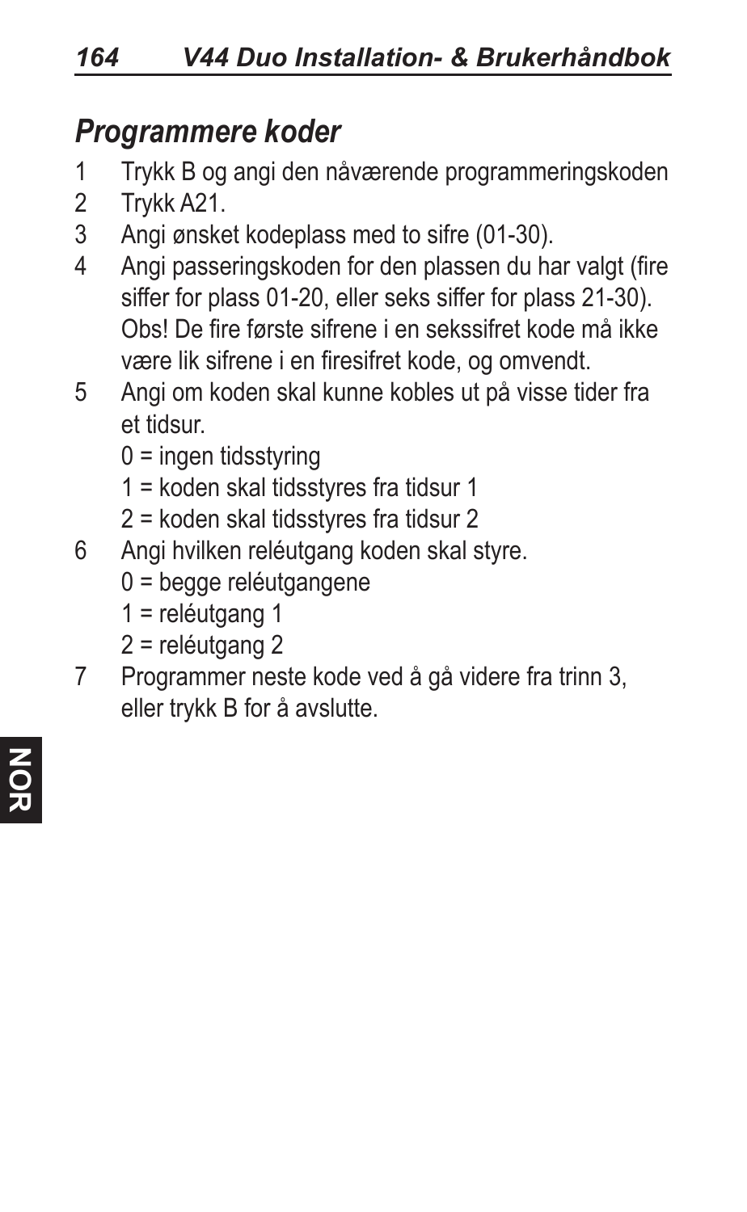## *Programmere koder*

1. Trykk B og angi den nåværende programmeringskoden
2. Trykk A21.
3. Angi ønsket kodeplass med to sifre (01-30).
4. Angi passeringskoden for den plassen du har valgt (fire siffer for plass 01-20, eller seks siffer for plass 21-30). Obs! De fire første sifrene i en sekssifret kode må ikke være lik sifrene i en firesifret kode, og omvendt.
5. Angi om koden skal kunne kobles ut på visse tider fra et tidsur.
   - 0 = ingen tidsstyring
   - 1 = koden skal tidsstyres fra tidsur 1
   - 2 = koden skal tidsstyres fra tidsur 2
6. Angi hvilken reléutgang koden skal styre.
   - 0 = begge reléutgangene
   - 1 = reléutgang 1
   - 2 = reléutgang 2
7. Programmer neste kode ved å gå videre fra trinn 3, eller trykk B for å avslutte.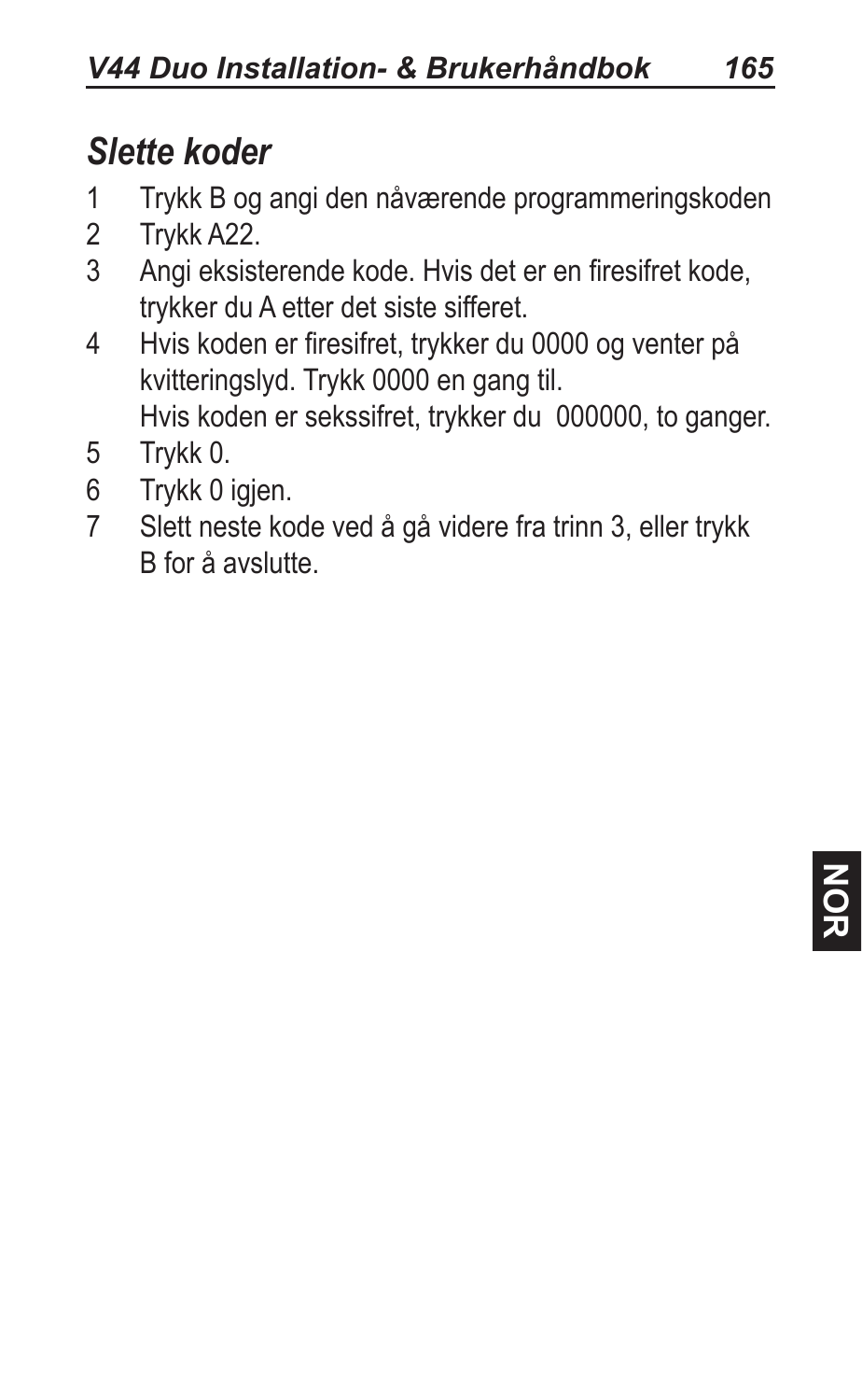## *Slette koder*

1. Trykk B og angi den nåværende programmeringskoden
2. Trykk A22.
3. Angi eksisterende kode. Hvis det er en firesifret kode, trykker du A etter det siste sifferet.
4. Hvis koden er firesifret, trykker du 0000 og venter på kvitteringslyd. Trykk 0000 en gang til.
   Hvis koden er sekssifret, trykker du  000000, to ganger.
5. Trykk 0.
6. Trykk 0 igjen.
7. Slett neste kode ved å gå videre fra trinn 3, eller trykk B for å avslutte.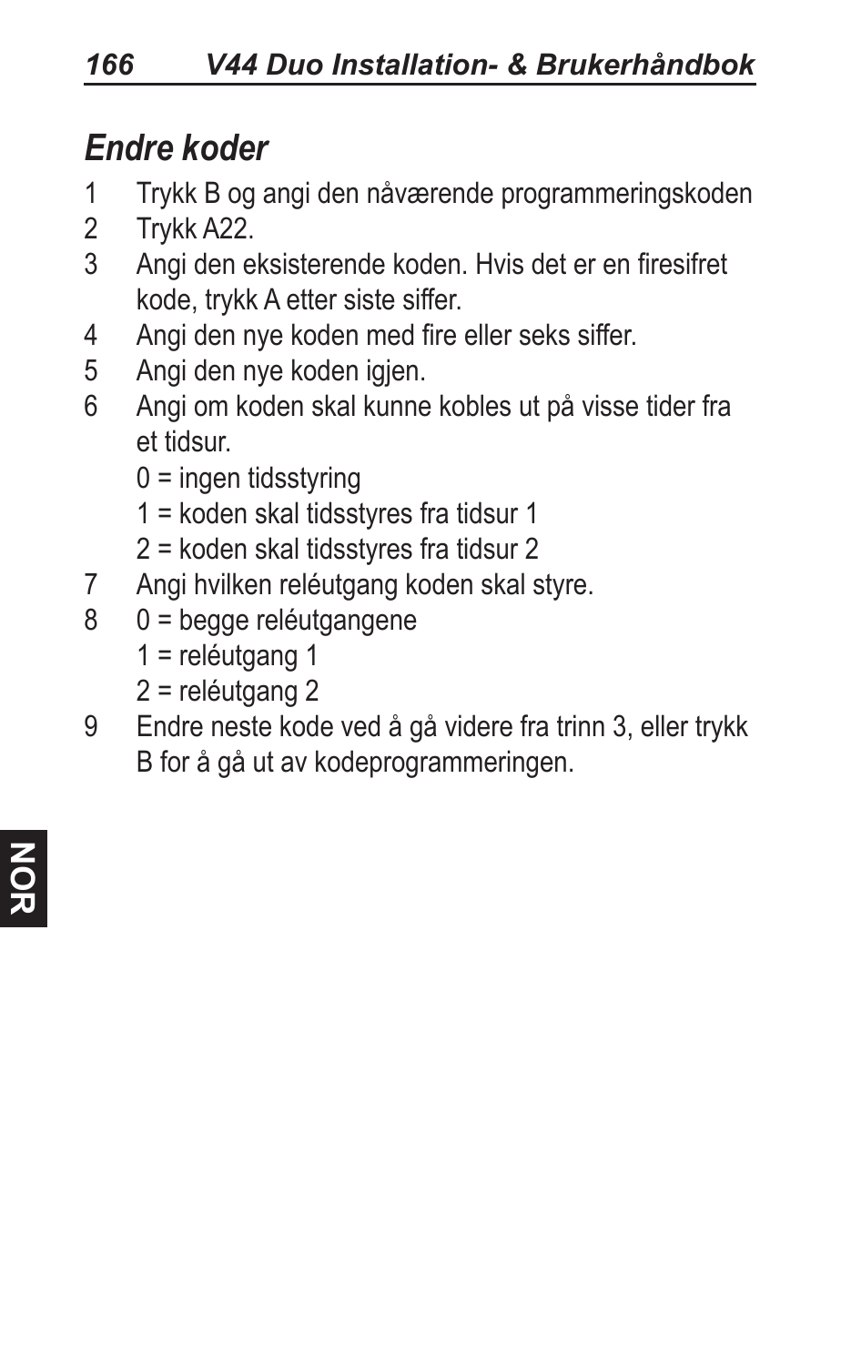## *Endre koder*

1. Trykk B og angi den nåværende programmeringskoden
2. Trykk A22.
3. Angi den eksisterende koden. Hvis det er en firesifret kode, trykk A etter siste siffer.
4. Angi den nye koden med fire eller seks siffer.
5. Angi den nye koden igjen.
6. Angi om koden skal kunne kobles ut på visse tider fra et tidsur.
   
   0 = ingen tidsstyring
   
   1 = koden skal tidsstyres fra tidsur 1
   
   2 = koden skal tidsstyres fra tidsur 2
7. Angi hvilken reléutgang koden skal styre.
8. 0 = begge reléutgangene
   
   1 = reléutgang 1
   
   2 = reléutgang 2
9. Endre neste kode ved å gå videre fra trinn 3, eller trykk B for å gå ut av kodeprogrammeringen.

NOR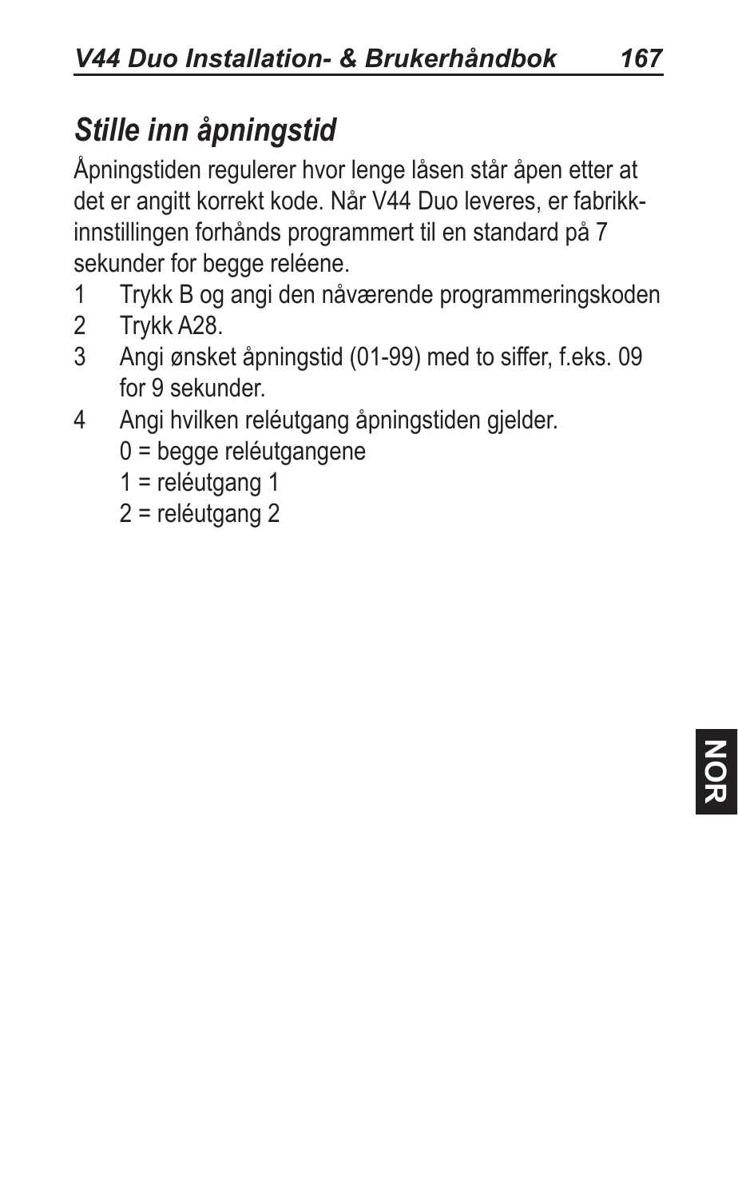## *Stille inn åpningstid*

Åpningstiden regulerer hvor lenge låsen står åpen etter at det er angitt korrekt kode. Når V44 Duo leveres, er fabrikk-innstillingen forhånds programmert til en standard på 7 sekunder for begge reléene.

1. Trykk B og angi den nåværende programmeringskoden
2. Trykk A28.
3. Angi ønsket åpningstid (01-99) med to siffer, f.eks. 09 for 9 sekunder.
4. Angi hvilken reléutgang åpningstiden gjelder.
   0 = begge reléutgangene
   1 = reléutgang 1
   2 = reléutgang 2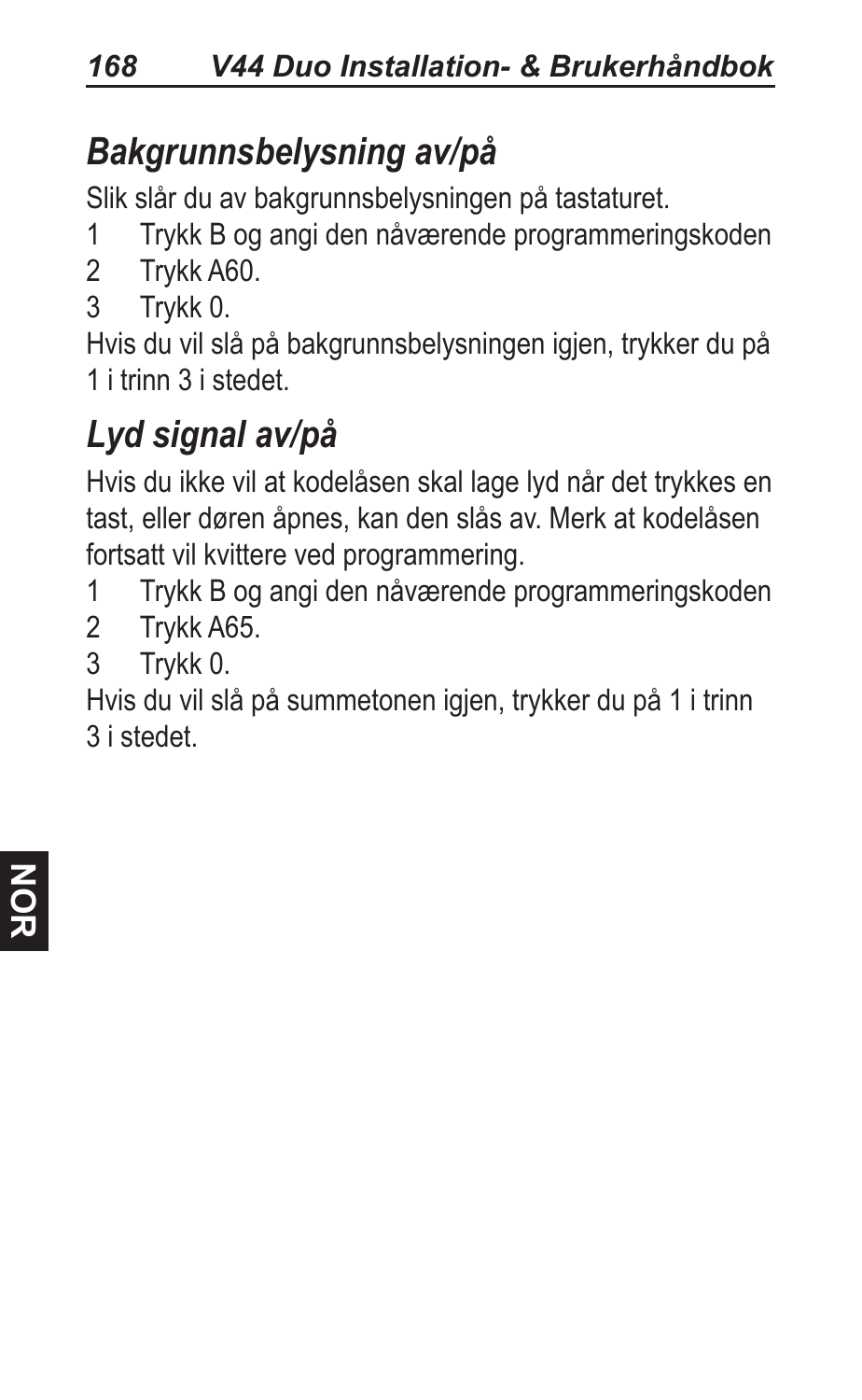## *Bakgrunnsbelysning av/på*

Slik slår du av bakgrunnsbelysningen på tastaturet.

1 Trykk B og angi den nåværende programmeringskoden
2 Trykk A60.
3 Trykk 0.

Hvis du vil slå på bakgrunnsbelysningen igjen, trykker du på 1 i trinn 3 i stedet.

## *Lyd signal av/på*

Hvis du ikke vil at kodelåsen skal lage lyd når det trykkes en tast, eller døren åpnes, kan den slås av. Merk at kodelåsen fortsatt vil kvittere ved programmering.

1 Trykk B og angi den nåværende programmeringskoden
2 Trykk A65.
3 Trykk 0.

Hvis du vil slå på summetonen igjen, trykker du på 1 i trinn 3 i stedet.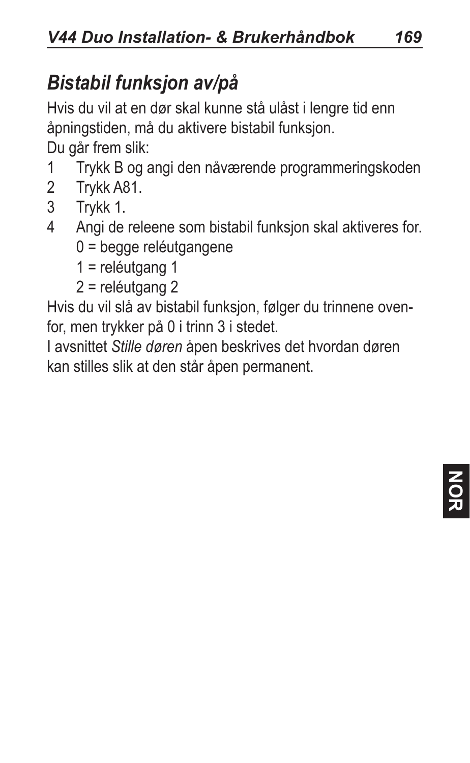## *Bistabil funksjon av/på*

Hvis du vil at en dør skal kunne stå ulåst i lengre tid enn åpningstiden, må du aktivere bistabil funksjon.

Du går frem slik:

1. Trykk B og angi den nåværende programmeringskoden
2. Trykk A81.
3. Trykk 1.
4. Angi de releene som bistabil funksjon skal aktiveres for.
   - 0 = begge reléutgangene
   - 1 = reléutgang 1
   - 2 = reléutgang 2

Hvis du vil slå av bistabil funksjon, følger du trinnene ovenfor, men trykker på 0 i trinn 3 i stedet.

I avsnittet *Stille døren* åpen beskrives det hvordan døren kan stilles slik at den står åpen permanent.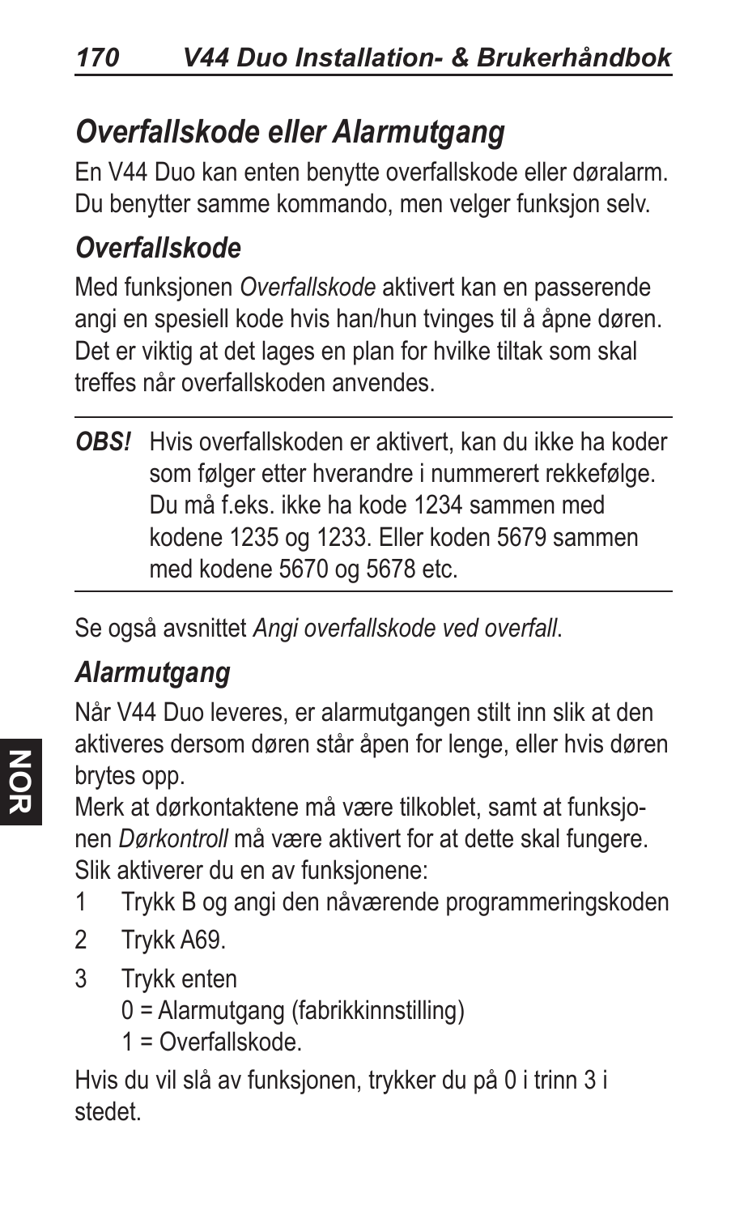## *Overfallskode eller Alarmutgang*

En V44 Duo kan enten benytte overfallskode eller døralarm. Du benytter samme kommando, men velger funksjon selv.

### *Overfallskode*

Med funksjonen *Overfallskode* aktivert kan en passerende angi en spesiell kode hvis han/hun tvinges til å åpne døren. Det er viktig at det lages en plan for hvilke tiltak som skal treffes når overfallskoden anvendes.

---

***OBS!*** Hvis overfallskoden er aktivert, kan du ikke ha koder som følger etter hverandre i nummerert rekkefølge. Du må f.eks. ikke ha kode 1234 sammen med kodene 1235 og 1233. Eller koden 5679 sammen med kodene 5670 og 5678 etc.

---

Se også avsnittet *Angi overfallskode ved overfall*.

### *Alarmutgang*

Når V44 Duo leveres, er alarmutgangen stilt inn slik at den aktiveres dersom døren står åpen for lenge, eller hvis døren brytes opp.

Merk at dørkontaktene må være tilkoblet, samt at funksjonen *Dørkontroll* må være aktivert for at dette skal fungere.

Slik aktiverer du en av funksjonene:

1. Trykk B og angi den nåværende programmeringskoden
2. Trykk A69.
3. Trykk enten
   0 = Alarmutgang (fabrikkinnstilling)
   1 = Overfallskode.

Hvis du vil slå av funksjonen, trykker du på 0 i trinn 3 i stedet.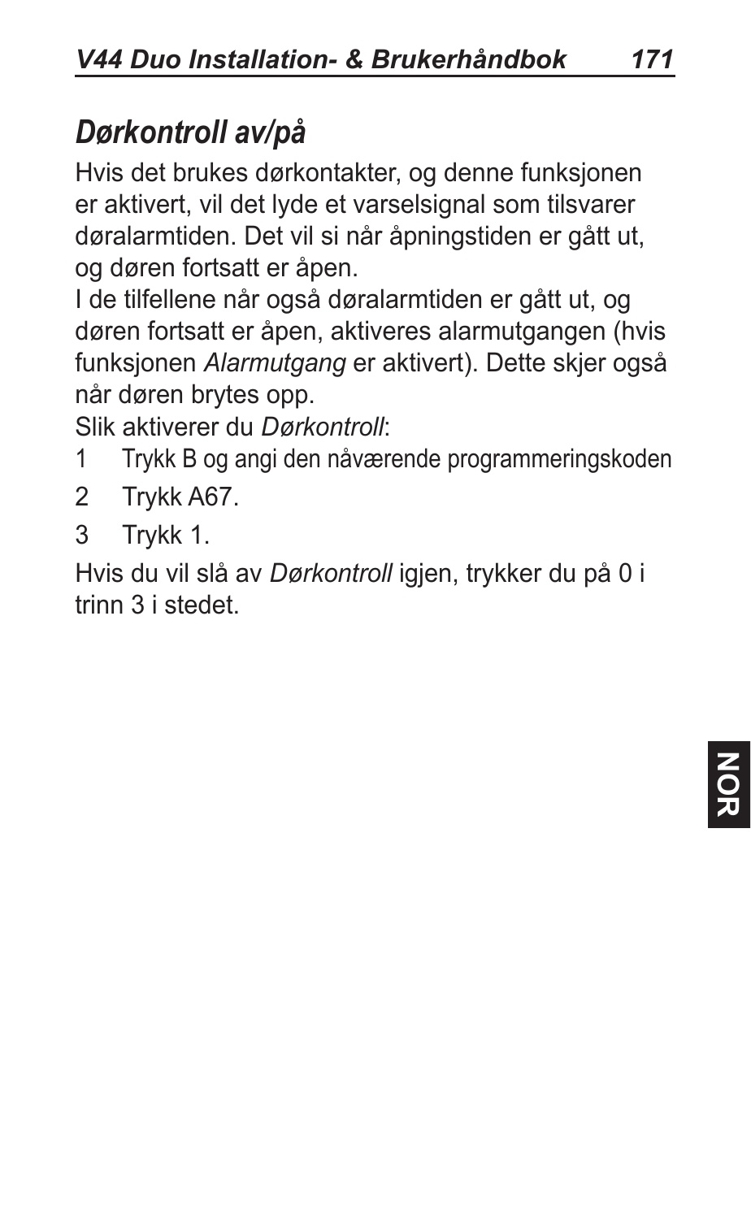# *Dørkontroll av/på*

Hvis det brukes dørkontakter, og denne funksjonen er aktivert, vil det lyde et varselsignal som tilsvarer døralarmtiden. Det vil si når åpningstiden er gått ut, og døren fortsatt er åpen.

I de tilfellene når også døralarmtiden er gått ut, og døren fortsatt er åpen, aktiveres alarmutgangen (hvis funksjonen *Alarmutgang* er aktivert). Dette skjer også når døren brytes opp.

Slik aktiverer du *Dørkontroll*:

1 Trykk B og angi den nåværende programmeringskoden
2 Trykk A67.
3 Trykk 1.

Hvis du vil slå av *Dørkontroll* igjen, trykker du på 0 i trinn 3 i stedet.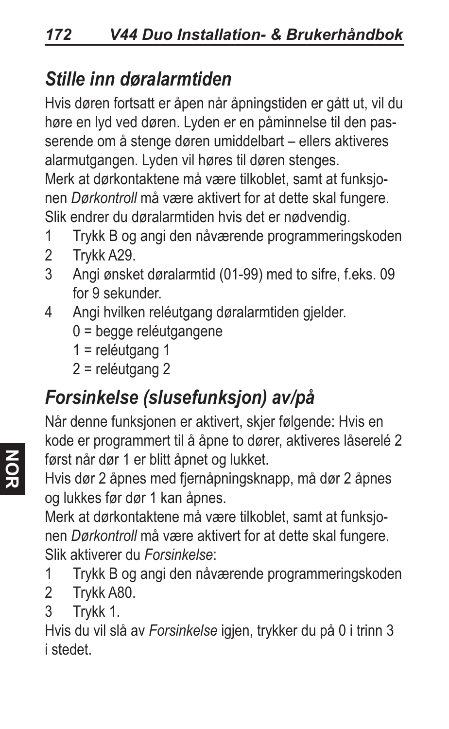## *Stille inn døralarmtiden*

Hvis døren fortsatt er åpen når åpningstiden er gått ut, vil du høre en lyd ved døren. Lyden er en påminnelse til den passerende om å stenge døren umiddelbart – ellers aktiveres alarmutgangen. Lyden vil høres til døren stenges.

Merk at dørkontaktene må være tilkoblet, samt at funksjonen *Dørkontroll* må være aktivert for at dette skal fungere.

Slik endrer du døralarmtiden hvis det er nødvendig.

1. Trykk B og angi den nåværende programmeringskoden
2. Trykk A29.
3. Angi ønsket døralarmtid (01-99) med to sifre, f.eks. 09 for 9 sekunder.
4. Angi hvilken reléutgang døralarmtiden gjelder.
   0 = begge reléutgangene
   1 = reléutgang 1
   2 = reléutgang 2

## *Forsinkelse (slusefunksjon) av/på*

Når denne funksjonen er aktivert, skjer følgende: Hvis en kode er programmert til å åpne to dører, aktiveres låserelé 2 først når dør 1 er blitt åpnet og lukket.

Hvis dør 2 åpnes med fjernåpningsknapp, må dør 2 åpnes og lukkes før dør 1 kan åpnes.

Merk at dørkontaktene må være tilkoblet, samt at funksjonen *Dørkontroll* må være aktivert for at dette skal fungere.

Slik aktiverer du *Forsinkelse*:

1. Trykk B og angi den nåværende programmeringskoden
2. Trykk A80.
3. Trykk 1.

Hvis du vil slå av *Forsinkelse* igjen, trykker du på 0 i trinn 3 i stedet.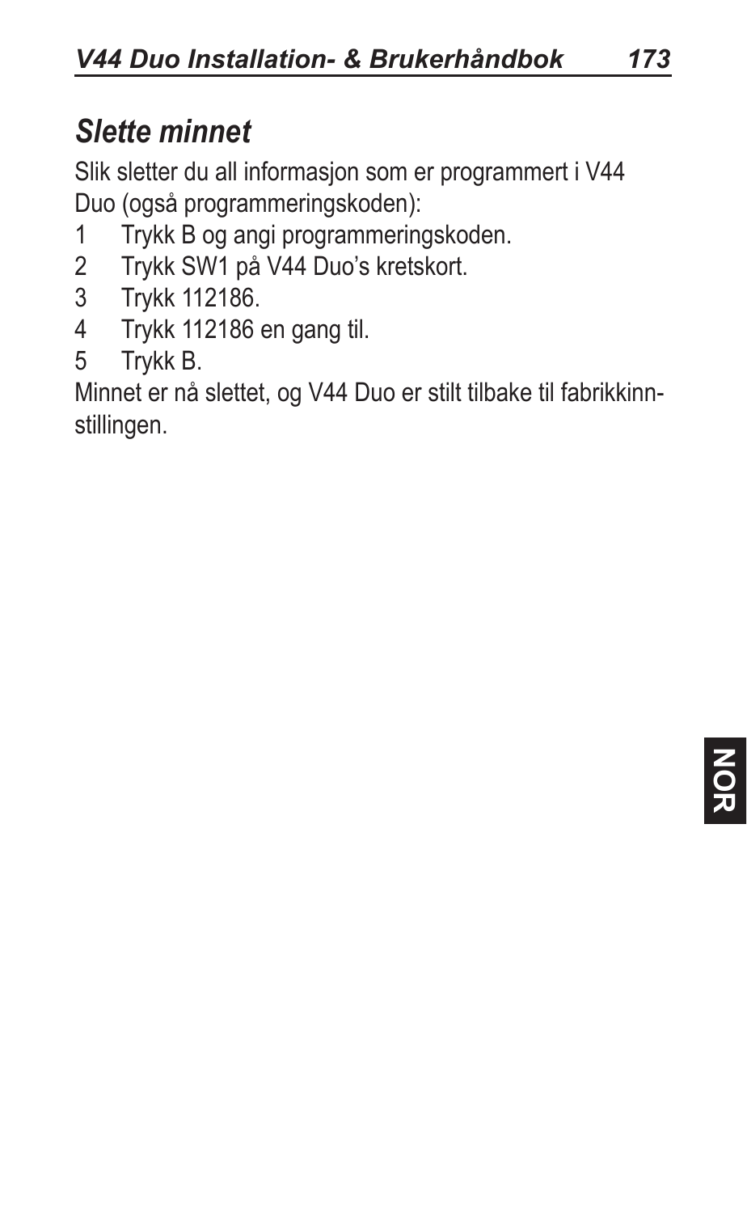## *Slette minnet*

Slik sletter du all informasjon som er programmert i V44 Duo (også programmeringskoden):

1. Trykk B og angi programmeringskoden.
2. Trykk SW1 på V44 Duo's kretskort.
3. Trykk 112186.
4. Trykk 112186 en gang til.
5. Trykk B.

Minnet er nå slettet, og V44 Duo er stilt tilbake til fabrikkinnstillingen.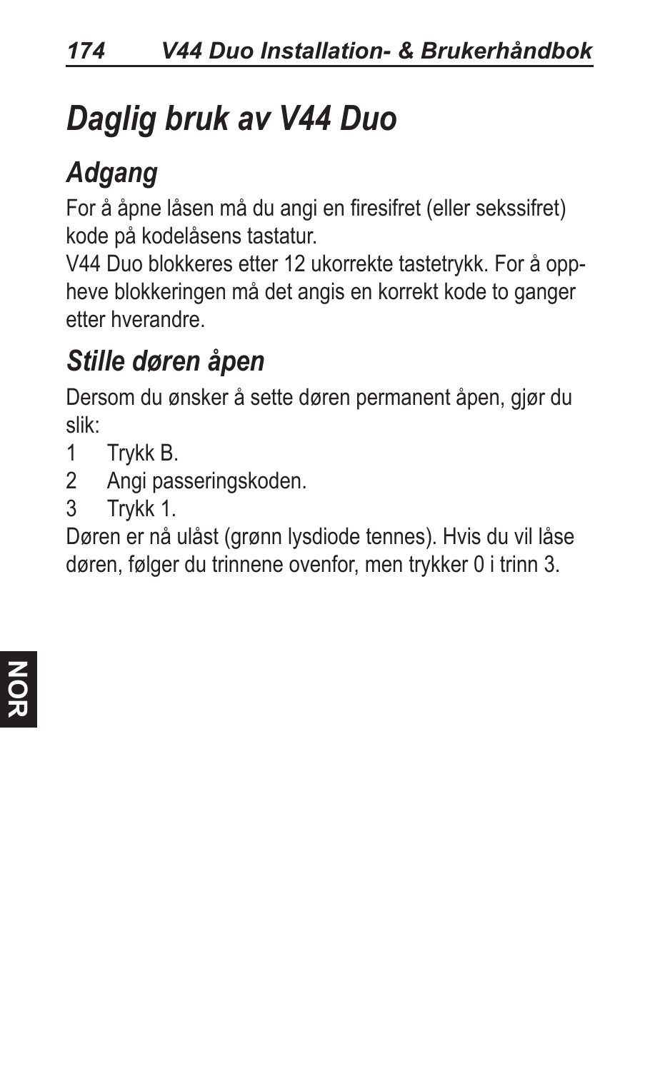# *Daglig bruk av V44 Duo*

## *Adgang*

For å åpne låsen må du angi en firesifret (eller sekssifret) kode på kodelåsens tastatur.

V44 Duo blokkeres etter 12 ukorrekte tastetrykk. For å oppheve blokkeringen må det angis en korrekt kode to ganger etter hverandre.

## *Stille døren åpen*

Dersom du ønsker å sette døren permanent åpen, gjør du slik:

1. Trykk B.
2. Angi passeringskoden.
3. Trykk 1.

Døren er nå ulåst (grønn lysdiode tennes). Hvis du vil låse døren, følger du trinnene ovenfor, men trykker 0 i trinn 3.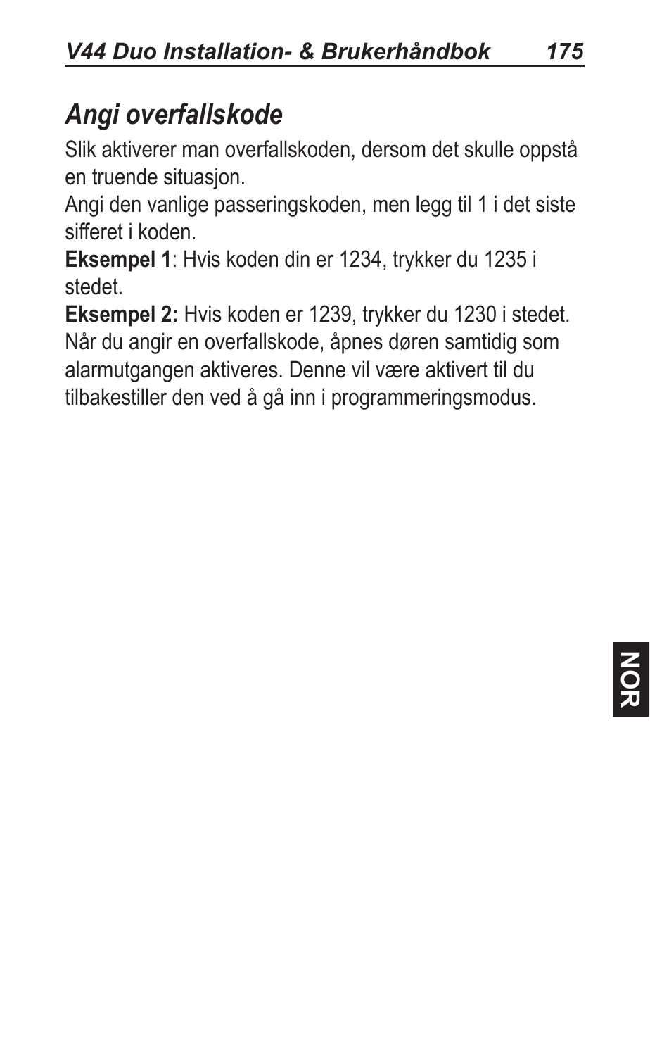## *Angi overfallskode*

Slik aktiverer man overfallskoden, dersom det skulle oppstå en truende situasjon.

Angi den vanlige passeringskoden, men legg til 1 i det siste sifferet i koden.

**Eksempel 1**: Hvis koden din er 1234, trykker du 1235 i stedet.

**Eksempel 2:** Hvis koden er 1239, trykker du 1230 i stedet.

Når du angir en overfallskode, åpnes døren samtidig som alarmutgangen aktiveres. Denne vil være aktivert til du tilbakestiller den ved å gå inn i programmeringsmodus.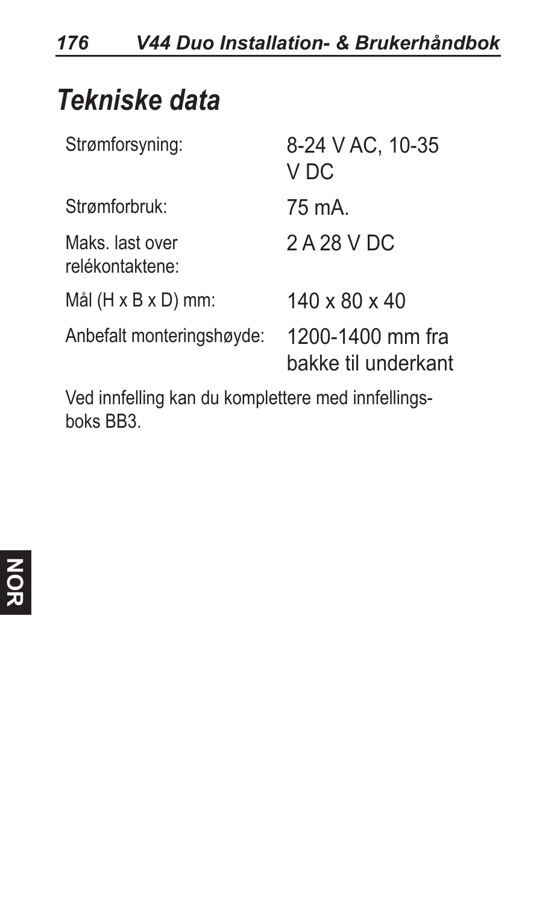# Tekniske data

| | |
|---|---|
| Strømforsyning: | 8-24 V AC, 10-35 V DC |
| Strømforbruk: | 75 mA. |
| Maks. last over relékontaktene: | 2 A 28 V DC |
| Mål (H x B x D) mm: | 140 x 80 x 40 |
| Anbefalt monteringshøyde: | 1200-1400 mm fra bakke til underkant |

Ved innfelling kan du komplettere med innfellings-boks BB3.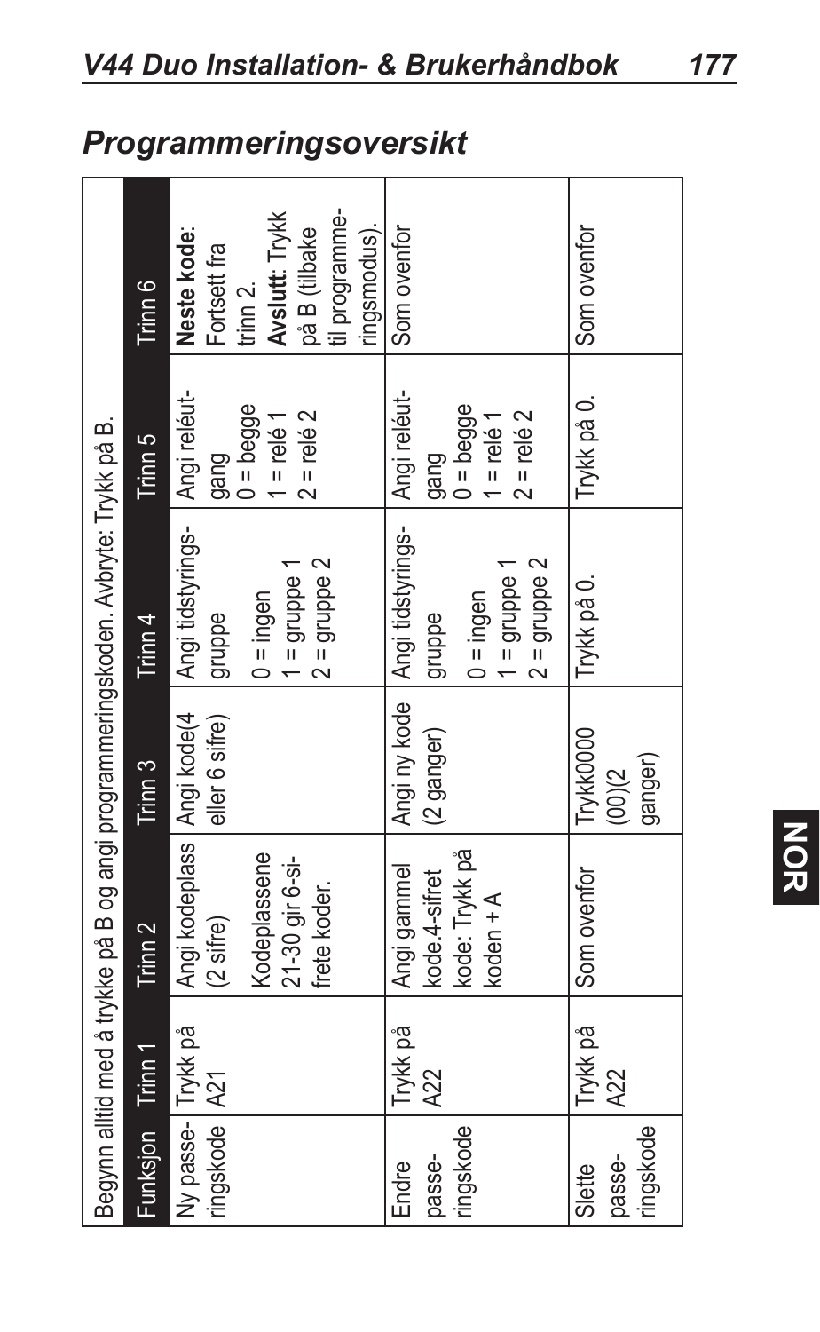## Programmeringsoversikt

| Begynn alltid med å trykke på B og angi programmeringskoden. Avbryte: Trykk på B. | | | | | | |
|---|---|---|---|---|---|---|
| Funksjon | Trinn 1 | Trinn 2 | Trinn 3 | Trinn 4 | Trinn 5 | Trinn 6 |
| Ny passeringskode | Trykk på A21 | Angi kodeplass (2 sifre) Kodeplassene 21-30 gir 6-sifrete koder. | Angi kode(4 eller 6 sifre) | Angi tidstyringsgruppe 0 = ingen 1 = gruppe 1 2 = gruppe 2 | Angi reléutgang 0 = begge 1 = relé 1 2 = relé 2 | **Neste kode**: Fortsett fra trinn 2. **Avslutt**: Trykk på B (tilbake til programmeringsmodus). |
| Endre passeringskode | Trykk på A22 | Angi gammel kode.4-sifret kode: Trykk på koden + A | Angi ny kode (2 ganger) | Angi tidstyringsgruppe 0 = ingen 1 = gruppe 1 2 = gruppe 2 | Angi reléutgang 0 = begge 1 = relé 1 2 = relé 2 | Som ovenfor |
| Slette passeringskode | Trykk på A22 | Som ovenfor | Trykk0000 (00)(2 ganger) | Trykk på 0. | Trykk på 0. | Som ovenfor |

NOR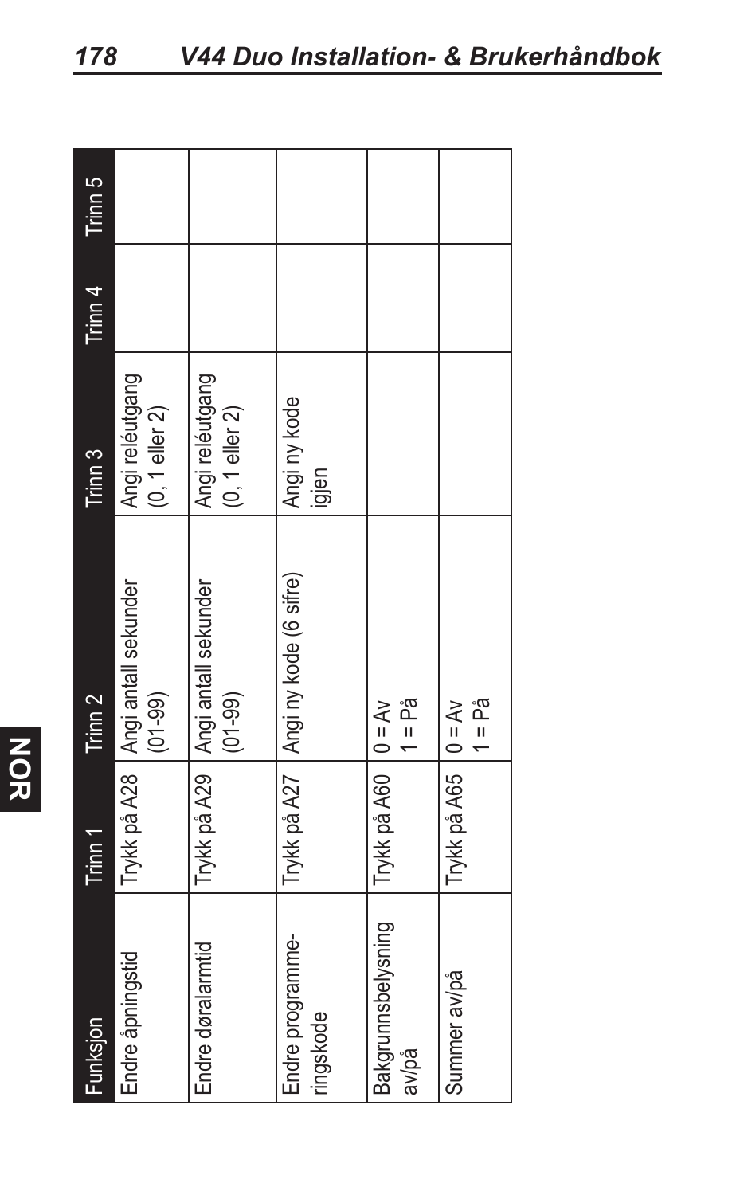| Funksjon | Trinn 1 | Trinn 2 | Trinn 3 | Trinn 4 | Trinn 5 |
|---|---|---|---|---|---|
| Endre åpningstid | Trykk på A28 | Angi antall sekunder (01-99) | Angi reléutgang (0, 1 eller 2) | | |
| Endre døralarmtid | Trykk på A29 | Angi antall sekunder (01-99) | Angi reléutgang (0, 1 eller 2) | | |
| Endre programme-ringskode | Trykk på A27 | Angi ny kode (6 sifre) | Angi ny kode igjen | | |
| Bakgrunnsbelysning av/på | Trykk på A60 | 0 = Av<br>1 = På | | | |
| Summer av/på | Trykk på A65 | 0 = Av<br>1 = På | | | |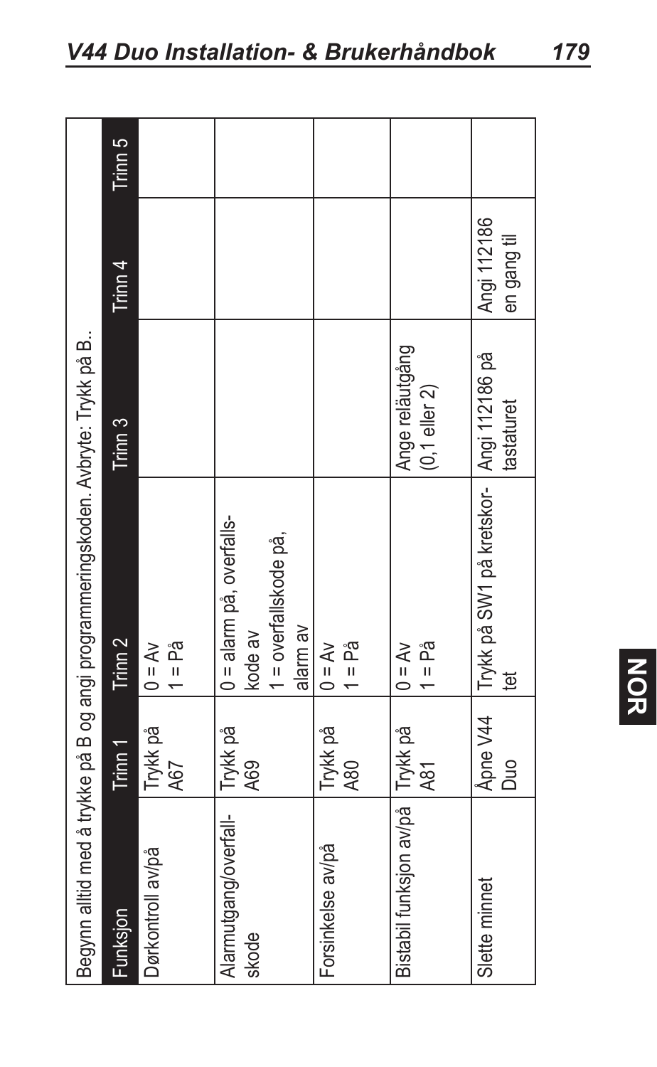| Begynn alltid med å trykke på B og angi programmeringskoden. Avbryte: Trykk på B.. | | | | | |
|---|---|---|---|---|---|
| Funksjon | Trinn 1 | Trinn 2 | Trinn 3 | Trinn 4 | Trinn 5 |
| Dørkontroll av/på | Trykk på A67 | 0 = Av<br>1 = På | | | |
| Alarmutgang/overfallskode | Trykk på A69 | 0 = alarm på, overfallskode av<br>1 = overfallskode på, alarm av | | | |
| Forsinkelse av/på | Trykk på A80 | 0 = Av<br>1 = På | | | |
| Bistabil funksjon av/på | Trykk på A81 | 0 = Av<br>1 = På | Ange reläutgång (0,1 eller 2) | | |
| Slette minnet | Åpne V44 Duo | Trykk på SW1 på kretskortet | Angi 112186 på tastaturet | Angi 112186 en gang til | |

NOR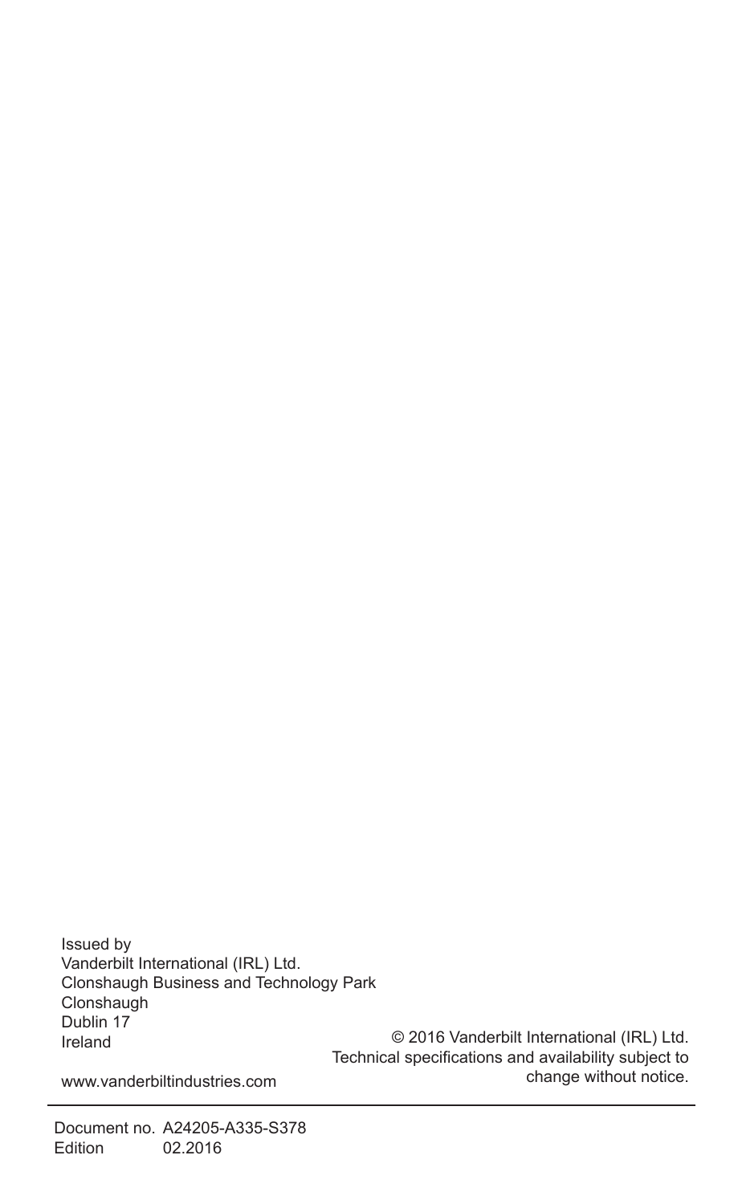Issued by
Vanderbilt International (IRL) Ltd.
Clonshaugh Business and Technology Park
Clonshaugh
Dublin 17
Ireland

www.vanderbiltindustries.com

© 2016 Vanderbilt International (IRL) Ltd.
Technical specifications and availability subject to change without notice.

Document no. A24205-A335-S378
Edition 02.2016